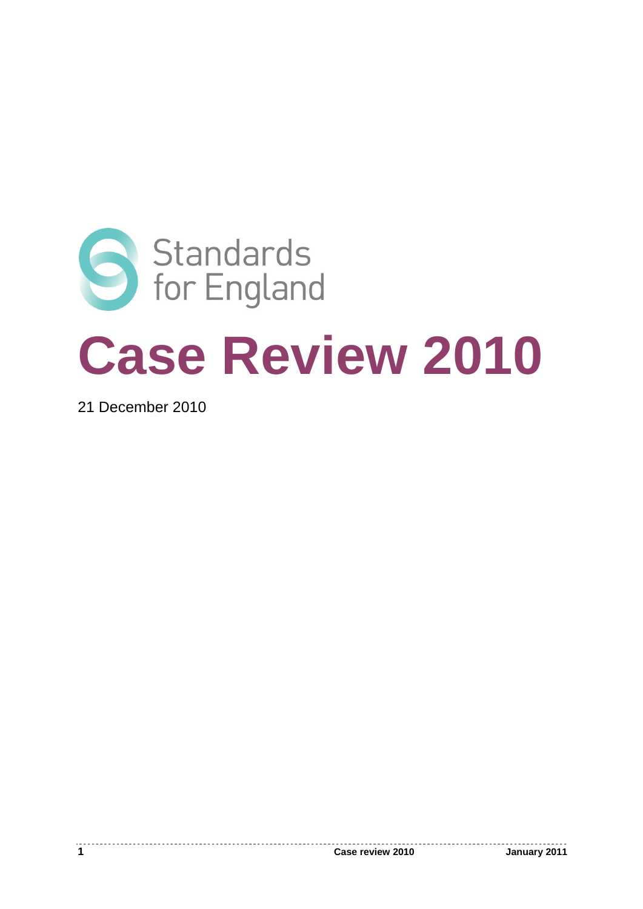Standards for England

# Case Review 2010

21 December 2010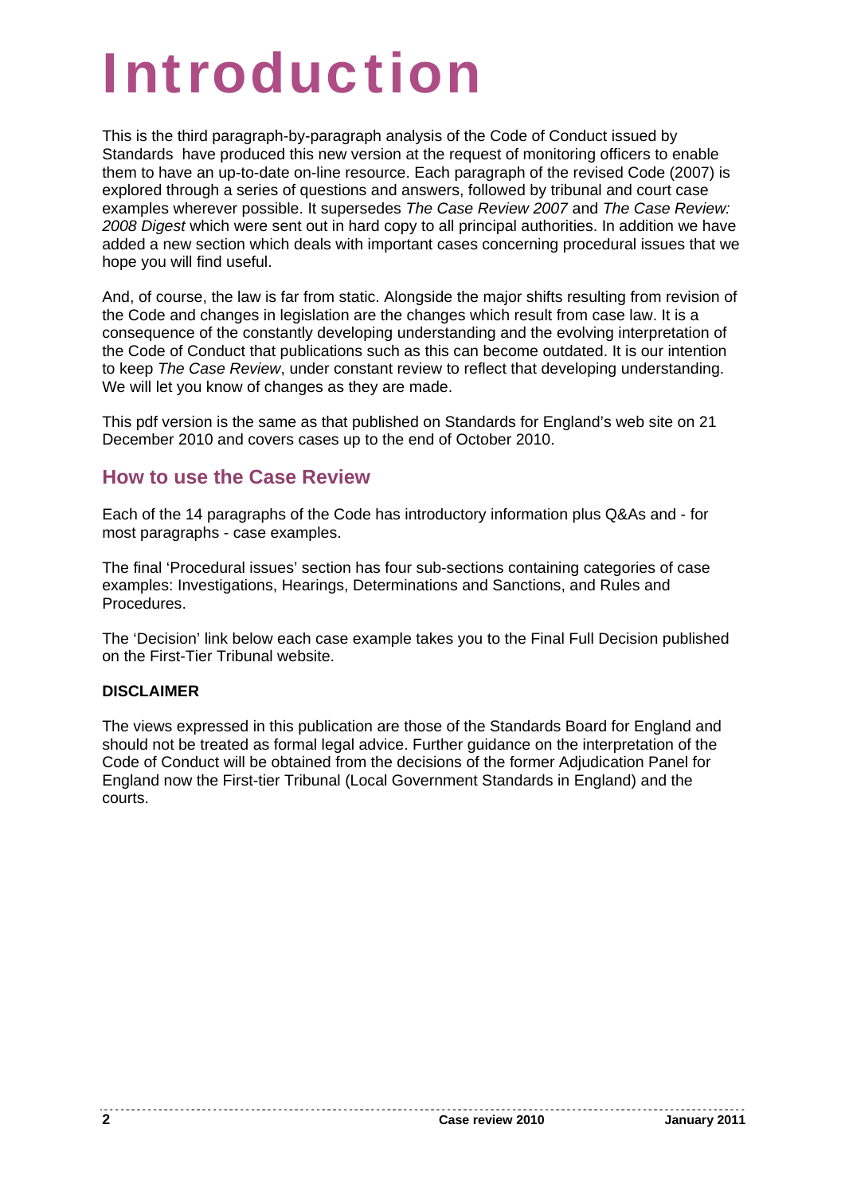# Introduction

This is the third paragraph-by-paragraph analysis of the Code of Conduct issued by Standards have produced this new version at the request of monitoring officers to enable them to have an up-to-date on-line resource. Each paragraph of the revised Code (2007) is explored through a series of questions and answers, followed by tribunal and court case examples wherever possible. It supersedes *The Case Review 2007* and *The Case Review: 2008 Digest* which were sent out in hard copy to all principal authorities. In addition we have added a new section which deals with important cases concerning procedural issues that we hope you will find useful.

And, of course, the law is far from static. Alongside the major shifts resulting from revision of the Code and changes in legislation are the changes which result from case law. It is a consequence of the constantly developing understanding and the evolving interpretation of the Code of Conduct that publications such as this can become outdated. It is our intention to keep *The Case Review*, under constant review to reflect that developing understanding. We will let you know of changes as they are made.

This pdf version is the same as that published on Standards for England's web site on 21 December 2010 and covers cases up to the end of October 2010.

## How to use the Case Review

Each of the 14 paragraphs of the Code has introductory information plus Q&As and - for most paragraphs - case examples.

The final 'Procedural issues' section has four sub-sections containing categories of case examples: Investigations, Hearings, Determinations and Sanctions, and Rules and Procedures.

The 'Decision' link below each case example takes you to the Final Full Decision published on the First-Tier Tribunal website.

**DISCLAIMER**

The views expressed in this publication are those of the Standards Board for England and should not be treated as formal legal advice. Further guidance on the interpretation of the Code of Conduct will be obtained from the decisions of the former Adjudication Panel for England now the First-tier Tribunal (Local Government Standards in England) and the courts.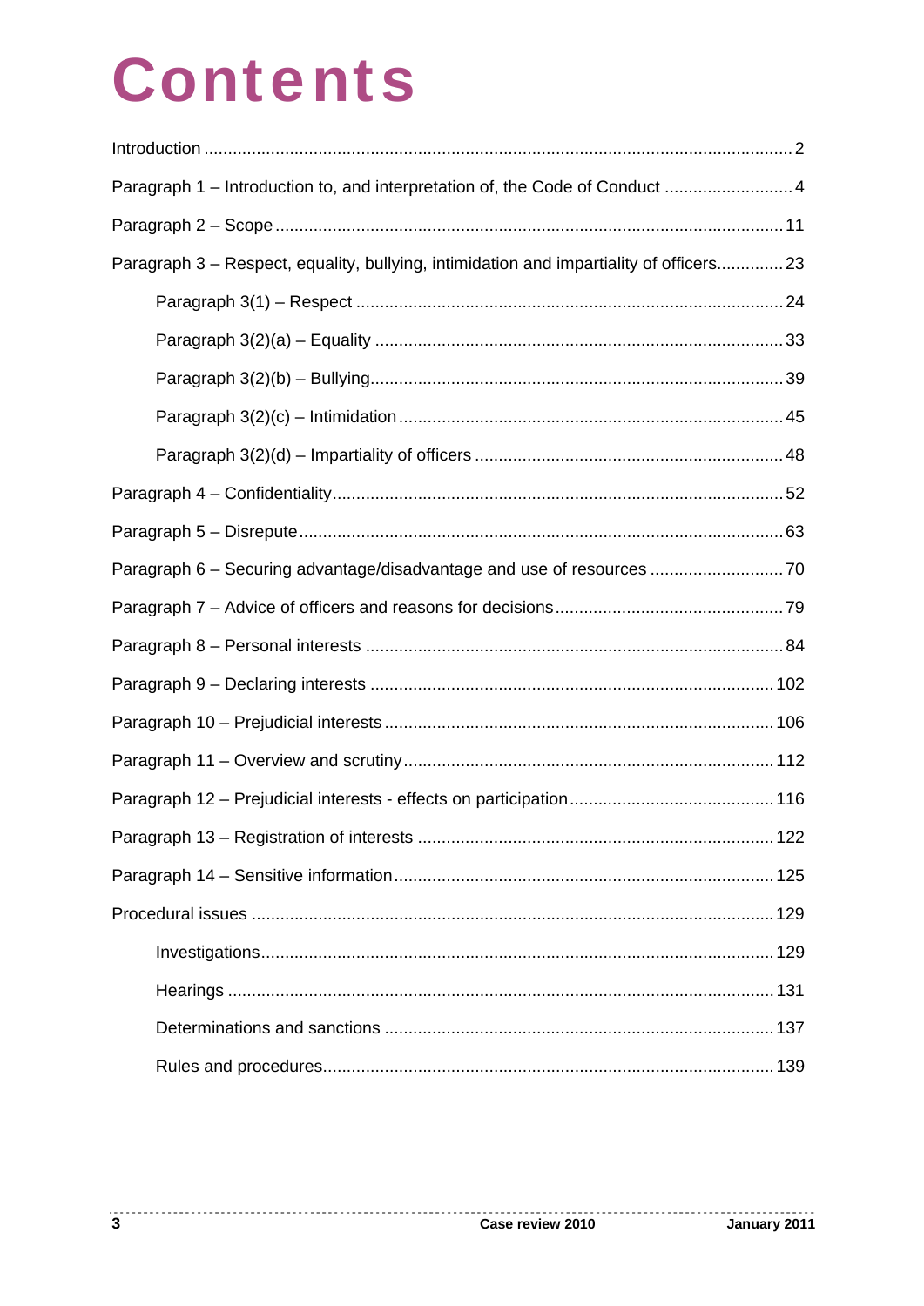# Contents

Introduction ..... 2

Paragraph 1 – Introduction to, and interpretation of, the Code of Conduct ..... 4

Paragraph 2 – Scope ..... 11

Paragraph 3 – Respect, equality, bullying, intimidation and impartiality of officers ..... 23

- Paragraph 3(1) – Respect ..... 24
- Paragraph 3(2)(a) – Equality ..... 33
- Paragraph 3(2)(b) – Bullying ..... 39
- Paragraph 3(2)(c) – Intimidation ..... 45
- Paragraph 3(2)(d) – Impartiality of officers ..... 48

Paragraph 4 – Confidentiality ..... 52

Paragraph 5 – Disrepute ..... 63

Paragraph 6 – Securing advantage/disadvantage and use of resources ..... 70

Paragraph 7 – Advice of officers and reasons for decisions ..... 79

Paragraph 8 – Personal interests ..... 84

Paragraph 9 – Declaring interests ..... 102

Paragraph 10 – Prejudicial interests ..... 106

Paragraph 11 – Overview and scrutiny ..... 112

Paragraph 12 – Prejudicial interests - effects on participation ..... 116

Paragraph 13 – Registration of interests ..... 122

Paragraph 14 – Sensitive information ..... 125

Procedural issues ..... 129

- Investigations ..... 129
- Hearings ..... 131
- Determinations and sanctions ..... 137
- Rules and procedures ..... 139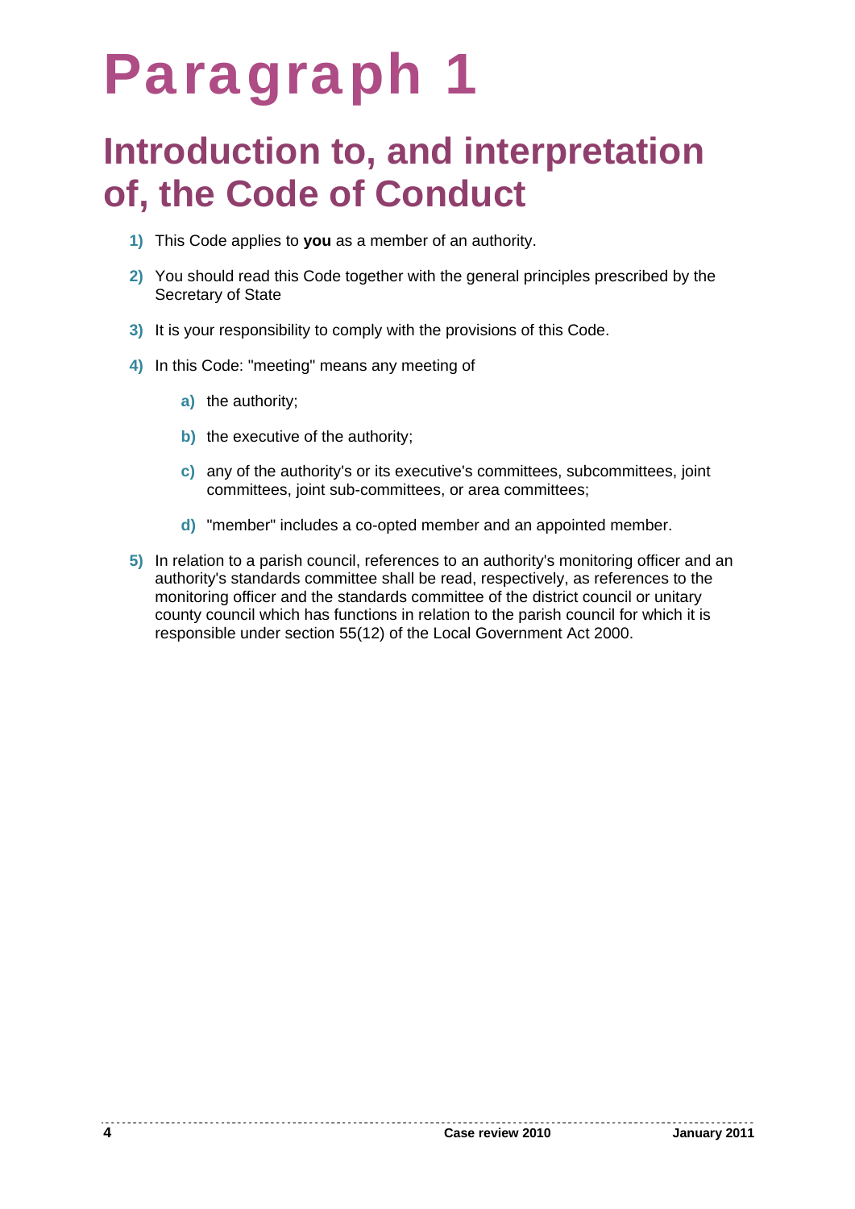# Paragraph 1

## Introduction to, and interpretation of, the Code of Conduct

1) This Code applies to **you** as a member of an authority.

2) You should read this Code together with the general principles prescribed by the Secretary of State

3) It is your responsibility to comply with the provisions of this Code.

4) In this Code: "meeting" means any meeting of

   a) the authority;

   b) the executive of the authority;

   c) any of the authority's or its executive's committees, subcommittees, joint committees, joint sub-committees, or area committees;

   d) "member" includes a co-opted member and an appointed member.

5) In relation to a parish council, references to an authority's monitoring officer and an authority's standards committee shall be read, respectively, as references to the monitoring officer and the standards committee of the district council or unitary county council which has functions in relation to the parish council for which it is responsible under section 55(12) of the Local Government Act 2000.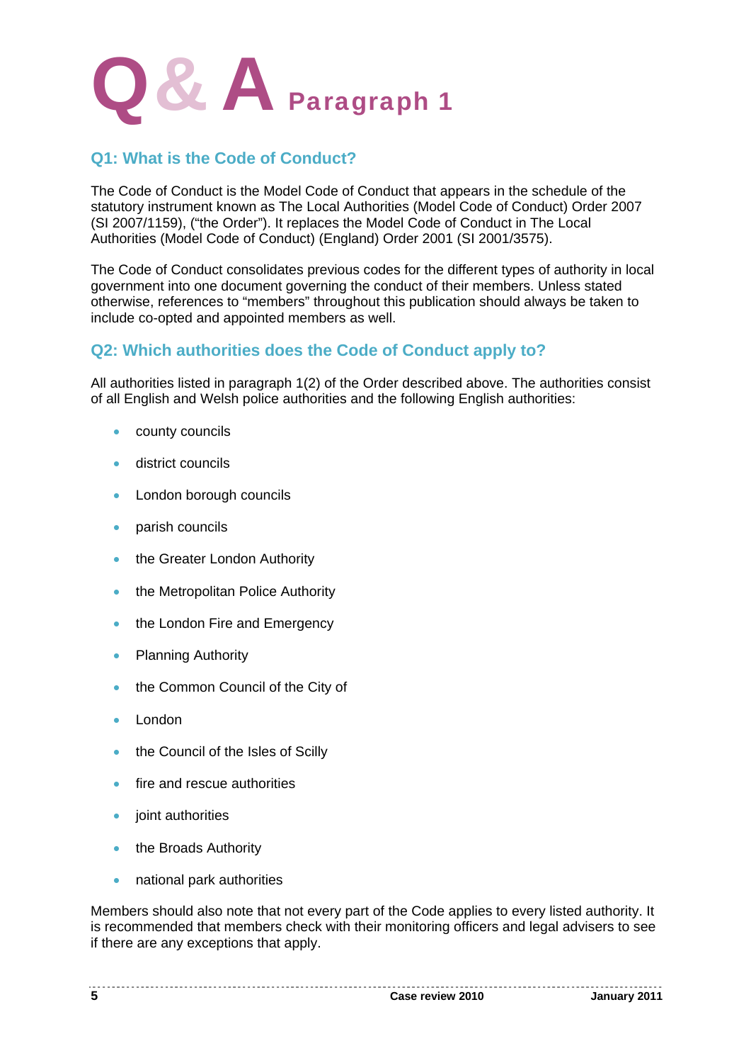# Q & A Paragraph 1

## Q1: What is the Code of Conduct?

The Code of Conduct is the Model Code of Conduct that appears in the schedule of the statutory instrument known as The Local Authorities (Model Code of Conduct) Order 2007 (SI 2007/1159), ("the Order"). It replaces the Model Code of Conduct in The Local Authorities (Model Code of Conduct) (England) Order 2001 (SI 2001/3575).

The Code of Conduct consolidates previous codes for the different types of authority in local government into one document governing the conduct of their members. Unless stated otherwise, references to "members" throughout this publication should always be taken to include co-opted and appointed members as well.

## Q2: Which authorities does the Code of Conduct apply to?

All authorities listed in paragraph 1(2) of the Order described above. The authorities consist of all English and Welsh police authorities and the following English authorities:

- county councils
- district councils
- London borough councils
- parish councils
- the Greater London Authority
- the Metropolitan Police Authority
- the London Fire and Emergency
- Planning Authority
- the Common Council of the City of
- London
- the Council of the Isles of Scilly
- fire and rescue authorities
- joint authorities
- the Broads Authority
- national park authorities

Members should also note that not every part of the Code applies to every listed authority. It is recommended that members check with their monitoring officers and legal advisers to see if there are any exceptions that apply.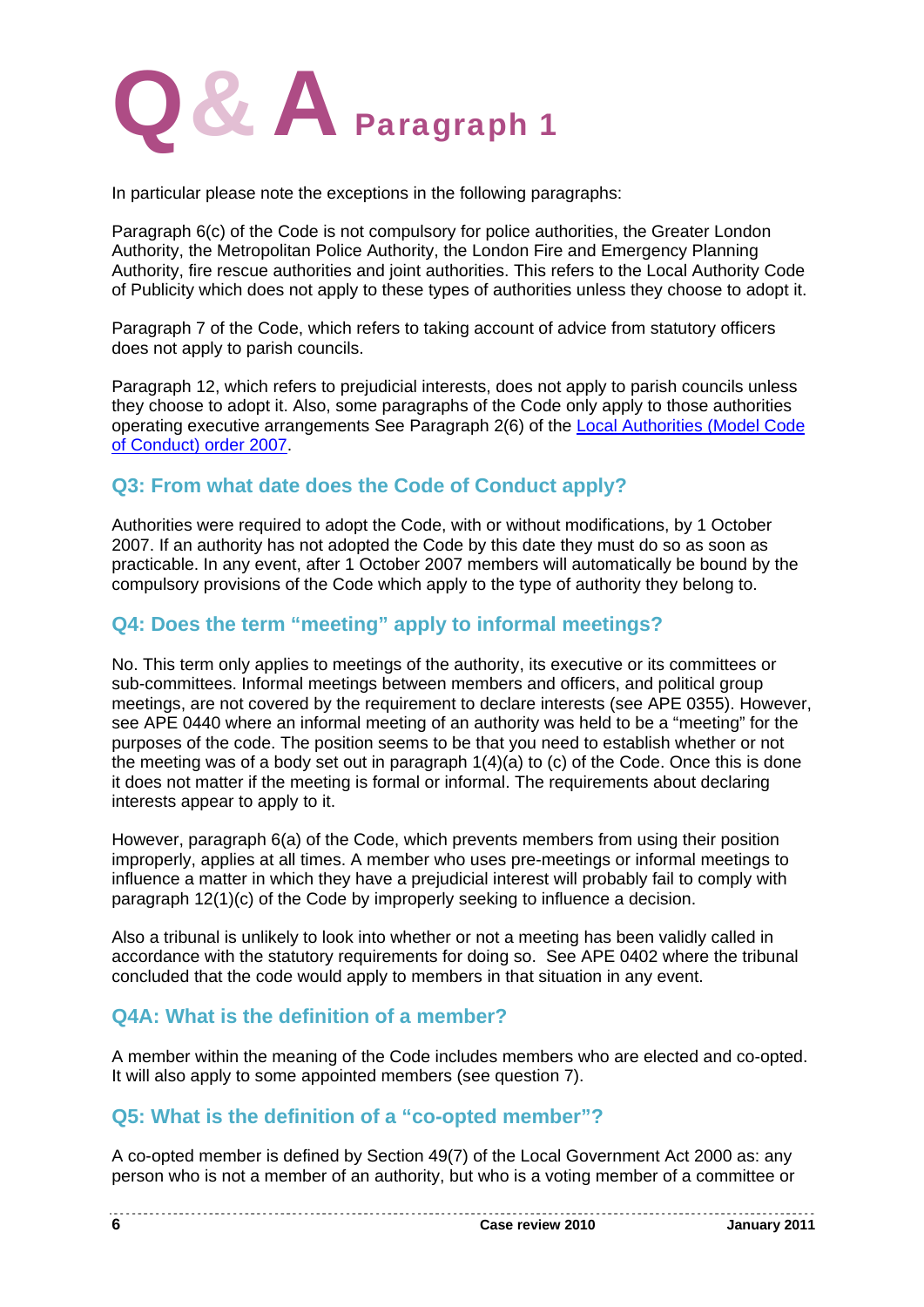# Q & A Paragraph 1

In particular please note the exceptions in the following paragraphs:

Paragraph 6(c) of the Code is not compulsory for police authorities, the Greater London Authority, the Metropolitan Police Authority, the London Fire and Emergency Planning Authority, fire rescue authorities and joint authorities. This refers to the Local Authority Code of Publicity which does not apply to these types of authorities unless they choose to adopt it.

Paragraph 7 of the Code, which refers to taking account of advice from statutory officers does not apply to parish councils.

Paragraph 12, which refers to prejudicial interests, does not apply to parish councils unless they choose to adopt it. Also, some paragraphs of the Code only apply to those authorities operating executive arrangements See Paragraph 2(6) of the Local Authorities (Model Code of Conduct) order 2007.

## Q3: From what date does the Code of Conduct apply?

Authorities were required to adopt the Code, with or without modifications, by 1 October 2007. If an authority has not adopted the Code by this date they must do so as soon as practicable. In any event, after 1 October 2007 members will automatically be bound by the compulsory provisions of the Code which apply to the type of authority they belong to.

## Q4: Does the term "meeting" apply to informal meetings?

No. This term only applies to meetings of the authority, its executive or its committees or sub-committees. Informal meetings between members and officers, and political group meetings, are not covered by the requirement to declare interests (see APE 0355). However, see APE 0440 where an informal meeting of an authority was held to be a "meeting" for the purposes of the code. The position seems to be that you need to establish whether or not the meeting was of a body set out in paragraph 1(4)(a) to (c) of the Code. Once this is done it does not matter if the meeting is formal or informal. The requirements about declaring interests appear to apply to it.

However, paragraph 6(a) of the Code, which prevents members from using their position improperly, applies at all times. A member who uses pre-meetings or informal meetings to influence a matter in which they have a prejudicial interest will probably fail to comply with paragraph 12(1)(c) of the Code by improperly seeking to influence a decision.

Also a tribunal is unlikely to look into whether or not a meeting has been validly called in accordance with the statutory requirements for doing so. See APE 0402 where the tribunal concluded that the code would apply to members in that situation in any event.

## Q4A: What is the definition of a member?

A member within the meaning of the Code includes members who are elected and co-opted. It will also apply to some appointed members (see question 7).

## Q5: What is the definition of a "co-opted member"?

A co-opted member is defined by Section 49(7) of the Local Government Act 2000 as: any person who is not a member of an authority, but who is a voting member of a committee or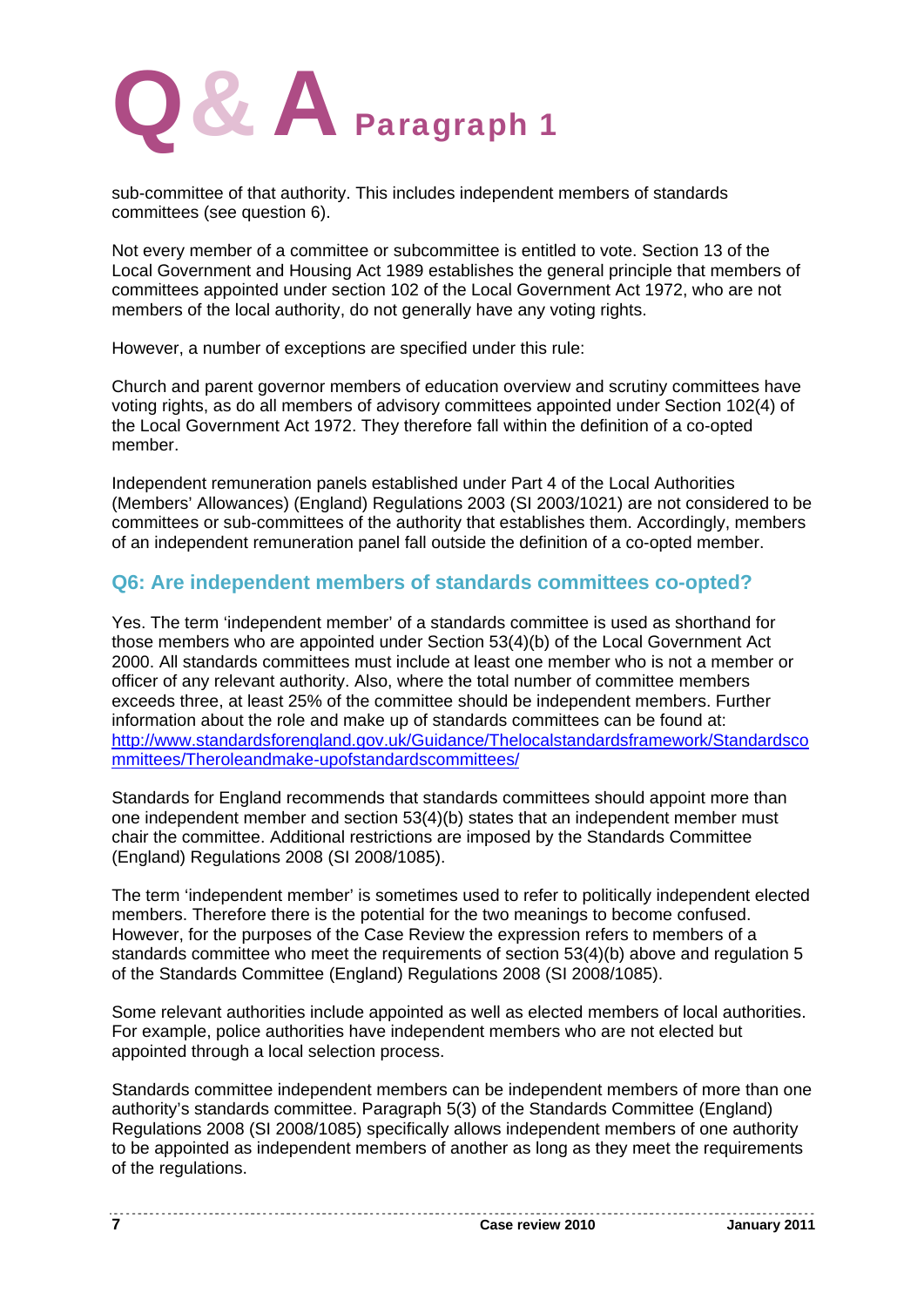sub-committee of that authority. This includes independent members of standards committees (see question 6).

Not every member of a committee or subcommittee is entitled to vote. Section 13 of the Local Government and Housing Act 1989 establishes the general principle that members of committees appointed under section 102 of the Local Government Act 1972, who are not members of the local authority, do not generally have any voting rights.

However, a number of exceptions are specified under this rule:

Church and parent governor members of education overview and scrutiny committees have voting rights, as do all members of advisory committees appointed under Section 102(4) of the Local Government Act 1972. They therefore fall within the definition of a co-opted member.

Independent remuneration panels established under Part 4 of the Local Authorities (Members' Allowances) (England) Regulations 2003 (SI 2003/1021) are not considered to be committees or sub-committees of the authority that establishes them. Accordingly, members of an independent remuneration panel fall outside the definition of a co-opted member.

## Q6: Are independent members of standards committees co-opted?

Yes. The term 'independent member' of a standards committee is used as shorthand for those members who are appointed under Section 53(4)(b) of the Local Government Act 2000. All standards committees must include at least one member who is not a member or officer of any relevant authority. Also, where the total number of committee members exceeds three, at least 25% of the committee should be independent members. Further information about the role and make up of standards committees can be found at: [http://www.standardsforengland.gov.uk/Guidance/Thelocalstandardsframework/Standardscommittees/Theroleandmake-upofstandardscommittees/](http://www.standardsforengland.gov.uk/Guidance/Thelocalstandardsframework/Standardscommittees/Theroleandmake-upofstandardscommittees/)

Standards for England recommends that standards committees should appoint more than one independent member and section 53(4)(b) states that an independent member must chair the committee. Additional restrictions are imposed by the Standards Committee (England) Regulations 2008 (SI 2008/1085).

The term 'independent member' is sometimes used to refer to politically independent elected members. Therefore there is the potential for the two meanings to become confused. However, for the purposes of the Case Review the expression refers to members of a standards committee who meet the requirements of section 53(4)(b) above and regulation 5 of the Standards Committee (England) Regulations 2008 (SI 2008/1085).

Some relevant authorities include appointed as well as elected members of local authorities. For example, police authorities have independent members who are not elected but appointed through a local selection process.

Standards committee independent members can be independent members of more than one authority's standards committee. Paragraph 5(3) of the Standards Committee (England) Regulations 2008 (SI 2008/1085) specifically allows independent members of one authority to be appointed as independent members of another as long as they meet the requirements of the regulations.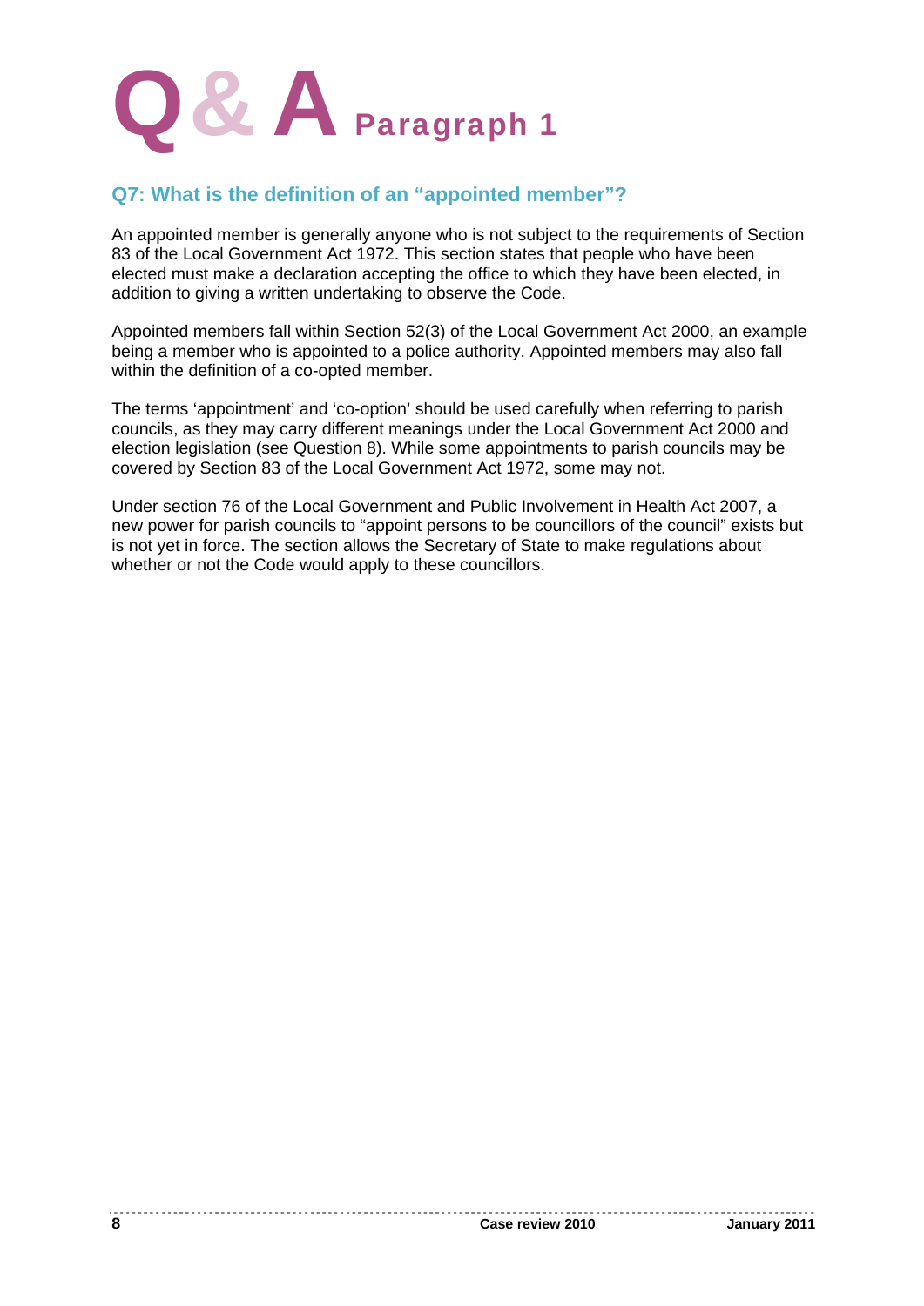# Q & A Paragraph 1

## Q7: What is the definition of an "appointed member"?

An appointed member is generally anyone who is not subject to the requirements of Section 83 of the Local Government Act 1972. This section states that people who have been elected must make a declaration accepting the office to which they have been elected, in addition to giving a written undertaking to observe the Code.

Appointed members fall within Section 52(3) of the Local Government Act 2000, an example being a member who is appointed to a police authority. Appointed members may also fall within the definition of a co-opted member.

The terms 'appointment' and 'co-option' should be used carefully when referring to parish councils, as they may carry different meanings under the Local Government Act 2000 and election legislation (see Question 8). While some appointments to parish councils may be covered by Section 83 of the Local Government Act 1972, some may not.

Under section 76 of the Local Government and Public Involvement in Health Act 2007, a new power for parish councils to "appoint persons to be councillors of the council" exists but is not yet in force. The section allows the Secretary of State to make regulations about whether or not the Code would apply to these councillors.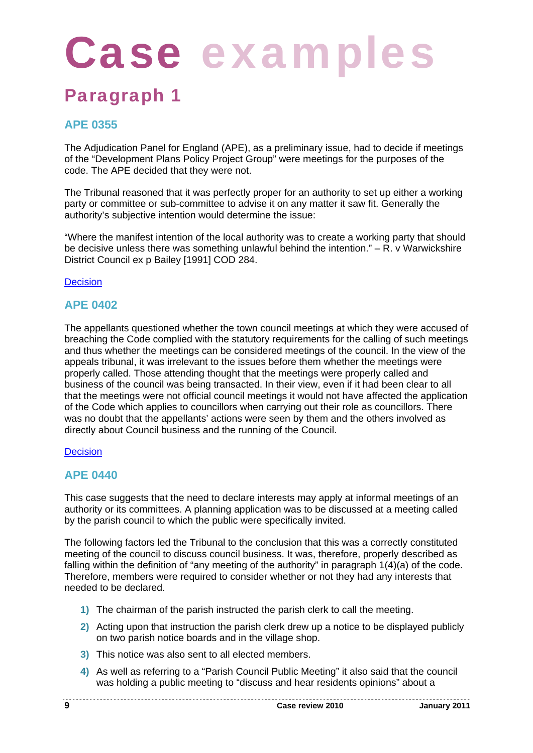# Case examples

## Paragraph 1

### APE 0355

The Adjudication Panel for England (APE), as a preliminary issue, had to decide if meetings of the "Development Plans Policy Project Group" were meetings for the purposes of the code. The APE decided that they were not.

The Tribunal reasoned that it was perfectly proper for an authority to set up either a working party or committee or sub-committee to advise it on any matter it saw fit. Generally the authority's subjective intention would determine the issue:

"Where the manifest intention of the local authority was to create a working party that should be decisive unless there was something unlawful behind the intention." – R. v Warwickshire District Council ex p Bailey [1991] COD 284.

Decision

### APE 0402

The appellants questioned whether the town council meetings at which they were accused of breaching the Code complied with the statutory requirements for the calling of such meetings and thus whether the meetings can be considered meetings of the council. In the view of the appeals tribunal, it was irrelevant to the issues before them whether the meetings were properly called. Those attending thought that the meetings were properly called and business of the council was being transacted. In their view, even if it had been clear to all that the meetings were not official council meetings it would not have affected the application of the Code which applies to councillors when carrying out their role as councillors. There was no doubt that the appellants' actions were seen by them and the others involved as directly about Council business and the running of the Council.

Decision

### APE 0440

This case suggests that the need to declare interests may apply at informal meetings of an authority or its committees. A planning application was to be discussed at a meeting called by the parish council to which the public were specifically invited.

The following factors led the Tribunal to the conclusion that this was a correctly constituted meeting of the council to discuss council business. It was, therefore, properly described as falling within the definition of "any meeting of the authority" in paragraph 1(4)(a) of the code. Therefore, members were required to consider whether or not they had any interests that needed to be declared.

1) The chairman of the parish instructed the parish clerk to call the meeting.
2) Acting upon that instruction the parish clerk drew up a notice to be displayed publicly on two parish notice boards and in the village shop.
3) This notice was also sent to all elected members.
4) As well as referring to a "Parish Council Public Meeting" it also said that the council was holding a public meeting to "discuss and hear residents opinions" about a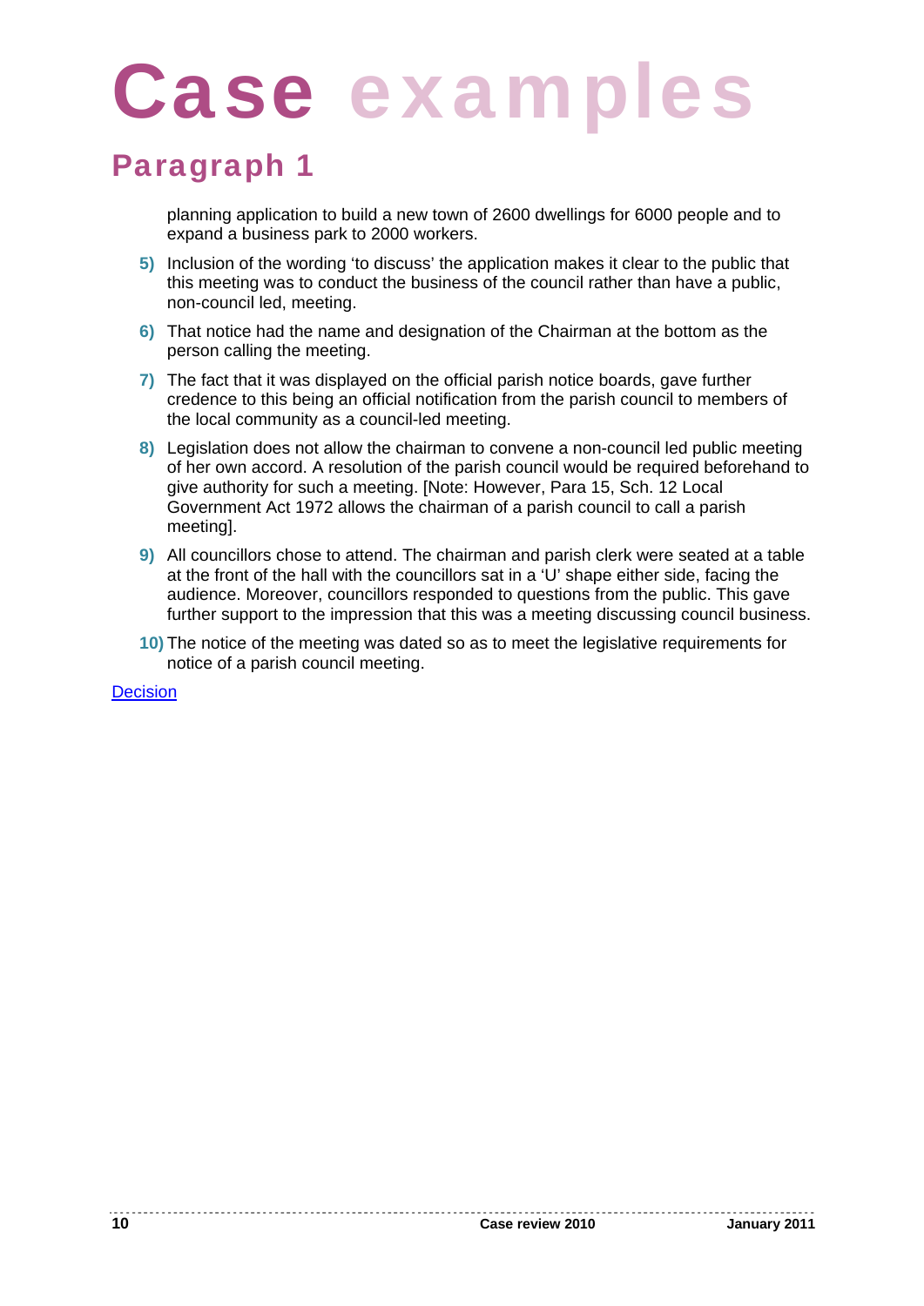# Case examples

## Paragraph 1

planning application to build a new town of 2600 dwellings for 6000 people and to expand a business park to 2000 workers.

5) Inclusion of the wording 'to discuss' the application makes it clear to the public that this meeting was to conduct the business of the council rather than have a public, non-council led, meeting.

6) That notice had the name and designation of the Chairman at the bottom as the person calling the meeting.

7) The fact that it was displayed on the official parish notice boards, gave further credence to this being an official notification from the parish council to members of the local community as a council-led meeting.

8) Legislation does not allow the chairman to convene a non-council led public meeting of her own accord. A resolution of the parish council would be required beforehand to give authority for such a meeting. [Note: However, Para 15, Sch. 12 Local Government Act 1972 allows the chairman of a parish council to call a parish meeting].

9) All councillors chose to attend. The chairman and parish clerk were seated at a table at the front of the hall with the councillors sat in a 'U' shape either side, facing the audience. Moreover, councillors responded to questions from the public. This gave further support to the impression that this was a meeting discussing council business.

10) The notice of the meeting was dated so as to meet the legislative requirements for notice of a parish council meeting.

Decision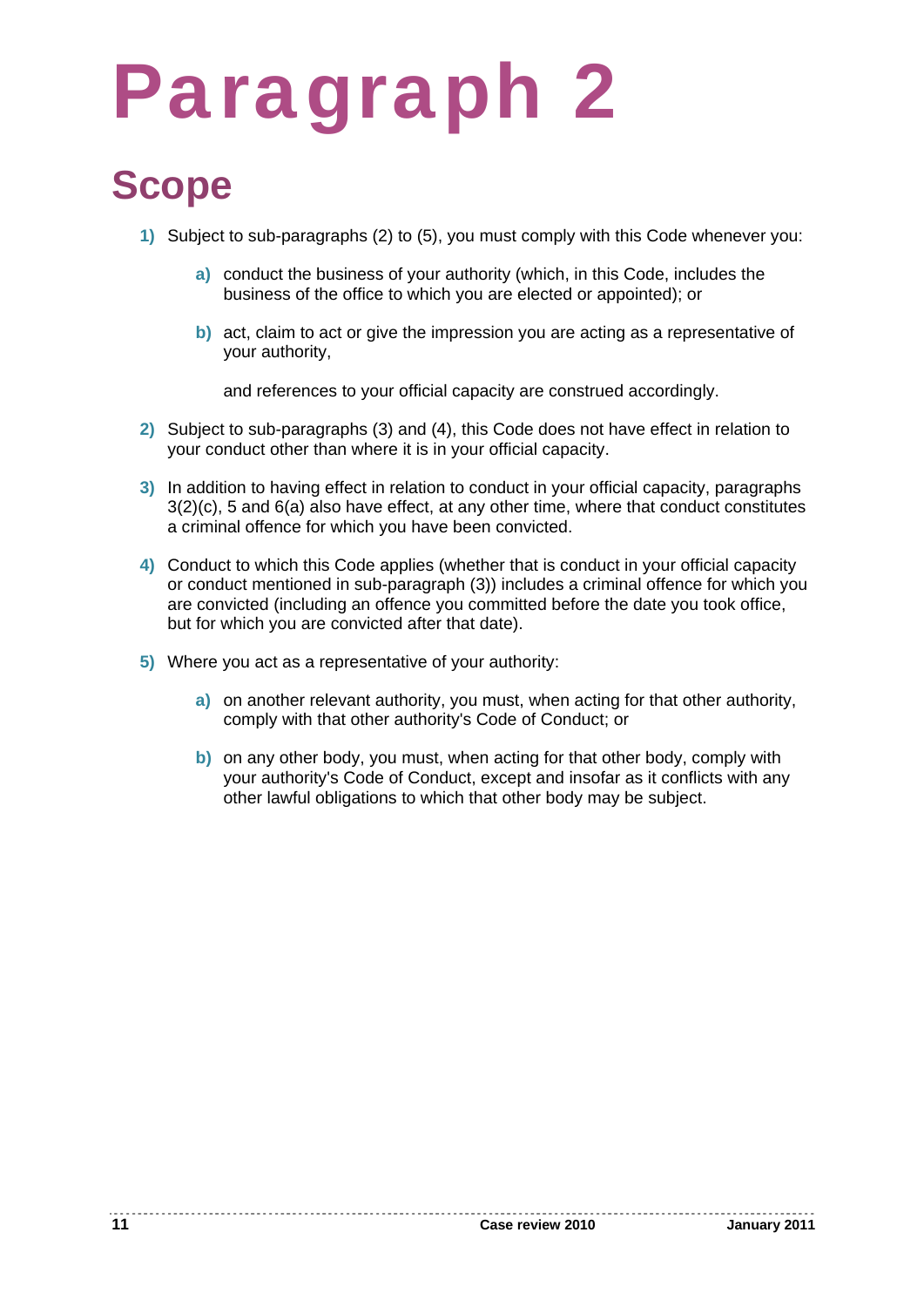# Paragraph 2

## Scope

1) Subject to sub-paragraphs (2) to (5), you must comply with this Code whenever you:

   a) conduct the business of your authority (which, in this Code, includes the business of the office to which you are elected or appointed); or

   b) act, claim to act or give the impression you are acting as a representative of your authority,

   and references to your official capacity are construed accordingly.

2) Subject to sub-paragraphs (3) and (4), this Code does not have effect in relation to your conduct other than where it is in your official capacity.

3) In addition to having effect in relation to conduct in your official capacity, paragraphs 3(2)(c), 5 and 6(a) also have effect, at any other time, where that conduct constitutes a criminal offence for which you have been convicted.

4) Conduct to which this Code applies (whether that is conduct in your official capacity or conduct mentioned in sub-paragraph (3)) includes a criminal offence for which you are convicted (including an offence you committed before the date you took office, but for which you are convicted after that date).

5) Where you act as a representative of your authority:

   a) on another relevant authority, you must, when acting for that other authority, comply with that other authority's Code of Conduct; or

   b) on any other body, you must, when acting for that other body, comply with your authority's Code of Conduct, except and insofar as it conflicts with any other lawful obligations to which that other body may be subject.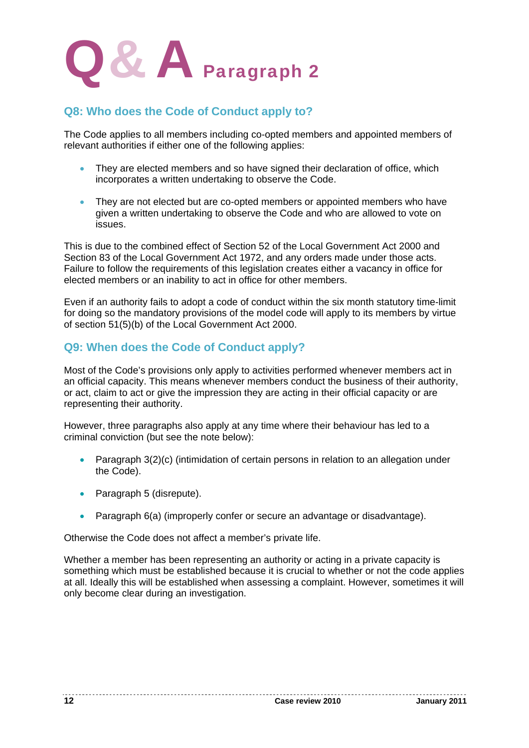# Q & A Paragraph 2

## Q8: Who does the Code of Conduct apply to?

The Code applies to all members including co-opted members and appointed members of relevant authorities if either one of the following applies:

- They are elected members and so have signed their declaration of office, which incorporates a written undertaking to observe the Code.
- They are not elected but are co-opted members or appointed members who have given a written undertaking to observe the Code and who are allowed to vote on issues.

This is due to the combined effect of Section 52 of the Local Government Act 2000 and Section 83 of the Local Government Act 1972, and any orders made under those acts. Failure to follow the requirements of this legislation creates either a vacancy in office for elected members or an inability to act in office for other members.

Even if an authority fails to adopt a code of conduct within the six month statutory time-limit for doing so the mandatory provisions of the model code will apply to its members by virtue of section 51(5)(b) of the Local Government Act 2000.

## Q9: When does the Code of Conduct apply?

Most of the Code's provisions only apply to activities performed whenever members act in an official capacity. This means whenever members conduct the business of their authority, or act, claim to act or give the impression they are acting in their official capacity or are representing their authority.

However, three paragraphs also apply at any time where their behaviour has led to a criminal conviction (but see the note below):

- Paragraph 3(2)(c) (intimidation of certain persons in relation to an allegation under the Code).
- Paragraph 5 (disrepute).
- Paragraph 6(a) (improperly confer or secure an advantage or disadvantage).

Otherwise the Code does not affect a member's private life.

Whether a member has been representing an authority or acting in a private capacity is something which must be established because it is crucial to whether or not the code applies at all. Ideally this will be established when assessing a complaint. However, sometimes it will only become clear during an investigation.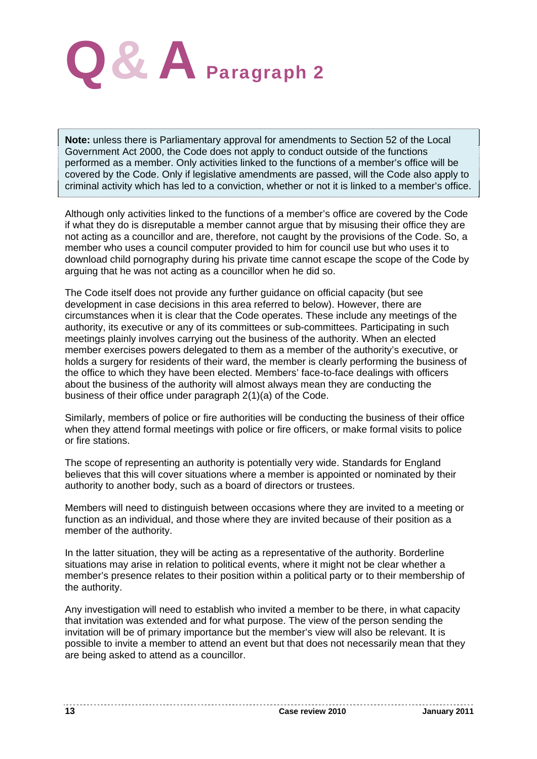# Q & A Paragraph 2

**Note:** unless there is Parliamentary approval for amendments to Section 52 of the Local Government Act 2000, the Code does not apply to conduct outside of the functions performed as a member. Only activities linked to the functions of a member's office will be covered by the Code. Only if legislative amendments are passed, will the Code also apply to criminal activity which has led to a conviction, whether or not it is linked to a member's office.

Although only activities linked to the functions of a member's office are covered by the Code if what they do is disreputable a member cannot argue that by misusing their office they are not acting as a councillor and are, therefore, not caught by the provisions of the Code. So, a member who uses a council computer provided to him for council use but who uses it to download child pornography during his private time cannot escape the scope of the Code by arguing that he was not acting as a councillor when he did so.

The Code itself does not provide any further guidance on official capacity (but see development in case decisions in this area referred to below). However, there are circumstances when it is clear that the Code operates. These include any meetings of the authority, its executive or any of its committees or sub-committees. Participating in such meetings plainly involves carrying out the business of the authority. When an elected member exercises powers delegated to them as a member of the authority's executive, or holds a surgery for residents of their ward, the member is clearly performing the business of the office to which they have been elected. Members' face-to-face dealings with officers about the business of the authority will almost always mean they are conducting the business of their office under paragraph 2(1)(a) of the Code.

Similarly, members of police or fire authorities will be conducting the business of their office when they attend formal meetings with police or fire officers, or make formal visits to police or fire stations.

The scope of representing an authority is potentially very wide. Standards for England believes that this will cover situations where a member is appointed or nominated by their authority to another body, such as a board of directors or trustees.

Members will need to distinguish between occasions where they are invited to a meeting or function as an individual, and those where they are invited because of their position as a member of the authority.

In the latter situation, they will be acting as a representative of the authority. Borderline situations may arise in relation to political events, where it might not be clear whether a member's presence relates to their position within a political party or to their membership of the authority.

Any investigation will need to establish who invited a member to be there, in what capacity that invitation was extended and for what purpose. The view of the person sending the invitation will be of primary importance but the member's view will also be relevant. It is possible to invite a member to attend an event but that does not necessarily mean that they are being asked to attend as a councillor.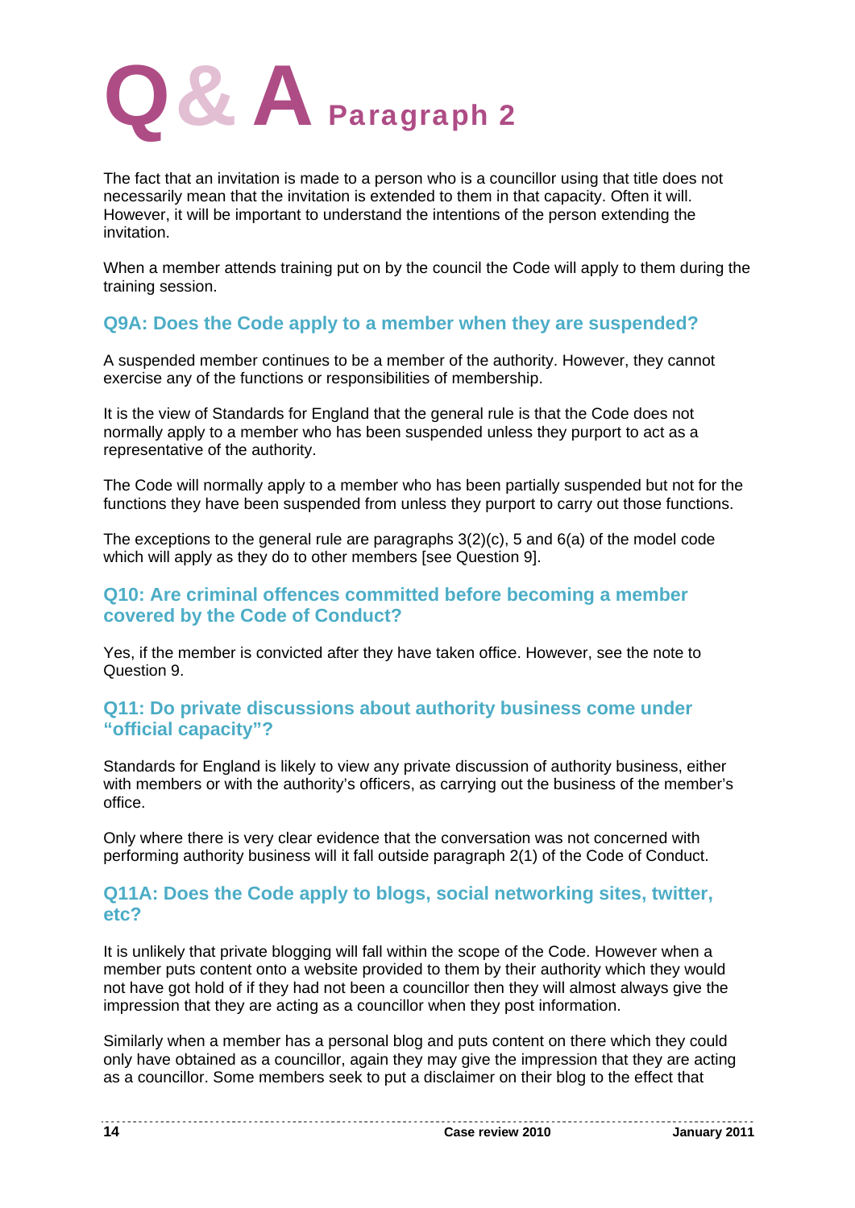# Q & A Paragraph 2

The fact that an invitation is made to a person who is a councillor using that title does not necessarily mean that the invitation is extended to them in that capacity. Often it will. However, it will be important to understand the intentions of the person extending the invitation.

When a member attends training put on by the council the Code will apply to them during the training session.

### Q9A: Does the Code apply to a member when they are suspended?

A suspended member continues to be a member of the authority. However, they cannot exercise any of the functions or responsibilities of membership.

It is the view of Standards for England that the general rule is that the Code does not normally apply to a member who has been suspended unless they purport to act as a representative of the authority.

The Code will normally apply to a member who has been partially suspended but not for the functions they have been suspended from unless they purport to carry out those functions.

The exceptions to the general rule are paragraphs 3(2)(c), 5 and 6(a) of the model code which will apply as they do to other members [see Question 9].

### Q10: Are criminal offences committed before becoming a member covered by the Code of Conduct?

Yes, if the member is convicted after they have taken office. However, see the note to Question 9.

### Q11: Do private discussions about authority business come under "official capacity"?

Standards for England is likely to view any private discussion of authority business, either with members or with the authority's officers, as carrying out the business of the member's office.

Only where there is very clear evidence that the conversation was not concerned with performing authority business will it fall outside paragraph 2(1) of the Code of Conduct.

### Q11A: Does the Code apply to blogs, social networking sites, twitter, etc?

It is unlikely that private blogging will fall within the scope of the Code. However when a member puts content onto a website provided to them by their authority which they would not have got hold of if they had not been a councillor then they will almost always give the impression that they are acting as a councillor when they post information.

Similarly when a member has a personal blog and puts content on there which they could only have obtained as a councillor, again they may give the impression that they are acting as a councillor. Some members seek to put a disclaimer on their blog to the effect that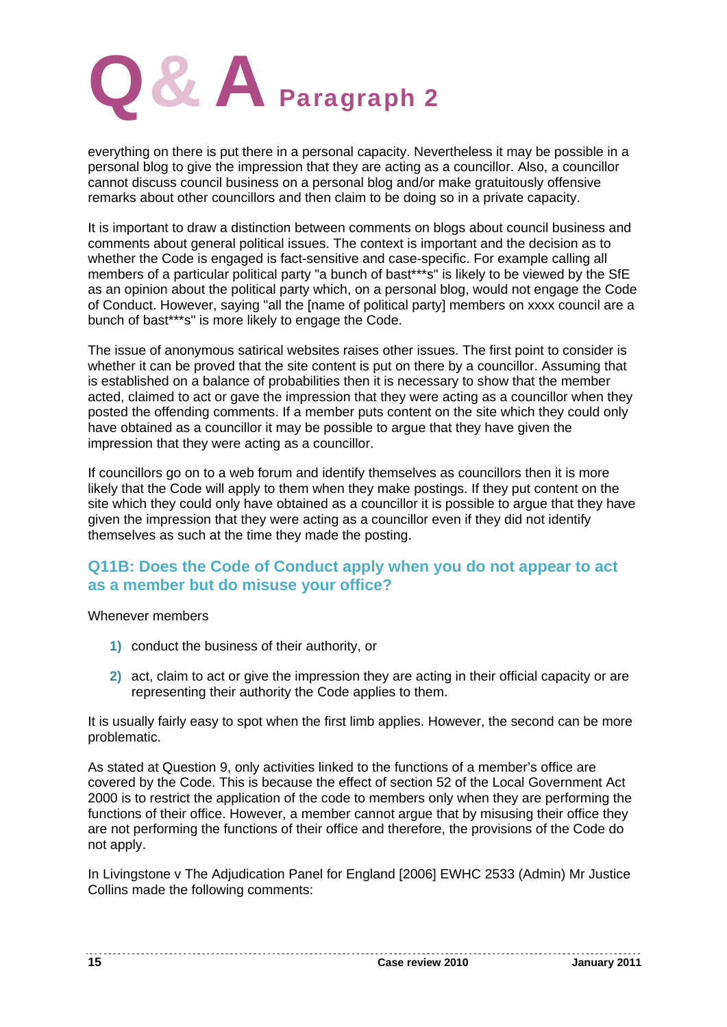everything on there is put there in a personal capacity. Nevertheless it may be possible in a personal blog to give the impression that they are acting as a councillor. Also, a councillor cannot discuss council business on a personal blog and/or make gratuitously offensive remarks about other councillors and then claim to be doing so in a private capacity.

It is important to draw a distinction between comments on blogs about council business and comments about general political issues. The context is important and the decision as to whether the Code is engaged is fact-sensitive and case-specific. For example calling all members of a particular political party "a bunch of bast***s" is likely to be viewed by the SfE as an opinion about the political party which, on a personal blog, would not engage the Code of Conduct. However, saying "all the [name of political party] members on xxxx council are a bunch of bast***s" is more likely to engage the Code.

The issue of anonymous satirical websites raises other issues. The first point to consider is whether it can be proved that the site content is put on there by a councillor. Assuming that is established on a balance of probabilities then it is necessary to show that the member acted, claimed to act or gave the impression that they were acting as a councillor when they posted the offending comments. If a member puts content on the site which they could only have obtained as a councillor it may be possible to argue that they have given the impression that they were acting as a councillor.

If councillors go on to a web forum and identify themselves as councillors then it is more likely that the Code will apply to them when they make postings. If they put content on the site which they could only have obtained as a councillor it is possible to argue that they have given the impression that they were acting as a councillor even if they did not identify themselves as such at the time they made the posting.

## Q11B: Does the Code of Conduct apply when you do not appear to act as a member but do misuse your office?

Whenever members

1) conduct the business of their authority, or

2) act, claim to act or give the impression they are acting in their official capacity or are representing their authority the Code applies to them.

It is usually fairly easy to spot when the first limb applies. However, the second can be more problematic.

As stated at Question 9, only activities linked to the functions of a member's office are covered by the Code. This is because the effect of section 52 of the Local Government Act 2000 is to restrict the application of the code to members only when they are performing the functions of their office. However, a member cannot argue that by misusing their office they are not performing the functions of their office and therefore, the provisions of the Code do not apply.

In Livingstone v The Adjudication Panel for England [2006] EWHC 2533 (Admin) Mr Justice Collins made the following comments: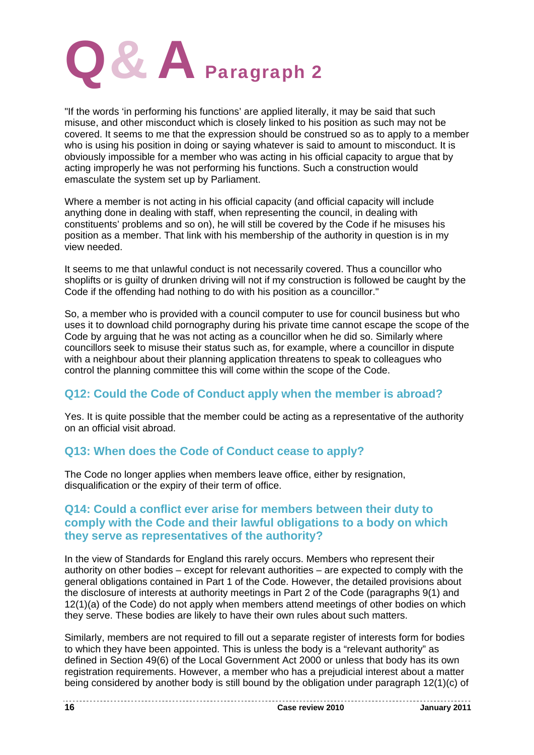# Q & A Paragraph 2

"If the words 'in performing his functions' are applied literally, it may be said that such misuse, and other misconduct which is closely linked to his position as such may not be covered. It seems to me that the expression should be construed so as to apply to a member who is using his position in doing or saying whatever is said to amount to misconduct. It is obviously impossible for a member who was acting in his official capacity to argue that by acting improperly he was not performing his functions. Such a construction would emasculate the system set up by Parliament.

Where a member is not acting in his official capacity (and official capacity will include anything done in dealing with staff, when representing the council, in dealing with constituents' problems and so on), he will still be covered by the Code if he misuses his position as a member. That link with his membership of the authority in question is in my view needed.

It seems to me that unlawful conduct is not necessarily covered. Thus a councillor who shoplifts or is guilty of drunken driving will not if my construction is followed be caught by the Code if the offending had nothing to do with his position as a councillor."

So, a member who is provided with a council computer to use for council business but who uses it to download child pornography during his private time cannot escape the scope of the Code by arguing that he was not acting as a councillor when he did so. Similarly where councillors seek to misuse their status such as, for example, where a councillor in dispute with a neighbour about their planning application threatens to speak to colleagues who control the planning committee this will come within the scope of the Code.

## Q12: Could the Code of Conduct apply when the member is abroad?

Yes. It is quite possible that the member could be acting as a representative of the authority on an official visit abroad.

## Q13: When does the Code of Conduct cease to apply?

The Code no longer applies when members leave office, either by resignation, disqualification or the expiry of their term of office.

## Q14: Could a conflict ever arise for members between their duty to comply with the Code and their lawful obligations to a body on which they serve as representatives of the authority?

In the view of Standards for England this rarely occurs. Members who represent their authority on other bodies – except for relevant authorities – are expected to comply with the general obligations contained in Part 1 of the Code. However, the detailed provisions about the disclosure of interests at authority meetings in Part 2 of the Code (paragraphs 9(1) and 12(1)(a) of the Code) do not apply when members attend meetings of other bodies on which they serve. These bodies are likely to have their own rules about such matters.

Similarly, members are not required to fill out a separate register of interests form for bodies to which they have been appointed. This is unless the body is a "relevant authority" as defined in Section 49(6) of the Local Government Act 2000 or unless that body has its own registration requirements. However, a member who has a prejudicial interest about a matter being considered by another body is still bound by the obligation under paragraph 12(1)(c) of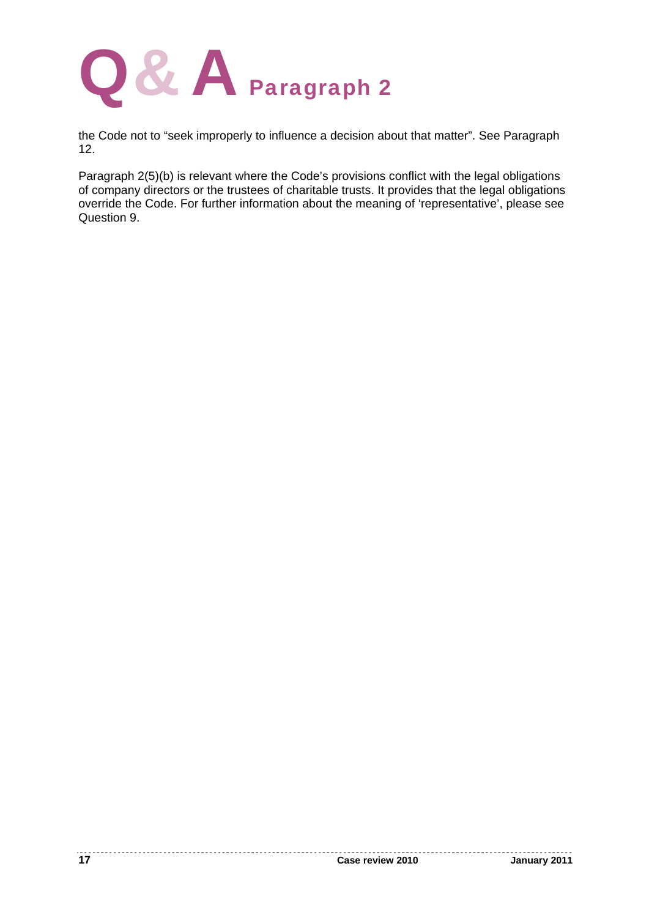# Q& A Paragraph 2

the Code not to "seek improperly to influence a decision about that matter". See Paragraph 12.

Paragraph 2(5)(b) is relevant where the Code's provisions conflict with the legal obligations of company directors or the trustees of charitable trusts. It provides that the legal obligations override the Code. For further information about the meaning of 'representative', please see Question 9.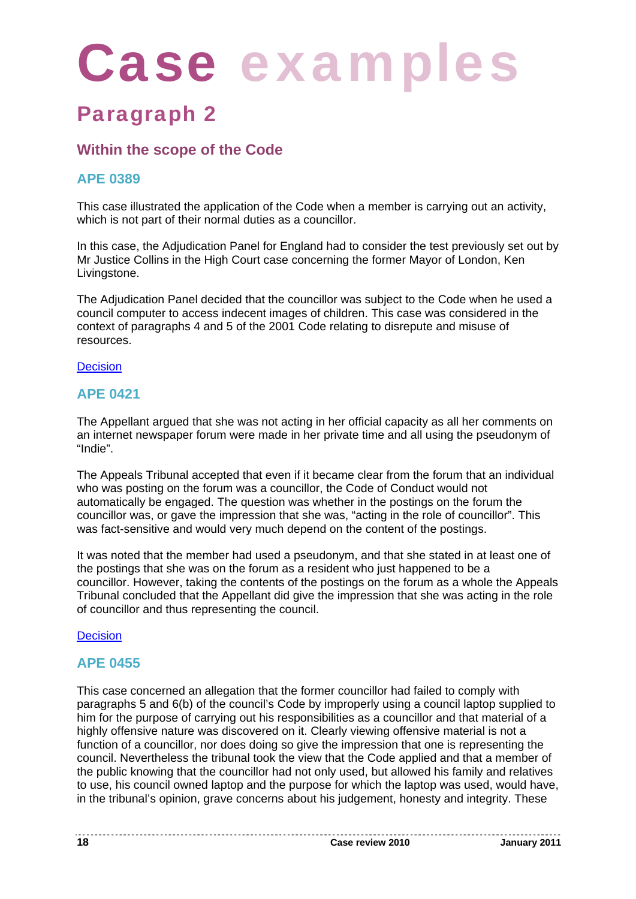# Case examples

## Paragraph 2

### Within the scope of the Code

#### APE 0389

This case illustrated the application of the Code when a member is carrying out an activity, which is not part of their normal duties as a councillor.

In this case, the Adjudication Panel for England had to consider the test previously set out by Mr Justice Collins in the High Court case concerning the former Mayor of London, Ken Livingstone.

The Adjudication Panel decided that the councillor was subject to the Code when he used a council computer to access indecent images of children. This case was considered in the context of paragraphs 4 and 5 of the 2001 Code relating to disrepute and misuse of resources.

Decision

#### APE 0421

The Appellant argued that she was not acting in her official capacity as all her comments on an internet newspaper forum were made in her private time and all using the pseudonym of "Indie".

The Appeals Tribunal accepted that even if it became clear from the forum that an individual who was posting on the forum was a councillor, the Code of Conduct would not automatically be engaged. The question was whether in the postings on the forum the councillor was, or gave the impression that she was, "acting in the role of councillor". This was fact-sensitive and would very much depend on the content of the postings.

It was noted that the member had used a pseudonym, and that she stated in at least one of the postings that she was on the forum as a resident who just happened to be a councillor. However, taking the contents of the postings on the forum as a whole the Appeals Tribunal concluded that the Appellant did give the impression that she was acting in the role of councillor and thus representing the council.

Decision

#### APE 0455

This case concerned an allegation that the former councillor had failed to comply with paragraphs 5 and 6(b) of the council's Code by improperly using a council laptop supplied to him for the purpose of carrying out his responsibilities as a councillor and that material of a highly offensive nature was discovered on it. Clearly viewing offensive material is not a function of a councillor, nor does doing so give the impression that one is representing the council. Nevertheless the tribunal took the view that the Code applied and that a member of the public knowing that the councillor had not only used, but allowed his family and relatives to use, his council owned laptop and the purpose for which the laptop was used, would have, in the tribunal's opinion, grave concerns about his judgement, honesty and integrity. These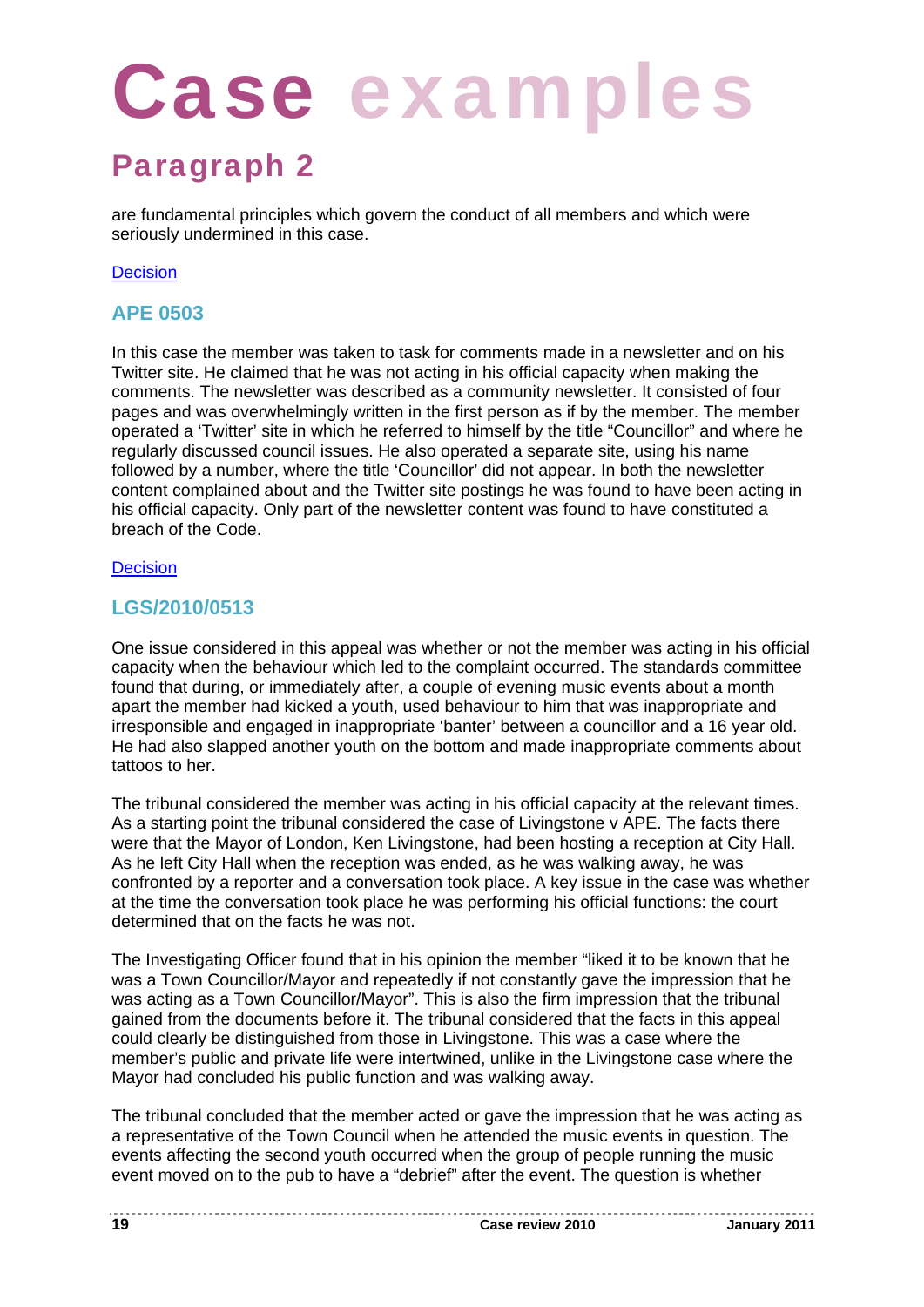# Case examples

## Paragraph 2

are fundamental principles which govern the conduct of all members and which were seriously undermined in this case.

Decision

### APE 0503

In this case the member was taken to task for comments made in a newsletter and on his Twitter site. He claimed that he was not acting in his official capacity when making the comments. The newsletter was described as a community newsletter. It consisted of four pages and was overwhelmingly written in the first person as if by the member. The member operated a 'Twitter' site in which he referred to himself by the title "Councillor" and where he regularly discussed council issues. He also operated a separate site, using his name followed by a number, where the title 'Councillor' did not appear. In both the newsletter content complained about and the Twitter site postings he was found to have been acting in his official capacity. Only part of the newsletter content was found to have constituted a breach of the Code.

Decision

### LGS/2010/0513

One issue considered in this appeal was whether or not the member was acting in his official capacity when the behaviour which led to the complaint occurred. The standards committee found that during, or immediately after, a couple of evening music events about a month apart the member had kicked a youth, used behaviour to him that was inappropriate and irresponsible and engaged in inappropriate 'banter' between a councillor and a 16 year old. He had also slapped another youth on the bottom and made inappropriate comments about tattoos to her.

The tribunal considered the member was acting in his official capacity at the relevant times. As a starting point the tribunal considered the case of Livingstone v APE. The facts there were that the Mayor of London, Ken Livingstone, had been hosting a reception at City Hall. As he left City Hall when the reception was ended, as he was walking away, he was confronted by a reporter and a conversation took place. A key issue in the case was whether at the time the conversation took place he was performing his official functions: the court determined that on the facts he was not.

The Investigating Officer found that in his opinion the member "liked it to be known that he was a Town Councillor/Mayor and repeatedly if not constantly gave the impression that he was acting as a Town Councillor/Mayor". This is also the firm impression that the tribunal gained from the documents before it. The tribunal considered that the facts in this appeal could clearly be distinguished from those in Livingstone. This was a case where the member's public and private life were intertwined, unlike in the Livingstone case where the Mayor had concluded his public function and was walking away.

The tribunal concluded that the member acted or gave the impression that he was acting as a representative of the Town Council when he attended the music events in question. The events affecting the second youth occurred when the group of people running the music event moved on to the pub to have a "debrief" after the event. The question is whether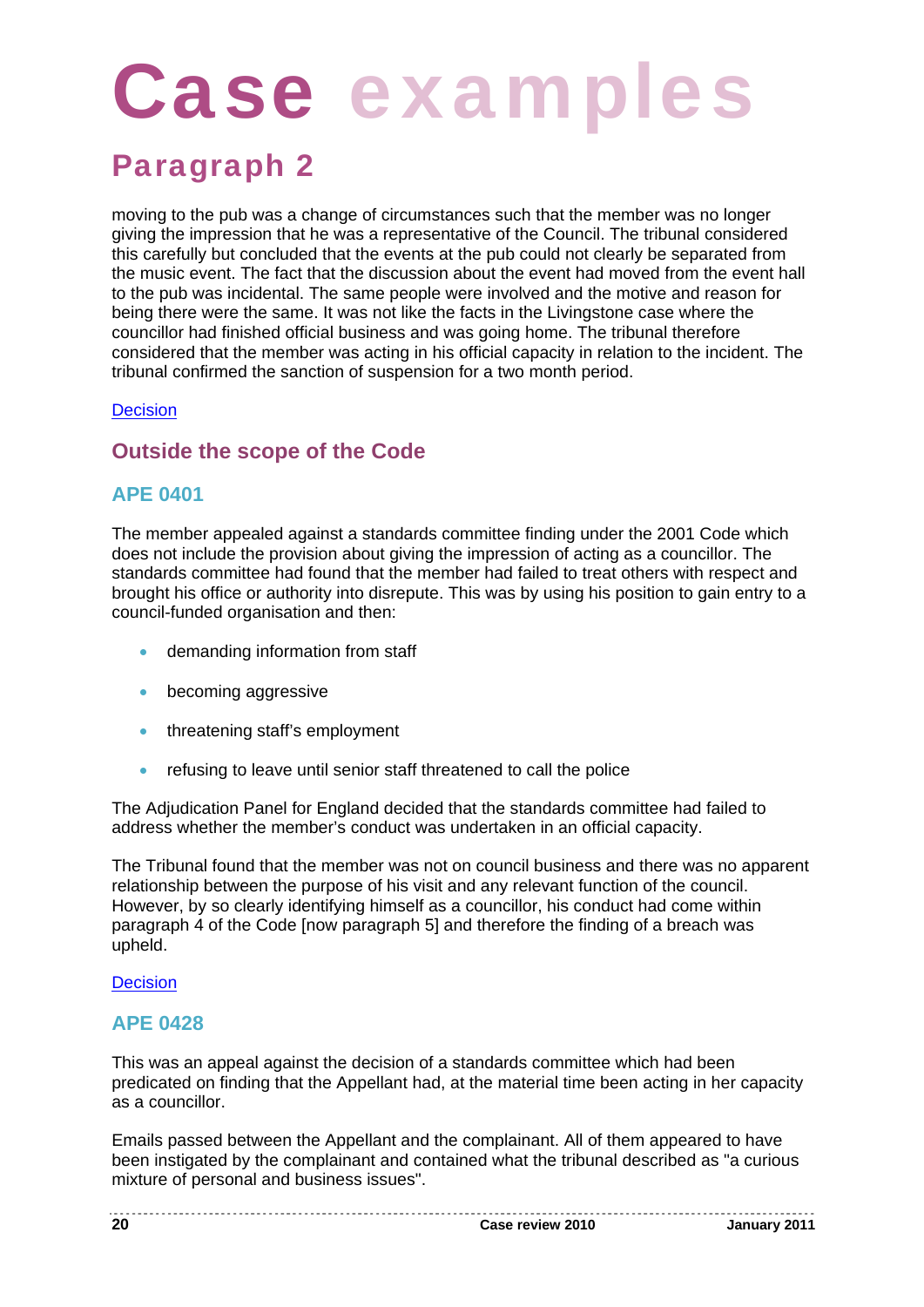# Case examples

## Paragraph 2

moving to the pub was a change of circumstances such that the member was no longer giving the impression that he was a representative of the Council. The tribunal considered this carefully but concluded that the events at the pub could not clearly be separated from the music event. The fact that the discussion about the event had moved from the event hall to the pub was incidental. The same people were involved and the motive and reason for being there were the same. It was not like the facts in the Livingstone case where the councillor had finished official business and was going home. The tribunal therefore considered that the member was acting in his official capacity in relation to the incident. The tribunal confirmed the sanction of suspension for a two month period.

Decision

### Outside the scope of the Code

### APE 0401

The member appealed against a standards committee finding under the 2001 Code which does not include the provision about giving the impression of acting as a councillor. The standards committee had found that the member had failed to treat others with respect and brought his office or authority into disrepute. This was by using his position to gain entry to a council-funded organisation and then:

- demanding information from staff
- becoming aggressive
- threatening staff's employment
- refusing to leave until senior staff threatened to call the police

The Adjudication Panel for England decided that the standards committee had failed to address whether the member's conduct was undertaken in an official capacity.

The Tribunal found that the member was not on council business and there was no apparent relationship between the purpose of his visit and any relevant function of the council. However, by so clearly identifying himself as a councillor, his conduct had come within paragraph 4 of the Code [now paragraph 5] and therefore the finding of a breach was upheld.

Decision

### APE 0428

This was an appeal against the decision of a standards committee which had been predicated on finding that the Appellant had, at the material time been acting in her capacity as a councillor.

Emails passed between the Appellant and the complainant. All of them appeared to have been instigated by the complainant and contained what the tribunal described as "a curious mixture of personal and business issues".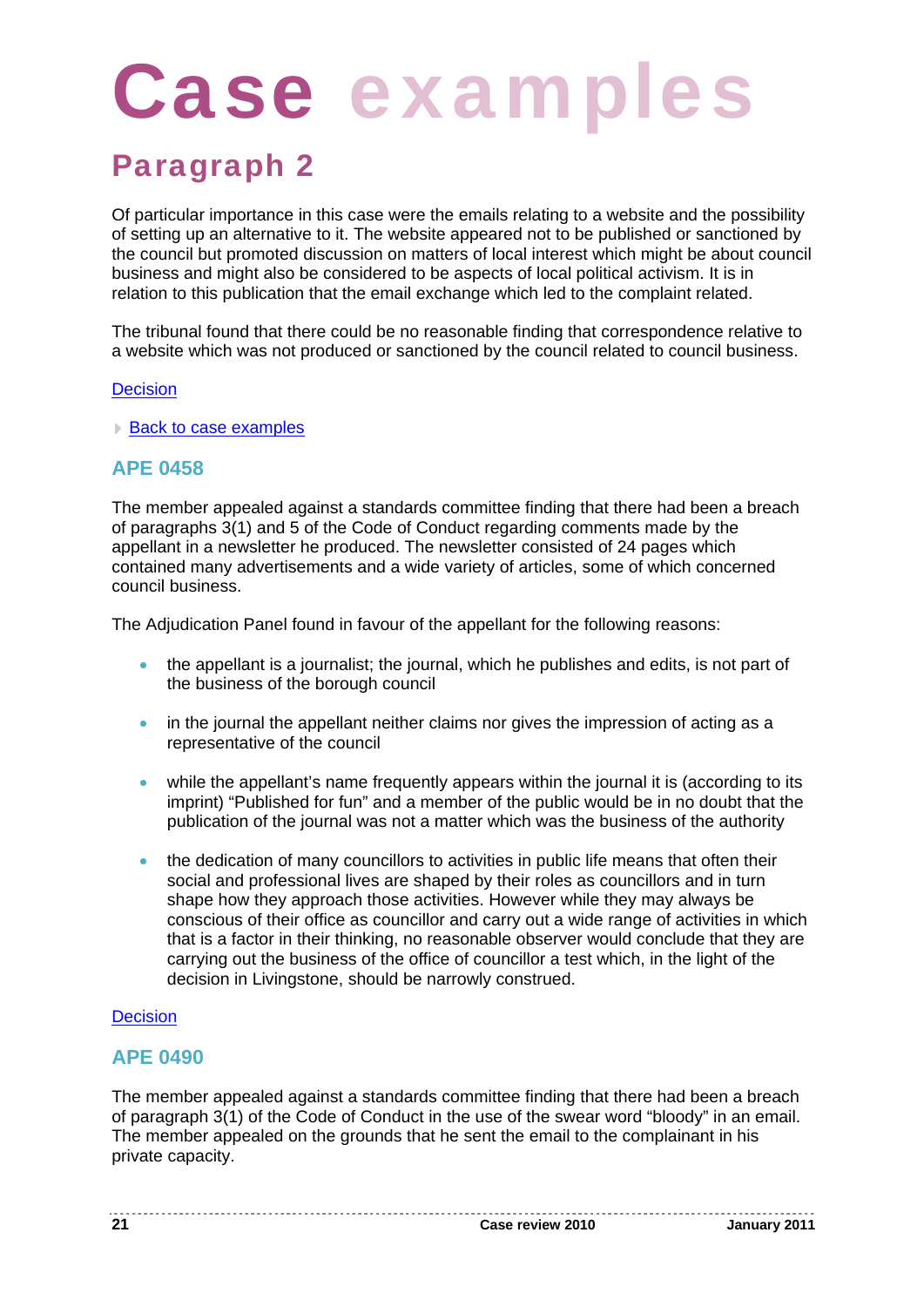# Case examples

## Paragraph 2

Of particular importance in this case were the emails relating to a website and the possibility of setting up an alternative to it. The website appeared not to be published or sanctioned by the council but promoted discussion on matters of local interest which might be about council business and might also be considered to be aspects of local political activism. It is in relation to this publication that the email exchange which led to the complaint related.

The tribunal found that there could be no reasonable finding that correspondence relative to a website which was not produced or sanctioned by the council related to council business.

Decision

Back to case examples

### APE 0458

The member appealed against a standards committee finding that there had been a breach of paragraphs 3(1) and 5 of the Code of Conduct regarding comments made by the appellant in a newsletter he produced. The newsletter consisted of 24 pages which contained many advertisements and a wide variety of articles, some of which concerned council business.

The Adjudication Panel found in favour of the appellant for the following reasons:

- the appellant is a journalist; the journal, which he publishes and edits, is not part of the business of the borough council
- in the journal the appellant neither claims nor gives the impression of acting as a representative of the council
- while the appellant's name frequently appears within the journal it is (according to its imprint) "Published for fun" and a member of the public would be in no doubt that the publication of the journal was not a matter which was the business of the authority
- the dedication of many councillors to activities in public life means that often their social and professional lives are shaped by their roles as councillors and in turn shape how they approach those activities. However while they may always be conscious of their office as councillor and carry out a wide range of activities in which that is a factor in their thinking, no reasonable observer would conclude that they are carrying out the business of the office of councillor a test which, in the light of the decision in Livingstone, should be narrowly construed.

Decision

### APE 0490

The member appealed against a standards committee finding that there had been a breach of paragraph 3(1) of the Code of Conduct in the use of the swear word "bloody" in an email. The member appealed on the grounds that he sent the email to the complainant in his private capacity.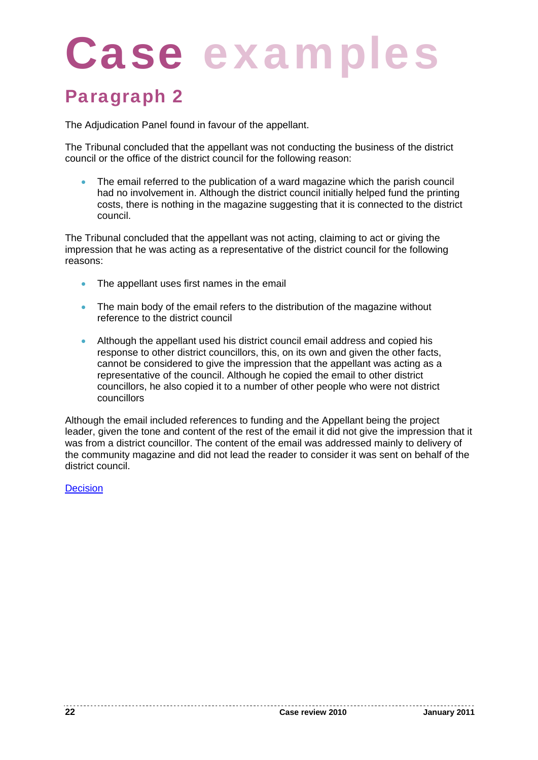# Case examples

## Paragraph 2

The Adjudication Panel found in favour of the appellant.

The Tribunal concluded that the appellant was not conducting the business of the district council or the office of the district council for the following reason:

- The email referred to the publication of a ward magazine which the parish council had no involvement in. Although the district council initially helped fund the printing costs, there is nothing in the magazine suggesting that it is connected to the district council.

The Tribunal concluded that the appellant was not acting, claiming to act or giving the impression that he was acting as a representative of the district council for the following reasons:

- The appellant uses first names in the email
- The main body of the email refers to the distribution of the magazine without reference to the district council
- Although the appellant used his district council email address and copied his response to other district councillors, this, on its own and given the other facts, cannot be considered to give the impression that the appellant was acting as a representative of the council. Although he copied the email to other district councillors, he also copied it to a number of other people who were not district councillors

Although the email included references to funding and the Appellant being the project leader, given the tone and content of the rest of the email it did not give the impression that it was from a district councillor. The content of the email was addressed mainly to delivery of the community magazine and did not lead the reader to consider it was sent on behalf of the district council.

Decision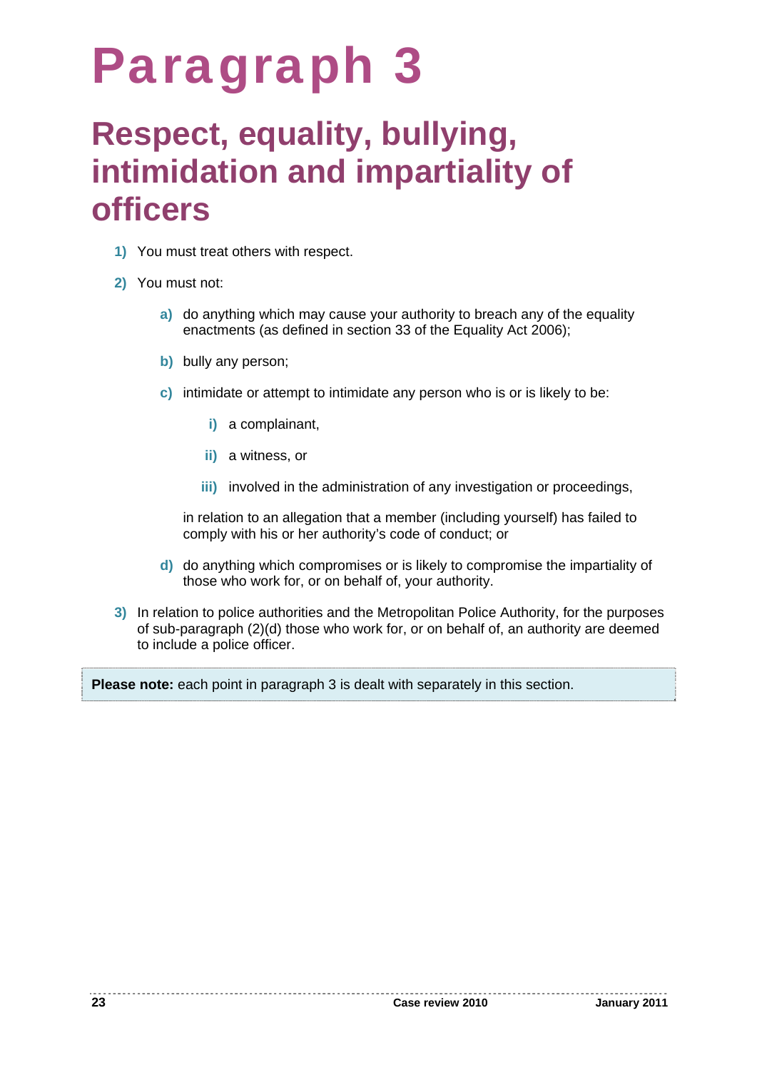# Paragraph 3

## Respect, equality, bullying, intimidation and impartiality of officers

1) You must treat others with respect.

2) You must not:

   a) do anything which may cause your authority to breach any of the equality enactments (as defined in section 33 of the Equality Act 2006);

   b) bully any person;

   c) intimidate or attempt to intimidate any person who is or is likely to be:

      i) a complainant,

      ii) a witness, or

      iii) involved in the administration of any investigation or proceedings,

   in relation to an allegation that a member (including yourself) has failed to comply with his or her authority's code of conduct; or

   d) do anything which compromises or is likely to compromise the impartiality of those who work for, or on behalf of, your authority.

3) In relation to police authorities and the Metropolitan Police Authority, for the purposes of sub-paragraph (2)(d) those who work for, or on behalf of, an authority are deemed to include a police officer.

**Please note:** each point in paragraph 3 is dealt with separately in this section.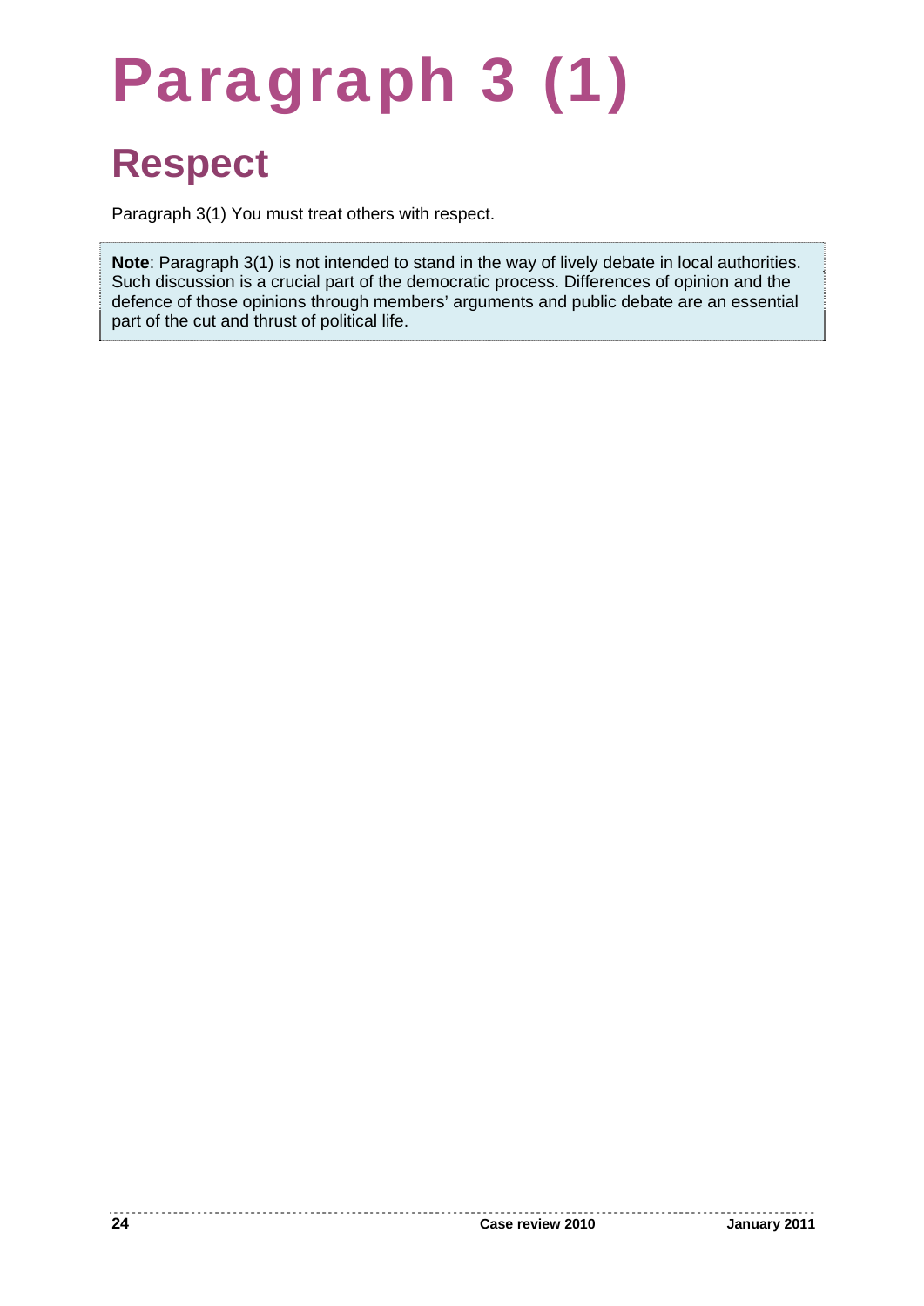# Paragraph 3 (1)

## Respect

Paragraph 3(1) You must treat others with respect.

**Note**: Paragraph 3(1) is not intended to stand in the way of lively debate in local authorities. Such discussion is a crucial part of the democratic process. Differences of opinion and the defence of those opinions through members' arguments and public debate are an essential part of the cut and thrust of political life.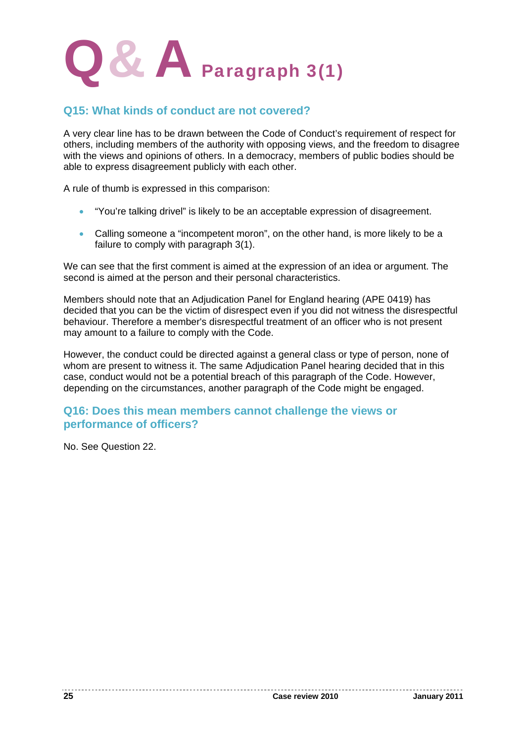# Q & A Paragraph 3(1)

## Q15: What kinds of conduct are not covered?

A very clear line has to be drawn between the Code of Conduct's requirement of respect for others, including members of the authority with opposing views, and the freedom to disagree with the views and opinions of others. In a democracy, members of public bodies should be able to express disagreement publicly with each other.

A rule of thumb is expressed in this comparison:

- "You're talking drivel" is likely to be an acceptable expression of disagreement.
- Calling someone a "incompetent moron", on the other hand, is more likely to be a failure to comply with paragraph 3(1).

We can see that the first comment is aimed at the expression of an idea or argument. The second is aimed at the person and their personal characteristics.

Members should note that an Adjudication Panel for England hearing (APE 0419) has decided that you can be the victim of disrespect even if you did not witness the disrespectful behaviour. Therefore a member's disrespectful treatment of an officer who is not present may amount to a failure to comply with the Code.

However, the conduct could be directed against a general class or type of person, none of whom are present to witness it. The same Adjudication Panel hearing decided that in this case, conduct would not be a potential breach of this paragraph of the Code. However, depending on the circumstances, another paragraph of the Code might be engaged.

## Q16: Does this mean members cannot challenge the views or performance of officers?

No. See Question 22.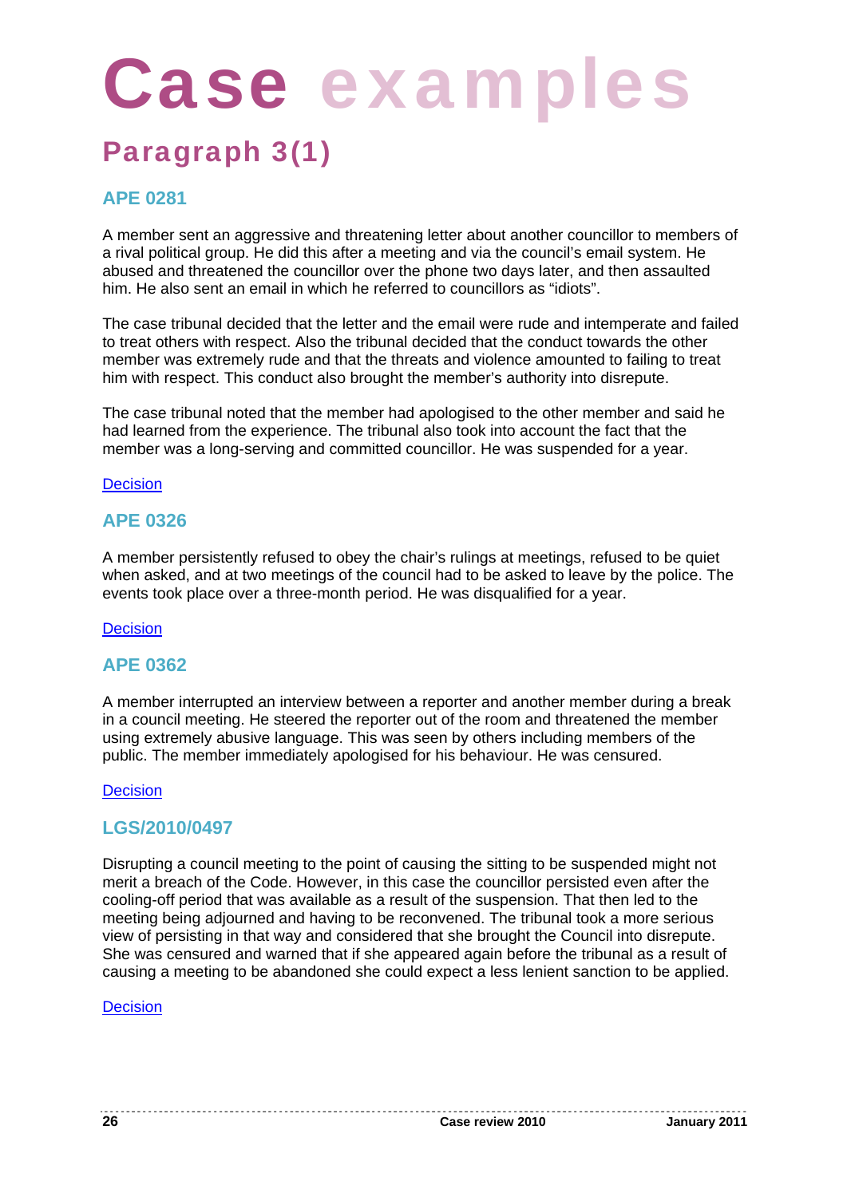# Case examples

## Paragraph 3(1)

### APE 0281

A member sent an aggressive and threatening letter about another councillor to members of a rival political group. He did this after a meeting and via the council's email system. He abused and threatened the councillor over the phone two days later, and then assaulted him. He also sent an email in which he referred to councillors as "idiots".

The case tribunal decided that the letter and the email were rude and intemperate and failed to treat others with respect. Also the tribunal decided that the conduct towards the other member was extremely rude and that the threats and violence amounted to failing to treat him with respect. This conduct also brought the member's authority into disrepute.

The case tribunal noted that the member had apologised to the other member and said he had learned from the experience. The tribunal also took into account the fact that the member was a long-serving and committed councillor. He was suspended for a year.

Decision

### APE 0326

A member persistently refused to obey the chair's rulings at meetings, refused to be quiet when asked, and at two meetings of the council had to be asked to leave by the police. The events took place over a three-month period. He was disqualified for a year.

Decision

### APE 0362

A member interrupted an interview between a reporter and another member during a break in a council meeting. He steered the reporter out of the room and threatened the member using extremely abusive language. This was seen by others including members of the public. The member immediately apologised for his behaviour. He was censured.

Decision

### LGS/2010/0497

Disrupting a council meeting to the point of causing the sitting to be suspended might not merit a breach of the Code. However, in this case the councillor persisted even after the cooling-off period that was available as a result of the suspension. That then led to the meeting being adjourned and having to be reconvened. The tribunal took a more serious view of persisting in that way and considered that she brought the Council into disrepute. She was censured and warned that if she appeared again before the tribunal as a result of causing a meeting to be abandoned she could expect a less lenient sanction to be applied.

Decision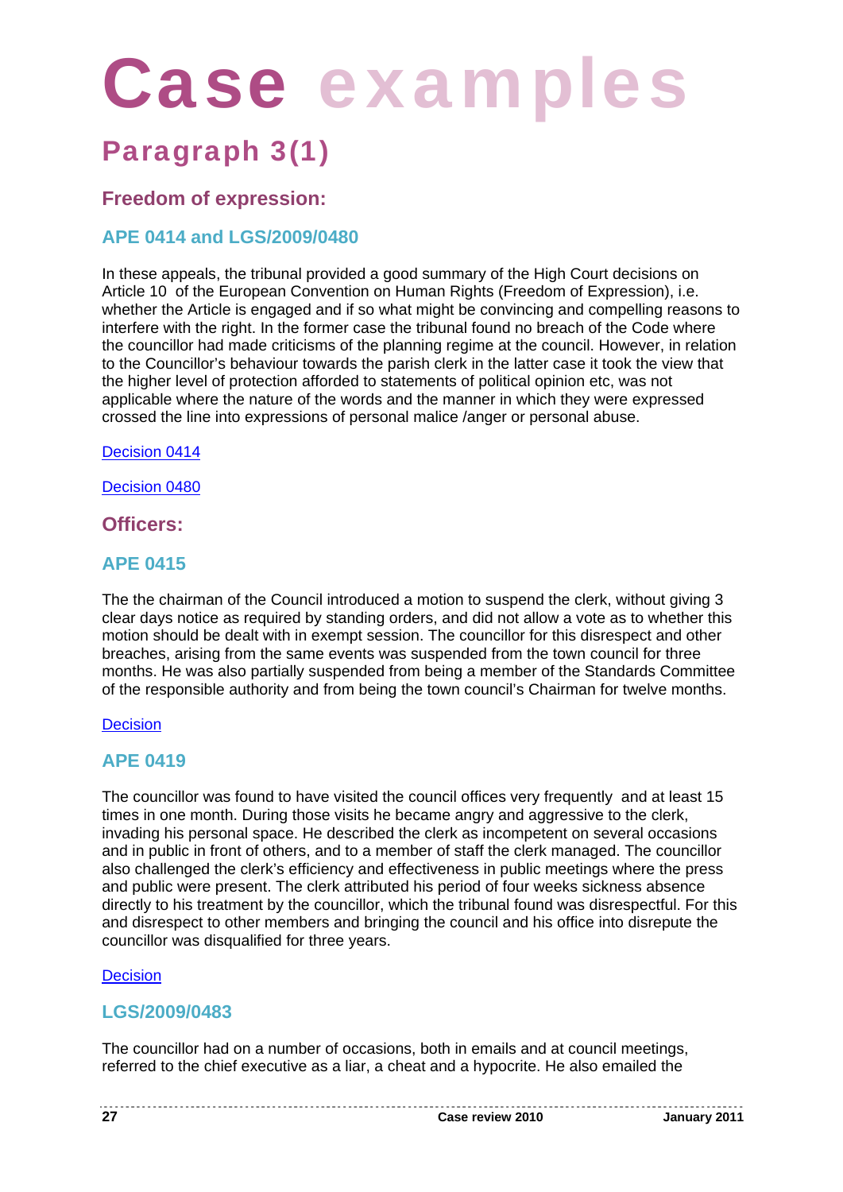# Case examples

## Paragraph 3(1)

### Freedom of expression:

### APE 0414 and LGS/2009/0480

In these appeals, the tribunal provided a good summary of the High Court decisions on Article 10 of the European Convention on Human Rights (Freedom of Expression), i.e. whether the Article is engaged and if so what might be convincing and compelling reasons to interfere with the right. In the former case the tribunal found no breach of the Code where the councillor had made criticisms of the planning regime at the council. However, in relation to the Councillor's behaviour towards the parish clerk in the latter case it took the view that the higher level of protection afforded to statements of political opinion etc, was not applicable where the nature of the words and the manner in which they were expressed crossed the line into expressions of personal malice /anger or personal abuse.

Decision 0414

Decision 0480

### Officers:

### APE 0415

The the chairman of the Council introduced a motion to suspend the clerk, without giving 3 clear days notice as required by standing orders, and did not allow a vote as to whether this motion should be dealt with in exempt session. The councillor for this disrespect and other breaches, arising from the same events was suspended from the town council for three months. He was also partially suspended from being a member of the Standards Committee of the responsible authority and from being the town council's Chairman for twelve months.

Decision

### APE 0419

The councillor was found to have visited the council offices very frequently and at least 15 times in one month. During those visits he became angry and aggressive to the clerk, invading his personal space. He described the clerk as incompetent on several occasions and in public in front of others, and to a member of staff the clerk managed. The councillor also challenged the clerk's efficiency and effectiveness in public meetings where the press and public were present. The clerk attributed his period of four weeks sickness absence directly to his treatment by the councillor, which the tribunal found was disrespectful. For this and disrespect to other members and bringing the council and his office into disrepute the councillor was disqualified for three years.

Decision

### LGS/2009/0483

The councillor had on a number of occasions, both in emails and at council meetings, referred to the chief executive as a liar, a cheat and a hypocrite. He also emailed the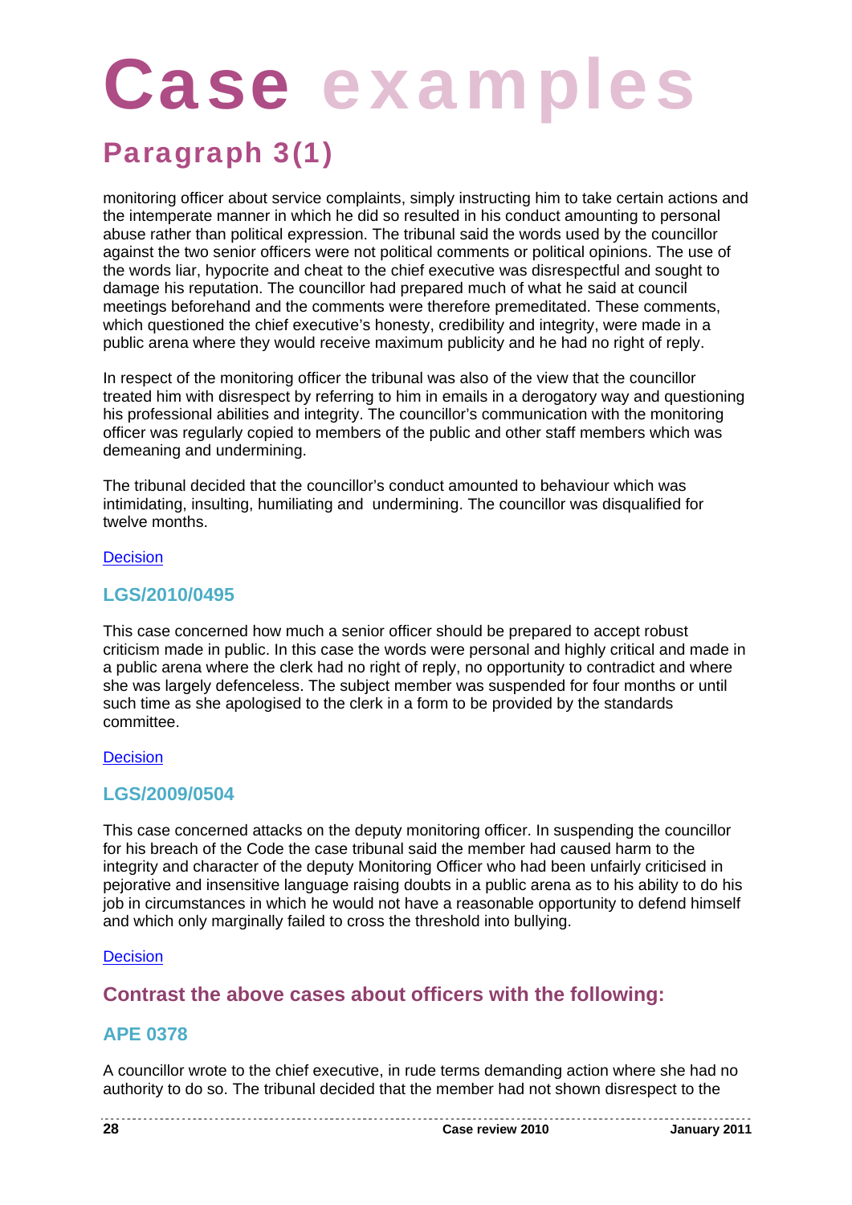# Case examples

## Paragraph 3(1)

monitoring officer about service complaints, simply instructing him to take certain actions and the intemperate manner in which he did so resulted in his conduct amounting to personal abuse rather than political expression. The tribunal said the words used by the councillor against the two senior officers were not political comments or political opinions. The use of the words liar, hypocrite and cheat to the chief executive was disrespectful and sought to damage his reputation. The councillor had prepared much of what he said at council meetings beforehand and the comments were therefore premeditated. These comments, which questioned the chief executive's honesty, credibility and integrity, were made in a public arena where they would receive maximum publicity and he had no right of reply.

In respect of the monitoring officer the tribunal was also of the view that the councillor treated him with disrespect by referring to him in emails in a derogatory way and questioning his professional abilities and integrity. The councillor's communication with the monitoring officer was regularly copied to members of the public and other staff members which was demeaning and undermining.

The tribunal decided that the councillor's conduct amounted to behaviour which was intimidating, insulting, humiliating and undermining. The councillor was disqualified for twelve months.

Decision

### LGS/2010/0495

This case concerned how much a senior officer should be prepared to accept robust criticism made in public. In this case the words were personal and highly critical and made in a public arena where the clerk had no right of reply, no opportunity to contradict and where she was largely defenceless. The subject member was suspended for four months or until such time as she apologised to the clerk in a form to be provided by the standards committee.

Decision

### LGS/2009/0504

This case concerned attacks on the deputy monitoring officer. In suspending the councillor for his breach of the Code the case tribunal said the member had caused harm to the integrity and character of the deputy Monitoring Officer who had been unfairly criticised in pejorative and insensitive language raising doubts in a public arena as to his ability to do his job in circumstances in which he would not have a reasonable opportunity to defend himself and which only marginally failed to cross the threshold into bullying.

Decision

## Contrast the above cases about officers with the following:

### APE 0378

A councillor wrote to the chief executive, in rude terms demanding action where she had no authority to do so. The tribunal decided that the member had not shown disrespect to the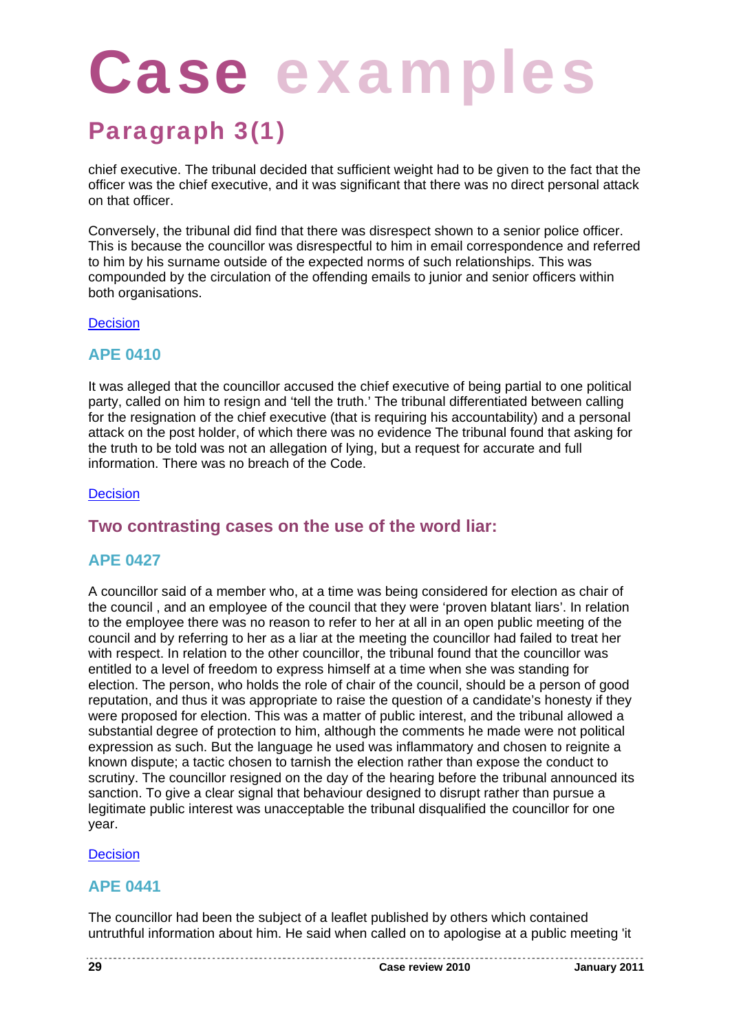# Case examples

## Paragraph 3(1)

chief executive. The tribunal decided that sufficient weight had to be given to the fact that the officer was the chief executive, and it was significant that there was no direct personal attack on that officer.

Conversely, the tribunal did find that there was disrespect shown to a senior police officer. This is because the councillor was disrespectful to him in email correspondence and referred to him by his surname outside of the expected norms of such relationships. This was compounded by the circulation of the offending emails to junior and senior officers within both organisations.

Decision

### APE 0410

It was alleged that the councillor accused the chief executive of being partial to one political party, called on him to resign and 'tell the truth.' The tribunal differentiated between calling for the resignation of the chief executive (that is requiring his accountability) and a personal attack on the post holder, of which there was no evidence The tribunal found that asking for the truth to be told was not an allegation of lying, but a request for accurate and full information. There was no breach of the Code.

Decision

### Two contrasting cases on the use of the word liar:

### APE 0427

A councillor said of a member who, at a time was being considered for election as chair of the council , and an employee of the council that they were 'proven blatant liars'. In relation to the employee there was no reason to refer to her at all in an open public meeting of the council and by referring to her as a liar at the meeting the councillor had failed to treat her with respect. In relation to the other councillor, the tribunal found that the councillor was entitled to a level of freedom to express himself at a time when she was standing for election. The person, who holds the role of chair of the council, should be a person of good reputation, and thus it was appropriate to raise the question of a candidate's honesty if they were proposed for election. This was a matter of public interest, and the tribunal allowed a substantial degree of protection to him, although the comments he made were not political expression as such. But the language he used was inflammatory and chosen to reignite a known dispute; a tactic chosen to tarnish the election rather than expose the conduct to scrutiny. The councillor resigned on the day of the hearing before the tribunal announced its sanction. To give a clear signal that behaviour designed to disrupt rather than pursue a legitimate public interest was unacceptable the tribunal disqualified the councillor for one year.

Decision

### APE 0441

The councillor had been the subject of a leaflet published by others which contained untruthful information about him. He said when called on to apologise at a public meeting 'it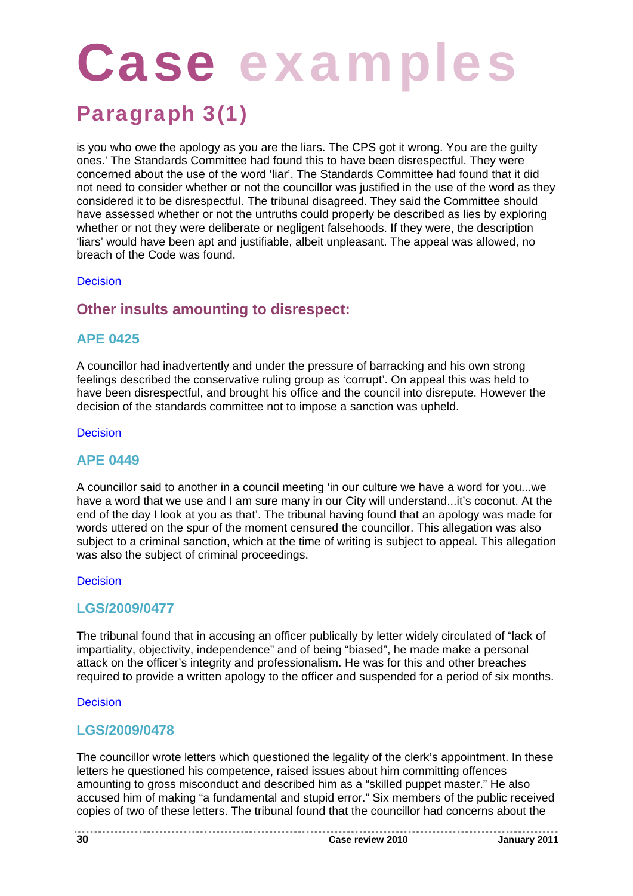# Case examples

## Paragraph 3(1)

is you who owe the apology as you are the liars. The CPS got it wrong. You are the guilty ones.' The Standards Committee had found this to have been disrespectful. They were concerned about the use of the word 'liar'. The Standards Committee had found that it did not need to consider whether or not the councillor was justified in the use of the word as they considered it to be disrespectful. The tribunal disagreed. They said the Committee should have assessed whether or not the untruths could properly be described as lies by exploring whether or not they were deliberate or negligent falsehoods. If they were, the description 'liars' would have been apt and justifiable, albeit unpleasant. The appeal was allowed, no breach of the Code was found.

Decision

### Other insults amounting to disrespect:

### APE 0425

A councillor had inadvertently and under the pressure of barracking and his own strong feelings described the conservative ruling group as 'corrupt'. On appeal this was held to have been disrespectful, and brought his office and the council into disrepute. However the decision of the standards committee not to impose a sanction was upheld.

Decision

### APE 0449

A councillor said to another in a council meeting 'in our culture we have a word for you...we have a word that we use and I am sure many in our City will understand...it's coconut. At the end of the day I look at you as that'. The tribunal having found that an apology was made for words uttered on the spur of the moment censured the councillor. This allegation was also subject to a criminal sanction, which at the time of writing is subject to appeal. This allegation was also the subject of criminal proceedings.

Decision

### LGS/2009/0477

The tribunal found that in accusing an officer publically by letter widely circulated of "lack of impartiality, objectivity, independence" and of being "biased", he made make a personal attack on the officer's integrity and professionalism. He was for this and other breaches required to provide a written apology to the officer and suspended for a period of six months.

Decision

### LGS/2009/0478

The councillor wrote letters which questioned the legality of the clerk's appointment. In these letters he questioned his competence, raised issues about him committing offences amounting to gross misconduct and described him as a "skilled puppet master." He also accused him of making "a fundamental and stupid error." Six members of the public received copies of two of these letters. The tribunal found that the councillor had concerns about the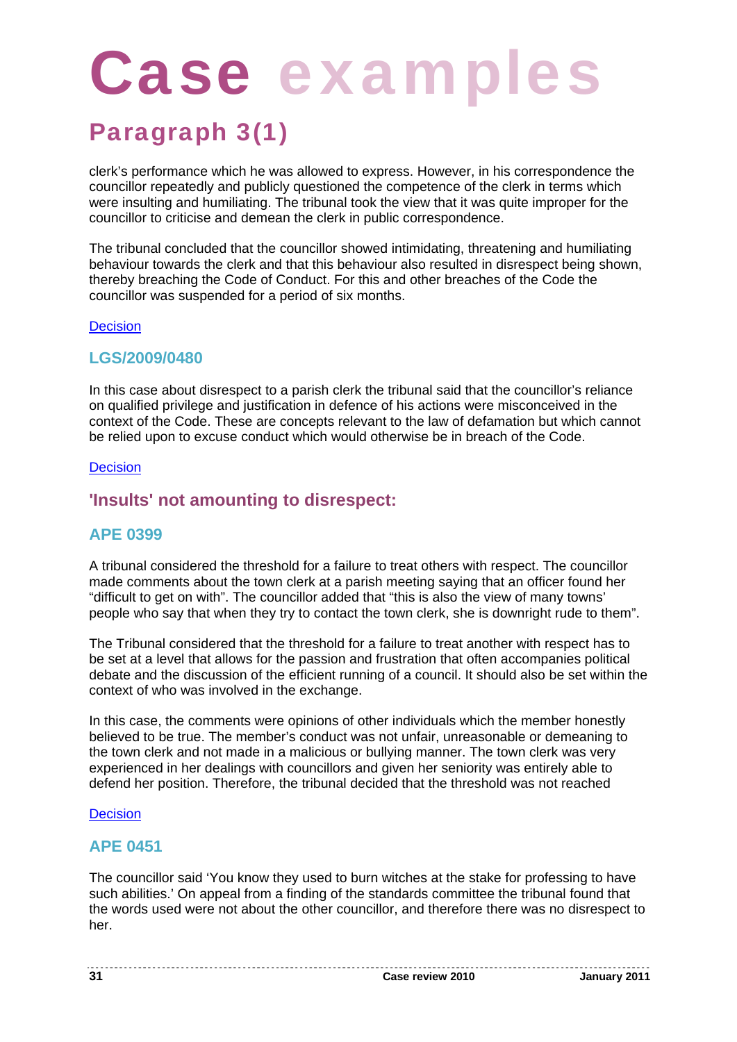# Case examples

## Paragraph 3(1)

clerk's performance which he was allowed to express. However, in his correspondence the councillor repeatedly and publicly questioned the competence of the clerk in terms which were insulting and humiliating. The tribunal took the view that it was quite improper for the councillor to criticise and demean the clerk in public correspondence.

The tribunal concluded that the councillor showed intimidating, threatening and humiliating behaviour towards the clerk and that this behaviour also resulted in disrespect being shown, thereby breaching the Code of Conduct. For this and other breaches of the Code the councillor was suspended for a period of six months.

Decision

### LGS/2009/0480

In this case about disrespect to a parish clerk the tribunal said that the councillor's reliance on qualified privilege and justification in defence of his actions were misconceived in the context of the Code. These are concepts relevant to the law of defamation but which cannot be relied upon to excuse conduct which would otherwise be in breach of the Code.

Decision

## 'Insults' not amounting to disrespect:

### APE 0399

A tribunal considered the threshold for a failure to treat others with respect. The councillor made comments about the town clerk at a parish meeting saying that an officer found her "difficult to get on with". The councillor added that "this is also the view of many towns' people who say that when they try to contact the town clerk, she is downright rude to them".

The Tribunal considered that the threshold for a failure to treat another with respect has to be set at a level that allows for the passion and frustration that often accompanies political debate and the discussion of the efficient running of a council. It should also be set within the context of who was involved in the exchange.

In this case, the comments were opinions of other individuals which the member honestly believed to be true. The member's conduct was not unfair, unreasonable or demeaning to the town clerk and not made in a malicious or bullying manner. The town clerk was very experienced in her dealings with councillors and given her seniority was entirely able to defend her position. Therefore, the tribunal decided that the threshold was not reached

Decision

### APE 0451

The councillor said 'You know they used to burn witches at the stake for professing to have such abilities.' On appeal from a finding of the standards committee the tribunal found that the words used were not about the other councillor, and therefore there was no disrespect to her.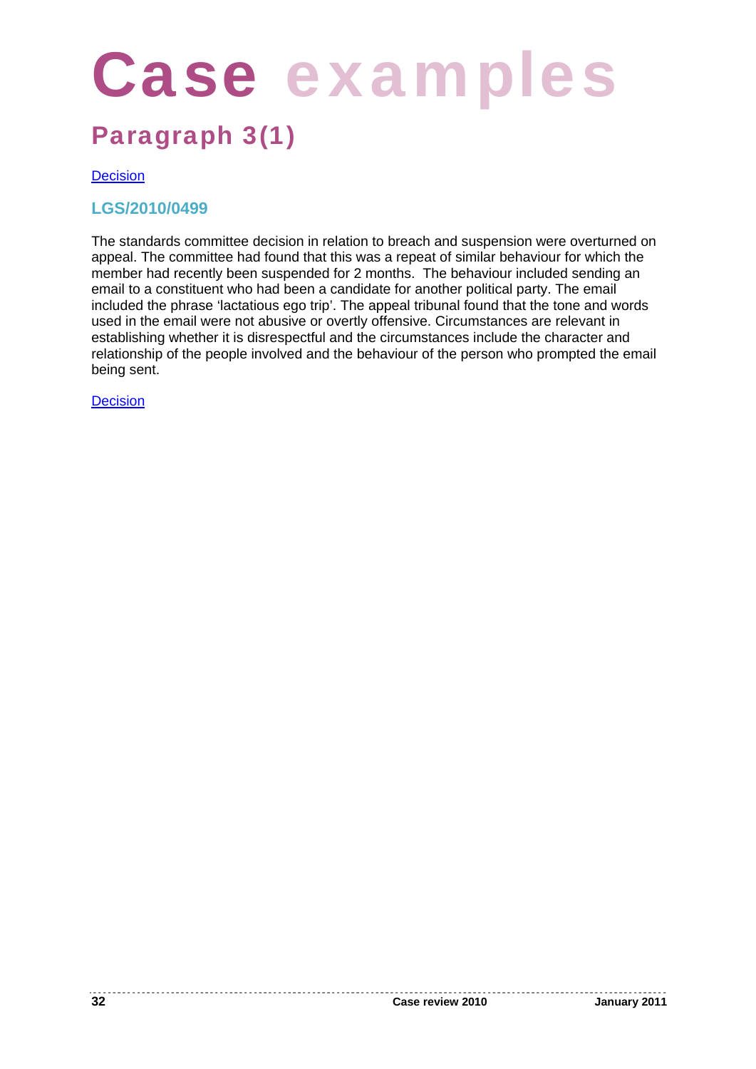# Case examples

## Paragraph 3(1)

Decision

### LGS/2010/0499

The standards committee decision in relation to breach and suspension were overturned on appeal. The committee had found that this was a repeat of similar behaviour for which the member had recently been suspended for 2 months. The behaviour included sending an email to a constituent who had been a candidate for another political party. The email included the phrase 'lactatious ego trip'. The appeal tribunal found that the tone and words used in the email were not abusive or overtly offensive. Circumstances are relevant in establishing whether it is disrespectful and the circumstances include the character and relationship of the people involved and the behaviour of the person who prompted the email being sent.

Decision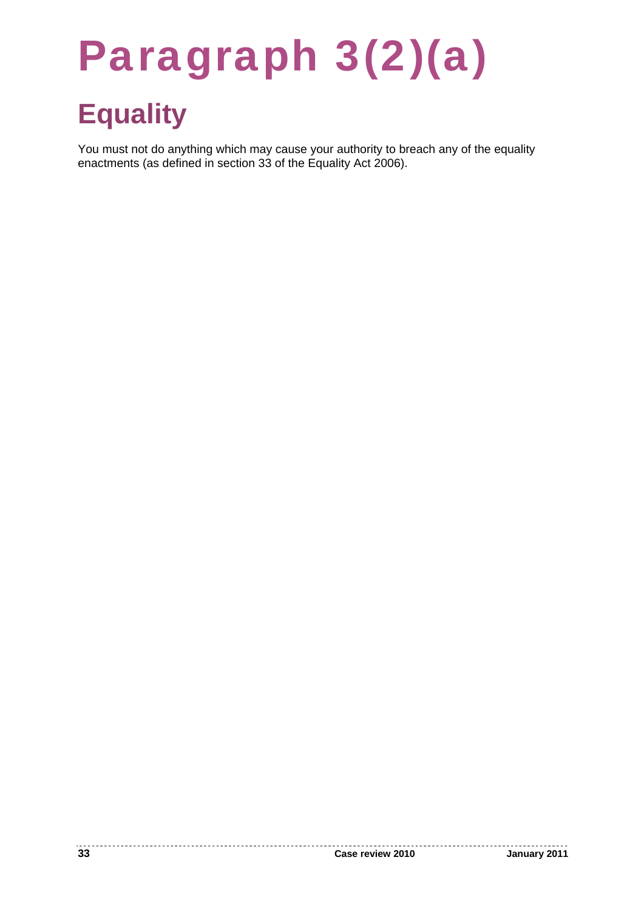# Paragraph 3(2)(a)

## Equality

You must not do anything which may cause your authority to breach any of the equality enactments (as defined in section 33 of the Equality Act 2006).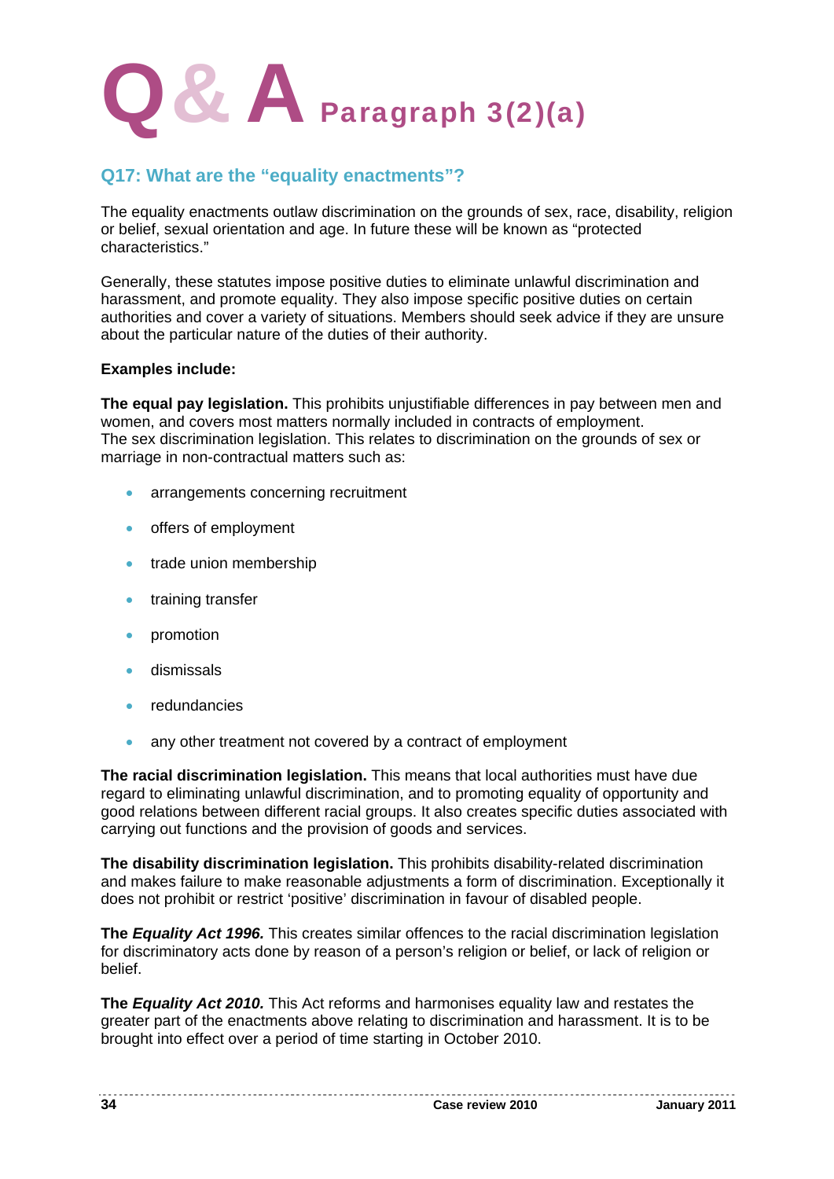# Q & A Paragraph 3(2)(a)

## Q17: What are the "equality enactments"?

The equality enactments outlaw discrimination on the grounds of sex, race, disability, religion or belief, sexual orientation and age. In future these will be known as "protected characteristics."

Generally, these statutes impose positive duties to eliminate unlawful discrimination and harassment, and promote equality. They also impose specific positive duties on certain authorities and cover a variety of situations. Members should seek advice if they are unsure about the particular nature of the duties of their authority.

**Examples include:**

**The equal pay legislation.** This prohibits unjustifiable differences in pay between men and women, and covers most matters normally included in contracts of employment.
The sex discrimination legislation. This relates to discrimination on the grounds of sex or marriage in non-contractual matters such as:

- arrangements concerning recruitment
- offers of employment
- trade union membership
- training transfer
- promotion
- dismissals
- redundancies
- any other treatment not covered by a contract of employment

**The racial discrimination legislation.** This means that local authorities must have due regard to eliminating unlawful discrimination, and to promoting equality of opportunity and good relations between different racial groups. It also creates specific duties associated with carrying out functions and the provision of goods and services.

**The disability discrimination legislation.** This prohibits disability-related discrimination and makes failure to make reasonable adjustments a form of discrimination. Exceptionally it does not prohibit or restrict 'positive' discrimination in favour of disabled people.

**The *Equality Act 1996.*** This creates similar offences to the racial discrimination legislation for discriminatory acts done by reason of a person's religion or belief, or lack of religion or belief.

**The *Equality Act 2010.*** This Act reforms and harmonises equality law and restates the greater part of the enactments above relating to discrimination and harassment. It is to be brought into effect over a period of time starting in October 2010.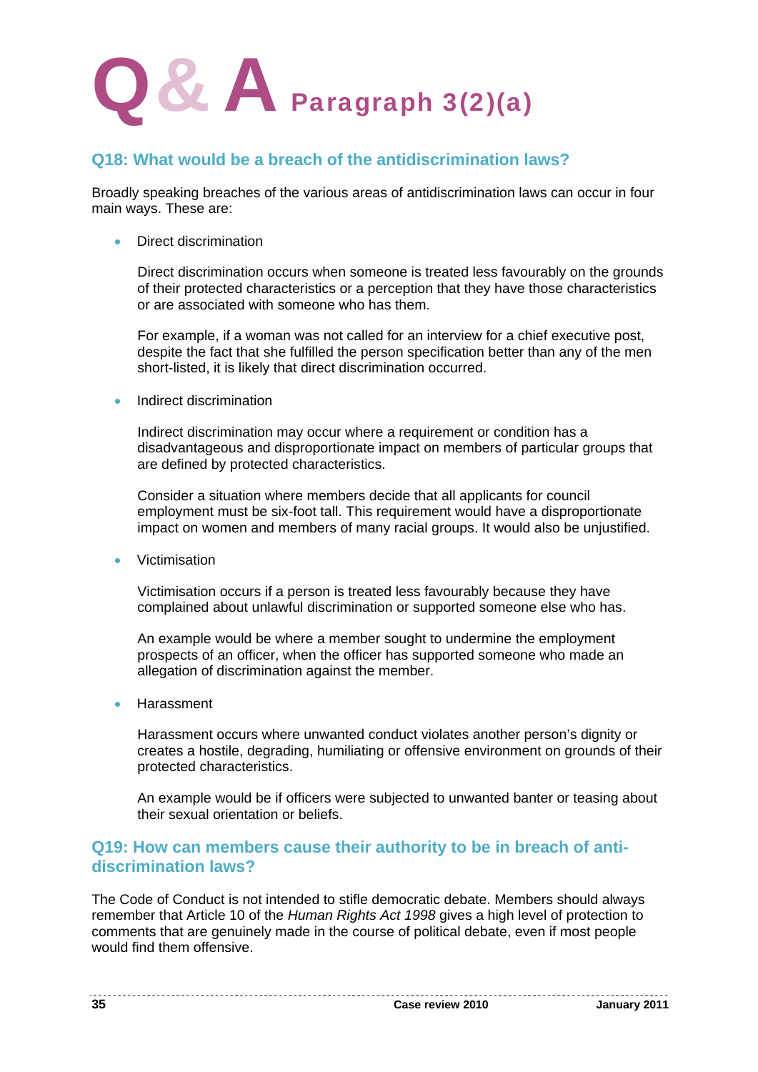# Q & A Paragraph 3(2)(a)

## Q18: What would be a breach of the antidiscrimination laws?

Broadly speaking breaches of the various areas of antidiscrimination laws can occur in four main ways. These are:

- Direct discrimination

  Direct discrimination occurs when someone is treated less favourably on the grounds of their protected characteristics or a perception that they have those characteristics or are associated with someone who has them.

  For example, if a woman was not called for an interview for a chief executive post, despite the fact that she fulfilled the person specification better than any of the men short-listed, it is likely that direct discrimination occurred.

- Indirect discrimination

  Indirect discrimination may occur where a requirement or condition has a disadvantageous and disproportionate impact on members of particular groups that are defined by protected characteristics.

  Consider a situation where members decide that all applicants for council employment must be six-foot tall. This requirement would have a disproportionate impact on women and members of many racial groups. It would also be unjustified.

- Victimisation

  Victimisation occurs if a person is treated less favourably because they have complained about unlawful discrimination or supported someone else who has.

  An example would be where a member sought to undermine the employment prospects of an officer, when the officer has supported someone who made an allegation of discrimination against the member.

- Harassment

  Harassment occurs where unwanted conduct violates another person's dignity or creates a hostile, degrading, humiliating or offensive environment on grounds of their protected characteristics.

  An example would be if officers were subjected to unwanted banter or teasing about their sexual orientation or beliefs.

## Q19: How can members cause their authority to be in breach of anti-discrimination laws?

The Code of Conduct is not intended to stifle democratic debate. Members should always remember that Article 10 of the *Human Rights Act 1998* gives a high level of protection to comments that are genuinely made in the course of political debate, even if most people would find them offensive.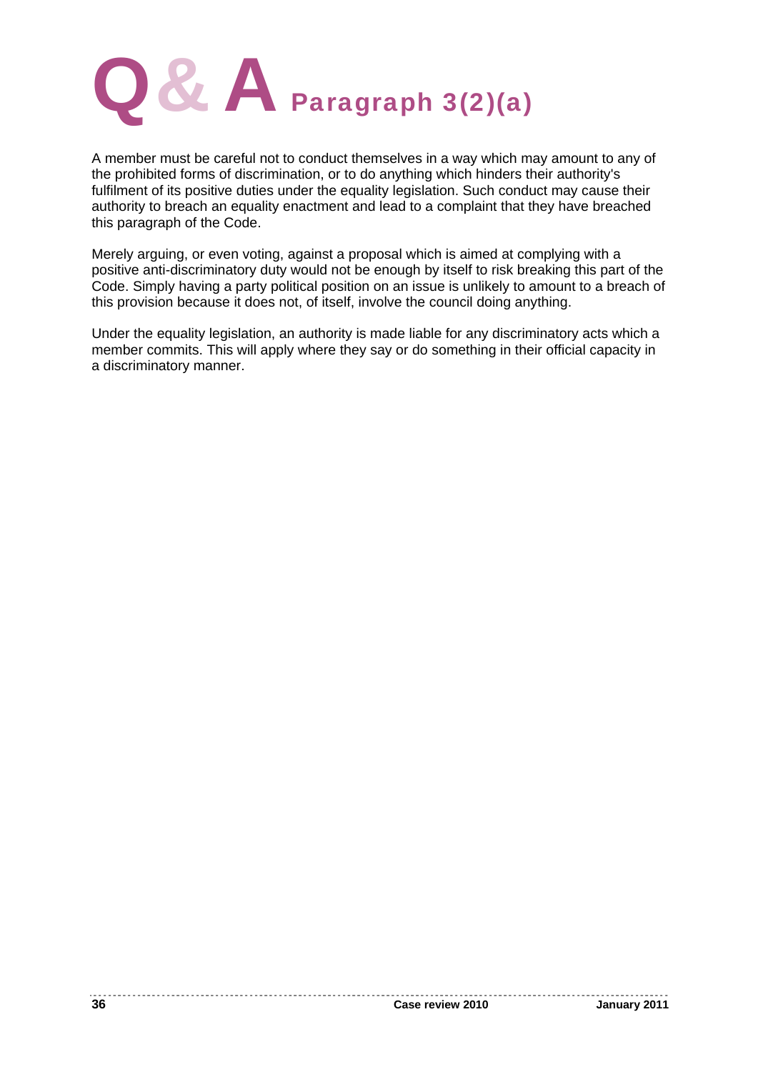# Q & A Paragraph 3(2)(a)

A member must be careful not to conduct themselves in a way which may amount to any of the prohibited forms of discrimination, or to do anything which hinders their authority's fulfilment of its positive duties under the equality legislation. Such conduct may cause their authority to breach an equality enactment and lead to a complaint that they have breached this paragraph of the Code.

Merely arguing, or even voting, against a proposal which is aimed at complying with a positive anti-discriminatory duty would not be enough by itself to risk breaking this part of the Code. Simply having a party political position on an issue is unlikely to amount to a breach of this provision because it does not, of itself, involve the council doing anything.

Under the equality legislation, an authority is made liable for any discriminatory acts which a member commits. This will apply where they say or do something in their official capacity in a discriminatory manner.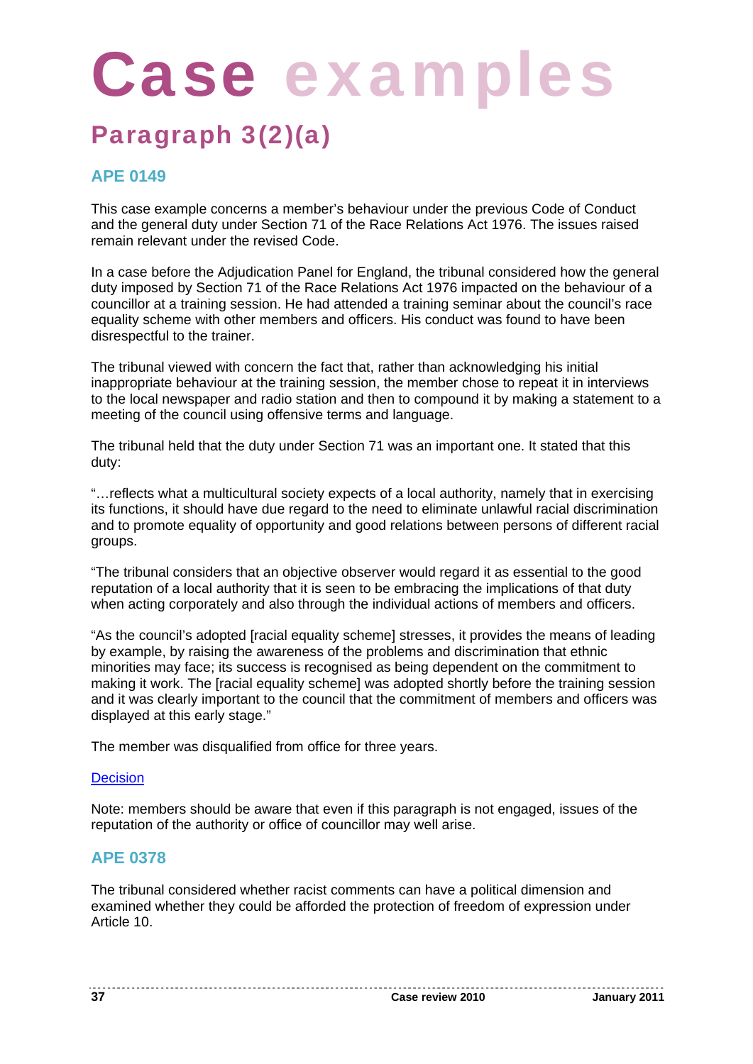# Case examples

## Paragraph 3(2)(a)

### APE 0149

This case example concerns a member's behaviour under the previous Code of Conduct and the general duty under Section 71 of the Race Relations Act 1976. The issues raised remain relevant under the revised Code.

In a case before the Adjudication Panel for England, the tribunal considered how the general duty imposed by Section 71 of the Race Relations Act 1976 impacted on the behaviour of a councillor at a training session. He had attended a training seminar about the council's race equality scheme with other members and officers. His conduct was found to have been disrespectful to the trainer.

The tribunal viewed with concern the fact that, rather than acknowledging his initial inappropriate behaviour at the training session, the member chose to repeat it in interviews to the local newspaper and radio station and then to compound it by making a statement to a meeting of the council using offensive terms and language.

The tribunal held that the duty under Section 71 was an important one. It stated that this duty:

"…reflects what a multicultural society expects of a local authority, namely that in exercising its functions, it should have due regard to the need to eliminate unlawful racial discrimination and to promote equality of opportunity and good relations between persons of different racial groups.

"The tribunal considers that an objective observer would regard it as essential to the good reputation of a local authority that it is seen to be embracing the implications of that duty when acting corporately and also through the individual actions of members and officers.

"As the council's adopted [racial equality scheme] stresses, it provides the means of leading by example, by raising the awareness of the problems and discrimination that ethnic minorities may face; its success is recognised as being dependent on the commitment to making it work. The [racial equality scheme] was adopted shortly before the training session and it was clearly important to the council that the commitment of members and officers was displayed at this early stage."

The member was disqualified from office for three years.

Decision

Note: members should be aware that even if this paragraph is not engaged, issues of the reputation of the authority or office of councillor may well arise.

### APE 0378

The tribunal considered whether racist comments can have a political dimension and examined whether they could be afforded the protection of freedom of expression under Article 10.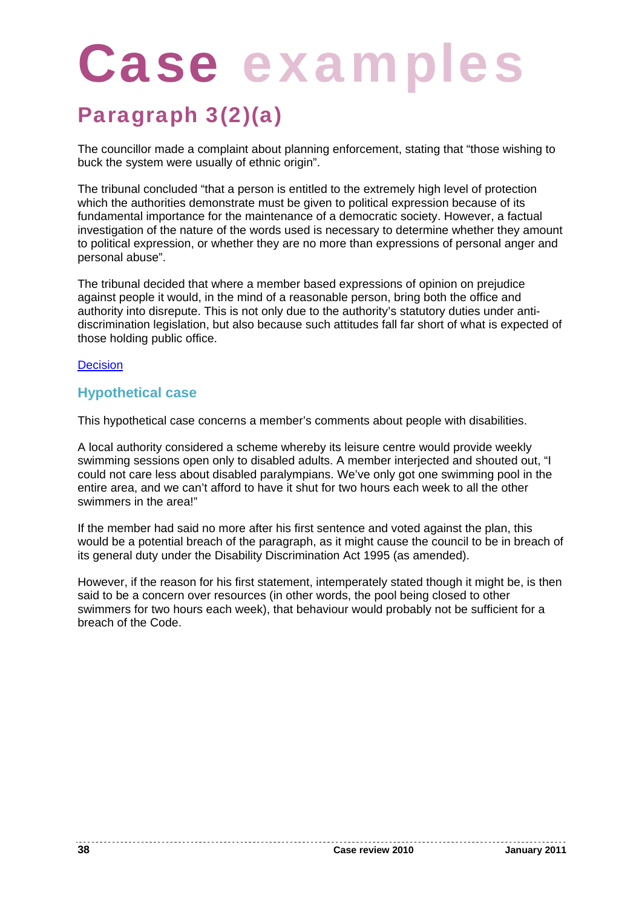# Case examples

## Paragraph 3(2)(a)

The councillor made a complaint about planning enforcement, stating that "those wishing to buck the system were usually of ethnic origin".

The tribunal concluded "that a person is entitled to the extremely high level of protection which the authorities demonstrate must be given to political expression because of its fundamental importance for the maintenance of a democratic society. However, a factual investigation of the nature of the words used is necessary to determine whether they amount to political expression, or whether they are no more than expressions of personal anger and personal abuse".

The tribunal decided that where a member based expressions of opinion on prejudice against people it would, in the mind of a reasonable person, bring both the office and authority into disrepute. This is not only due to the authority's statutory duties under anti-discrimination legislation, but also because such attitudes fall far short of what is expected of those holding public office.

Decision

### Hypothetical case

This hypothetical case concerns a member's comments about people with disabilities.

A local authority considered a scheme whereby its leisure centre would provide weekly swimming sessions open only to disabled adults. A member interjected and shouted out, "I could not care less about disabled paralympians. We've only got one swimming pool in the entire area, and we can't afford to have it shut for two hours each week to all the other swimmers in the area!"

If the member had said no more after his first sentence and voted against the plan, this would be a potential breach of the paragraph, as it might cause the council to be in breach of its general duty under the Disability Discrimination Act 1995 (as amended).

However, if the reason for his first statement, intemperately stated though it might be, is then said to be a concern over resources (in other words, the pool being closed to other swimmers for two hours each week), that behaviour would probably not be sufficient for a breach of the Code.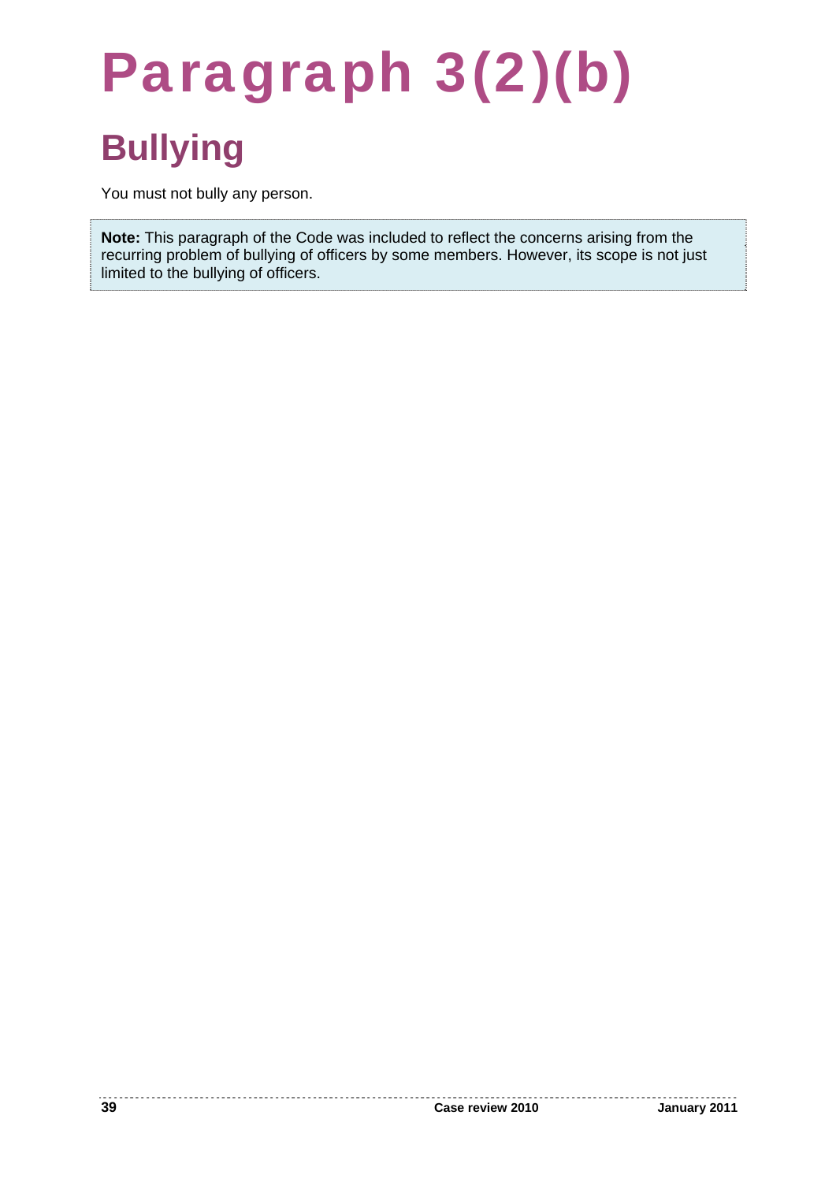# Paragraph 3(2)(b)

## Bullying

You must not bully any person.

> **Note:** This paragraph of the Code was included to reflect the concerns arising from the recurring problem of bullying of officers by some members. However, its scope is not just limited to the bullying of officers.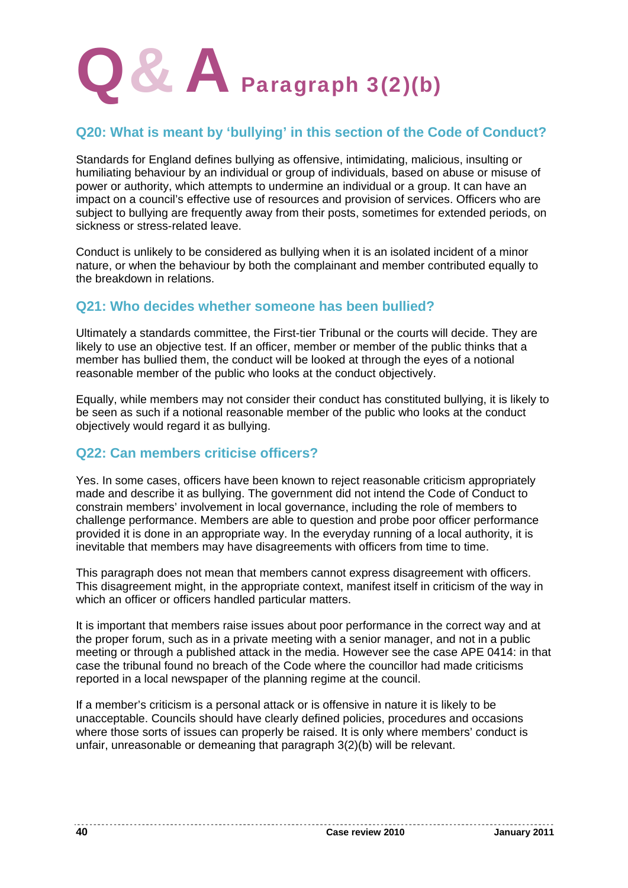# Q & A Paragraph 3(2)(b)

## Q20: What is meant by 'bullying' in this section of the Code of Conduct?

Standards for England defines bullying as offensive, intimidating, malicious, insulting or humiliating behaviour by an individual or group of individuals, based on abuse or misuse of power or authority, which attempts to undermine an individual or a group. It can have an impact on a council's effective use of resources and provision of services. Officers who are subject to bullying are frequently away from their posts, sometimes for extended periods, on sickness or stress-related leave.

Conduct is unlikely to be considered as bullying when it is an isolated incident of a minor nature, or when the behaviour by both the complainant and member contributed equally to the breakdown in relations.

## Q21: Who decides whether someone has been bullied?

Ultimately a standards committee, the First-tier Tribunal or the courts will decide. They are likely to use an objective test. If an officer, member or member of the public thinks that a member has bullied them, the conduct will be looked at through the eyes of a notional reasonable member of the public who looks at the conduct objectively.

Equally, while members may not consider their conduct has constituted bullying, it is likely to be seen as such if a notional reasonable member of the public who looks at the conduct objectively would regard it as bullying.

## Q22: Can members criticise officers?

Yes. In some cases, officers have been known to reject reasonable criticism appropriately made and describe it as bullying. The government did not intend the Code of Conduct to constrain members' involvement in local governance, including the role of members to challenge performance. Members are able to question and probe poor officer performance provided it is done in an appropriate way. In the everyday running of a local authority, it is inevitable that members may have disagreements with officers from time to time.

This paragraph does not mean that members cannot express disagreement with officers. This disagreement might, in the appropriate context, manifest itself in criticism of the way in which an officer or officers handled particular matters.

It is important that members raise issues about poor performance in the correct way and at the proper forum, such as in a private meeting with a senior manager, and not in a public meeting or through a published attack in the media. However see the case APE 0414: in that case the tribunal found no breach of the Code where the councillor had made criticisms reported in a local newspaper of the planning regime at the council.

If a member's criticism is a personal attack or is offensive in nature it is likely to be unacceptable. Councils should have clearly defined policies, procedures and occasions where those sorts of issues can properly be raised. It is only where members' conduct is unfair, unreasonable or demeaning that paragraph 3(2)(b) will be relevant.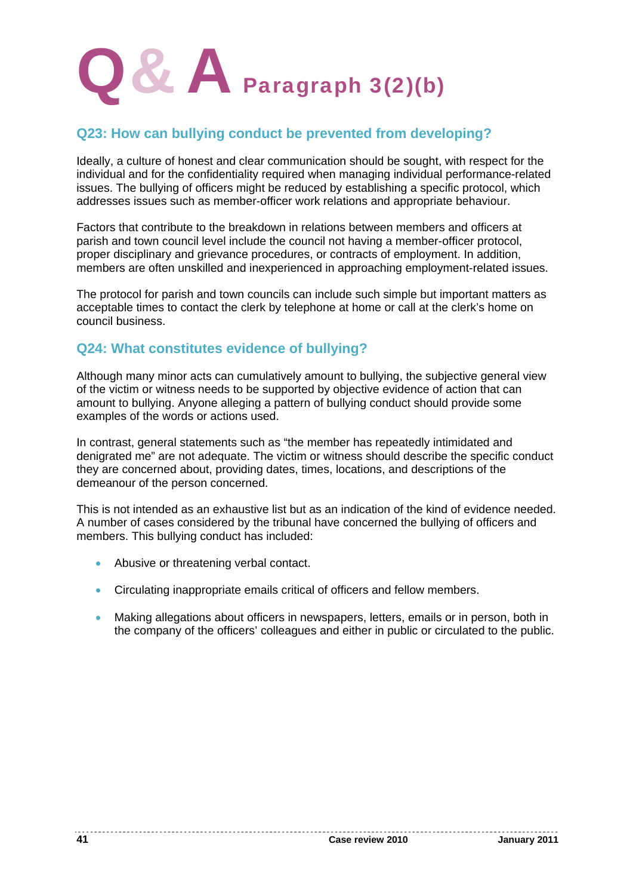# Q & A Paragraph 3(2)(b)

## Q23: How can bullying conduct be prevented from developing?

Ideally, a culture of honest and clear communication should be sought, with respect for the individual and for the confidentiality required when managing individual performance-related issues. The bullying of officers might be reduced by establishing a specific protocol, which addresses issues such as member-officer work relations and appropriate behaviour.

Factors that contribute to the breakdown in relations between members and officers at parish and town council level include the council not having a member-officer protocol, proper disciplinary and grievance procedures, or contracts of employment. In addition, members are often unskilled and inexperienced in approaching employment-related issues.

The protocol for parish and town councils can include such simple but important matters as acceptable times to contact the clerk by telephone at home or call at the clerk's home on council business.

## Q24: What constitutes evidence of bullying?

Although many minor acts can cumulatively amount to bullying, the subjective general view of the victim or witness needs to be supported by objective evidence of action that can amount to bullying. Anyone alleging a pattern of bullying conduct should provide some examples of the words or actions used.

In contrast, general statements such as "the member has repeatedly intimidated and denigrated me" are not adequate. The victim or witness should describe the specific conduct they are concerned about, providing dates, times, locations, and descriptions of the demeanour of the person concerned.

This is not intended as an exhaustive list but as an indication of the kind of evidence needed. A number of cases considered by the tribunal have concerned the bullying of officers and members. This bullying conduct has included:

- Abusive or threatening verbal contact.
- Circulating inappropriate emails critical of officers and fellow members.
- Making allegations about officers in newspapers, letters, emails or in person, both in the company of the officers' colleagues and either in public or circulated to the public.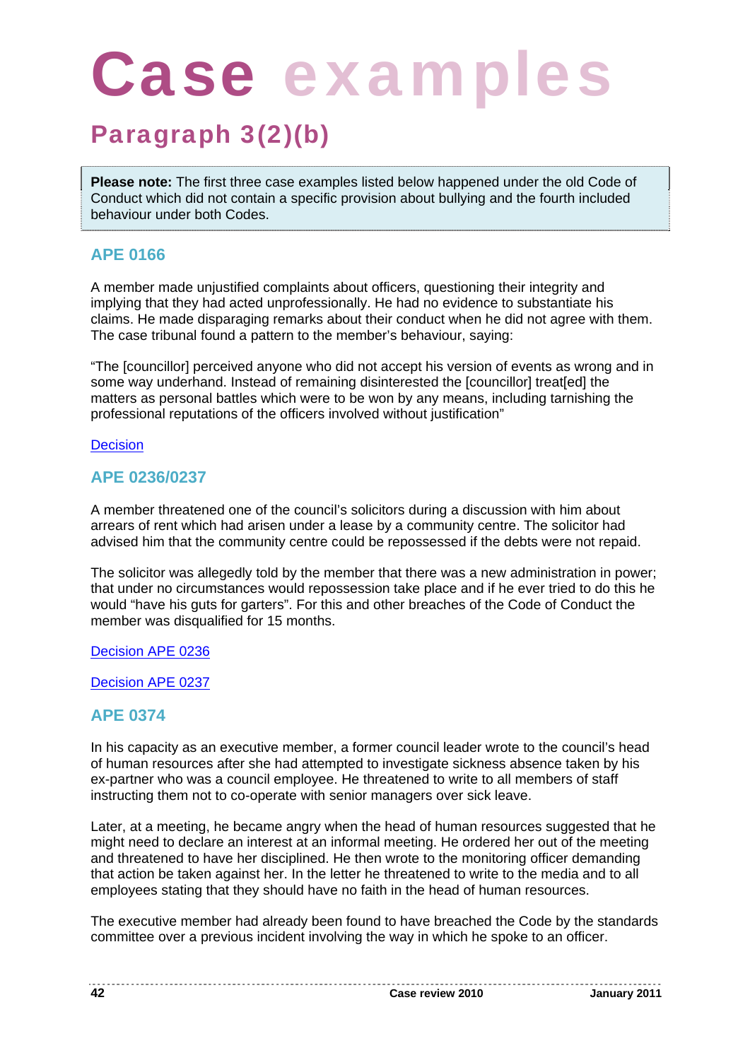# Case examples

## Paragraph 3(2)(b)

**Please note:** The first three case examples listed below happened under the old Code of Conduct which did not contain a specific provision about bullying and the fourth included behaviour under both Codes.

### APE 0166

A member made unjustified complaints about officers, questioning their integrity and implying that they had acted unprofessionally. He had no evidence to substantiate his claims. He made disparaging remarks about their conduct when he did not agree with them. The case tribunal found a pattern to the member's behaviour, saying:

"The [councillor] perceived anyone who did not accept his version of events as wrong and in some way underhand. Instead of remaining disinterested the [councillor] treat[ed] the matters as personal battles which were to be won by any means, including tarnishing the professional reputations of the officers involved without justification"

Decision

### APE 0236/0237

A member threatened one of the council's solicitors during a discussion with him about arrears of rent which had arisen under a lease by a community centre. The solicitor had advised him that the community centre could be repossessed if the debts were not repaid.

The solicitor was allegedly told by the member that there was a new administration in power; that under no circumstances would repossession take place and if he ever tried to do this he would "have his guts for garters". For this and other breaches of the Code of Conduct the member was disqualified for 15 months.

Decision APE 0236

Decision APE 0237

### APE 0374

In his capacity as an executive member, a former council leader wrote to the council's head of human resources after she had attempted to investigate sickness absence taken by his ex-partner who was a council employee. He threatened to write to all members of staff instructing them not to co-operate with senior managers over sick leave.

Later, at a meeting, he became angry when the head of human resources suggested that he might need to declare an interest at an informal meeting. He ordered her out of the meeting and threatened to have her disciplined. He then wrote to the monitoring officer demanding that action be taken against her. In the letter he threatened to write to the media and to all employees stating that they should have no faith in the head of human resources.

The executive member had already been found to have breached the Code by the standards committee over a previous incident involving the way in which he spoke to an officer.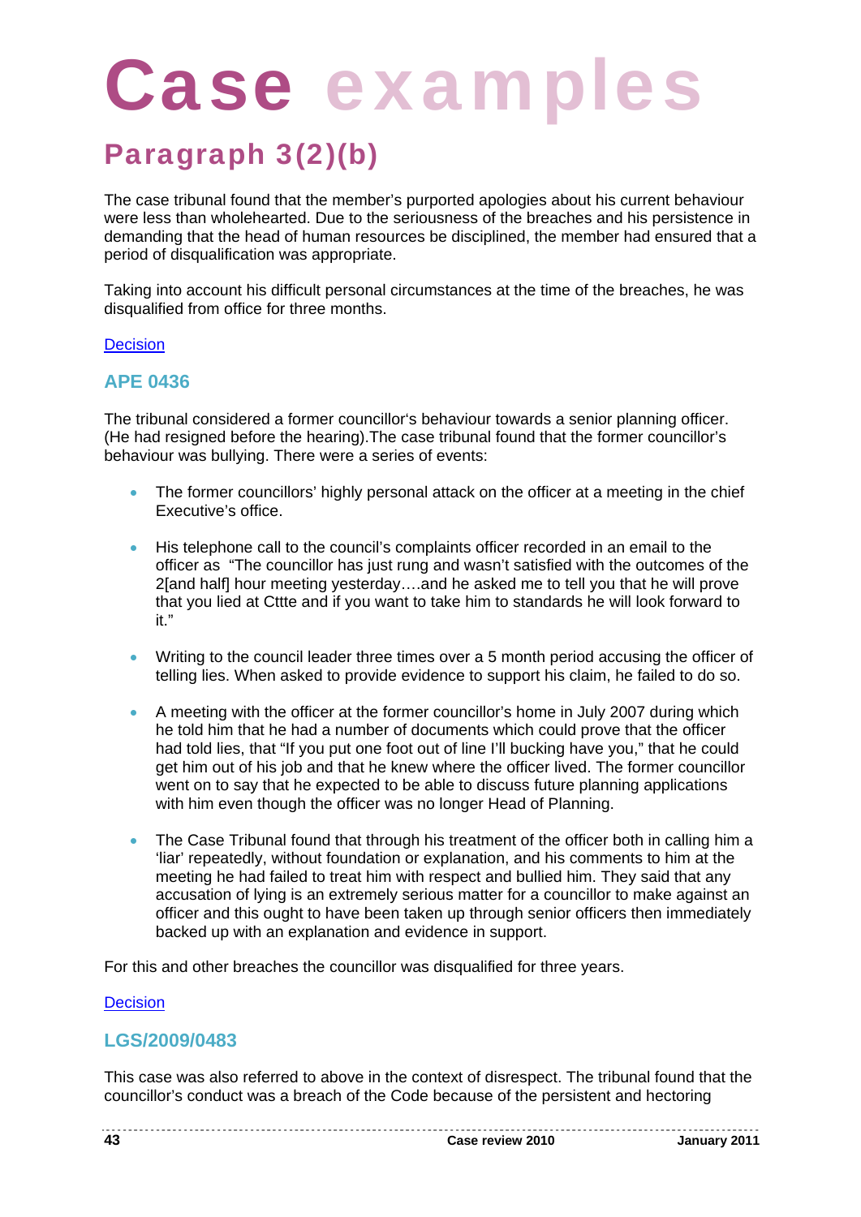# Case examples

## Paragraph 3(2)(b)

The case tribunal found that the member's purported apologies about his current behaviour were less than wholehearted. Due to the seriousness of the breaches and his persistence in demanding that the head of human resources be disciplined, the member had ensured that a period of disqualification was appropriate.

Taking into account his difficult personal circumstances at the time of the breaches, he was disqualified from office for three months.

Decision

### APE 0436

The tribunal considered a former councillor's behaviour towards a senior planning officer. (He had resigned before the hearing).The case tribunal found that the former councillor's behaviour was bullying. There were a series of events:

- The former councillors' highly personal attack on the officer at a meeting in the chief Executive's office.
- His telephone call to the council's complaints officer recorded in an email to the officer as "The councillor has just rung and wasn't satisfied with the outcomes of the 2[and half] hour meeting yesterday….and he asked me to tell you that he will prove that you lied at Cttte and if you want to take him to standards he will look forward to it."
- Writing to the council leader three times over a 5 month period accusing the officer of telling lies. When asked to provide evidence to support his claim, he failed to do so.
- A meeting with the officer at the former councillor's home in July 2007 during which he told him that he had a number of documents which could prove that the officer had told lies, that "If you put one foot out of line I'll bucking have you," that he could get him out of his job and that he knew where the officer lived. The former councillor went on to say that he expected to be able to discuss future planning applications with him even though the officer was no longer Head of Planning.
- The Case Tribunal found that through his treatment of the officer both in calling him a 'liar' repeatedly, without foundation or explanation, and his comments to him at the meeting he had failed to treat him with respect and bullied him. They said that any accusation of lying is an extremely serious matter for a councillor to make against an officer and this ought to have been taken up through senior officers then immediately backed up with an explanation and evidence in support.

For this and other breaches the councillor was disqualified for three years.

Decision

### LGS/2009/0483

This case was also referred to above in the context of disrespect. The tribunal found that the councillor's conduct was a breach of the Code because of the persistent and hectoring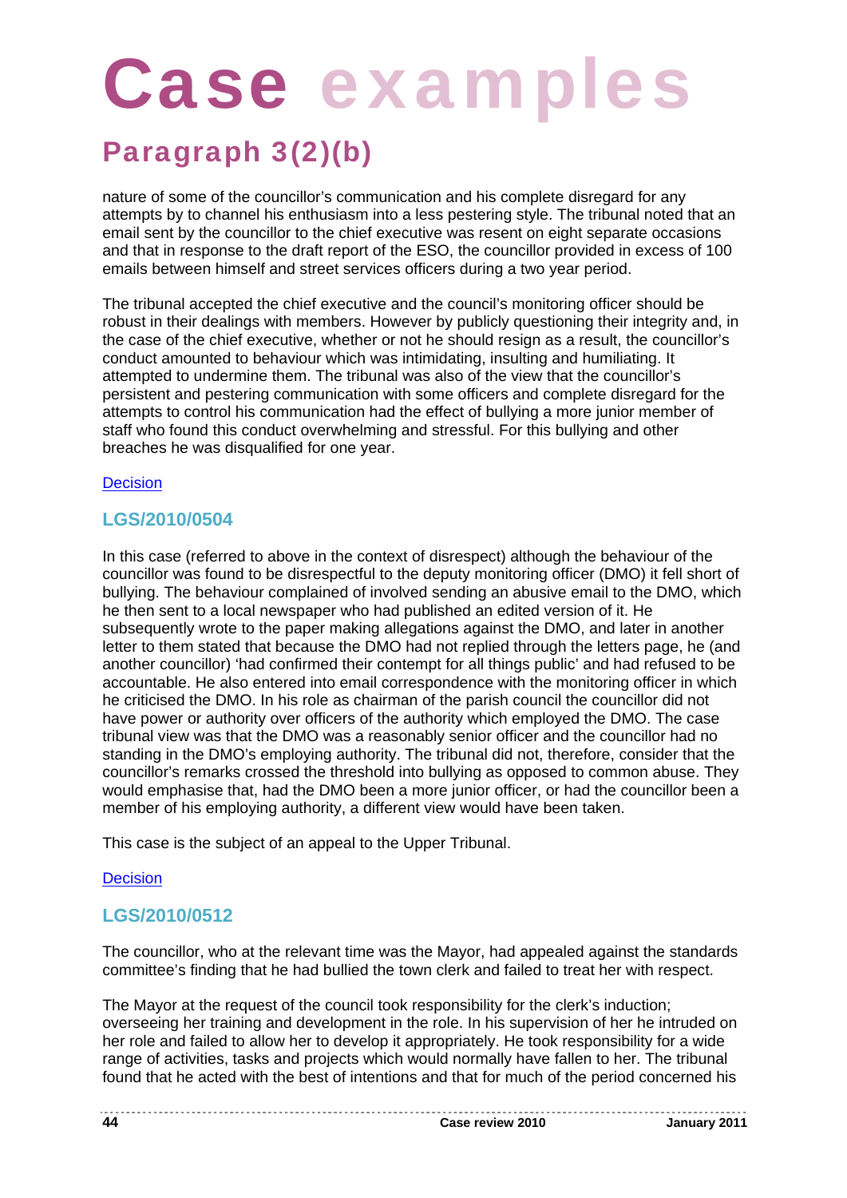# Case examples

## Paragraph 3(2)(b)

nature of some of the councillor's communication and his complete disregard for any attempts by to channel his enthusiasm into a less pestering style. The tribunal noted that an email sent by the councillor to the chief executive was resent on eight separate occasions and that in response to the draft report of the ESO, the councillor provided in excess of 100 emails between himself and street services officers during a two year period.

The tribunal accepted the chief executive and the council's monitoring officer should be robust in their dealings with members. However by publicly questioning their integrity and, in the case of the chief executive, whether or not he should resign as a result, the councillor's conduct amounted to behaviour which was intimidating, insulting and humiliating. It attempted to undermine them. The tribunal was also of the view that the councillor's persistent and pestering communication with some officers and complete disregard for the attempts to control his communication had the effect of bullying a more junior member of staff who found this conduct overwhelming and stressful. For this bullying and other breaches he was disqualified for one year.

Decision

### LGS/2010/0504

In this case (referred to above in the context of disrespect) although the behaviour of the councillor was found to be disrespectful to the deputy monitoring officer (DMO) it fell short of bullying. The behaviour complained of involved sending an abusive email to the DMO, which he then sent to a local newspaper who had published an edited version of it. He subsequently wrote to the paper making allegations against the DMO, and later in another letter to them stated that because the DMO had not replied through the letters page, he (and another councillor) 'had confirmed their contempt for all things public' and had refused to be accountable. He also entered into email correspondence with the monitoring officer in which he criticised the DMO. In his role as chairman of the parish council the councillor did not have power or authority over officers of the authority which employed the DMO. The case tribunal view was that the DMO was a reasonably senior officer and the councillor had no standing in the DMO's employing authority. The tribunal did not, therefore, consider that the councillor's remarks crossed the threshold into bullying as opposed to common abuse. They would emphasise that, had the DMO been a more junior officer, or had the councillor been a member of his employing authority, a different view would have been taken.

This case is the subject of an appeal to the Upper Tribunal.

Decision

### LGS/2010/0512

The councillor, who at the relevant time was the Mayor, had appealed against the standards committee's finding that he had bullied the town clerk and failed to treat her with respect.

The Mayor at the request of the council took responsibility for the clerk's induction; overseeing her training and development in the role. In his supervision of her he intruded on her role and failed to allow her to develop it appropriately. He took responsibility for a wide range of activities, tasks and projects which would normally have fallen to her. The tribunal found that he acted with the best of intentions and that for much of the period concerned his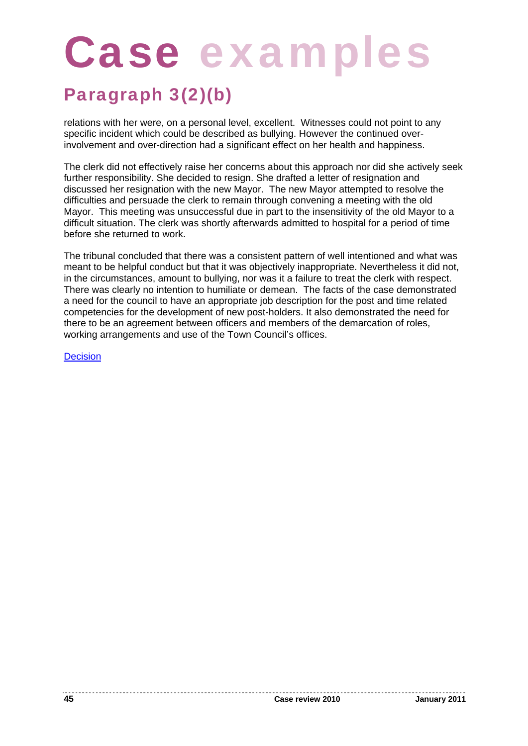# Case examples

## Paragraph 3(2)(b)

relations with her were, on a personal level, excellent. Witnesses could not point to any specific incident which could be described as bullying. However the continued over-involvement and over-direction had a significant effect on her health and happiness.

The clerk did not effectively raise her concerns about this approach nor did she actively seek further responsibility. She decided to resign. She drafted a letter of resignation and discussed her resignation with the new Mayor. The new Mayor attempted to resolve the difficulties and persuade the clerk to remain through convening a meeting with the old Mayor. This meeting was unsuccessful due in part to the insensitivity of the old Mayor to a difficult situation. The clerk was shortly afterwards admitted to hospital for a period of time before she returned to work.

The tribunal concluded that there was a consistent pattern of well intentioned and what was meant to be helpful conduct but that it was objectively inappropriate. Nevertheless it did not, in the circumstances, amount to bullying, nor was it a failure to treat the clerk with respect. There was clearly no intention to humiliate or demean. The facts of the case demonstrated a need for the council to have an appropriate job description for the post and time related competencies for the development of new post-holders. It also demonstrated the need for there to be an agreement between officers and members of the demarcation of roles, working arrangements and use of the Town Council's offices.

Decision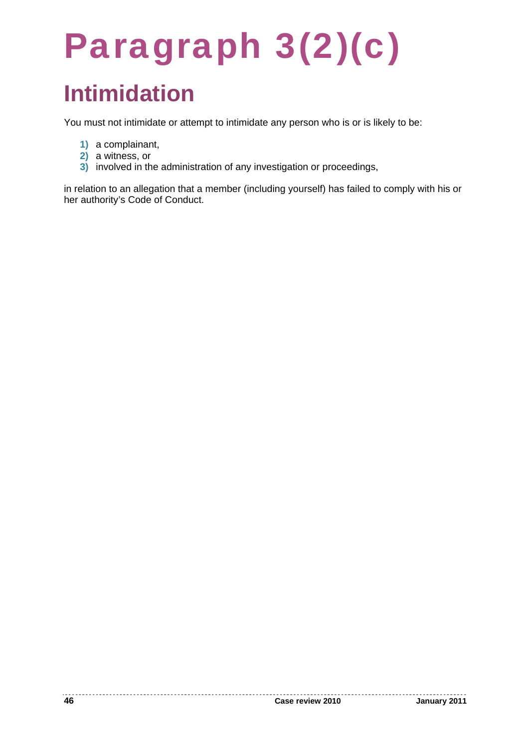# Paragraph 3(2)(c)

## Intimidation

You must not intimidate or attempt to intimidate any person who is or is likely to be:

1) a complainant,
2) a witness, or
3) involved in the administration of any investigation or proceedings,

in relation to an allegation that a member (including yourself) has failed to comply with his or her authority's Code of Conduct.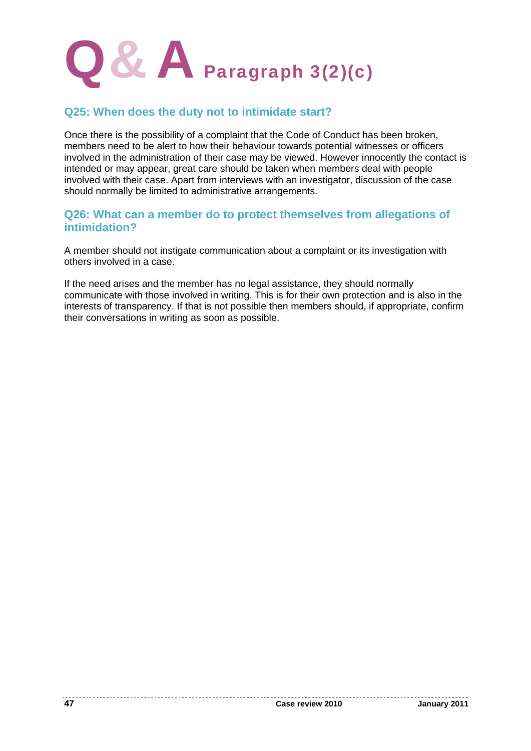# Q & A Paragraph 3(2)(c)

## Q25: When does the duty not to intimidate start?

Once there is the possibility of a complaint that the Code of Conduct has been broken, members need to be alert to how their behaviour towards potential witnesses or officers involved in the administration of their case may be viewed. However innocently the contact is intended or may appear, great care should be taken when members deal with people involved with their case. Apart from interviews with an investigator, discussion of the case should normally be limited to administrative arrangements.

## Q26: What can a member do to protect themselves from allegations of intimidation?

A member should not instigate communication about a complaint or its investigation with others involved in a case.

If the need arises and the member has no legal assistance, they should normally communicate with those involved in writing. This is for their own protection and is also in the interests of transparency. If that is not possible then members should, if appropriate, confirm their conversations in writing as soon as possible.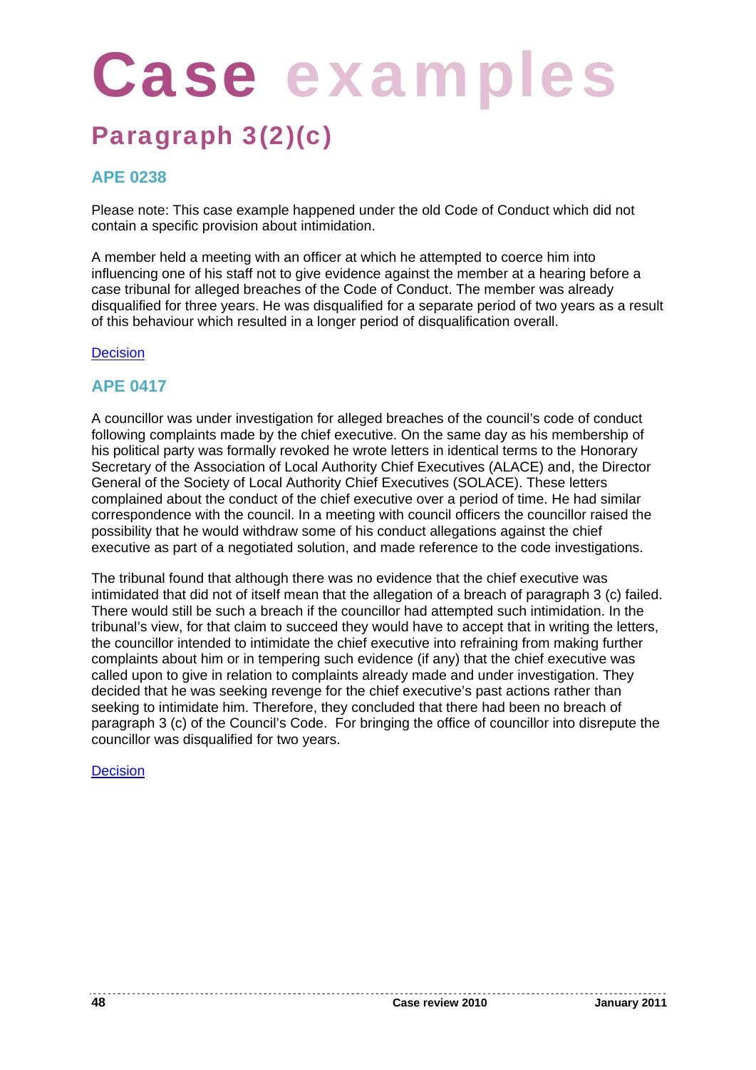# Case examples

## Paragraph 3(2)(c)

### APE 0238

Please note: This case example happened under the old Code of Conduct which did not contain a specific provision about intimidation.

A member held a meeting with an officer at which he attempted to coerce him into influencing one of his staff not to give evidence against the member at a hearing before a case tribunal for alleged breaches of the Code of Conduct. The member was already disqualified for three years. He was disqualified for a separate period of two years as a result of this behaviour which resulted in a longer period of disqualification overall.

Decision

### APE 0417

A councillor was under investigation for alleged breaches of the council's code of conduct following complaints made by the chief executive. On the same day as his membership of his political party was formally revoked he wrote letters in identical terms to the Honorary Secretary of the Association of Local Authority Chief Executives (ALACE) and, the Director General of the Society of Local Authority Chief Executives (SOLACE). These letters complained about the conduct of the chief executive over a period of time. He had similar correspondence with the council. In a meeting with council officers the councillor raised the possibility that he would withdraw some of his conduct allegations against the chief executive as part of a negotiated solution, and made reference to the code investigations.

The tribunal found that although there was no evidence that the chief executive was intimidated that did not of itself mean that the allegation of a breach of paragraph 3 (c) failed. There would still be such a breach if the councillor had attempted such intimidation. In the tribunal's view, for that claim to succeed they would have to accept that in writing the letters, the councillor intended to intimidate the chief executive into refraining from making further complaints about him or in tempering such evidence (if any) that the chief executive was called upon to give in relation to complaints already made and under investigation. They decided that he was seeking revenge for the chief executive's past actions rather than seeking to intimidate him. Therefore, they concluded that there had been no breach of paragraph 3 (c) of the Council's Code. For bringing the office of councillor into disrepute the councillor was disqualified for two years.

Decision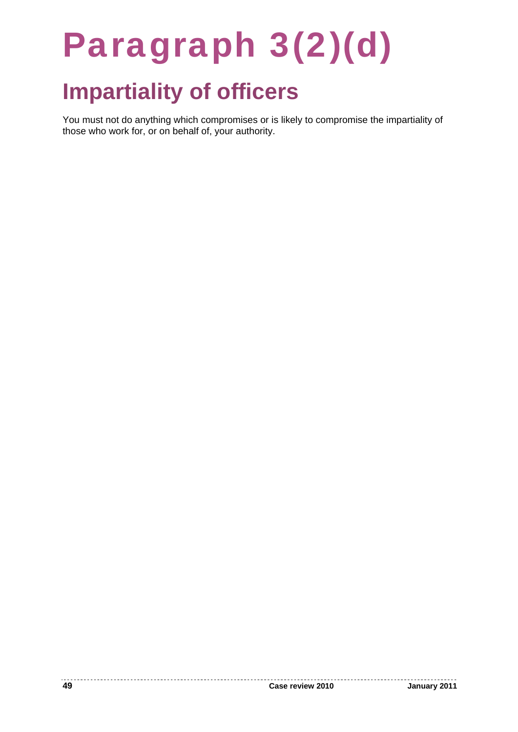# Paragraph 3(2)(d)

## Impartiality of officers

You must not do anything which compromises or is likely to compromise the impartiality of those who work for, or on behalf of, your authority.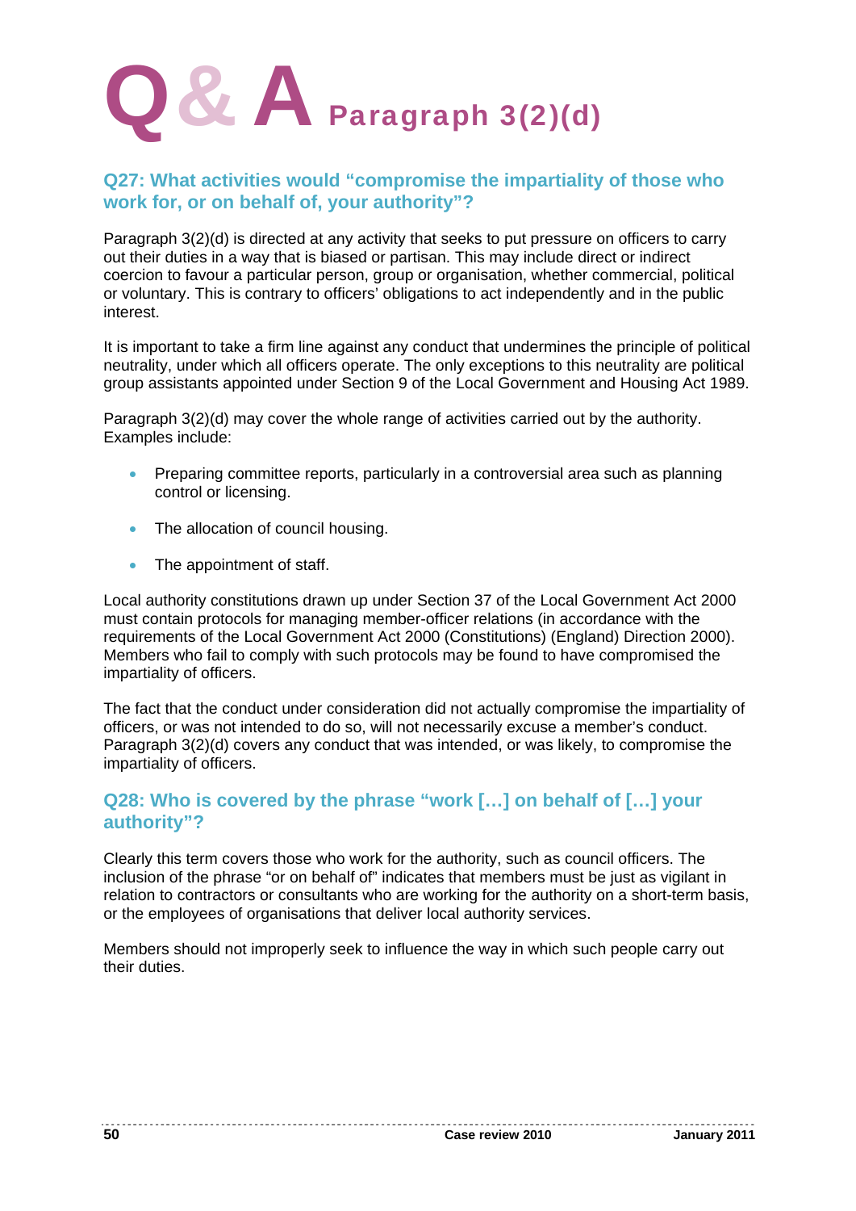# Q & A Paragraph 3(2)(d)

## Q27: What activities would "compromise the impartiality of those who work for, or on behalf of, your authority"?

Paragraph 3(2)(d) is directed at any activity that seeks to put pressure on officers to carry out their duties in a way that is biased or partisan. This may include direct or indirect coercion to favour a particular person, group or organisation, whether commercial, political or voluntary. This is contrary to officers' obligations to act independently and in the public interest.

It is important to take a firm line against any conduct that undermines the principle of political neutrality, under which all officers operate. The only exceptions to this neutrality are political group assistants appointed under Section 9 of the Local Government and Housing Act 1989.

Paragraph 3(2)(d) may cover the whole range of activities carried out by the authority. Examples include:

- Preparing committee reports, particularly in a controversial area such as planning control or licensing.
- The allocation of council housing.
- The appointment of staff.

Local authority constitutions drawn up under Section 37 of the Local Government Act 2000 must contain protocols for managing member-officer relations (in accordance with the requirements of the Local Government Act 2000 (Constitutions) (England) Direction 2000). Members who fail to comply with such protocols may be found to have compromised the impartiality of officers.

The fact that the conduct under consideration did not actually compromise the impartiality of officers, or was not intended to do so, will not necessarily excuse a member's conduct. Paragraph 3(2)(d) covers any conduct that was intended, or was likely, to compromise the impartiality of officers.

## Q28: Who is covered by the phrase "work […] on behalf of […] your authority"?

Clearly this term covers those who work for the authority, such as council officers. The inclusion of the phrase "or on behalf of" indicates that members must be just as vigilant in relation to contractors or consultants who are working for the authority on a short-term basis, or the employees of organisations that deliver local authority services.

Members should not improperly seek to influence the way in which such people carry out their duties.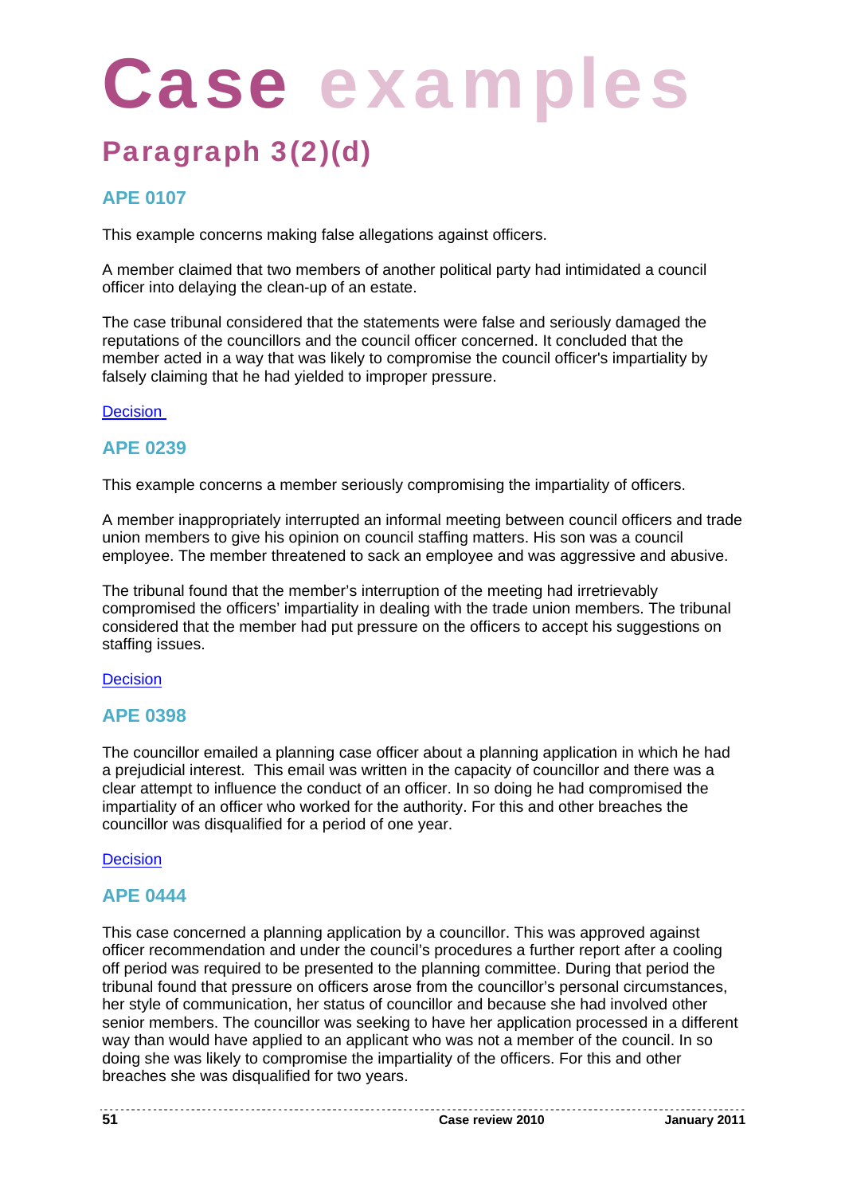# Case examples

## Paragraph 3(2)(d)

### APE 0107

This example concerns making false allegations against officers.

A member claimed that two members of another political party had intimidated a council officer into delaying the clean-up of an estate.

The case tribunal considered that the statements were false and seriously damaged the reputations of the councillors and the council officer concerned. It concluded that the member acted in a way that was likely to compromise the council officer's impartiality by falsely claiming that he had yielded to improper pressure.

Decision

### APE 0239

This example concerns a member seriously compromising the impartiality of officers.

A member inappropriately interrupted an informal meeting between council officers and trade union members to give his opinion on council staffing matters. His son was a council employee. The member threatened to sack an employee and was aggressive and abusive.

The tribunal found that the member's interruption of the meeting had irretrievably compromised the officers' impartiality in dealing with the trade union members. The tribunal considered that the member had put pressure on the officers to accept his suggestions on staffing issues.

Decision

### APE 0398

The councillor emailed a planning case officer about a planning application in which he had a prejudicial interest. This email was written in the capacity of councillor and there was a clear attempt to influence the conduct of an officer. In so doing he had compromised the impartiality of an officer who worked for the authority. For this and other breaches the councillor was disqualified for a period of one year.

Decision

### APE 0444

This case concerned a planning application by a councillor. This was approved against officer recommendation and under the council's procedures a further report after a cooling off period was required to be presented to the planning committee. During that period the tribunal found that pressure on officers arose from the councillor's personal circumstances, her style of communication, her status of councillor and because she had involved other senior members. The councillor was seeking to have her application processed in a different way than would have applied to an applicant who was not a member of the council. In so doing she was likely to compromise the impartiality of the officers. For this and other breaches she was disqualified for two years.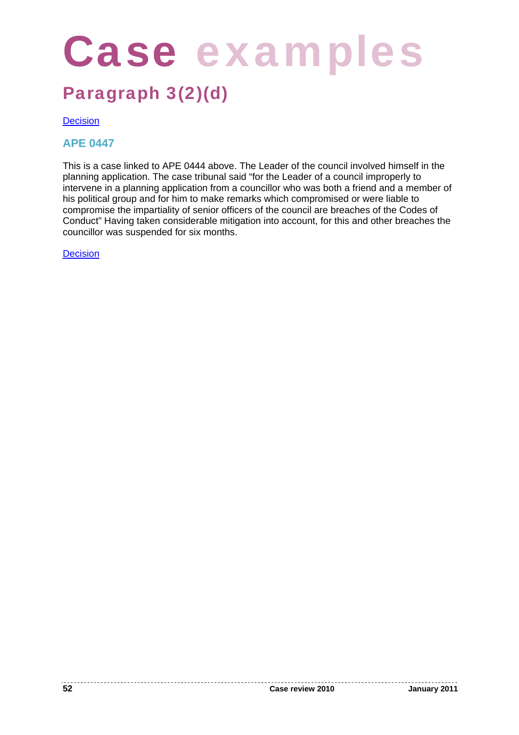# Case examples

## Paragraph 3(2)(d)

Decision

### APE 0447

This is a case linked to APE 0444 above. The Leader of the council involved himself in the planning application. The case tribunal said "for the Leader of a council improperly to intervene in a planning application from a councillor who was both a friend and a member of his political group and for him to make remarks which compromised or were liable to compromise the impartiality of senior officers of the council are breaches of the Codes of Conduct" Having taken considerable mitigation into account, for this and other breaches the councillor was suspended for six months.

Decision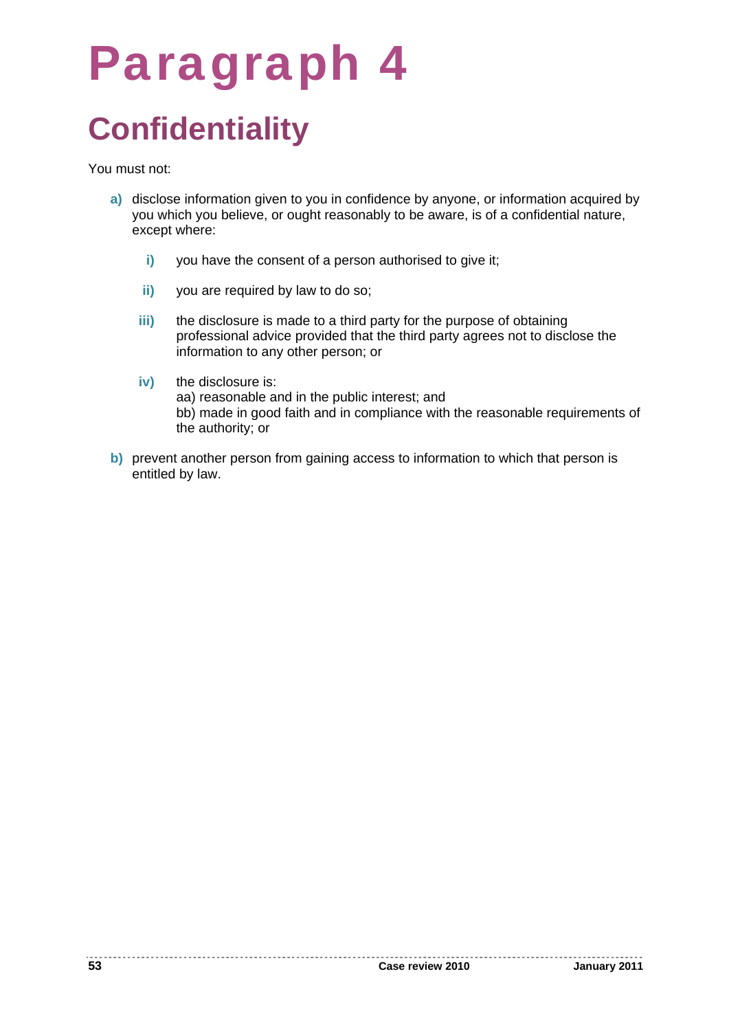# Paragraph 4

## Confidentiality

You must not:

**a)** disclose information given to you in confidence by anyone, or information acquired by you which you believe, or ought reasonably to be aware, is of a confidential nature, except where:

- **i)** you have the consent of a person authorised to give it;
- **ii)** you are required by law to do so;
- **iii)** the disclosure is made to a third party for the purpose of obtaining professional advice provided that the third party agrees not to disclose the information to any other person; or
- **iv)** the disclosure is:
  aa) reasonable and in the public interest; and
  bb) made in good faith and in compliance with the reasonable requirements of the authority; or

**b)** prevent another person from gaining access to information to which that person is entitled by law.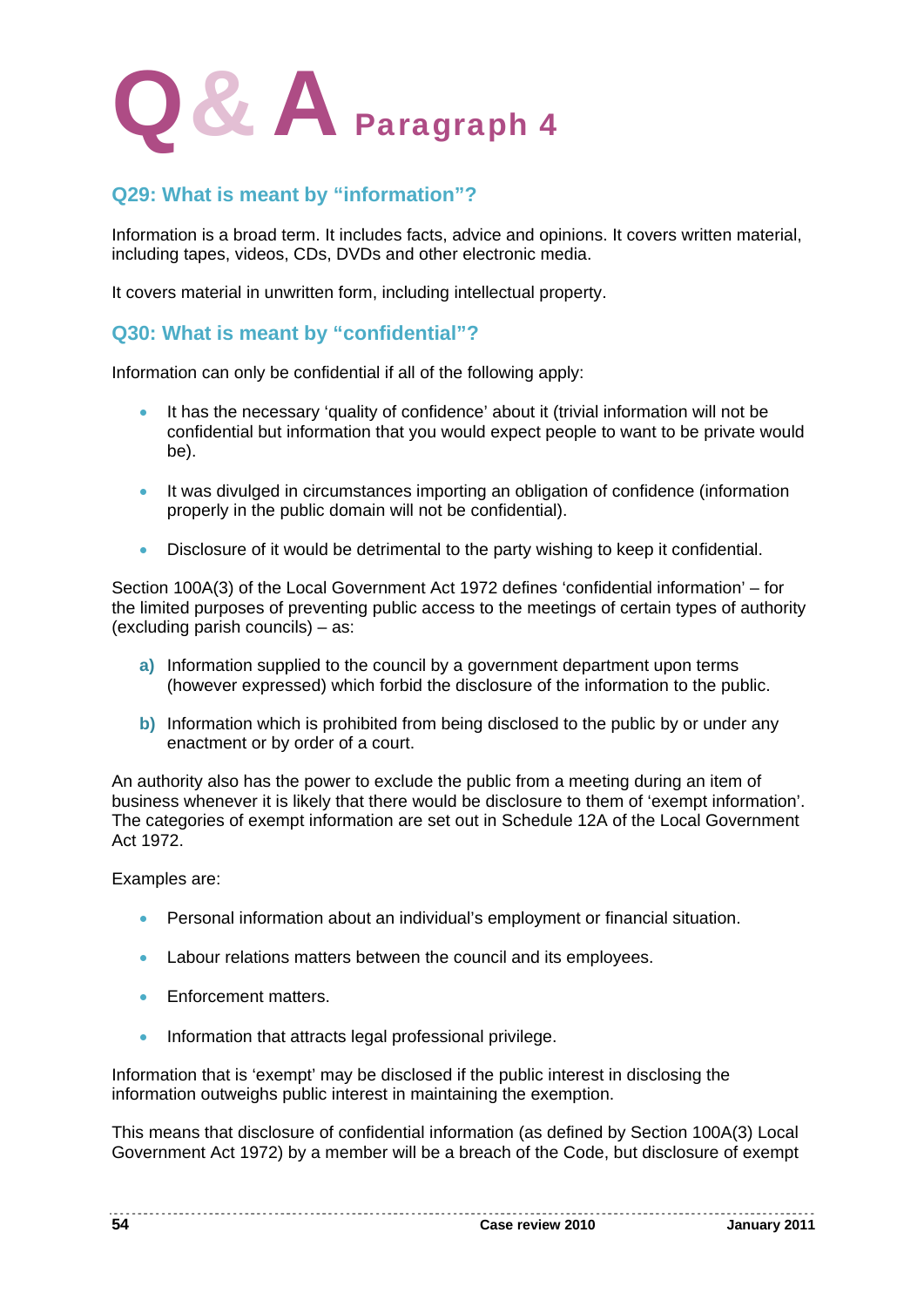# Q & A Paragraph 4

## Q29: What is meant by "information"?

Information is a broad term. It includes facts, advice and opinions. It covers written material, including tapes, videos, CDs, DVDs and other electronic media.

It covers material in unwritten form, including intellectual property.

## Q30: What is meant by "confidential"?

Information can only be confidential if all of the following apply:

- It has the necessary 'quality of confidence' about it (trivial information will not be confidential but information that you would expect people to want to be private would be).
- It was divulged in circumstances importing an obligation of confidence (information properly in the public domain will not be confidential).
- Disclosure of it would be detrimental to the party wishing to keep it confidential.

Section 100A(3) of the Local Government Act 1972 defines 'confidential information' – for the limited purposes of preventing public access to the meetings of certain types of authority (excluding parish councils) – as:

**a)** Information supplied to the council by a government department upon terms (however expressed) which forbid the disclosure of the information to the public.

**b)** Information which is prohibited from being disclosed to the public by or under any enactment or by order of a court.

An authority also has the power to exclude the public from a meeting during an item of business whenever it is likely that there would be disclosure to them of 'exempt information'. The categories of exempt information are set out in Schedule 12A of the Local Government Act 1972.

Examples are:

- Personal information about an individual's employment or financial situation.
- Labour relations matters between the council and its employees.
- Enforcement matters.
- Information that attracts legal professional privilege.

Information that is 'exempt' may be disclosed if the public interest in disclosing the information outweighs public interest in maintaining the exemption.

This means that disclosure of confidential information (as defined by Section 100A(3) Local Government Act 1972) by a member will be a breach of the Code, but disclosure of exempt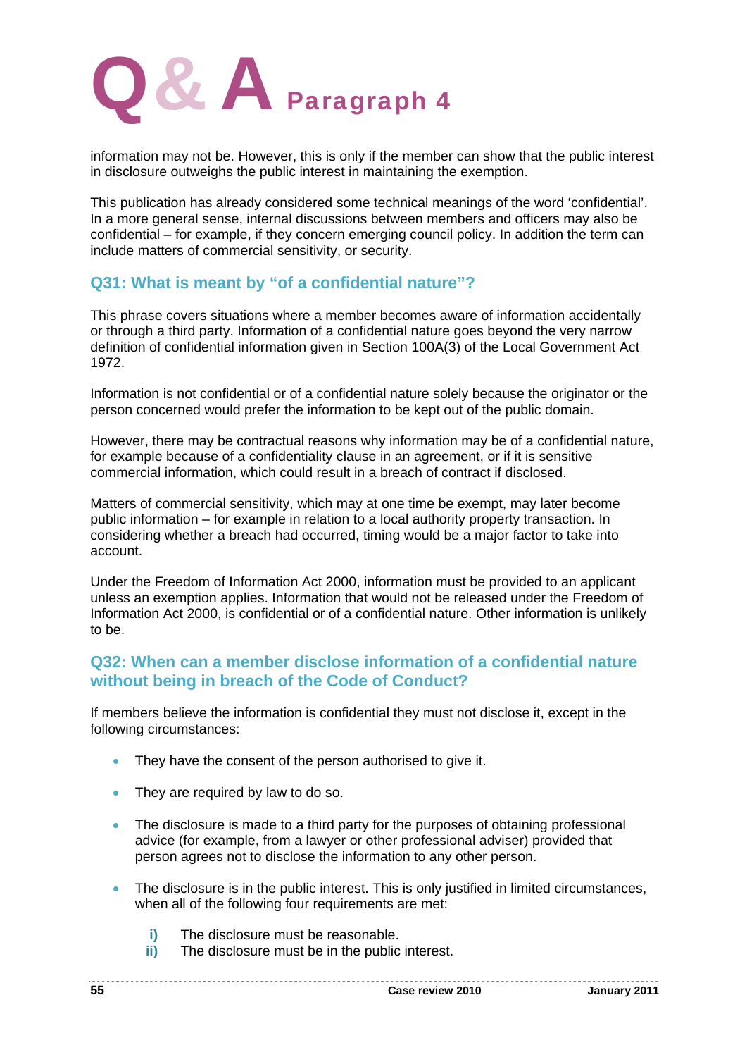information may not be. However, this is only if the member can show that the public interest in disclosure outweighs the public interest in maintaining the exemption.

This publication has already considered some technical meanings of the word 'confidential'. In a more general sense, internal discussions between members and officers may also be confidential – for example, if they concern emerging council policy. In addition the term can include matters of commercial sensitivity, or security.

### Q31: What is meant by "of a confidential nature"?

This phrase covers situations where a member becomes aware of information accidentally or through a third party. Information of a confidential nature goes beyond the very narrow definition of confidential information given in Section 100A(3) of the Local Government Act 1972.

Information is not confidential or of a confidential nature solely because the originator or the person concerned would prefer the information to be kept out of the public domain.

However, there may be contractual reasons why information may be of a confidential nature, for example because of a confidentiality clause in an agreement, or if it is sensitive commercial information, which could result in a breach of contract if disclosed.

Matters of commercial sensitivity, which may at one time be exempt, may later become public information – for example in relation to a local authority property transaction. In considering whether a breach had occurred, timing would be a major factor to take into account.

Under the Freedom of Information Act 2000, information must be provided to an applicant unless an exemption applies. Information that would not be released under the Freedom of Information Act 2000, is confidential or of a confidential nature. Other information is unlikely to be.

### Q32: When can a member disclose information of a confidential nature without being in breach of the Code of Conduct?

If members believe the information is confidential they must not disclose it, except in the following circumstances:

- They have the consent of the person authorised to give it.
- They are required by law to do so.
- The disclosure is made to a third party for the purposes of obtaining professional advice (for example, from a lawyer or other professional adviser) provided that person agrees not to disclose the information to any other person.
- The disclosure is in the public interest. This is only justified in limited circumstances, when all of the following four requirements are met:

  **i)** The disclosure must be reasonable.
  **ii)** The disclosure must be in the public interest.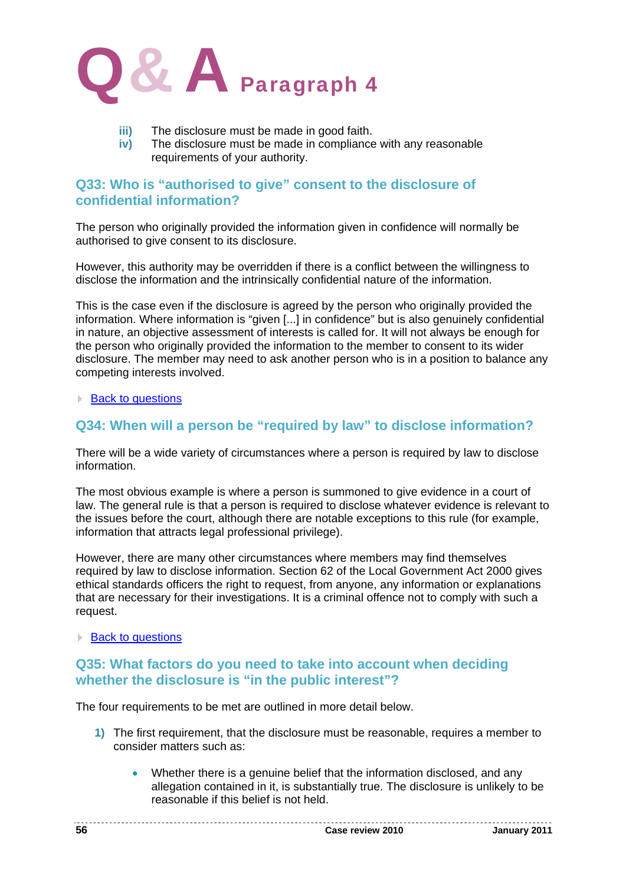iii) The disclosure must be made in good faith.
iv) The disclosure must be made in compliance with any reasonable requirements of your authority.

## Q33: Who is “authorised to give” consent to the disclosure of confidential information?

The person who originally provided the information given in confidence will normally be authorised to give consent to its disclosure.

However, this authority may be overridden if there is a conflict between the willingness to disclose the information and the intrinsically confidential nature of the information.

This is the case even if the disclosure is agreed by the person who originally provided the information. Where information is “given [...] in confidence” but is also genuinely confidential in nature, an objective assessment of interests is called for. It will not always be enough for the person who originally provided the information to the member to consent to its wider disclosure. The member may need to ask another person who is in a position to balance any competing interests involved.

- Back to questions

## Q34: When will a person be “required by law” to disclose information?

There will be a wide variety of circumstances where a person is required by law to disclose information.

The most obvious example is where a person is summoned to give evidence in a court of law. The general rule is that a person is required to disclose whatever evidence is relevant to the issues before the court, although there are notable exceptions to this rule (for example, information that attracts legal professional privilege).

However, there are many other circumstances where members may find themselves required by law to disclose information. Section 62 of the Local Government Act 2000 gives ethical standards officers the right to request, from anyone, any information or explanations that are necessary for their investigations. It is a criminal offence not to comply with such a request.

- Back to questions

## Q35: What factors do you need to take into account when deciding whether the disclosure is “in the public interest”?

The four requirements to be met are outlined in more detail below.

1) The first requirement, that the disclosure must be reasonable, requires a member to consider matters such as:

   - Whether there is a genuine belief that the information disclosed, and any allegation contained in it, is substantially true. The disclosure is unlikely to be reasonable if this belief is not held.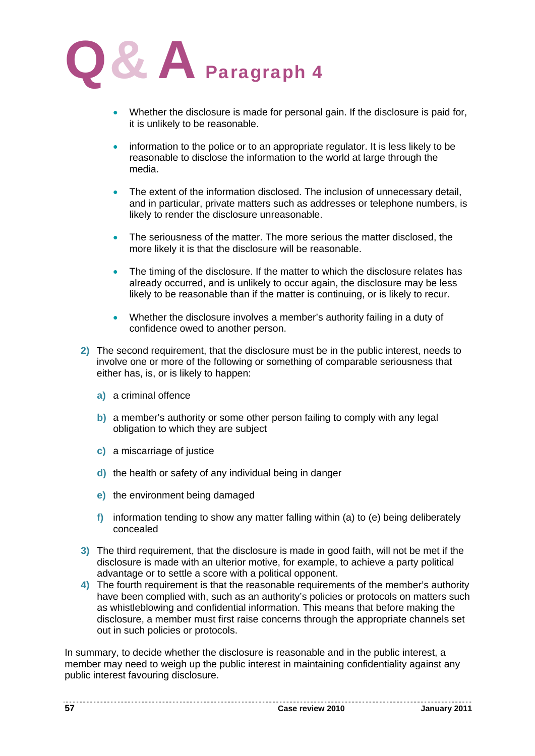# Q & A Paragraph 4

- Whether the disclosure is made for personal gain. If the disclosure is paid for, it is unlikely to be reasonable.
- information to the police or to an appropriate regulator. It is less likely to be reasonable to disclose the information to the world at large through the media.
- The extent of the information disclosed. The inclusion of unnecessary detail, and in particular, private matters such as addresses or telephone numbers, is likely to render the disclosure unreasonable.
- The seriousness of the matter. The more serious the matter disclosed, the more likely it is that the disclosure will be reasonable.
- The timing of the disclosure. If the matter to which the disclosure relates has already occurred, and is unlikely to occur again, the disclosure may be less likely to be reasonable than if the matter is continuing, or is likely to recur.
- Whether the disclosure involves a member's authority failing in a duty of confidence owed to another person.

2) The second requirement, that the disclosure must be in the public interest, needs to involve one or more of the following or something of comparable seriousness that either has, is, or is likely to happen:

   a) a criminal offence

   b) a member's authority or some other person failing to comply with any legal obligation to which they are subject

   c) a miscarriage of justice

   d) the health or safety of any individual being in danger

   e) the environment being damaged

   f) information tending to show any matter falling within (a) to (e) being deliberately concealed

3) The third requirement, that the disclosure is made in good faith, will not be met if the disclosure is made with an ulterior motive, for example, to achieve a party political advantage or to settle a score with a political opponent.

4) The fourth requirement is that the reasonable requirements of the member's authority have been complied with, such as an authority's policies or protocols on matters such as whistleblowing and confidential information. This means that before making the disclosure, a member must first raise concerns through the appropriate channels set out in such policies or protocols.

In summary, to decide whether the disclosure is reasonable and in the public interest, a member may need to weigh up the public interest in maintaining confidentiality against any public interest favouring disclosure.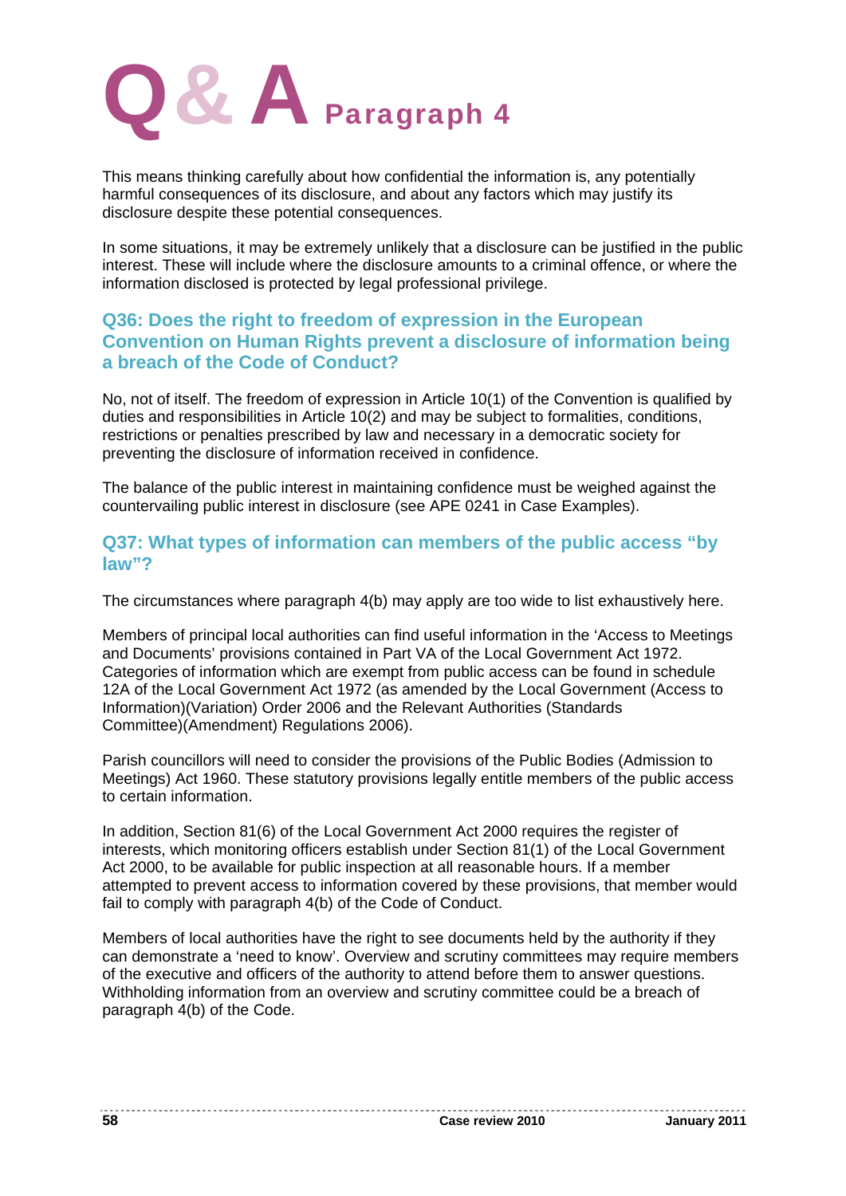# Q & A Paragraph 4

This means thinking carefully about how confidential the information is, any potentially harmful consequences of its disclosure, and about any factors which may justify its disclosure despite these potential consequences.

In some situations, it may be extremely unlikely that a disclosure can be justified in the public interest. These will include where the disclosure amounts to a criminal offence, or where the information disclosed is protected by legal professional privilege.

## Q36: Does the right to freedom of expression in the European Convention on Human Rights prevent a disclosure of information being a breach of the Code of Conduct?

No, not of itself. The freedom of expression in Article 10(1) of the Convention is qualified by duties and responsibilities in Article 10(2) and may be subject to formalities, conditions, restrictions or penalties prescribed by law and necessary in a democratic society for preventing the disclosure of information received in confidence.

The balance of the public interest in maintaining confidence must be weighed against the countervailing public interest in disclosure (see APE 0241 in Case Examples).

## Q37: What types of information can members of the public access "by law"?

The circumstances where paragraph 4(b) may apply are too wide to list exhaustively here.

Members of principal local authorities can find useful information in the 'Access to Meetings and Documents' provisions contained in Part VA of the Local Government Act 1972. Categories of information which are exempt from public access can be found in schedule 12A of the Local Government Act 1972 (as amended by the Local Government (Access to Information)(Variation) Order 2006 and the Relevant Authorities (Standards Committee)(Amendment) Regulations 2006).

Parish councillors will need to consider the provisions of the Public Bodies (Admission to Meetings) Act 1960. These statutory provisions legally entitle members of the public access to certain information.

In addition, Section 81(6) of the Local Government Act 2000 requires the register of interests, which monitoring officers establish under Section 81(1) of the Local Government Act 2000, to be available for public inspection at all reasonable hours. If a member attempted to prevent access to information covered by these provisions, that member would fail to comply with paragraph 4(b) of the Code of Conduct.

Members of local authorities have the right to see documents held by the authority if they can demonstrate a 'need to know'. Overview and scrutiny committees may require members of the executive and officers of the authority to attend before them to answer questions. Withholding information from an overview and scrutiny committee could be a breach of paragraph 4(b) of the Code.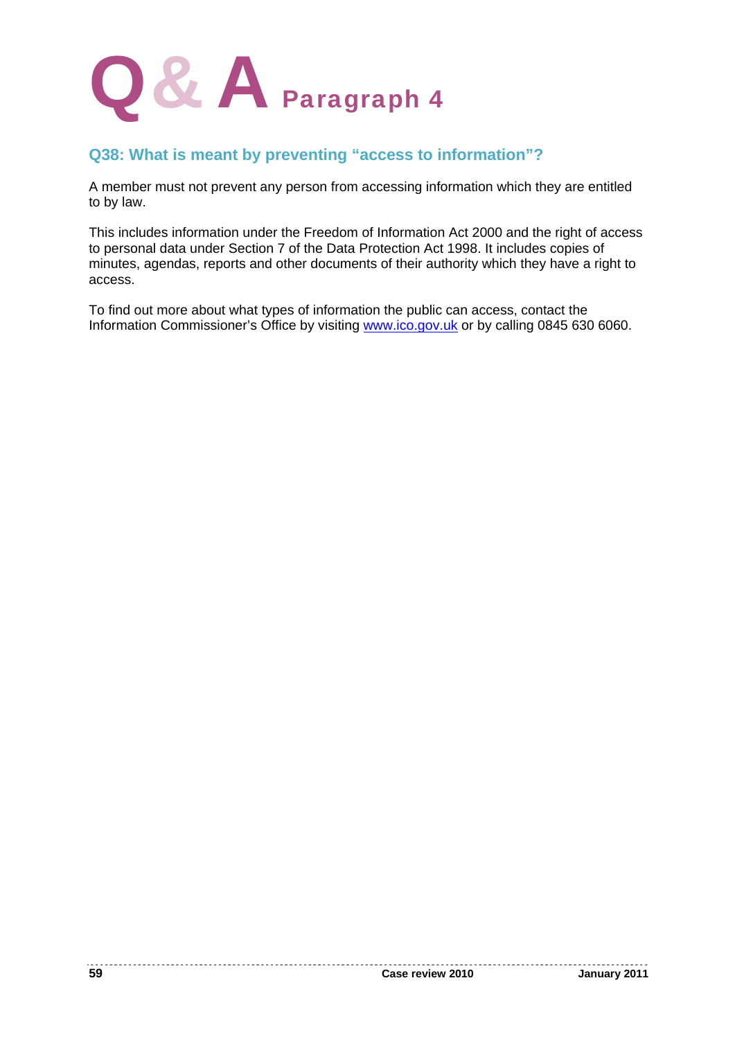# Q & A Paragraph 4

## Q38: What is meant by preventing "access to information"?

A member must not prevent any person from accessing information which they are entitled to by law.

This includes information under the Freedom of Information Act 2000 and the right of access to personal data under Section 7 of the Data Protection Act 1998. It includes copies of minutes, agendas, reports and other documents of their authority which they have a right to access.

To find out more about what types of information the public can access, contact the Information Commissioner's Office by visiting www.ico.gov.uk or by calling 0845 630 6060.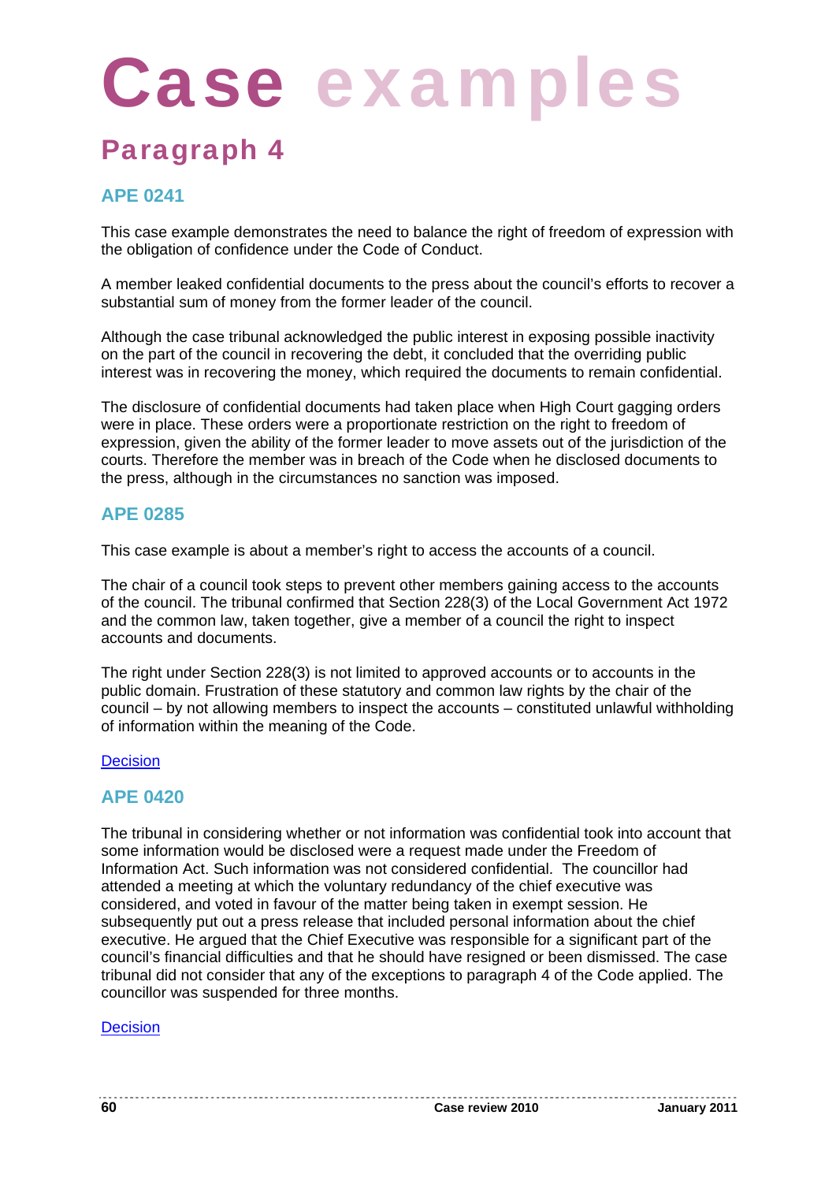# Case examples

## Paragraph 4

### APE 0241

This case example demonstrates the need to balance the right of freedom of expression with the obligation of confidence under the Code of Conduct.

A member leaked confidential documents to the press about the council's efforts to recover a substantial sum of money from the former leader of the council.

Although the case tribunal acknowledged the public interest in exposing possible inactivity on the part of the council in recovering the debt, it concluded that the overriding public interest was in recovering the money, which required the documents to remain confidential.

The disclosure of confidential documents had taken place when High Court gagging orders were in place. These orders were a proportionate restriction on the right to freedom of expression, given the ability of the former leader to move assets out of the jurisdiction of the courts. Therefore the member was in breach of the Code when he disclosed documents to the press, although in the circumstances no sanction was imposed.

### APE 0285

This case example is about a member's right to access the accounts of a council.

The chair of a council took steps to prevent other members gaining access to the accounts of the council. The tribunal confirmed that Section 228(3) of the Local Government Act 1972 and the common law, taken together, give a member of a council the right to inspect accounts and documents.

The right under Section 228(3) is not limited to approved accounts or to accounts in the public domain. Frustration of these statutory and common law rights by the chair of the council – by not allowing members to inspect the accounts – constituted unlawful withholding of information within the meaning of the Code.

Decision

### APE 0420

The tribunal in considering whether or not information was confidential took into account that some information would be disclosed were a request made under the Freedom of Information Act. Such information was not considered confidential. The councillor had attended a meeting at which the voluntary redundancy of the chief executive was considered, and voted in favour of the matter being taken in exempt session. He subsequently put out a press release that included personal information about the chief executive. He argued that the Chief Executive was responsible for a significant part of the council's financial difficulties and that he should have resigned or been dismissed. The case tribunal did not consider that any of the exceptions to paragraph 4 of the Code applied. The councillor was suspended for three months.

Decision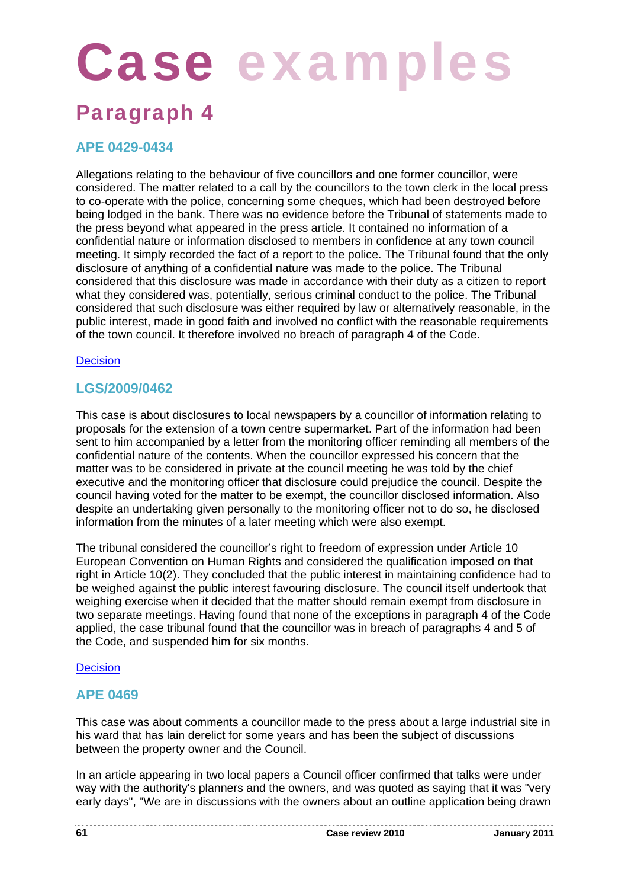# Case examples

## Paragraph 4

### APE 0429-0434

Allegations relating to the behaviour of five councillors and one former councillor, were considered. The matter related to a call by the councillors to the town clerk in the local press to co-operate with the police, concerning some cheques, which had been destroyed before being lodged in the bank. There was no evidence before the Tribunal of statements made to the press beyond what appeared in the press article. It contained no information of a confidential nature or information disclosed to members in confidence at any town council meeting. It simply recorded the fact of a report to the police. The Tribunal found that the only disclosure of anything of a confidential nature was made to the police. The Tribunal considered that this disclosure was made in accordance with their duty as a citizen to report what they considered was, potentially, serious criminal conduct to the police. The Tribunal considered that such disclosure was either required by law or alternatively reasonable, in the public interest, made in good faith and involved no conflict with the reasonable requirements of the town council. It therefore involved no breach of paragraph 4 of the Code.

Decision

### LGS/2009/0462

This case is about disclosures to local newspapers by a councillor of information relating to proposals for the extension of a town centre supermarket. Part of the information had been sent to him accompanied by a letter from the monitoring officer reminding all members of the confidential nature of the contents. When the councillor expressed his concern that the matter was to be considered in private at the council meeting he was told by the chief executive and the monitoring officer that disclosure could prejudice the council. Despite the council having voted for the matter to be exempt, the councillor disclosed information. Also despite an undertaking given personally to the monitoring officer not to do so, he disclosed information from the minutes of a later meeting which were also exempt.

The tribunal considered the councillor's right to freedom of expression under Article 10 European Convention on Human Rights and considered the qualification imposed on that right in Article 10(2). They concluded that the public interest in maintaining confidence had to be weighed against the public interest favouring disclosure. The council itself undertook that weighing exercise when it decided that the matter should remain exempt from disclosure in two separate meetings. Having found that none of the exceptions in paragraph 4 of the Code applied, the case tribunal found that the councillor was in breach of paragraphs 4 and 5 of the Code, and suspended him for six months.

Decision

### APE 0469

This case was about comments a councillor made to the press about a large industrial site in his ward that has lain derelict for some years and has been the subject of discussions between the property owner and the Council.

In an article appearing in two local papers a Council officer confirmed that talks were under way with the authority's planners and the owners, and was quoted as saying that it was "very early days", "We are in discussions with the owners about an outline application being drawn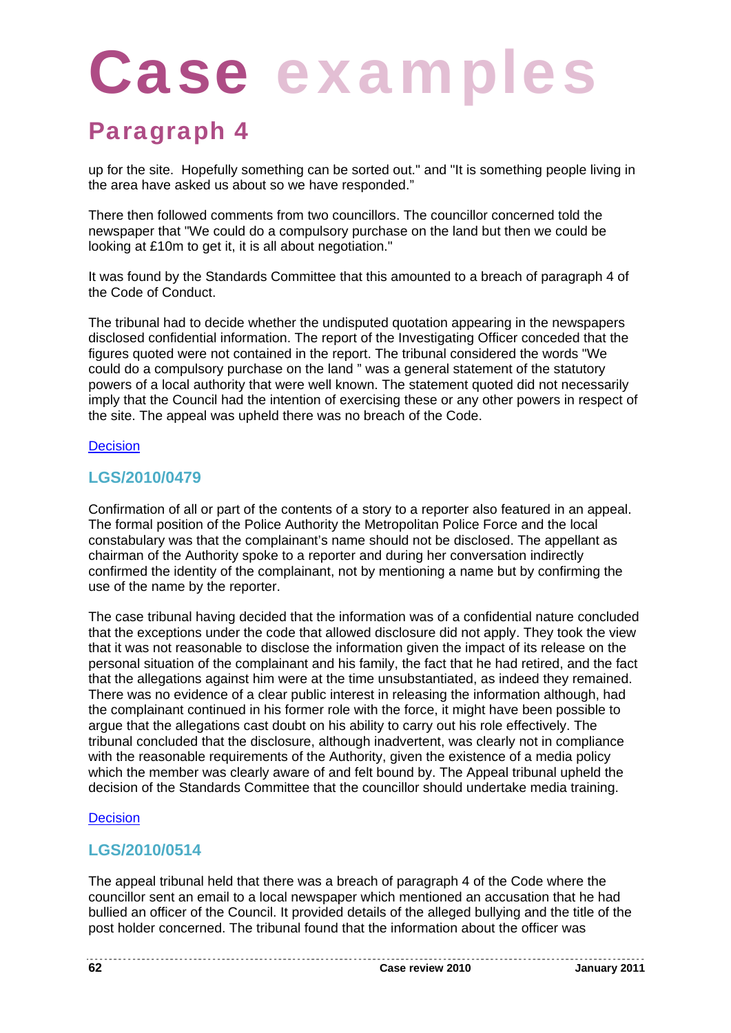# Case examples

## Paragraph 4

up for the site. Hopefully something can be sorted out." and "It is something people living in the area have asked us about so we have responded."

There then followed comments from two councillors. The councillor concerned told the newspaper that "We could do a compulsory purchase on the land but then we could be looking at £10m to get it, it is all about negotiation."

It was found by the Standards Committee that this amounted to a breach of paragraph 4 of the Code of Conduct.

The tribunal had to decide whether the undisputed quotation appearing in the newspapers disclosed confidential information. The report of the Investigating Officer conceded that the figures quoted were not contained in the report. The tribunal considered the words "We could do a compulsory purchase on the land " was a general statement of the statutory powers of a local authority that were well known. The statement quoted did not necessarily imply that the Council had the intention of exercising these or any other powers in respect of the site. The appeal was upheld there was no breach of the Code.

Decision

### LGS/2010/0479

Confirmation of all or part of the contents of a story to a reporter also featured in an appeal. The formal position of the Police Authority the Metropolitan Police Force and the local constabulary was that the complainant's name should not be disclosed. The appellant as chairman of the Authority spoke to a reporter and during her conversation indirectly confirmed the identity of the complainant, not by mentioning a name but by confirming the use of the name by the reporter.

The case tribunal having decided that the information was of a confidential nature concluded that the exceptions under the code that allowed disclosure did not apply. They took the view that it was not reasonable to disclose the information given the impact of its release on the personal situation of the complainant and his family, the fact that he had retired, and the fact that the allegations against him were at the time unsubstantiated, as indeed they remained. There was no evidence of a clear public interest in releasing the information although, had the complainant continued in his former role with the force, it might have been possible to argue that the allegations cast doubt on his ability to carry out his role effectively. The tribunal concluded that the disclosure, although inadvertent, was clearly not in compliance with the reasonable requirements of the Authority, given the existence of a media policy which the member was clearly aware of and felt bound by. The Appeal tribunal upheld the decision of the Standards Committee that the councillor should undertake media training.

Decision

### LGS/2010/0514

The appeal tribunal held that there was a breach of paragraph 4 of the Code where the councillor sent an email to a local newspaper which mentioned an accusation that he had bullied an officer of the Council. It provided details of the alleged bullying and the title of the post holder concerned. The tribunal found that the information about the officer was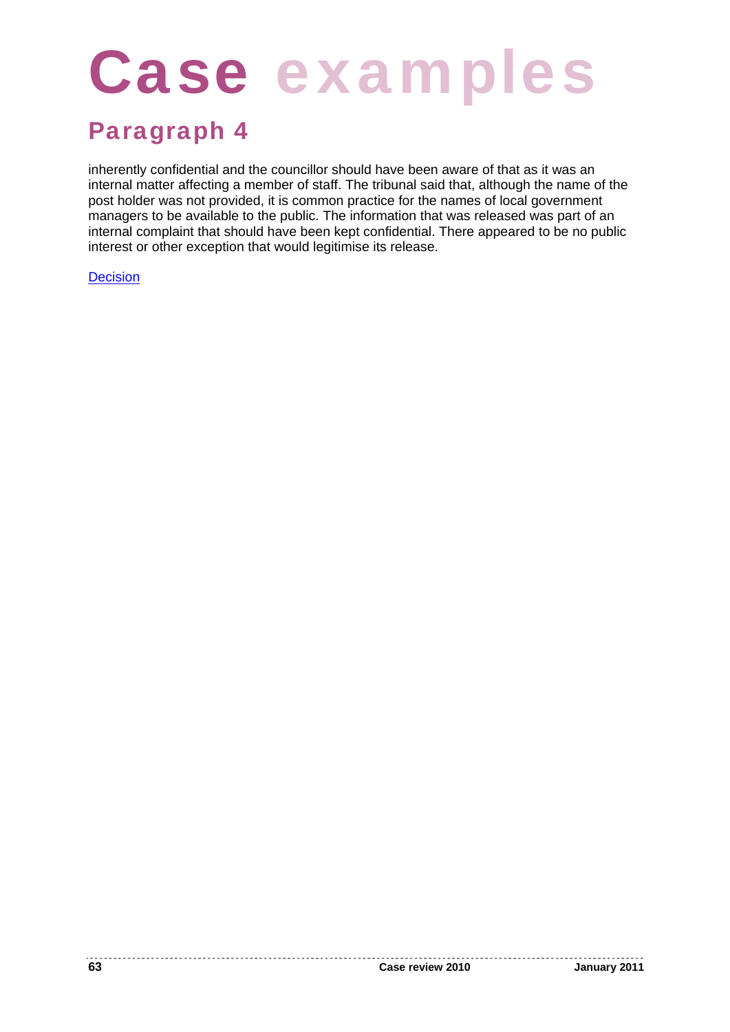# Case examples

## Paragraph 4

inherently confidential and the councillor should have been aware of that as it was an internal matter affecting a member of staff. The tribunal said that, although the name of the post holder was not provided, it is common practice for the names of local government managers to be available to the public. The information that was released was part of an internal complaint that should have been kept confidential. There appeared to be no public interest or other exception that would legitimise its release.

Decision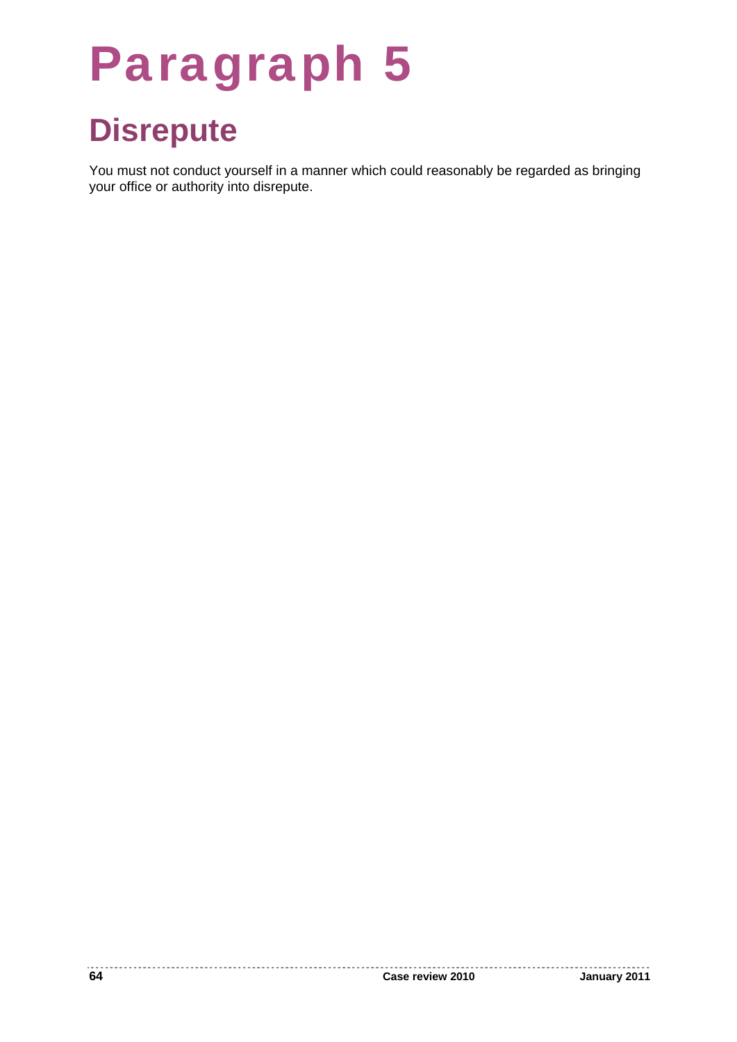# Paragraph 5

## Disrepute

You must not conduct yourself in a manner which could reasonably be regarded as bringing your office or authority into disrepute.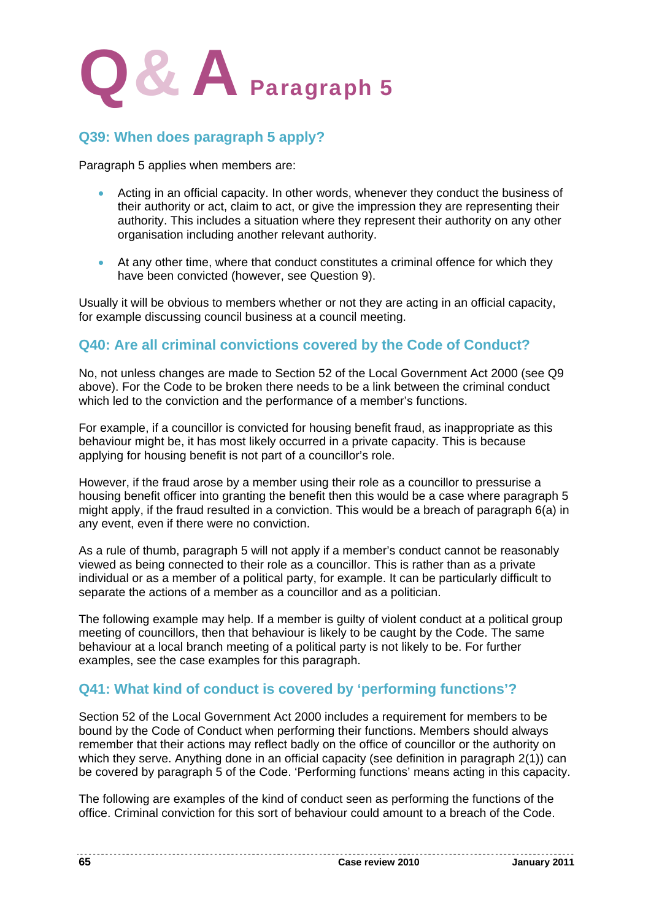# Q & A Paragraph 5

## Q39: When does paragraph 5 apply?

Paragraph 5 applies when members are:

- Acting in an official capacity. In other words, whenever they conduct the business of their authority or act, claim to act, or give the impression they are representing their authority. This includes a situation where they represent their authority on any other organisation including another relevant authority.
- At any other time, where that conduct constitutes a criminal offence for which they have been convicted (however, see Question 9).

Usually it will be obvious to members whether or not they are acting in an official capacity, for example discussing council business at a council meeting.

## Q40: Are all criminal convictions covered by the Code of Conduct?

No, not unless changes are made to Section 52 of the Local Government Act 2000 (see Q9 above). For the Code to be broken there needs to be a link between the criminal conduct which led to the conviction and the performance of a member's functions.

For example, if a councillor is convicted for housing benefit fraud, as inappropriate as this behaviour might be, it has most likely occurred in a private capacity. This is because applying for housing benefit is not part of a councillor's role.

However, if the fraud arose by a member using their role as a councillor to pressurise a housing benefit officer into granting the benefit then this would be a case where paragraph 5 might apply, if the fraud resulted in a conviction. This would be a breach of paragraph 6(a) in any event, even if there were no conviction.

As a rule of thumb, paragraph 5 will not apply if a member's conduct cannot be reasonably viewed as being connected to their role as a councillor. This is rather than as a private individual or as a member of a political party, for example. It can be particularly difficult to separate the actions of a member as a councillor and as a politician.

The following example may help. If a member is guilty of violent conduct at a political group meeting of councillors, then that behaviour is likely to be caught by the Code. The same behaviour at a local branch meeting of a political party is not likely to be. For further examples, see the case examples for this paragraph.

## Q41: What kind of conduct is covered by 'performing functions'?

Section 52 of the Local Government Act 2000 includes a requirement for members to be bound by the Code of Conduct when performing their functions. Members should always remember that their actions may reflect badly on the office of councillor or the authority on which they serve. Anything done in an official capacity (see definition in paragraph 2(1)) can be covered by paragraph 5 of the Code. 'Performing functions' means acting in this capacity.

The following are examples of the kind of conduct seen as performing the functions of the office. Criminal conviction for this sort of behaviour could amount to a breach of the Code.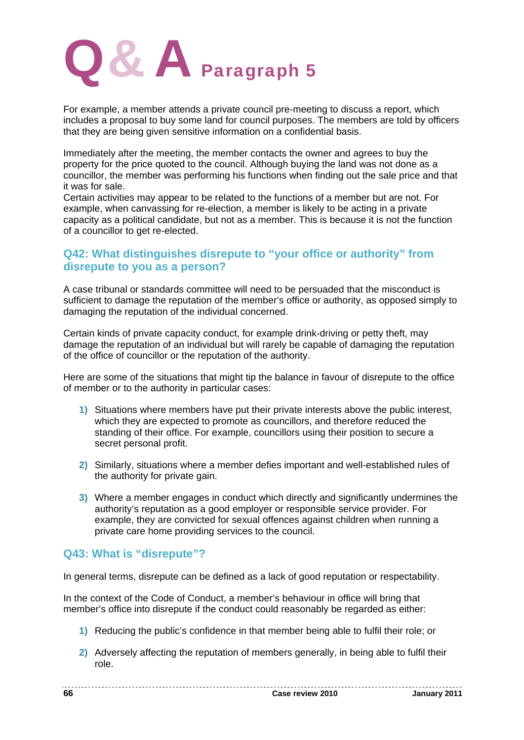# Q & A Paragraph 5

For example, a member attends a private council pre-meeting to discuss a report, which includes a proposal to buy some land for council purposes. The members are told by officers that they are being given sensitive information on a confidential basis.

Immediately after the meeting, the member contacts the owner and agrees to buy the property for the price quoted to the council. Although buying the land was not done as a councillor, the member was performing his functions when finding out the sale price and that it was for sale.
Certain activities may appear to be related to the functions of a member but are not. For example, when canvassing for re-election, a member is likely to be acting in a private capacity as a political candidate, but not as a member. This is because it is not the function of a councillor to get re-elected.

## Q42: What distinguishes disrepute to "your office or authority" from disrepute to you as a person?

A case tribunal or standards committee will need to be persuaded that the misconduct is sufficient to damage the reputation of the member's office or authority, as opposed simply to damaging the reputation of the individual concerned.

Certain kinds of private capacity conduct, for example drink-driving or petty theft, may damage the reputation of an individual but will rarely be capable of damaging the reputation of the office of councillor or the reputation of the authority.

Here are some of the situations that might tip the balance in favour of disrepute to the office of member or to the authority in particular cases:

1) Situations where members have put their private interests above the public interest, which they are expected to promote as councillors, and therefore reduced the standing of their office. For example, councillors using their position to secure a secret personal profit.

2) Similarly, situations where a member defies important and well-established rules of the authority for private gain.

3) Where a member engages in conduct which directly and significantly undermines the authority's reputation as a good employer or responsible service provider. For example, they are convicted for sexual offences against children when running a private care home providing services to the council.

## Q43: What is "disrepute"?

In general terms, disrepute can be defined as a lack of good reputation or respectability.

In the context of the Code of Conduct, a member's behaviour in office will bring that member's office into disrepute if the conduct could reasonably be regarded as either:

1) Reducing the public's confidence in that member being able to fulfil their role; or

2) Adversely affecting the reputation of members generally, in being able to fulfil their role.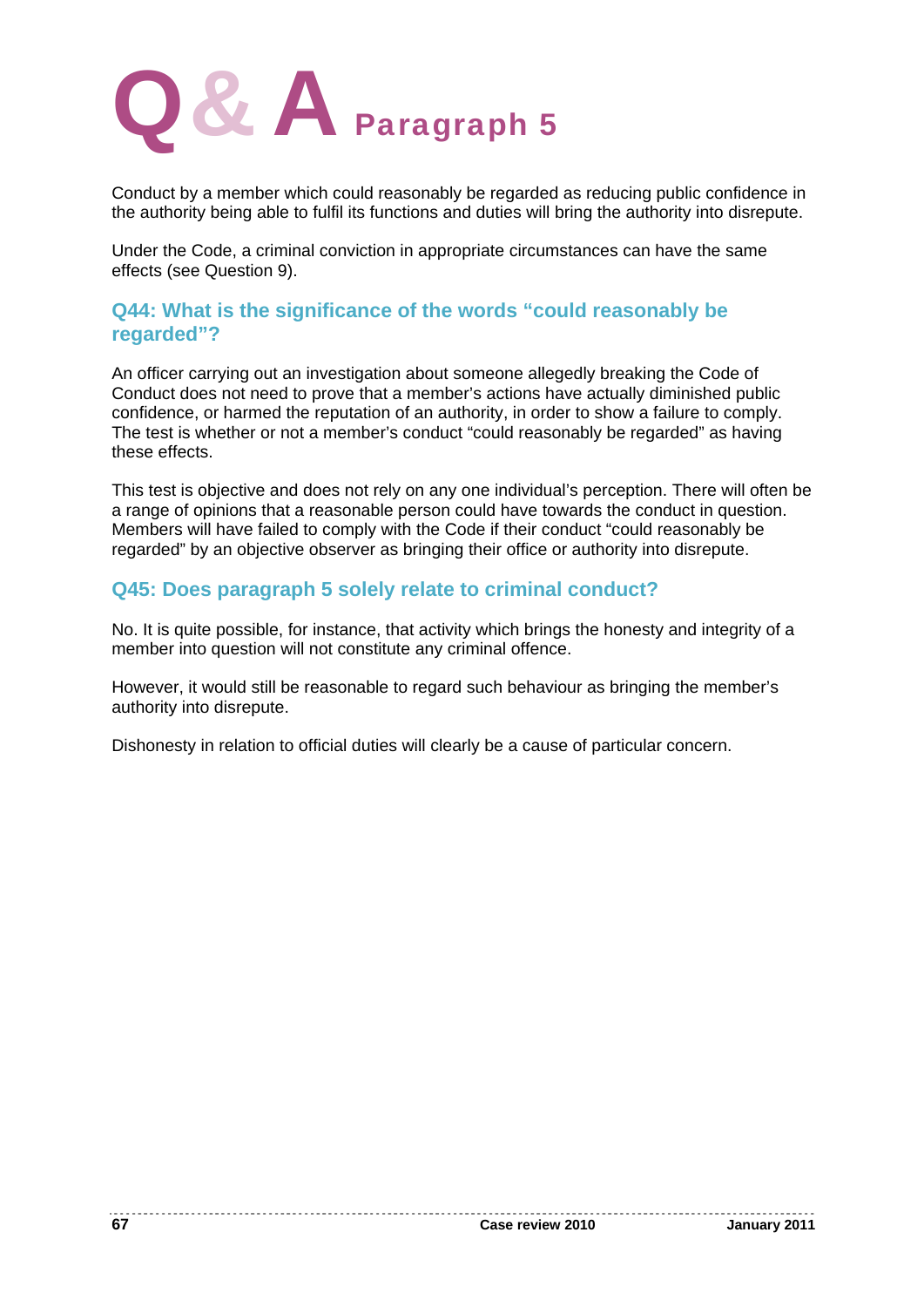# Q & A Paragraph 5

Conduct by a member which could reasonably be regarded as reducing public confidence in the authority being able to fulfil its functions and duties will bring the authority into disrepute.

Under the Code, a criminal conviction in appropriate circumstances can have the same effects (see Question 9).

## Q44: What is the significance of the words "could reasonably be regarded"?

An officer carrying out an investigation about someone allegedly breaking the Code of Conduct does not need to prove that a member's actions have actually diminished public confidence, or harmed the reputation of an authority, in order to show a failure to comply. The test is whether or not a member's conduct "could reasonably be regarded" as having these effects.

This test is objective and does not rely on any one individual's perception. There will often be a range of opinions that a reasonable person could have towards the conduct in question. Members will have failed to comply with the Code if their conduct "could reasonably be regarded" by an objective observer as bringing their office or authority into disrepute.

## Q45: Does paragraph 5 solely relate to criminal conduct?

No. It is quite possible, for instance, that activity which brings the honesty and integrity of a member into question will not constitute any criminal offence.

However, it would still be reasonable to regard such behaviour as bringing the member's authority into disrepute.

Dishonesty in relation to official duties will clearly be a cause of particular concern.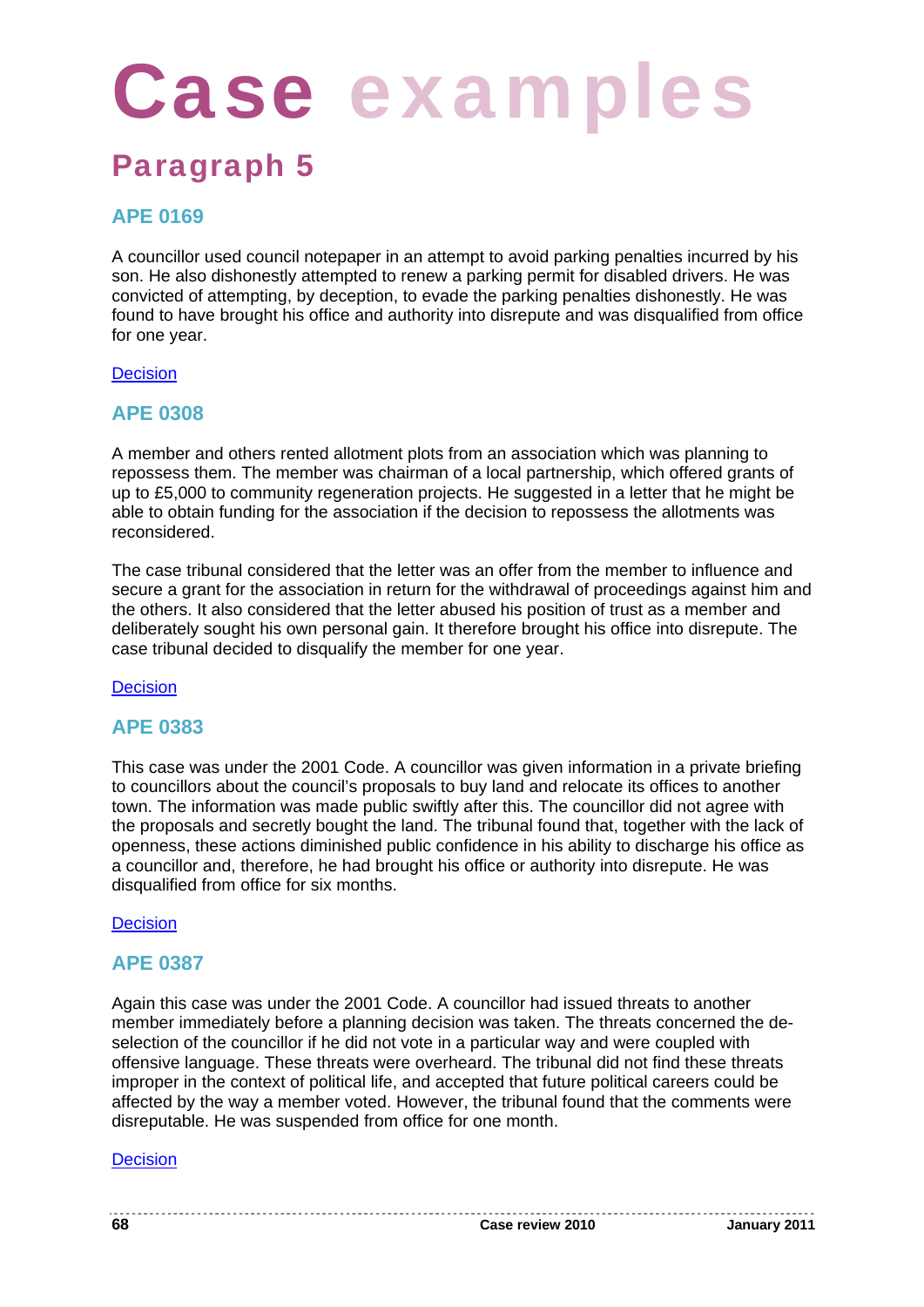# Case examples

## Paragraph 5

### APE 0169

A councillor used council notepaper in an attempt to avoid parking penalties incurred by his son. He also dishonestly attempted to renew a parking permit for disabled drivers. He was convicted of attempting, by deception, to evade the parking penalties dishonestly. He was found to have brought his office and authority into disrepute and was disqualified from office for one year.

Decision

### APE 0308

A member and others rented allotment plots from an association which was planning to repossess them. The member was chairman of a local partnership, which offered grants of up to £5,000 to community regeneration projects. He suggested in a letter that he might be able to obtain funding for the association if the decision to repossess the allotments was reconsidered.

The case tribunal considered that the letter was an offer from the member to influence and secure a grant for the association in return for the withdrawal of proceedings against him and the others. It also considered that the letter abused his position of trust as a member and deliberately sought his own personal gain. It therefore brought his office into disrepute. The case tribunal decided to disqualify the member for one year.

Decision

### APE 0383

This case was under the 2001 Code. A councillor was given information in a private briefing to councillors about the council's proposals to buy land and relocate its offices to another town. The information was made public swiftly after this. The councillor did not agree with the proposals and secretly bought the land. The tribunal found that, together with the lack of openness, these actions diminished public confidence in his ability to discharge his office as a councillor and, therefore, he had brought his office or authority into disrepute. He was disqualified from office for six months.

Decision

### APE 0387

Again this case was under the 2001 Code. A councillor had issued threats to another member immediately before a planning decision was taken. The threats concerned the de-selection of the councillor if he did not vote in a particular way and were coupled with offensive language. These threats were overheard. The tribunal did not find these threats improper in the context of political life, and accepted that future political careers could be affected by the way a member voted. However, the tribunal found that the comments were disreputable. He was suspended from office for one month.

Decision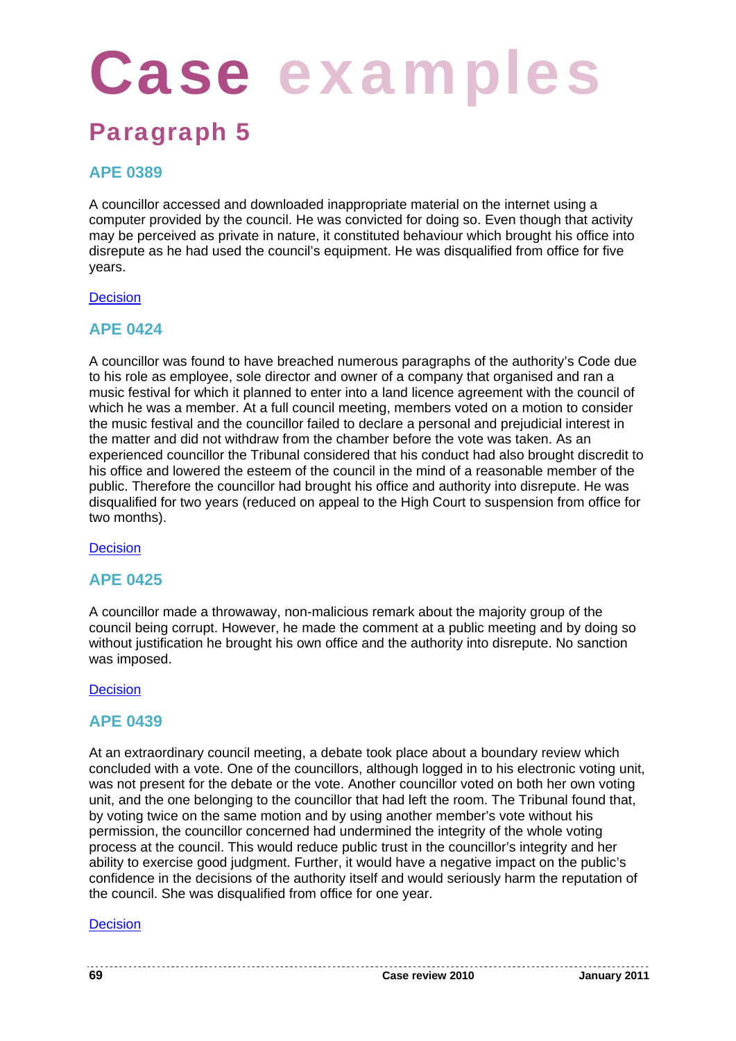# Case examples

## Paragraph 5

### APE 0389

A councillor accessed and downloaded inappropriate material on the internet using a computer provided by the council. He was convicted for doing so. Even though that activity may be perceived as private in nature, it constituted behaviour which brought his office into disrepute as he had used the council's equipment. He was disqualified from office for five years.

Decision

### APE 0424

A councillor was found to have breached numerous paragraphs of the authority's Code due to his role as employee, sole director and owner of a company that organised and ran a music festival for which it planned to enter into a land licence agreement with the council of which he was a member. At a full council meeting, members voted on a motion to consider the music festival and the councillor failed to declare a personal and prejudicial interest in the matter and did not withdraw from the chamber before the vote was taken. As an experienced councillor the Tribunal considered that his conduct had also brought discredit to his office and lowered the esteem of the council in the mind of a reasonable member of the public. Therefore the councillor had brought his office and authority into disrepute. He was disqualified for two years (reduced on appeal to the High Court to suspension from office for two months).

Decision

### APE 0425

A councillor made a throwaway, non-malicious remark about the majority group of the council being corrupt. However, he made the comment at a public meeting and by doing so without justification he brought his own office and the authority into disrepute. No sanction was imposed.

Decision

### APE 0439

At an extraordinary council meeting, a debate took place about a boundary review which concluded with a vote. One of the councillors, although logged in to his electronic voting unit, was not present for the debate or the vote. Another councillor voted on both her own voting unit, and the one belonging to the councillor that had left the room. The Tribunal found that, by voting twice on the same motion and by using another member's vote without his permission, the councillor concerned had undermined the integrity of the whole voting process at the council. This would reduce public trust in the councillor's integrity and her ability to exercise good judgment. Further, it would have a negative impact on the public's confidence in the decisions of the authority itself and would seriously harm the reputation of the council. She was disqualified from office for one year.

Decision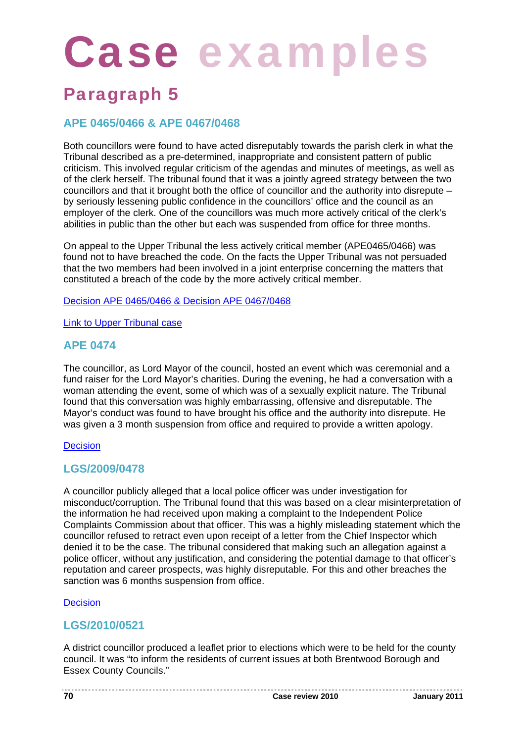# Case examples

## Paragraph 5

### APE 0465/0466 & APE 0467/0468

Both councillors were found to have acted disreputably towards the parish clerk in what the Tribunal described as a pre-determined, inappropriate and consistent pattern of public criticism. This involved regular criticism of the agendas and minutes of meetings, as well as of the clerk herself. The tribunal found that it was a jointly agreed strategy between the two councillors and that it brought both the office of councillor and the authority into disrepute – by seriously lessening public confidence in the councillors' office and the council as an employer of the clerk. One of the councillors was much more actively critical of the clerk's abilities in public than the other but each was suspended from office for three months.

On appeal to the Upper Tribunal the less actively critical member (APE0465/0466) was found not to have breached the code. On the facts the Upper Tribunal was not persuaded that the two members had been involved in a joint enterprise concerning the matters that constituted a breach of the code by the more actively critical member.

Decision APE 0465/0466 & Decision APE 0467/0468

Link to Upper Tribunal case

### APE 0474

The councillor, as Lord Mayor of the council, hosted an event which was ceremonial and a fund raiser for the Lord Mayor's charities. During the evening, he had a conversation with a woman attending the event, some of which was of a sexually explicit nature. The Tribunal found that this conversation was highly embarrassing, offensive and disreputable. The Mayor's conduct was found to have brought his office and the authority into disrepute. He was given a 3 month suspension from office and required to provide a written apology.

Decision

### LGS/2009/0478

A councillor publicly alleged that a local police officer was under investigation for misconduct/corruption. The Tribunal found that this was based on a clear misinterpretation of the information he had received upon making a complaint to the Independent Police Complaints Commission about that officer. This was a highly misleading statement which the councillor refused to retract even upon receipt of a letter from the Chief Inspector which denied it to be the case. The tribunal considered that making such an allegation against a police officer, without any justification, and considering the potential damage to that officer's reputation and career prospects, was highly disreputable. For this and other breaches the sanction was 6 months suspension from office.

Decision

### LGS/2010/0521

A district councillor produced a leaflet prior to elections which were to be held for the county council. It was "to inform the residents of current issues at both Brentwood Borough and Essex County Councils."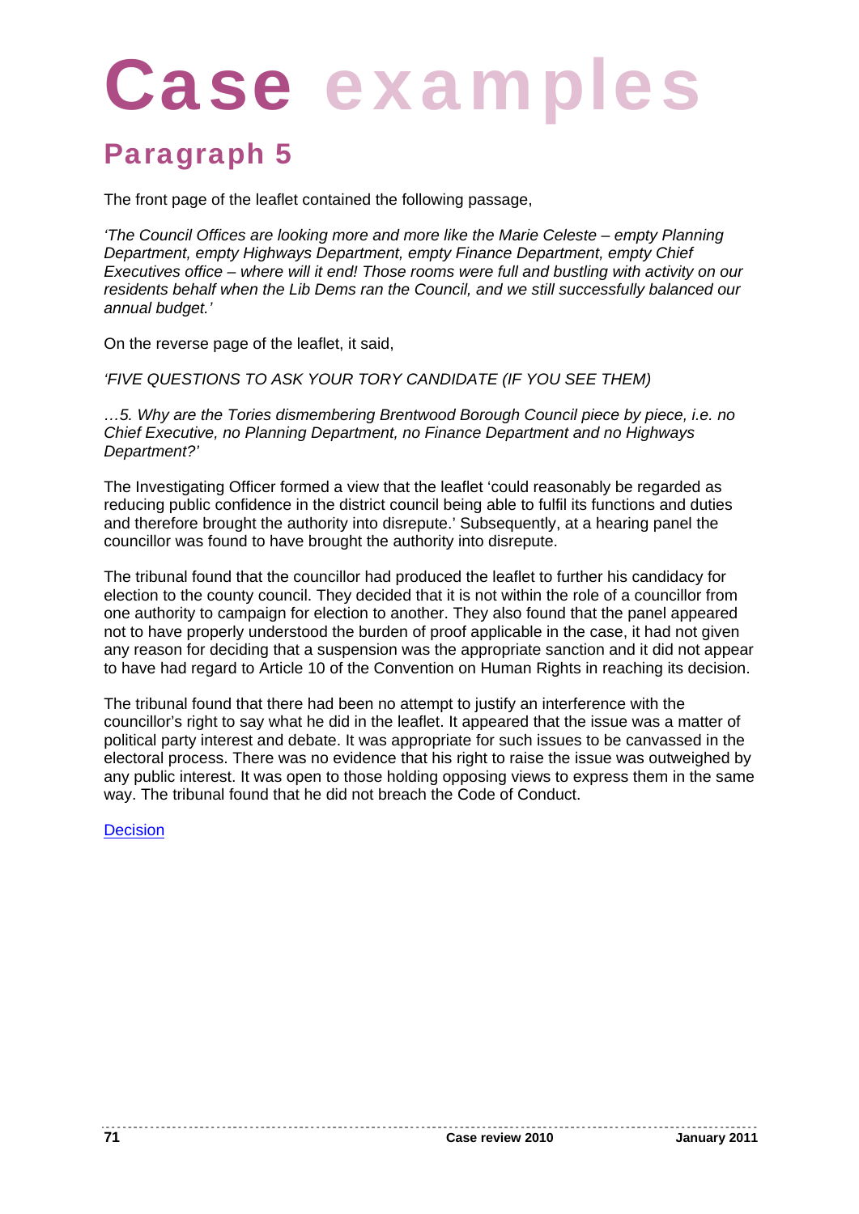# Case examples

## Paragraph 5

The front page of the leaflet contained the following passage,

*'The Council Offices are looking more and more like the Marie Celeste – empty Planning Department, empty Highways Department, empty Finance Department, empty Chief Executives office – where will it end! Those rooms were full and bustling with activity on our residents behalf when the Lib Dems ran the Council, and we still successfully balanced our annual budget.'*

On the reverse page of the leaflet, it said,

*'FIVE QUESTIONS TO ASK YOUR TORY CANDIDATE (IF YOU SEE THEM)*

*…5. Why are the Tories dismembering Brentwood Borough Council piece by piece, i.e. no Chief Executive, no Planning Department, no Finance Department and no Highways Department?'*

The Investigating Officer formed a view that the leaflet 'could reasonably be regarded as reducing public confidence in the district council being able to fulfil its functions and duties and therefore brought the authority into disrepute.' Subsequently, at a hearing panel the councillor was found to have brought the authority into disrepute.

The tribunal found that the councillor had produced the leaflet to further his candidacy for election to the county council. They decided that it is not within the role of a councillor from one authority to campaign for election to another. They also found that the panel appeared not to have properly understood the burden of proof applicable in the case, it had not given any reason for deciding that a suspension was the appropriate sanction and it did not appear to have had regard to Article 10 of the Convention on Human Rights in reaching its decision.

The tribunal found that there had been no attempt to justify an interference with the councillor's right to say what he did in the leaflet. It appeared that the issue was a matter of political party interest and debate. It was appropriate for such issues to be canvassed in the electoral process. There was no evidence that his right to raise the issue was outweighed by any public interest. It was open to those holding opposing views to express them in the same way. The tribunal found that he did not breach the Code of Conduct.

Decision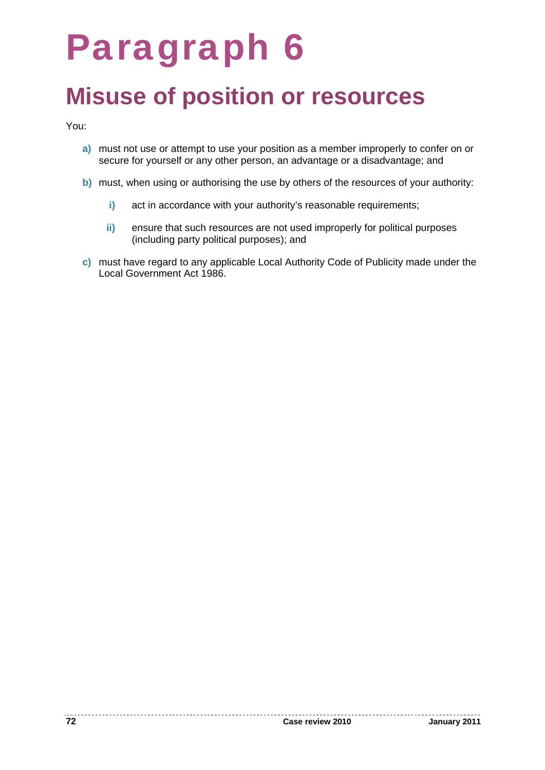# Paragraph 6

## Misuse of position or resources

You:

- **a)** must not use or attempt to use your position as a member improperly to confer on or secure for yourself or any other person, an advantage or a disadvantage; and
- **b)** must, when using or authorising the use by others of the resources of your authority:
  - **i)** act in accordance with your authority's reasonable requirements;
  - **ii)** ensure that such resources are not used improperly for political purposes (including party political purposes); and
- **c)** must have regard to any applicable Local Authority Code of Publicity made under the Local Government Act 1986.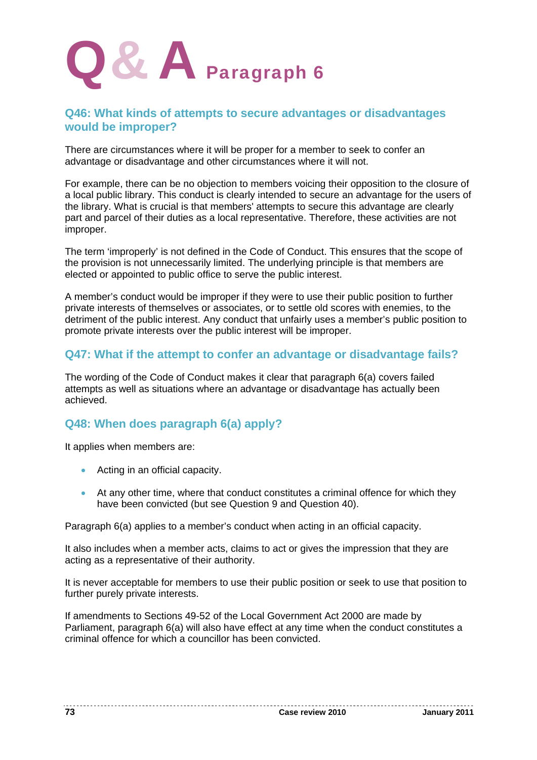# Q & A Paragraph 6

## Q46: What kinds of attempts to secure advantages or disadvantages would be improper?

There are circumstances where it will be proper for a member to seek to confer an advantage or disadvantage and other circumstances where it will not.

For example, there can be no objection to members voicing their opposition to the closure of a local public library. This conduct is clearly intended to secure an advantage for the users of the library. What is crucial is that members' attempts to secure this advantage are clearly part and parcel of their duties as a local representative. Therefore, these activities are not improper.

The term 'improperly' is not defined in the Code of Conduct. This ensures that the scope of the provision is not unnecessarily limited. The underlying principle is that members are elected or appointed to public office to serve the public interest.

A member's conduct would be improper if they were to use their public position to further private interests of themselves or associates, or to settle old scores with enemies, to the detriment of the public interest. Any conduct that unfairly uses a member's public position to promote private interests over the public interest will be improper.

## Q47: What if the attempt to confer an advantage or disadvantage fails?

The wording of the Code of Conduct makes it clear that paragraph 6(a) covers failed attempts as well as situations where an advantage or disadvantage has actually been achieved.

## Q48: When does paragraph 6(a) apply?

It applies when members are:

- Acting in an official capacity.
- At any other time, where that conduct constitutes a criminal offence for which they have been convicted (but see Question 9 and Question 40).

Paragraph 6(a) applies to a member's conduct when acting in an official capacity.

It also includes when a member acts, claims to act or gives the impression that they are acting as a representative of their authority.

It is never acceptable for members to use their public position or seek to use that position to further purely private interests.

If amendments to Sections 49-52 of the Local Government Act 2000 are made by Parliament, paragraph 6(a) will also have effect at any time when the conduct constitutes a criminal offence for which a councillor has been convicted.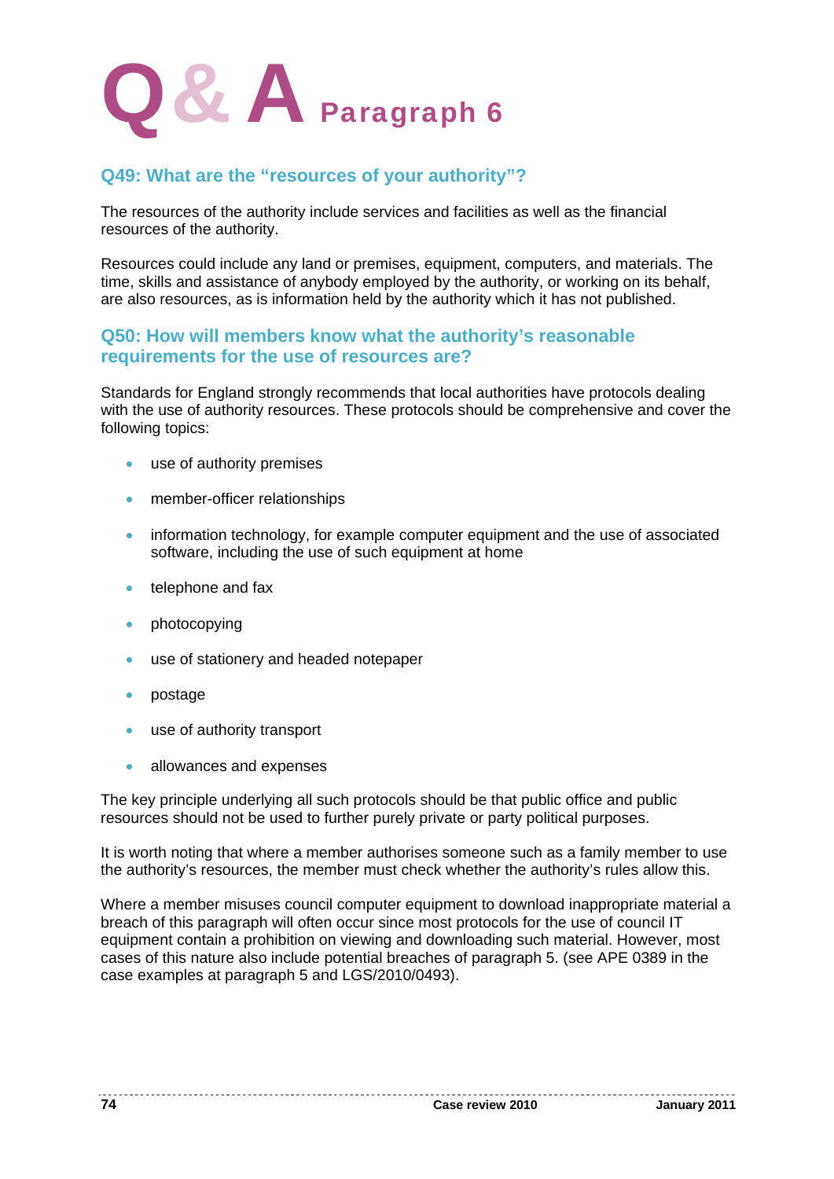# Q & A Paragraph 6

## Q49: What are the "resources of your authority"?

The resources of the authority include services and facilities as well as the financial resources of the authority.

Resources could include any land or premises, equipment, computers, and materials. The time, skills and assistance of anybody employed by the authority, or working on its behalf, are also resources, as is information held by the authority which it has not published.

## Q50: How will members know what the authority's reasonable requirements for the use of resources are?

Standards for England strongly recommends that local authorities have protocols dealing with the use of authority resources. These protocols should be comprehensive and cover the following topics:

- use of authority premises
- member-officer relationships
- information technology, for example computer equipment and the use of associated software, including the use of such equipment at home
- telephone and fax
- photocopying
- use of stationery and headed notepaper
- postage
- use of authority transport
- allowances and expenses

The key principle underlying all such protocols should be that public office and public resources should not be used to further purely private or party political purposes.

It is worth noting that where a member authorises someone such as a family member to use the authority's resources, the member must check whether the authority's rules allow this.

Where a member misuses council computer equipment to download inappropriate material a breach of this paragraph will often occur since most protocols for the use of council IT equipment contain a prohibition on viewing and downloading such material. However, most cases of this nature also include potential breaches of paragraph 5. (see APE 0389 in the case examples at paragraph 5 and LGS/2010/0493).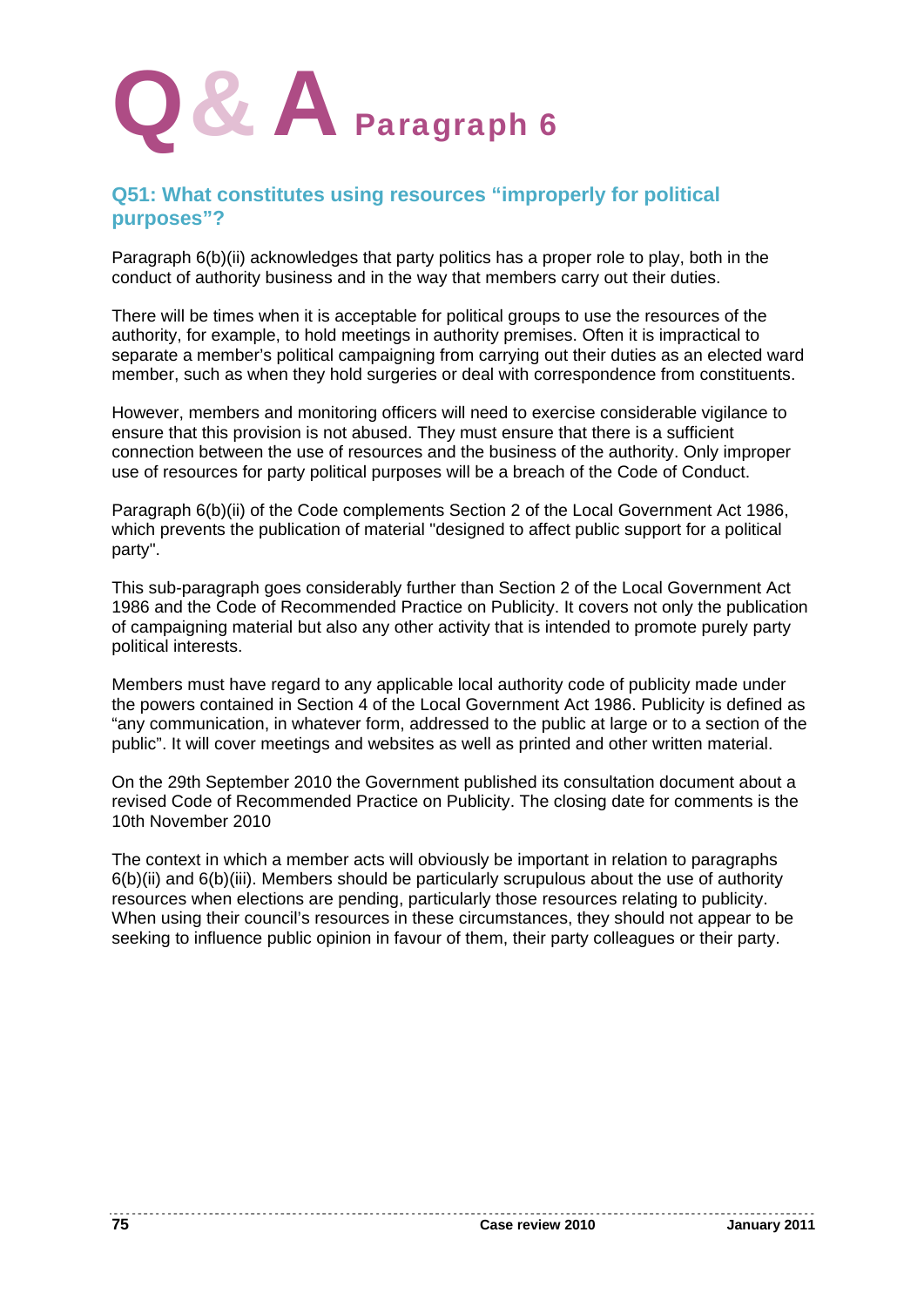# Q & A Paragraph 6

## Q51: What constitutes using resources "improperly for political purposes"?

Paragraph 6(b)(ii) acknowledges that party politics has a proper role to play, both in the conduct of authority business and in the way that members carry out their duties.

There will be times when it is acceptable for political groups to use the resources of the authority, for example, to hold meetings in authority premises. Often it is impractical to separate a member's political campaigning from carrying out their duties as an elected ward member, such as when they hold surgeries or deal with correspondence from constituents.

However, members and monitoring officers will need to exercise considerable vigilance to ensure that this provision is not abused. They must ensure that there is a sufficient connection between the use of resources and the business of the authority. Only improper use of resources for party political purposes will be a breach of the Code of Conduct.

Paragraph 6(b)(ii) of the Code complements Section 2 of the Local Government Act 1986, which prevents the publication of material "designed to affect public support for a political party".

This sub-paragraph goes considerably further than Section 2 of the Local Government Act 1986 and the Code of Recommended Practice on Publicity. It covers not only the publication of campaigning material but also any other activity that is intended to promote purely party political interests.

Members must have regard to any applicable local authority code of publicity made under the powers contained in Section 4 of the Local Government Act 1986. Publicity is defined as "any communication, in whatever form, addressed to the public at large or to a section of the public". It will cover meetings and websites as well as printed and other written material.

On the 29th September 2010 the Government published its consultation document about a revised Code of Recommended Practice on Publicity. The closing date for comments is the 10th November 2010

The context in which a member acts will obviously be important in relation to paragraphs 6(b)(ii) and 6(b)(iii). Members should be particularly scrupulous about the use of authority resources when elections are pending, particularly those resources relating to publicity. When using their council's resources in these circumstances, they should not appear to be seeking to influence public opinion in favour of them, their party colleagues or their party.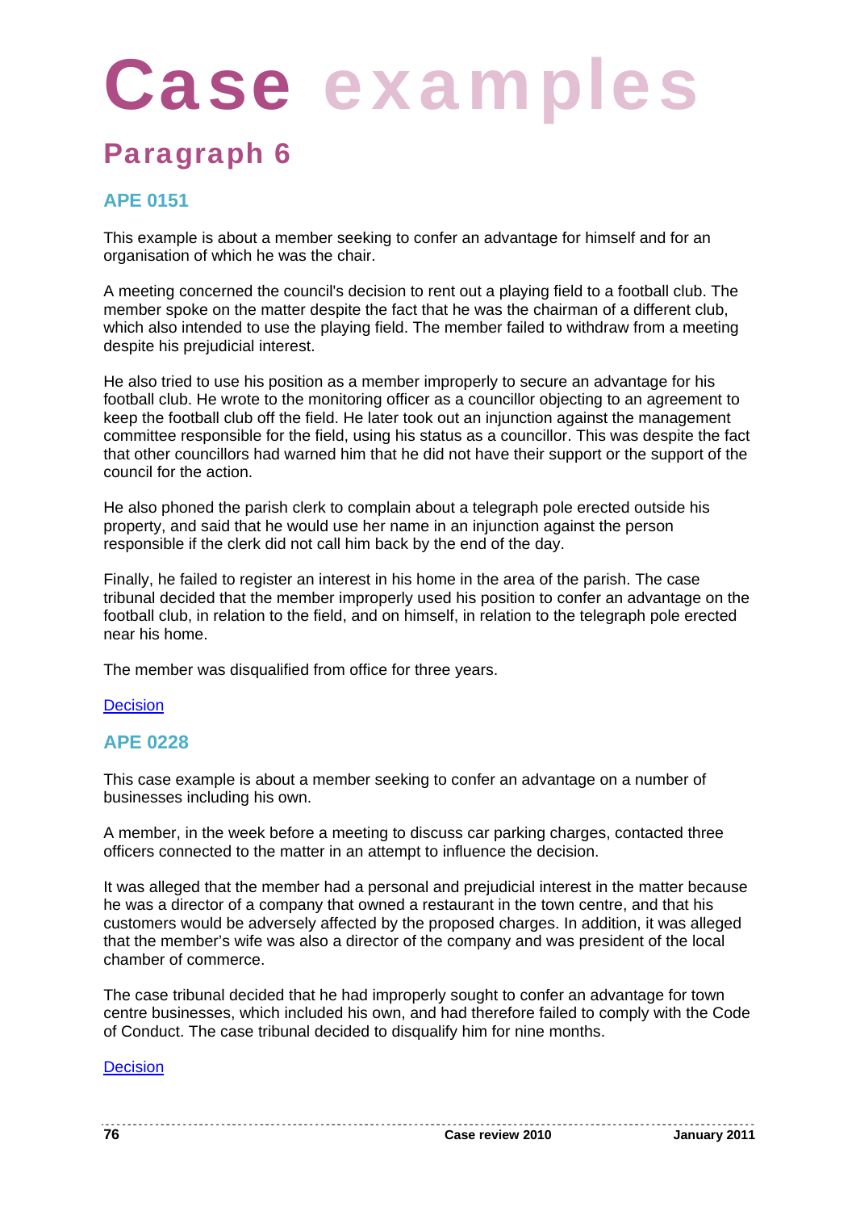# Case examples

## Paragraph 6

### APE 0151

This example is about a member seeking to confer an advantage for himself and for an organisation of which he was the chair.

A meeting concerned the council's decision to rent out a playing field to a football club. The member spoke on the matter despite the fact that he was the chairman of a different club, which also intended to use the playing field. The member failed to withdraw from a meeting despite his prejudicial interest.

He also tried to use his position as a member improperly to secure an advantage for his football club. He wrote to the monitoring officer as a councillor objecting to an agreement to keep the football club off the field. He later took out an injunction against the management committee responsible for the field, using his status as a councillor. This was despite the fact that other councillors had warned him that he did not have their support or the support of the council for the action.

He also phoned the parish clerk to complain about a telegraph pole erected outside his property, and said that he would use her name in an injunction against the person responsible if the clerk did not call him back by the end of the day.

Finally, he failed to register an interest in his home in the area of the parish. The case tribunal decided that the member improperly used his position to confer an advantage on the football club, in relation to the field, and on himself, in relation to the telegraph pole erected near his home.

The member was disqualified from office for three years.

Decision

### APE 0228

This case example is about a member seeking to confer an advantage on a number of businesses including his own.

A member, in the week before a meeting to discuss car parking charges, contacted three officers connected to the matter in an attempt to influence the decision.

It was alleged that the member had a personal and prejudicial interest in the matter because he was a director of a company that owned a restaurant in the town centre, and that his customers would be adversely affected by the proposed charges. In addition, it was alleged that the member's wife was also a director of the company and was president of the local chamber of commerce.

The case tribunal decided that he had improperly sought to confer an advantage for town centre businesses, which included his own, and had therefore failed to comply with the Code of Conduct. The case tribunal decided to disqualify him for nine months.

Decision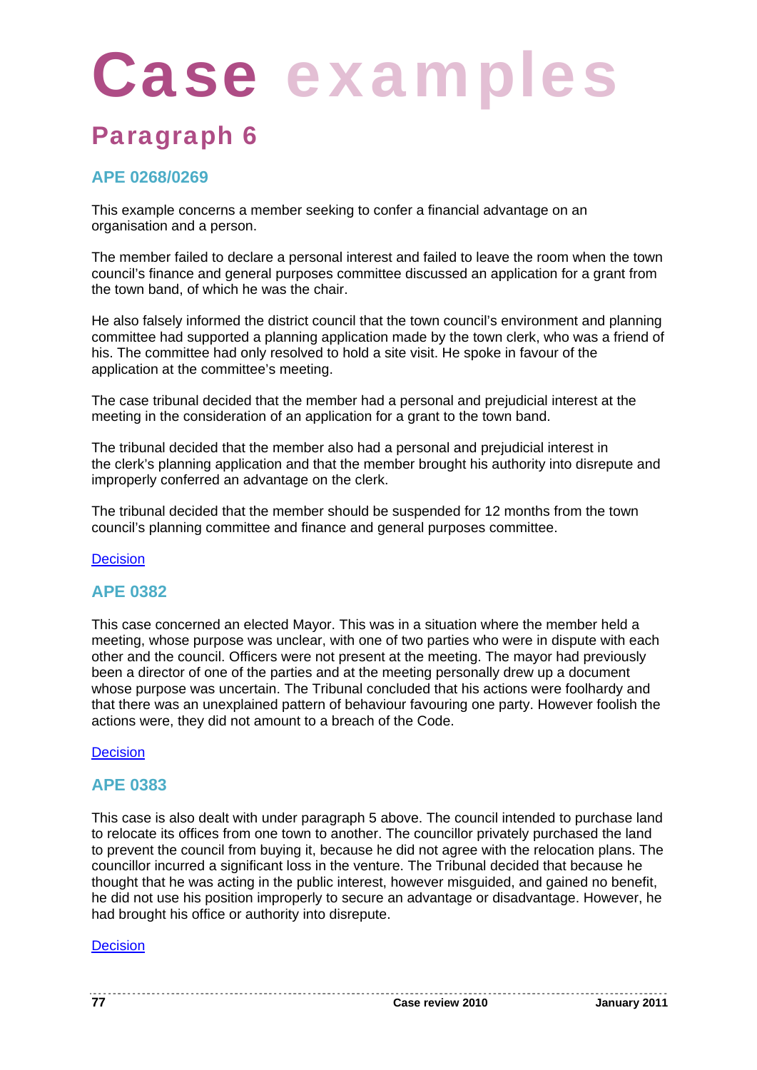# Case examples

## Paragraph 6

### APE 0268/0269

This example concerns a member seeking to confer a financial advantage on an organisation and a person.

The member failed to declare a personal interest and failed to leave the room when the town council's finance and general purposes committee discussed an application for a grant from the town band, of which he was the chair.

He also falsely informed the district council that the town council's environment and planning committee had supported a planning application made by the town clerk, who was a friend of his. The committee had only resolved to hold a site visit. He spoke in favour of the application at the committee's meeting.

The case tribunal decided that the member had a personal and prejudicial interest at the meeting in the consideration of an application for a grant to the town band.

The tribunal decided that the member also had a personal and prejudicial interest in the clerk's planning application and that the member brought his authority into disrepute and improperly conferred an advantage on the clerk.

The tribunal decided that the member should be suspended for 12 months from the town council's planning committee and finance and general purposes committee.

Decision

### APE 0382

This case concerned an elected Mayor. This was in a situation where the member held a meeting, whose purpose was unclear, with one of two parties who were in dispute with each other and the council. Officers were not present at the meeting. The mayor had previously been a director of one of the parties and at the meeting personally drew up a document whose purpose was uncertain. The Tribunal concluded that his actions were foolhardy and that there was an unexplained pattern of behaviour favouring one party. However foolish the actions were, they did not amount to a breach of the Code.

Decision

### APE 0383

This case is also dealt with under paragraph 5 above. The council intended to purchase land to relocate its offices from one town to another. The councillor privately purchased the land to prevent the council from buying it, because he did not agree with the relocation plans. The councillor incurred a significant loss in the venture. The Tribunal decided that because he thought that he was acting in the public interest, however misguided, and gained no benefit, he did not use his position improperly to secure an advantage or disadvantage. However, he had brought his office or authority into disrepute.

Decision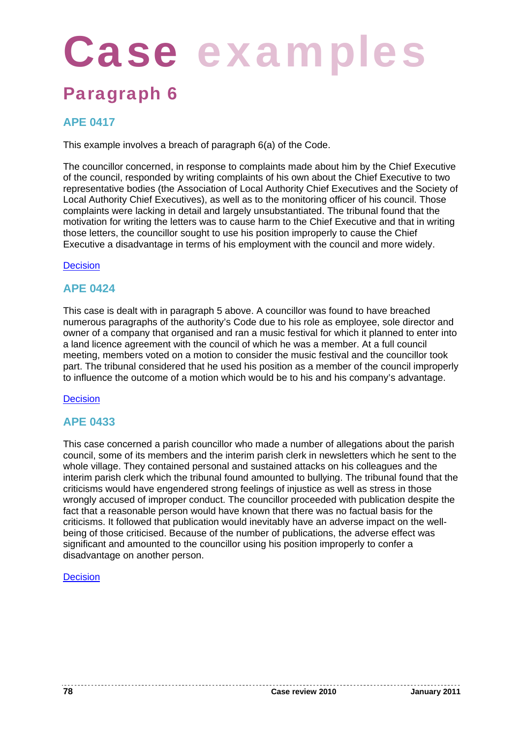# Case examples

## Paragraph 6

### APE 0417

This example involves a breach of paragraph 6(a) of the Code.

The councillor concerned, in response to complaints made about him by the Chief Executive of the council, responded by writing complaints of his own about the Chief Executive to two representative bodies (the Association of Local Authority Chief Executives and the Society of Local Authority Chief Executives), as well as to the monitoring officer of his council. Those complaints were lacking in detail and largely unsubstantiated. The tribunal found that the motivation for writing the letters was to cause harm to the Chief Executive and that in writing those letters, the councillor sought to use his position improperly to cause the Chief Executive a disadvantage in terms of his employment with the council and more widely.

Decision

### APE 0424

This case is dealt with in paragraph 5 above. A councillor was found to have breached numerous paragraphs of the authority's Code due to his role as employee, sole director and owner of a company that organised and ran a music festival for which it planned to enter into a land licence agreement with the council of which he was a member. At a full council meeting, members voted on a motion to consider the music festival and the councillor took part. The tribunal considered that he used his position as a member of the council improperly to influence the outcome of a motion which would be to his and his company's advantage.

Decision

### APE 0433

This case concerned a parish councillor who made a number of allegations about the parish council, some of its members and the interim parish clerk in newsletters which he sent to the whole village. They contained personal and sustained attacks on his colleagues and the interim parish clerk which the tribunal found amounted to bullying. The tribunal found that the criticisms would have engendered strong feelings of injustice as well as stress in those wrongly accused of improper conduct. The councillor proceeded with publication despite the fact that a reasonable person would have known that there was no factual basis for the criticisms. It followed that publication would inevitably have an adverse impact on the well-being of those criticised. Because of the number of publications, the adverse effect was significant and amounted to the councillor using his position improperly to confer a disadvantage on another person.

Decision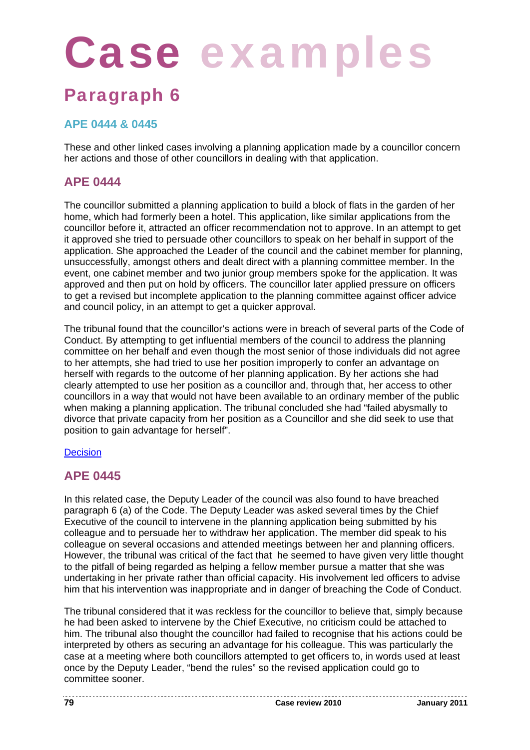# Case examples

## Paragraph 6

### APE 0444 & 0445

These and other linked cases involving a planning application made by a councillor concern her actions and those of other councillors in dealing with that application.

### APE 0444

The councillor submitted a planning application to build a block of flats in the garden of her home, which had formerly been a hotel. This application, like similar applications from the councillor before it, attracted an officer recommendation not to approve. In an attempt to get it approved she tried to persuade other councillors to speak on her behalf in support of the application. She approached the Leader of the council and the cabinet member for planning, unsuccessfully, amongst others and dealt direct with a planning committee member. In the event, one cabinet member and two junior group members spoke for the application. It was approved and then put on hold by officers. The councillor later applied pressure on officers to get a revised but incomplete application to the planning committee against officer advice and council policy, in an attempt to get a quicker approval.

The tribunal found that the councillor's actions were in breach of several parts of the Code of Conduct. By attempting to get influential members of the council to address the planning committee on her behalf and even though the most senior of those individuals did not agree to her attempts, she had tried to use her position improperly to confer an advantage on herself with regards to the outcome of her planning application. By her actions she had clearly attempted to use her position as a councillor and, through that, her access to other councillors in a way that would not have been available to an ordinary member of the public when making a planning application. The tribunal concluded she had "failed abysmally to divorce that private capacity from her position as a Councillor and she did seek to use that position to gain advantage for herself".

Decision

### APE 0445

In this related case, the Deputy Leader of the council was also found to have breached paragraph 6 (a) of the Code. The Deputy Leader was asked several times by the Chief Executive of the council to intervene in the planning application being submitted by his colleague and to persuade her to withdraw her application. The member did speak to his colleague on several occasions and attended meetings between her and planning officers. However, the tribunal was critical of the fact that he seemed to have given very little thought to the pitfall of being regarded as helping a fellow member pursue a matter that she was undertaking in her private rather than official capacity. His involvement led officers to advise him that his intervention was inappropriate and in danger of breaching the Code of Conduct.

The tribunal considered that it was reckless for the councillor to believe that, simply because he had been asked to intervene by the Chief Executive, no criticism could be attached to him. The tribunal also thought the councillor had failed to recognise that his actions could be interpreted by others as securing an advantage for his colleague. This was particularly the case at a meeting where both councillors attempted to get officers to, in words used at least once by the Deputy Leader, "bend the rules" so the revised application could go to committee sooner.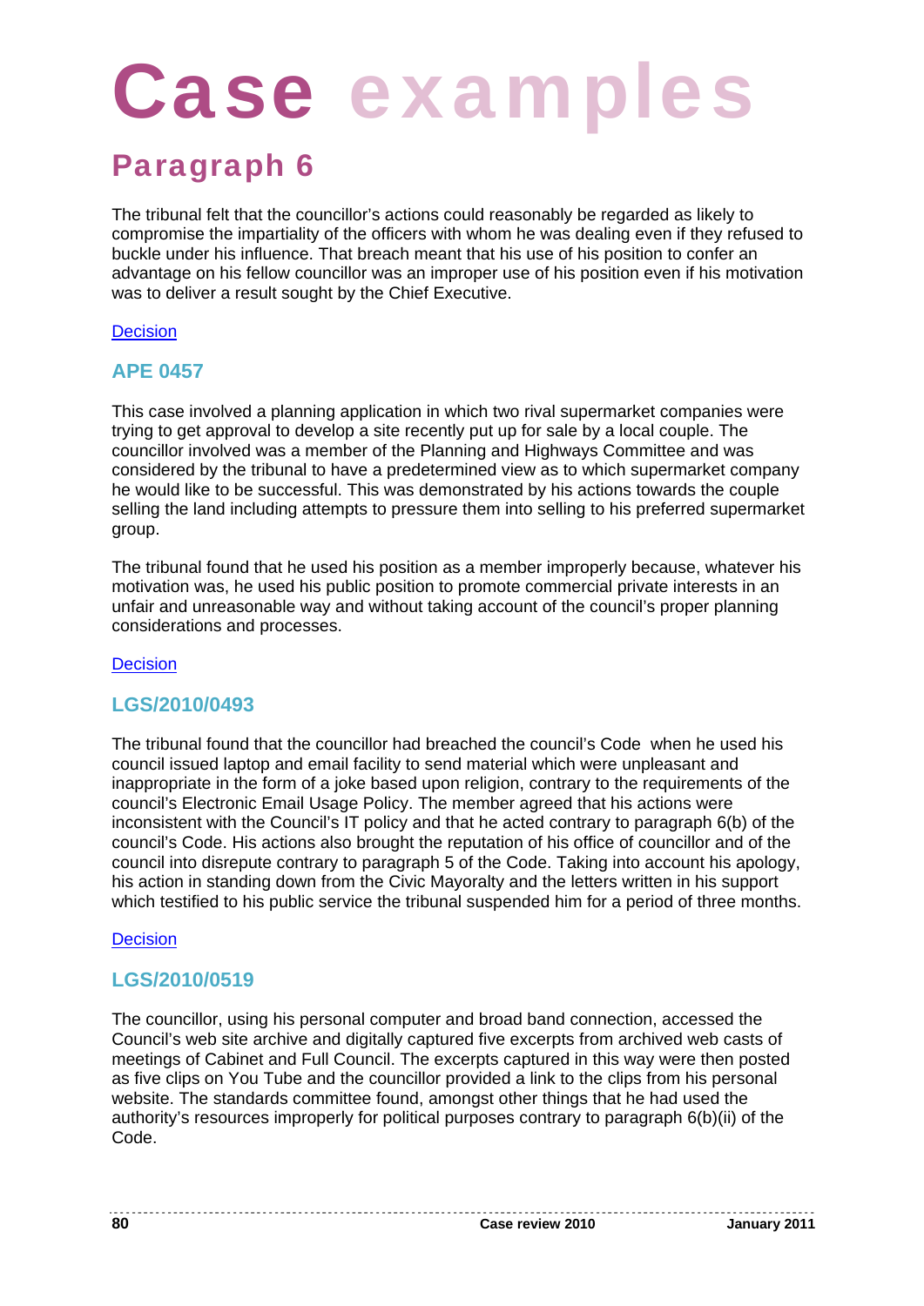# Case examples

## Paragraph 6

The tribunal felt that the councillor's actions could reasonably be regarded as likely to compromise the impartiality of the officers with whom he was dealing even if they refused to buckle under his influence. That breach meant that his use of his position to confer an advantage on his fellow councillor was an improper use of his position even if his motivation was to deliver a result sought by the Chief Executive.

Decision

### APE 0457

This case involved a planning application in which two rival supermarket companies were trying to get approval to develop a site recently put up for sale by a local couple. The councillor involved was a member of the Planning and Highways Committee and was considered by the tribunal to have a predetermined view as to which supermarket company he would like to be successful. This was demonstrated by his actions towards the couple selling the land including attempts to pressure them into selling to his preferred supermarket group.

The tribunal found that he used his position as a member improperly because, whatever his motivation was, he used his public position to promote commercial private interests in an unfair and unreasonable way and without taking account of the council's proper planning considerations and processes.

Decision

### LGS/2010/0493

The tribunal found that the councillor had breached the council's Code when he used his council issued laptop and email facility to send material which were unpleasant and inappropriate in the form of a joke based upon religion, contrary to the requirements of the council's Electronic Email Usage Policy. The member agreed that his actions were inconsistent with the Council's IT policy and that he acted contrary to paragraph 6(b) of the council's Code. His actions also brought the reputation of his office of councillor and of the council into disrepute contrary to paragraph 5 of the Code. Taking into account his apology, his action in standing down from the Civic Mayoralty and the letters written in his support which testified to his public service the tribunal suspended him for a period of three months.

Decision

### LGS/2010/0519

The councillor, using his personal computer and broad band connection, accessed the Council's web site archive and digitally captured five excerpts from archived web casts of meetings of Cabinet and Full Council. The excerpts captured in this way were then posted as five clips on You Tube and the councillor provided a link to the clips from his personal website. The standards committee found, amongst other things that he had used the authority's resources improperly for political purposes contrary to paragraph 6(b)(ii) of the Code.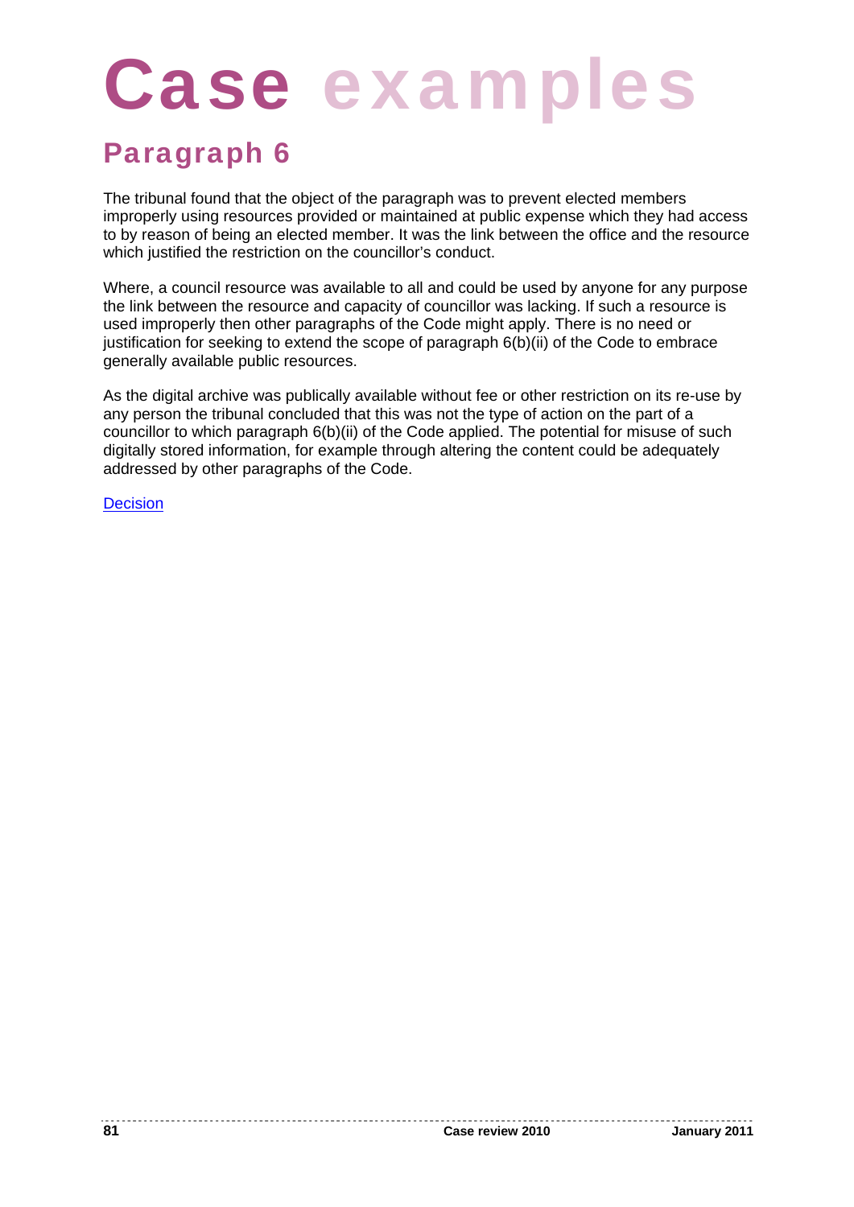# Case examples

## Paragraph 6

The tribunal found that the object of the paragraph was to prevent elected members improperly using resources provided or maintained at public expense which they had access to by reason of being an elected member. It was the link between the office and the resource which justified the restriction on the councillor's conduct.

Where, a council resource was available to all and could be used by anyone for any purpose the link between the resource and capacity of councillor was lacking. If such a resource is used improperly then other paragraphs of the Code might apply. There is no need or justification for seeking to extend the scope of paragraph 6(b)(ii) of the Code to embrace generally available public resources.

As the digital archive was publically available without fee or other restriction on its re-use by any person the tribunal concluded that this was not the type of action on the part of a councillor to which paragraph 6(b)(ii) of the Code applied. The potential for misuse of such digitally stored information, for example through altering the content could be adequately addressed by other paragraphs of the Code.

Decision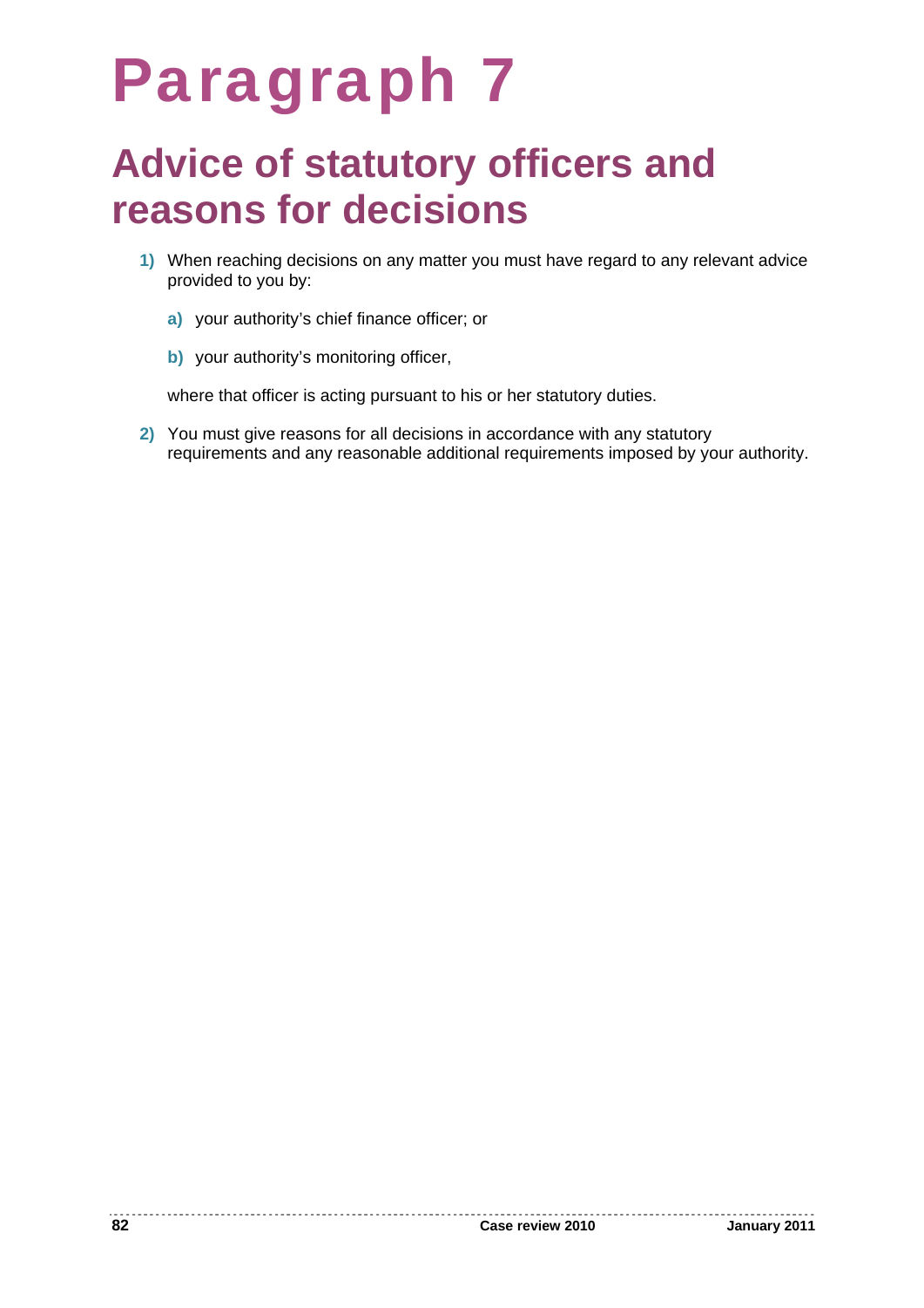# Paragraph 7

## Advice of statutory officers and reasons for decisions

1) When reaching decisions on any matter you must have regard to any relevant advice provided to you by:

   a) your authority's chief finance officer; or

   b) your authority's monitoring officer,

   where that officer is acting pursuant to his or her statutory duties.

2) You must give reasons for all decisions in accordance with any statutory requirements and any reasonable additional requirements imposed by your authority.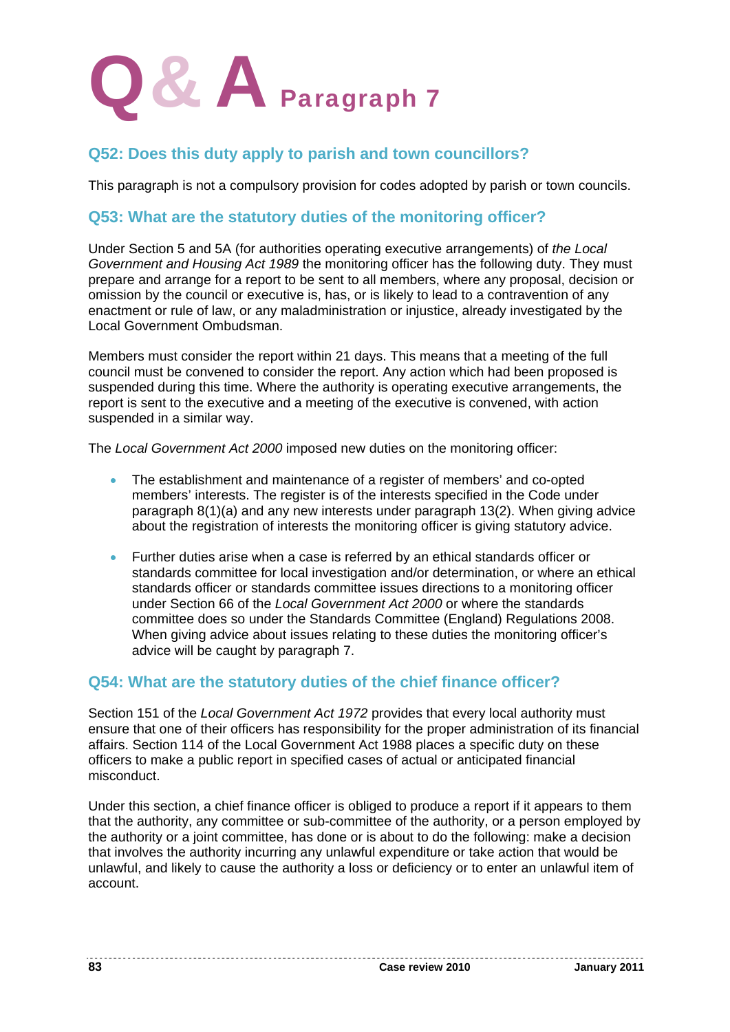# Q & A Paragraph 7

## Q52: Does this duty apply to parish and town councillors?

This paragraph is not a compulsory provision for codes adopted by parish or town councils.

## Q53: What are the statutory duties of the monitoring officer?

Under Section 5 and 5A (for authorities operating executive arrangements) of *the Local Government and Housing Act 1989* the monitoring officer has the following duty. They must prepare and arrange for a report to be sent to all members, where any proposal, decision or omission by the council or executive is, has, or is likely to lead to a contravention of any enactment or rule of law, or any maladministration or injustice, already investigated by the Local Government Ombudsman.

Members must consider the report within 21 days. This means that a meeting of the full council must be convened to consider the report. Any action which had been proposed is suspended during this time. Where the authority is operating executive arrangements, the report is sent to the executive and a meeting of the executive is convened, with action suspended in a similar way.

The *Local Government Act 2000* imposed new duties on the monitoring officer:

- The establishment and maintenance of a register of members' and co-opted members' interests. The register is of the interests specified in the Code under paragraph 8(1)(a) and any new interests under paragraph 13(2). When giving advice about the registration of interests the monitoring officer is giving statutory advice.

- Further duties arise when a case is referred by an ethical standards officer or standards committee for local investigation and/or determination, or where an ethical standards officer or standards committee issues directions to a monitoring officer under Section 66 of the *Local Government Act 2000* or where the standards committee does so under the Standards Committee (England) Regulations 2008. When giving advice about issues relating to these duties the monitoring officer's advice will be caught by paragraph 7.

## Q54: What are the statutory duties of the chief finance officer?

Section 151 of the *Local Government Act 1972* provides that every local authority must ensure that one of their officers has responsibility for the proper administration of its financial affairs. Section 114 of the Local Government Act 1988 places a specific duty on these officers to make a public report in specified cases of actual or anticipated financial misconduct.

Under this section, a chief finance officer is obliged to produce a report if it appears to them that the authority, any committee or sub-committee of the authority, or a person employed by the authority or a joint committee, has done or is about to do the following: make a decision that involves the authority incurring any unlawful expenditure or take action that would be unlawful, and likely to cause the authority a loss or deficiency or to enter an unlawful item of account.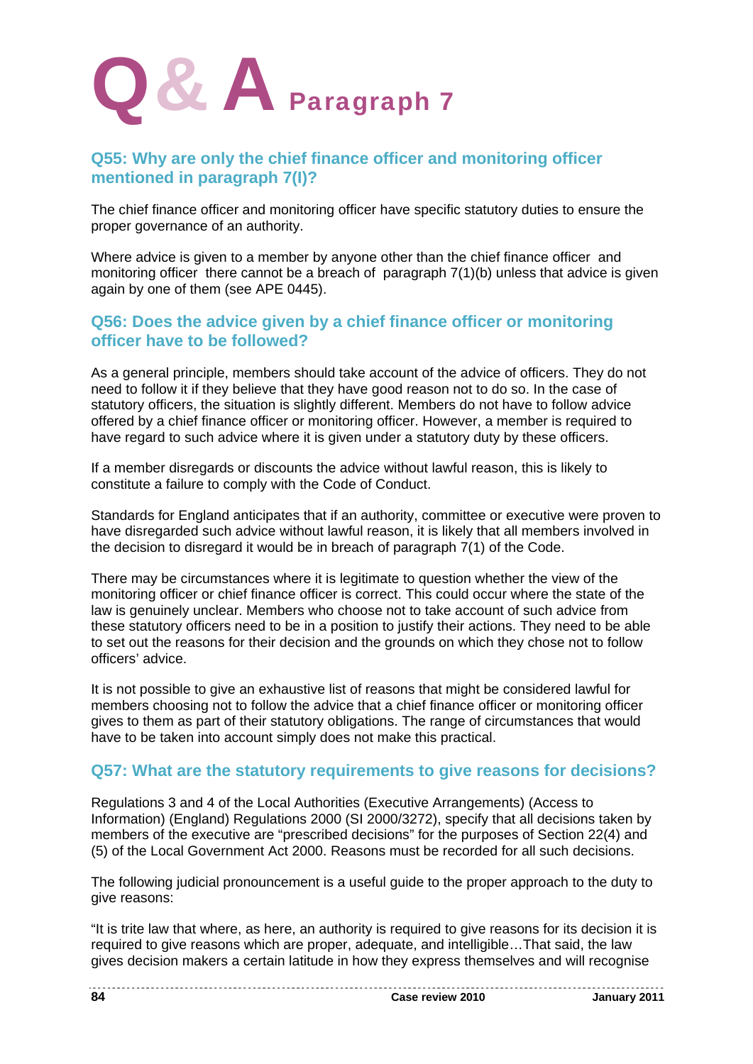# Q& A Paragraph 7

## Q55: Why are only the chief finance officer and monitoring officer mentioned in paragraph 7(l)?

The chief finance officer and monitoring officer have specific statutory duties to ensure the proper governance of an authority.

Where advice is given to a member by anyone other than the chief finance officer and monitoring officer there cannot be a breach of paragraph 7(1)(b) unless that advice is given again by one of them (see APE 0445).

## Q56: Does the advice given by a chief finance officer or monitoring officer have to be followed?

As a general principle, members should take account of the advice of officers. They do not need to follow it if they believe that they have good reason not to do so. In the case of statutory officers, the situation is slightly different. Members do not have to follow advice offered by a chief finance officer or monitoring officer. However, a member is required to have regard to such advice where it is given under a statutory duty by these officers.

If a member disregards or discounts the advice without lawful reason, this is likely to constitute a failure to comply with the Code of Conduct.

Standards for England anticipates that if an authority, committee or executive were proven to have disregarded such advice without lawful reason, it is likely that all members involved in the decision to disregard it would be in breach of paragraph 7(1) of the Code.

There may be circumstances where it is legitimate to question whether the view of the monitoring officer or chief finance officer is correct. This could occur where the state of the law is genuinely unclear. Members who choose not to take account of such advice from these statutory officers need to be in a position to justify their actions. They need to be able to set out the reasons for their decision and the grounds on which they chose not to follow officers' advice.

It is not possible to give an exhaustive list of reasons that might be considered lawful for members choosing not to follow the advice that a chief finance officer or monitoring officer gives to them as part of their statutory obligations. The range of circumstances that would have to be taken into account simply does not make this practical.

## Q57: What are the statutory requirements to give reasons for decisions?

Regulations 3 and 4 of the Local Authorities (Executive Arrangements) (Access to Information) (England) Regulations 2000 (SI 2000/3272), specify that all decisions taken by members of the executive are "prescribed decisions" for the purposes of Section 22(4) and (5) of the Local Government Act 2000. Reasons must be recorded for all such decisions.

The following judicial pronouncement is a useful guide to the proper approach to the duty to give reasons:

"It is trite law that where, as here, an authority is required to give reasons for its decision it is required to give reasons which are proper, adequate, and intelligible…That said, the law gives decision makers a certain latitude in how they express themselves and will recognise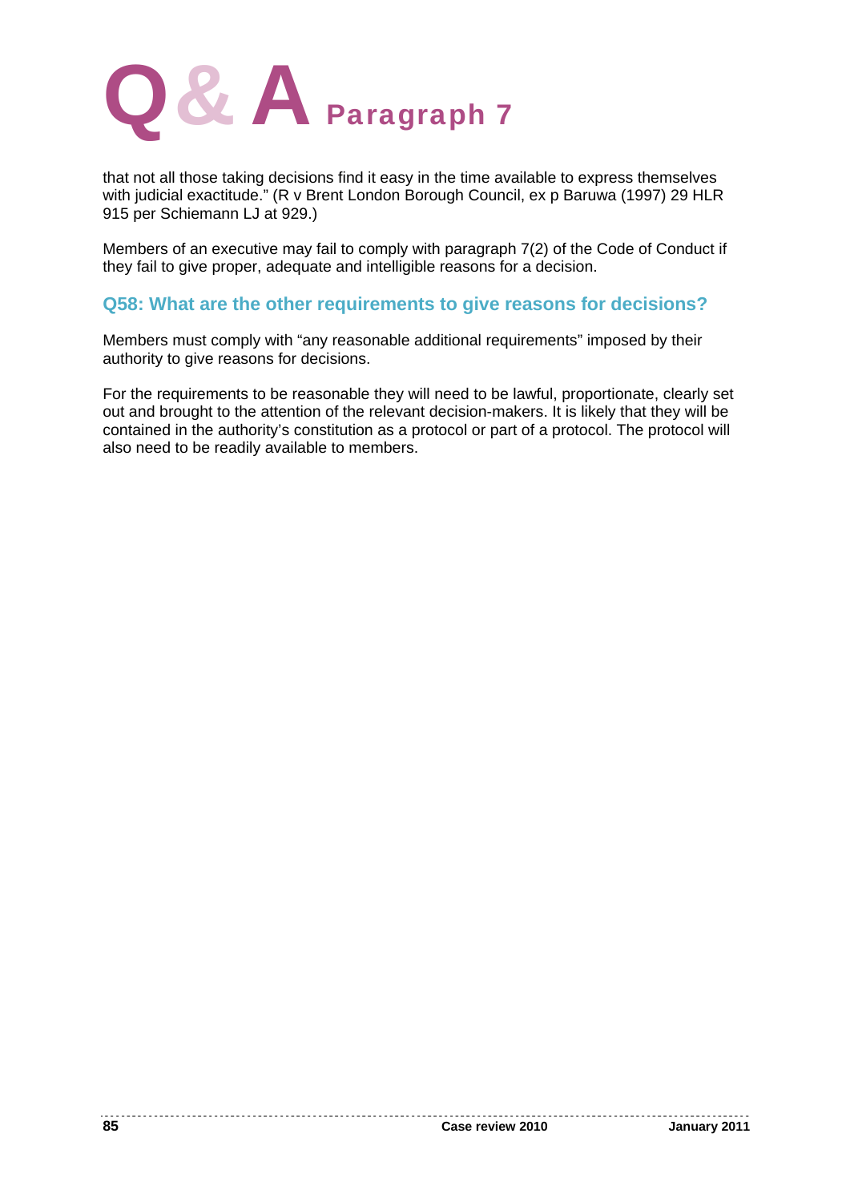that not all those taking decisions find it easy in the time available to express themselves with judicial exactitude." (R v Brent London Borough Council, ex p Baruwa (1997) 29 HLR 915 per Schiemann LJ at 929.)

Members of an executive may fail to comply with paragraph 7(2) of the Code of Conduct if they fail to give proper, adequate and intelligible reasons for a decision.

### Q58: What are the other requirements to give reasons for decisions?

Members must comply with "any reasonable additional requirements" imposed by their authority to give reasons for decisions.

For the requirements to be reasonable they will need to be lawful, proportionate, clearly set out and brought to the attention of the relevant decision-makers. It is likely that they will be contained in the authority's constitution as a protocol or part of a protocol. The protocol will also need to be readily available to members.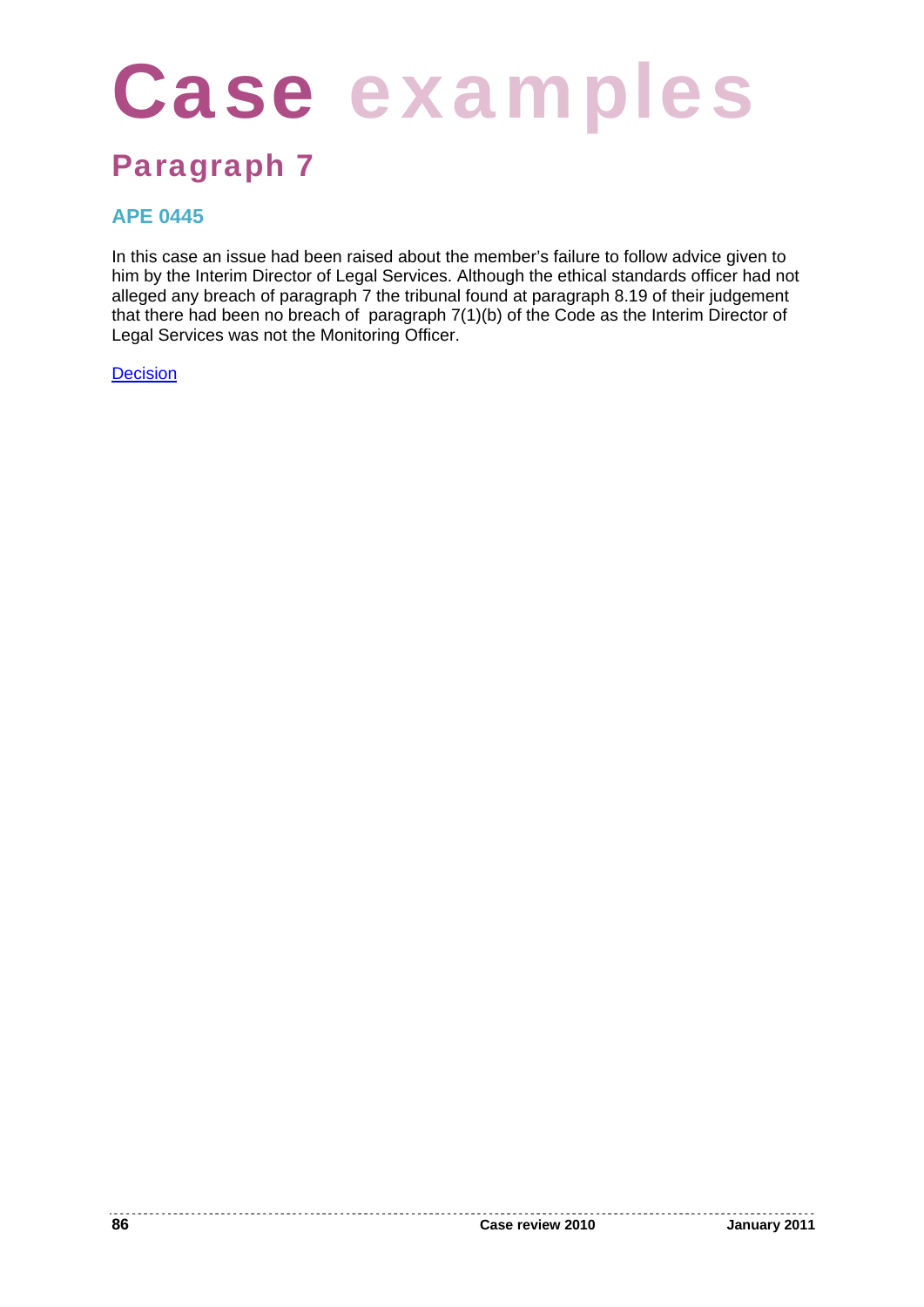# Case examples

## Paragraph 7

### APE 0445

In this case an issue had been raised about the member's failure to follow advice given to him by the Interim Director of Legal Services. Although the ethical standards officer had not alleged any breach of paragraph 7 the tribunal found at paragraph 8.19 of their judgement that there had been no breach of paragraph 7(1)(b) of the Code as the Interim Director of Legal Services was not the Monitoring Officer.

Decision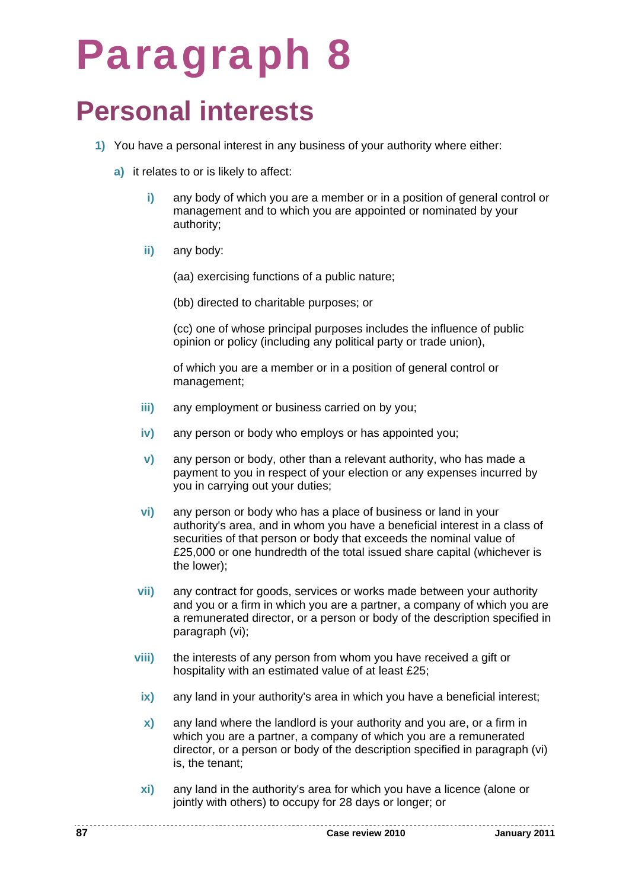# Paragraph 8

## Personal interests

1) You have a personal interest in any business of your authority where either:

   a) it relates to or is likely to affect:

      i) any body of which you are a member or in a position of general control or management and to which you are appointed or nominated by your authority;

      ii) any body:

         (aa) exercising functions of a public nature;

         (bb) directed to charitable purposes; or

         (cc) one of whose principal purposes includes the influence of public opinion or policy (including any political party or trade union),

         of which you are a member or in a position of general control or management;

      iii) any employment or business carried on by you;

      iv) any person or body who employs or has appointed you;

      v) any person or body, other than a relevant authority, who has made a payment to you in respect of your election or any expenses incurred by you in carrying out your duties;

      vi) any person or body who has a place of business or land in your authority's area, and in whom you have a beneficial interest in a class of securities of that person or body that exceeds the nominal value of £25,000 or one hundredth of the total issued share capital (whichever is the lower);

      vii) any contract for goods, services or works made between your authority and you or a firm in which you are a partner, a company of which you are a remunerated director, or a person or body of the description specified in paragraph (vi);

      viii) the interests of any person from whom you have received a gift or hospitality with an estimated value of at least £25;

      ix) any land in your authority's area in which you have a beneficial interest;

      x) any land where the landlord is your authority and you are, or a firm in which you are a partner, a company of which you are a remunerated director, or a person or body of the description specified in paragraph (vi) is, the tenant;

      xi) any land in the authority's area for which you have a licence (alone or jointly with others) to occupy for 28 days or longer; or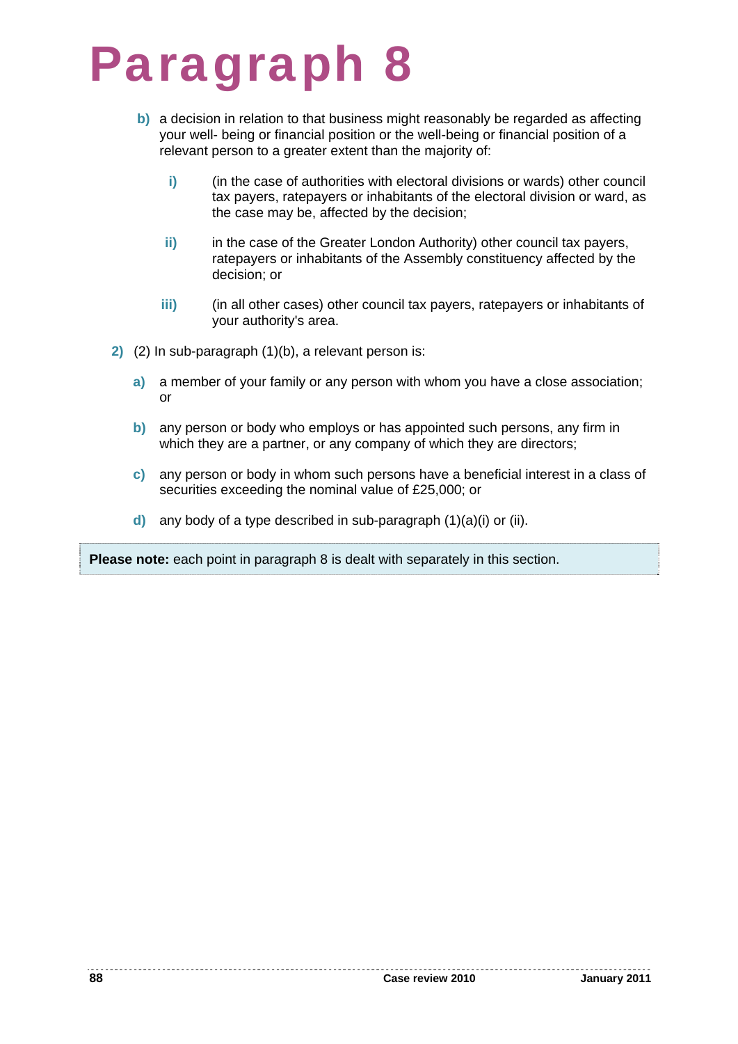# Paragraph 8

- b) a decision in relation to that business might reasonably be regarded as affecting your well- being or financial position or the well-being or financial position of a relevant person to a greater extent than the majority of:

  - i) (in the case of authorities with electoral divisions or wards) other council tax payers, ratepayers or inhabitants of the electoral division or ward, as the case may be, affected by the decision;

  - ii) in the case of the Greater London Authority) other council tax payers, ratepayers or inhabitants of the Assembly constituency affected by the decision; or

  - iii) (in all other cases) other council tax payers, ratepayers or inhabitants of your authority's area.

2) (2) In sub-paragraph (1)(b), a relevant person is:

   - a) a member of your family or any person with whom you have a close association; or

   - b) any person or body who employs or has appointed such persons, any firm in which they are a partner, or any company of which they are directors;

   - c) any person or body in whom such persons have a beneficial interest in a class of securities exceeding the nominal value of £25,000; or

   - d) any body of a type described in sub-paragraph (1)(a)(i) or (ii).

**Please note:** each point in paragraph 8 is dealt with separately in this section.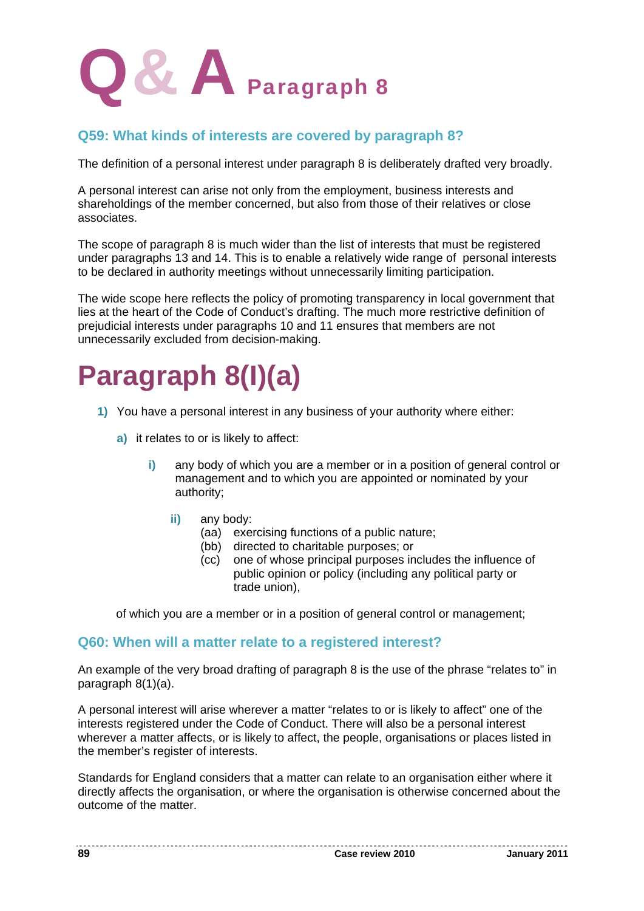# Q & A Paragraph 8

## Q59: What kinds of interests are covered by paragraph 8?

The definition of a personal interest under paragraph 8 is deliberately drafted very broadly.

A personal interest can arise not only from the employment, business interests and shareholdings of the member concerned, but also from those of their relatives or close associates.

The scope of paragraph 8 is much wider than the list of interests that must be registered under paragraphs 13 and 14. This is to enable a relatively wide range of personal interests to be declared in authority meetings without unnecessarily limiting participation.

The wide scope here reflects the policy of promoting transparency in local government that lies at the heart of the Code of Conduct's drafting. The much more restrictive definition of prejudicial interests under paragraphs 10 and 11 ensures that members are not unnecessarily excluded from decision-making.

# Paragraph 8(I)(a)

1) You have a personal interest in any business of your authority where either:

   a) it relates to or is likely to affect:

      i) any body of which you are a member or in a position of general control or management and to which you are appointed or nominated by your authority;

      ii) any body:
         (aa) exercising functions of a public nature;
         (bb) directed to charitable purposes; or
         (cc) one of whose principal purposes includes the influence of public opinion or policy (including any political party or trade union),

   of which you are a member or in a position of general control or management;

## Q60: When will a matter relate to a registered interest?

An example of the very broad drafting of paragraph 8 is the use of the phrase "relates to" in paragraph 8(1)(a).

A personal interest will arise wherever a matter "relates to or is likely to affect" one of the interests registered under the Code of Conduct. There will also be a personal interest wherever a matter affects, or is likely to affect, the people, organisations or places listed in the member's register of interests.

Standards for England considers that a matter can relate to an organisation either where it directly affects the organisation, or where the organisation is otherwise concerned about the outcome of the matter.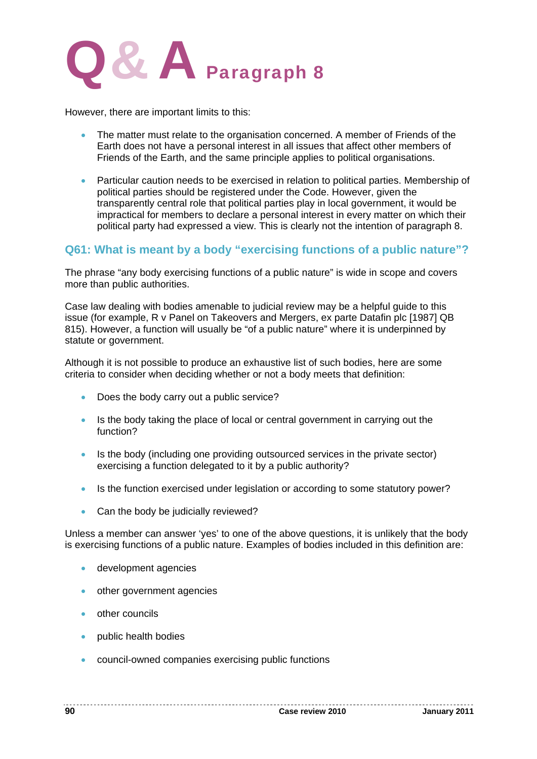However, there are important limits to this:

- The matter must relate to the organisation concerned. A member of Friends of the Earth does not have a personal interest in all issues that affect other members of Friends of the Earth, and the same principle applies to political organisations.
- Particular caution needs to be exercised in relation to political parties. Membership of political parties should be registered under the Code. However, given the transparently central role that political parties play in local government, it would be impractical for members to declare a personal interest in every matter on which their political party had expressed a view. This is clearly not the intention of paragraph 8.

## Q61: What is meant by a body "exercising functions of a public nature"?

The phrase "any body exercising functions of a public nature" is wide in scope and covers more than public authorities.

Case law dealing with bodies amenable to judicial review may be a helpful guide to this issue (for example, R v Panel on Takeovers and Mergers, ex parte Datafin plc [1987] QB 815). However, a function will usually be "of a public nature" where it is underpinned by statute or government.

Although it is not possible to produce an exhaustive list of such bodies, here are some criteria to consider when deciding whether or not a body meets that definition:

- Does the body carry out a public service?
- Is the body taking the place of local or central government in carrying out the function?
- Is the body (including one providing outsourced services in the private sector) exercising a function delegated to it by a public authority?
- Is the function exercised under legislation or according to some statutory power?
- Can the body be judicially reviewed?

Unless a member can answer 'yes' to one of the above questions, it is unlikely that the body is exercising functions of a public nature. Examples of bodies included in this definition are:

- development agencies
- other government agencies
- other councils
- public health bodies
- council-owned companies exercising public functions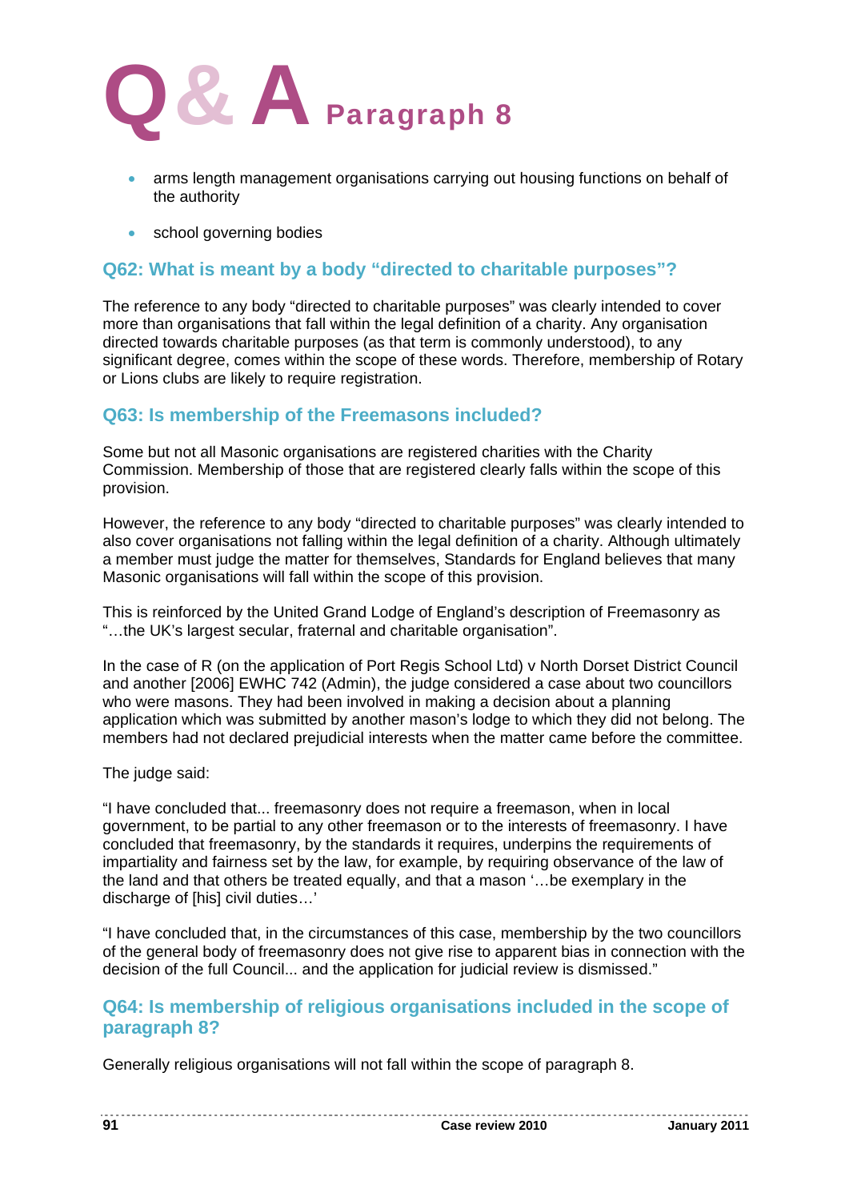# Q & A Paragraph 8

- arms length management organisations carrying out housing functions on behalf of the authority
- school governing bodies

## Q62: What is meant by a body "directed to charitable purposes"?

The reference to any body "directed to charitable purposes" was clearly intended to cover more than organisations that fall within the legal definition of a charity. Any organisation directed towards charitable purposes (as that term is commonly understood), to any significant degree, comes within the scope of these words. Therefore, membership of Rotary or Lions clubs are likely to require registration.

## Q63: Is membership of the Freemasons included?

Some but not all Masonic organisations are registered charities with the Charity Commission. Membership of those that are registered clearly falls within the scope of this provision.

However, the reference to any body "directed to charitable purposes" was clearly intended to also cover organisations not falling within the legal definition of a charity. Although ultimately a member must judge the matter for themselves, Standards for England believes that many Masonic organisations will fall within the scope of this provision.

This is reinforced by the United Grand Lodge of England's description of Freemasonry as "…the UK's largest secular, fraternal and charitable organisation".

In the case of R (on the application of Port Regis School Ltd) v North Dorset District Council and another [2006] EWHC 742 (Admin), the judge considered a case about two councillors who were masons. They had been involved in making a decision about a planning application which was submitted by another mason's lodge to which they did not belong. The members had not declared prejudicial interests when the matter came before the committee.

The judge said:

"I have concluded that... freemasonry does not require a freemason, when in local government, to be partial to any other freemason or to the interests of freemasonry. I have concluded that freemasonry, by the standards it requires, underpins the requirements of impartiality and fairness set by the law, for example, by requiring observance of the law of the land and that others be treated equally, and that a mason '…be exemplary in the discharge of [his] civil duties…'

"I have concluded that, in the circumstances of this case, membership by the two councillors of the general body of freemasonry does not give rise to apparent bias in connection with the decision of the full Council... and the application for judicial review is dismissed."

## Q64: Is membership of religious organisations included in the scope of paragraph 8?

Generally religious organisations will not fall within the scope of paragraph 8.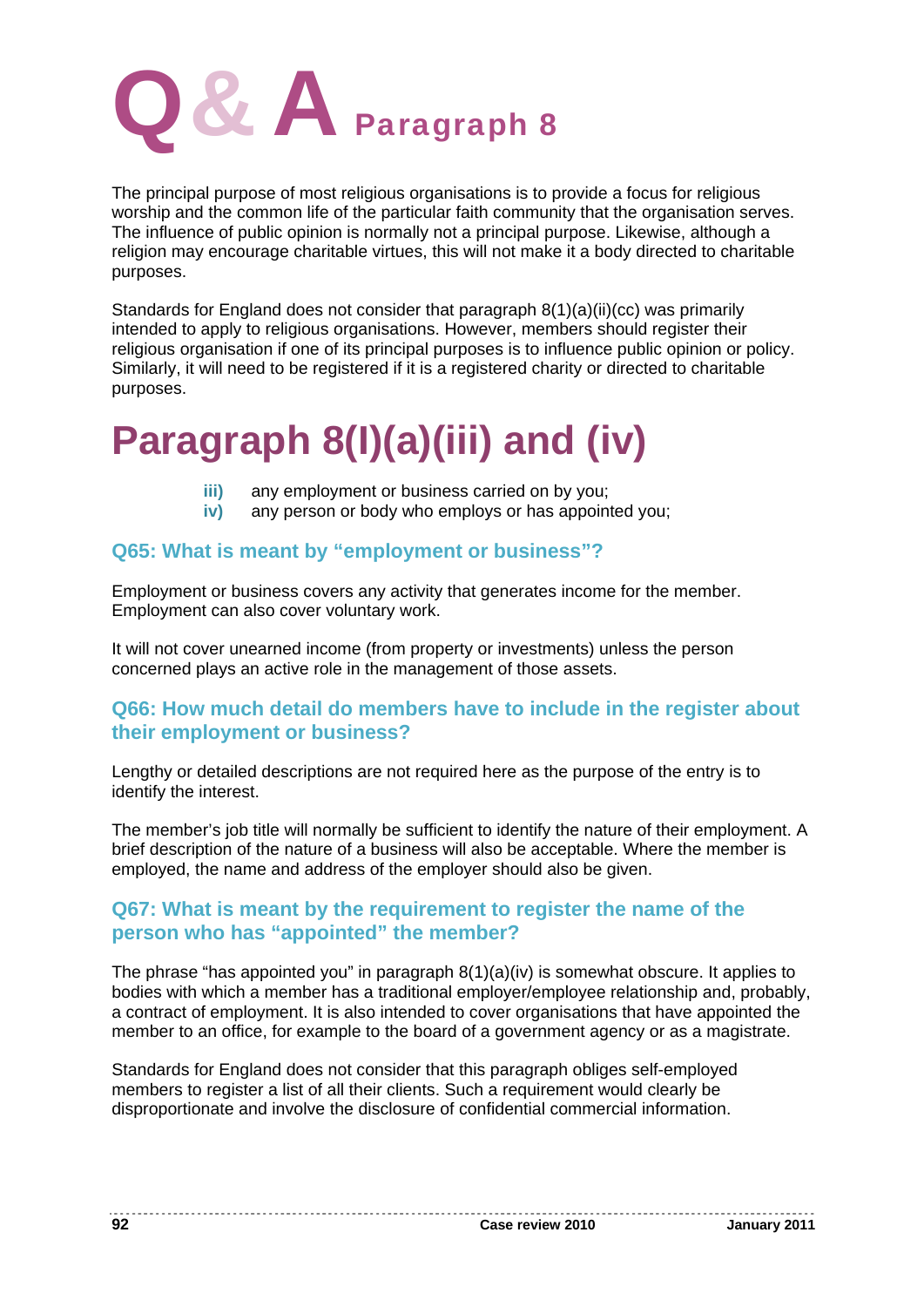# Q & A Paragraph 8

The principal purpose of most religious organisations is to provide a focus for religious worship and the common life of the particular faith community that the organisation serves. The influence of public opinion is normally not a principal purpose. Likewise, although a religion may encourage charitable virtues, this will not make it a body directed to charitable purposes.

Standards for England does not consider that paragraph 8(1)(a)(ii)(cc) was primarily intended to apply to religious organisations. However, members should register their religious organisation if one of its principal purposes is to influence public opinion or policy. Similarly, it will need to be registered if it is a registered charity or directed to charitable purposes.

# Paragraph 8(I)(a)(iii) and (iv)

- **iii)** any employment or business carried on by you;
- **iv)** any person or body who employs or has appointed you;

### Q65: What is meant by "employment or business"?

Employment or business covers any activity that generates income for the member. Employment can also cover voluntary work.

It will not cover unearned income (from property or investments) unless the person concerned plays an active role in the management of those assets.

### Q66: How much detail do members have to include in the register about their employment or business?

Lengthy or detailed descriptions are not required here as the purpose of the entry is to identify the interest.

The member's job title will normally be sufficient to identify the nature of their employment. A brief description of the nature of a business will also be acceptable. Where the member is employed, the name and address of the employer should also be given.

### Q67: What is meant by the requirement to register the name of the person who has "appointed" the member?

The phrase "has appointed you" in paragraph 8(1)(a)(iv) is somewhat obscure. It applies to bodies with which a member has a traditional employer/employee relationship and, probably, a contract of employment. It is also intended to cover organisations that have appointed the member to an office, for example to the board of a government agency or as a magistrate.

Standards for England does not consider that this paragraph obliges self-employed members to register a list of all their clients. Such a requirement would clearly be disproportionate and involve the disclosure of confidential commercial information.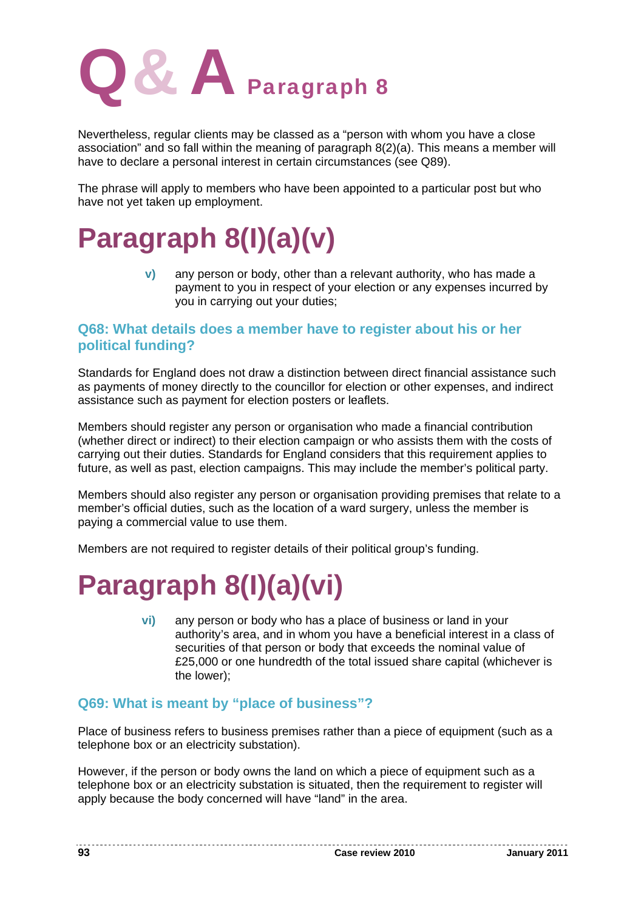# Q & A Paragraph 8

Nevertheless, regular clients may be classed as a "person with whom you have a close association" and so fall within the meaning of paragraph 8(2)(a). This means a member will have to declare a personal interest in certain circumstances (see Q89).

The phrase will apply to members who have been appointed to a particular post but who have not yet taken up employment.

# Paragraph 8(I)(a)(v)

> **v)** any person or body, other than a relevant authority, who has made a payment to you in respect of your election or any expenses incurred by you in carrying out your duties;

## Q68: What details does a member have to register about his or her political funding?

Standards for England does not draw a distinction between direct financial assistance such as payments of money directly to the councillor for election or other expenses, and indirect assistance such as payment for election posters or leaflets.

Members should register any person or organisation who made a financial contribution (whether direct or indirect) to their election campaign or who assists them with the costs of carrying out their duties. Standards for England considers that this requirement applies to future, as well as past, election campaigns. This may include the member's political party.

Members should also register any person or organisation providing premises that relate to a member's official duties, such as the location of a ward surgery, unless the member is paying a commercial value to use them.

Members are not required to register details of their political group's funding.

# Paragraph 8(I)(a)(vi)

> **vi)** any person or body who has a place of business or land in your authority's area, and in whom you have a beneficial interest in a class of securities of that person or body that exceeds the nominal value of £25,000 or one hundredth of the total issued share capital (whichever is the lower);

## Q69: What is meant by "place of business"?

Place of business refers to business premises rather than a piece of equipment (such as a telephone box or an electricity substation).

However, if the person or body owns the land on which a piece of equipment such as a telephone box or an electricity substation is situated, then the requirement to register will apply because the body concerned will have "land" in the area.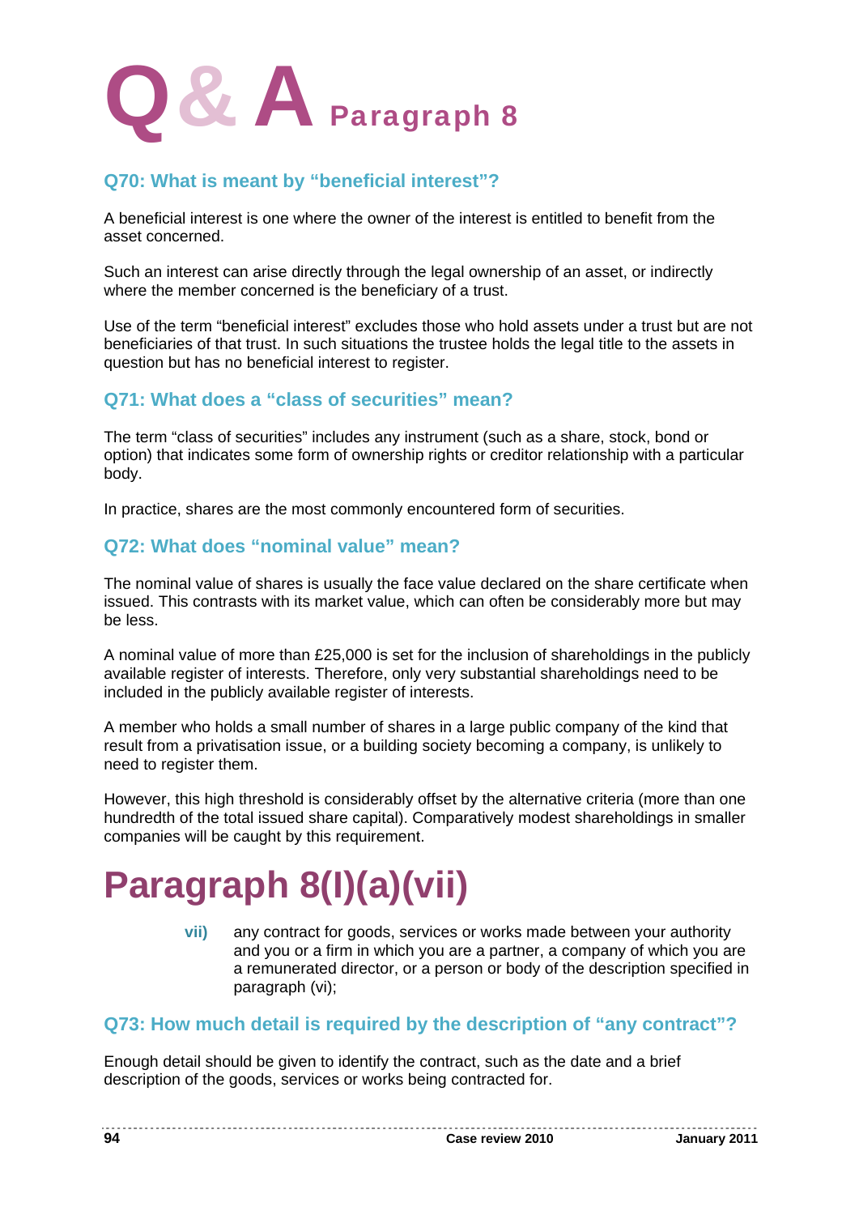# Q & A Paragraph 8

### Q70: What is meant by "beneficial interest"?

A beneficial interest is one where the owner of the interest is entitled to benefit from the asset concerned.

Such an interest can arise directly through the legal ownership of an asset, or indirectly where the member concerned is the beneficiary of a trust.

Use of the term "beneficial interest" excludes those who hold assets under a trust but are not beneficiaries of that trust. In such situations the trustee holds the legal title to the assets in question but has no beneficial interest to register.

### Q71: What does a "class of securities" mean?

The term "class of securities" includes any instrument (such as a share, stock, bond or option) that indicates some form of ownership rights or creditor relationship with a particular body.

In practice, shares are the most commonly encountered form of securities.

### Q72: What does "nominal value" mean?

The nominal value of shares is usually the face value declared on the share certificate when issued. This contrasts with its market value, which can often be considerably more but may be less.

A nominal value of more than £25,000 is set for the inclusion of shareholdings in the publicly available register of interests. Therefore, only very substantial shareholdings need to be included in the publicly available register of interests.

A member who holds a small number of shares in a large public company of the kind that result from a privatisation issue, or a building society becoming a company, is unlikely to need to register them.

However, this high threshold is considerably offset by the alternative criteria (more than one hundredth of the total issued share capital). Comparatively modest shareholdings in smaller companies will be caught by this requirement.

# Paragraph 8(I)(a)(vii)

**vii)** any contract for goods, services or works made between your authority and you or a firm in which you are a partner, a company of which you are a remunerated director, or a person or body of the description specified in paragraph (vi);

### Q73: How much detail is required by the description of "any contract"?

Enough detail should be given to identify the contract, such as the date and a brief description of the goods, services or works being contracted for.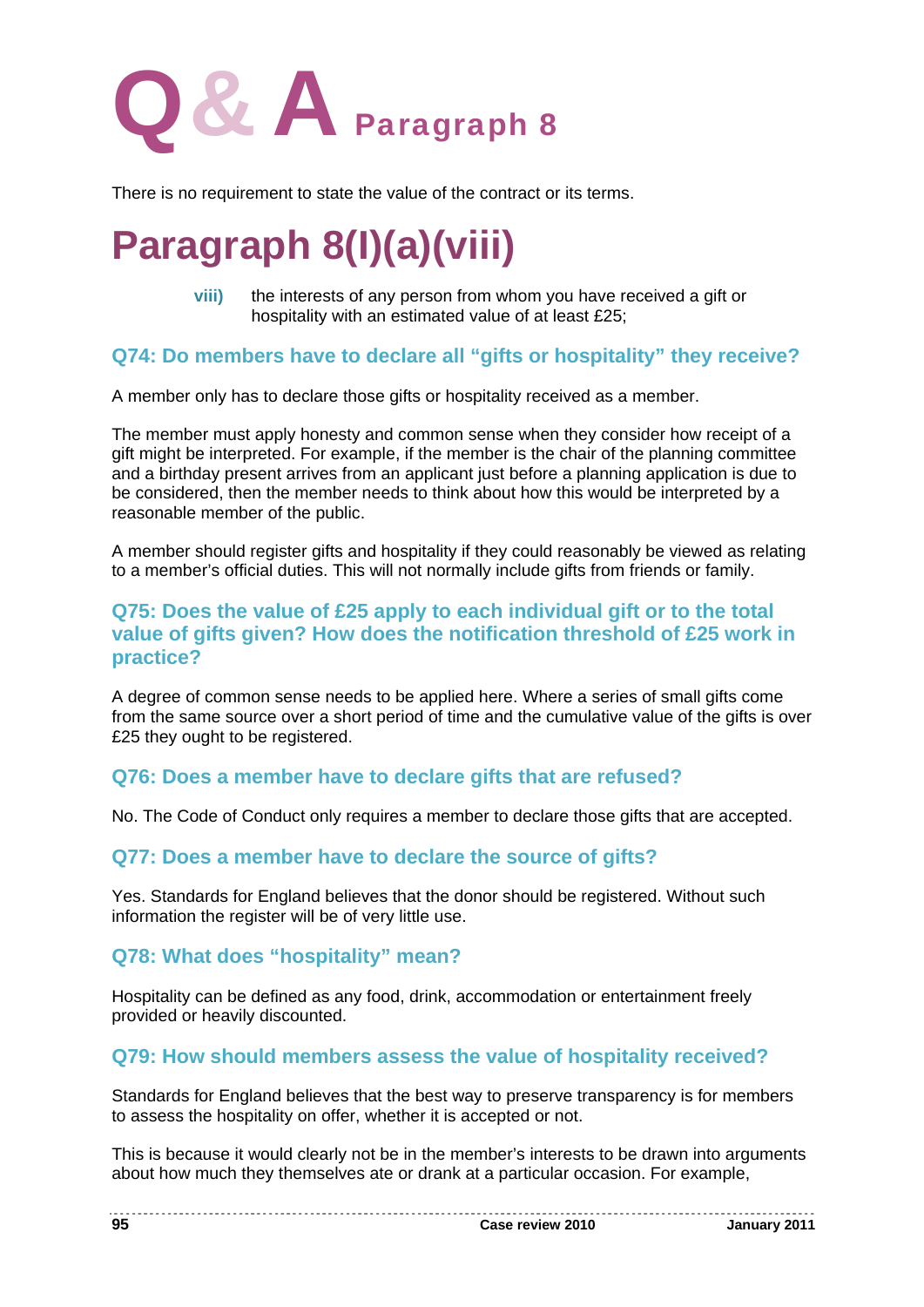There is no requirement to state the value of the contract or its terms.

# Paragraph 8(l)(a)(viii)

> **viii)** the interests of any person from whom you have received a gift or hospitality with an estimated value of at least £25;

### Q74: Do members have to declare all "gifts or hospitality" they receive?

A member only has to declare those gifts or hospitality received as a member.

The member must apply honesty and common sense when they consider how receipt of a gift might be interpreted. For example, if the member is the chair of the planning committee and a birthday present arrives from an applicant just before a planning application is due to be considered, then the member needs to think about how this would be interpreted by a reasonable member of the public.

A member should register gifts and hospitality if they could reasonably be viewed as relating to a member's official duties. This will not normally include gifts from friends or family.

### Q75: Does the value of £25 apply to each individual gift or to the total value of gifts given? How does the notification threshold of £25 work in practice?

A degree of common sense needs to be applied here. Where a series of small gifts come from the same source over a short period of time and the cumulative value of the gifts is over £25 they ought to be registered.

### Q76: Does a member have to declare gifts that are refused?

No. The Code of Conduct only requires a member to declare those gifts that are accepted.

### Q77: Does a member have to declare the source of gifts?

Yes. Standards for England believes that the donor should be registered. Without such information the register will be of very little use.

### Q78: What does "hospitality" mean?

Hospitality can be defined as any food, drink, accommodation or entertainment freely provided or heavily discounted.

### Q79: How should members assess the value of hospitality received?

Standards for England believes that the best way to preserve transparency is for members to assess the hospitality on offer, whether it is accepted or not.

This is because it would clearly not be in the member's interests to be drawn into arguments about how much they themselves ate or drank at a particular occasion. For example,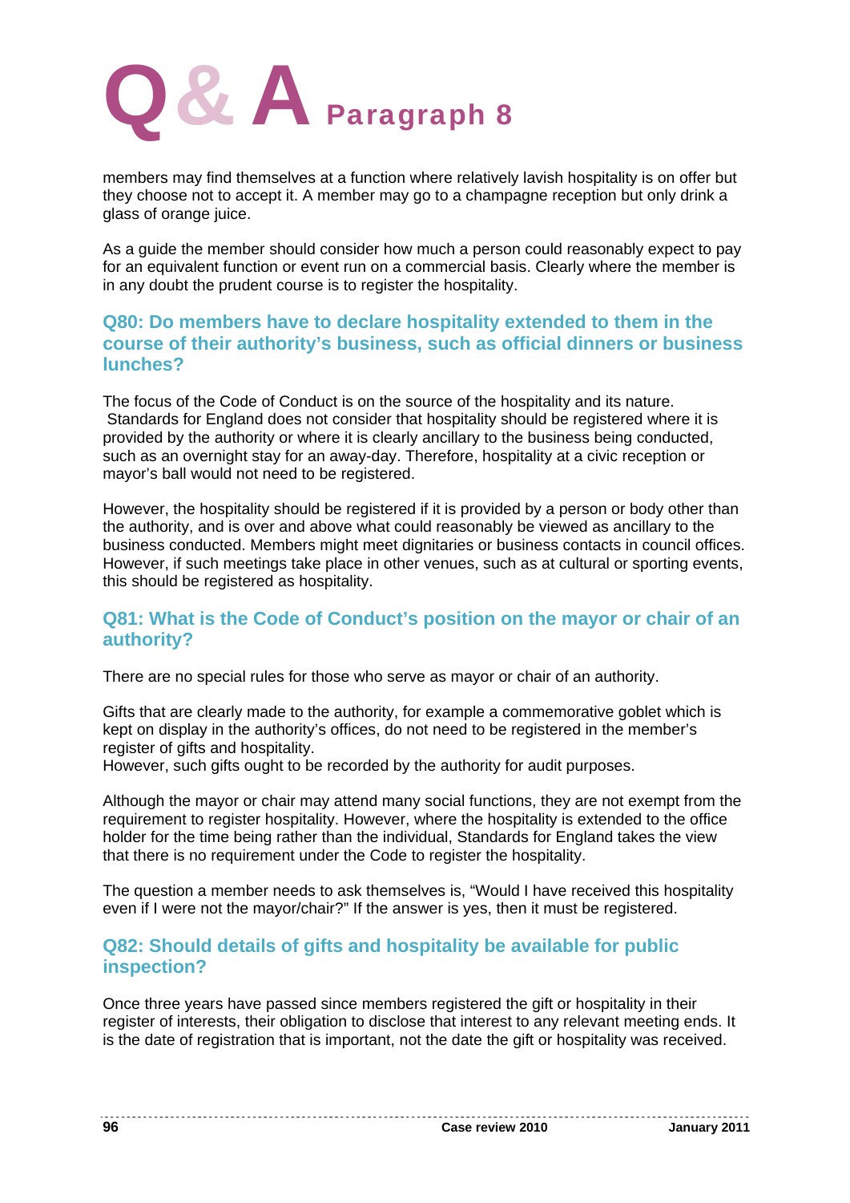# Q & A Paragraph 8

members may find themselves at a function where relatively lavish hospitality is on offer but they choose not to accept it. A member may go to a champagne reception but only drink a glass of orange juice.

As a guide the member should consider how much a person could reasonably expect to pay for an equivalent function or event run on a commercial basis. Clearly where the member is in any doubt the prudent course is to register the hospitality.

### Q80: Do members have to declare hospitality extended to them in the course of their authority's business, such as official dinners or business lunches?

The focus of the Code of Conduct is on the source of the hospitality and its nature. Standards for England does not consider that hospitality should be registered where it is provided by the authority or where it is clearly ancillary to the business being conducted, such as an overnight stay for an away-day. Therefore, hospitality at a civic reception or mayor's ball would not need to be registered.

However, the hospitality should be registered if it is provided by a person or body other than the authority, and is over and above what could reasonably be viewed as ancillary to the business conducted. Members might meet dignitaries or business contacts in council offices. However, if such meetings take place in other venues, such as at cultural or sporting events, this should be registered as hospitality.

### Q81: What is the Code of Conduct's position on the mayor or chair of an authority?

There are no special rules for those who serve as mayor or chair of an authority.

Gifts that are clearly made to the authority, for example a commemorative goblet which is kept on display in the authority's offices, do not need to be registered in the member's register of gifts and hospitality.
However, such gifts ought to be recorded by the authority for audit purposes.

Although the mayor or chair may attend many social functions, they are not exempt from the requirement to register hospitality. However, where the hospitality is extended to the office holder for the time being rather than the individual, Standards for England takes the view that there is no requirement under the Code to register the hospitality.

The question a member needs to ask themselves is, "Would I have received this hospitality even if I were not the mayor/chair?" If the answer is yes, then it must be registered.

### Q82: Should details of gifts and hospitality be available for public inspection?

Once three years have passed since members registered the gift or hospitality in their register of interests, their obligation to disclose that interest to any relevant meeting ends. It is the date of registration that is important, not the date the gift or hospitality was received.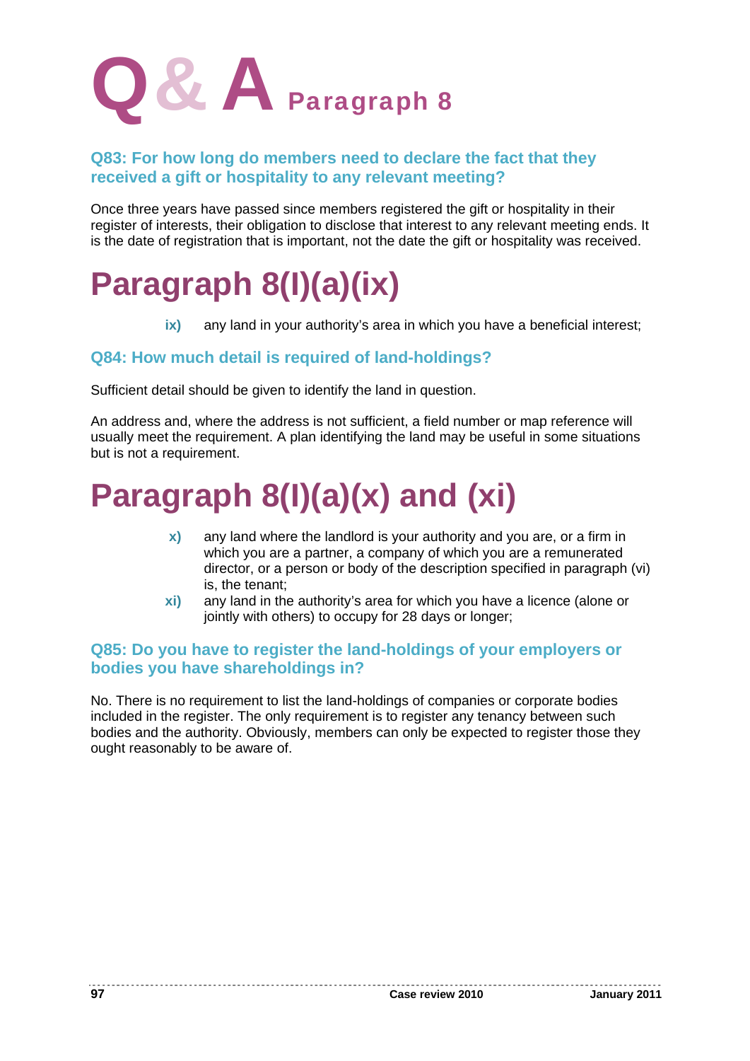# Q & A Paragraph 8

### Q83: For how long do members need to declare the fact that they received a gift or hospitality to any relevant meeting?

Once three years have passed since members registered the gift or hospitality in their register of interests, their obligation to disclose that interest to any relevant meeting ends. It is the date of registration that is important, not the date the gift or hospitality was received.

## Paragraph 8(I)(a)(ix)

- **ix)** any land in your authority's area in which you have a beneficial interest;

### Q84: How much detail is required of land-holdings?

Sufficient detail should be given to identify the land in question.

An address and, where the address is not sufficient, a field number or map reference will usually meet the requirement. A plan identifying the land may be useful in some situations but is not a requirement.

## Paragraph 8(I)(a)(x) and (xi)

- **x)** any land where the landlord is your authority and you are, or a firm in which you are a partner, a company of which you are a remunerated director, or a person or body of the description specified in paragraph (vi) is, the tenant;
- **xi)** any land in the authority's area for which you have a licence (alone or jointly with others) to occupy for 28 days or longer;

### Q85: Do you have to register the land-holdings of your employers or bodies you have shareholdings in?

No. There is no requirement to list the land-holdings of companies or corporate bodies included in the register. The only requirement is to register any tenancy between such bodies and the authority. Obviously, members can only be expected to register those they ought reasonably to be aware of.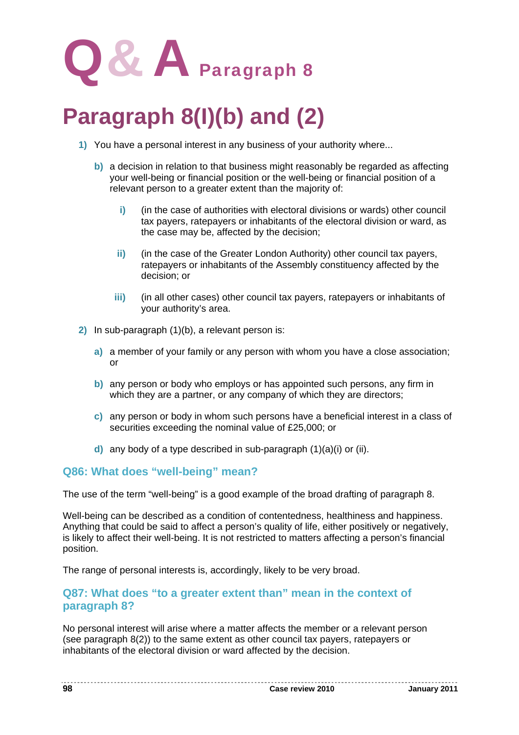# Q & A Paragraph 8

## Paragraph 8(l)(b) and (2)

1) You have a personal interest in any business of your authority where...

   b) a decision in relation to that business might reasonably be regarded as affecting your well-being or financial position or the well-being or financial position of a relevant person to a greater extent than the majority of:

      i) (in the case of authorities with electoral divisions or wards) other council tax payers, ratepayers or inhabitants of the electoral division or ward, as the case may be, affected by the decision;

      ii) (in the case of the Greater London Authority) other council tax payers, ratepayers or inhabitants of the Assembly constituency affected by the decision; or

      iii) (in all other cases) other council tax payers, ratepayers or inhabitants of your authority's area.

2) In sub-paragraph (1)(b), a relevant person is:

   a) a member of your family or any person with whom you have a close association; or

   b) any person or body who employs or has appointed such persons, any firm in which they are a partner, or any company of which they are directors;

   c) any person or body in whom such persons have a beneficial interest in a class of securities exceeding the nominal value of £25,000; or

   d) any body of a type described in sub-paragraph (1)(a)(i) or (ii).

### Q86: What does "well-being" mean?

The use of the term "well-being" is a good example of the broad drafting of paragraph 8.

Well-being can be described as a condition of contentedness, healthiness and happiness. Anything that could be said to affect a person's quality of life, either positively or negatively, is likely to affect their well-being. It is not restricted to matters affecting a person's financial position.

The range of personal interests is, accordingly, likely to be very broad.

### Q87: What does "to a greater extent than" mean in the context of paragraph 8?

No personal interest will arise where a matter affects the member or a relevant person (see paragraph 8(2)) to the same extent as other council tax payers, ratepayers or inhabitants of the electoral division or ward affected by the decision.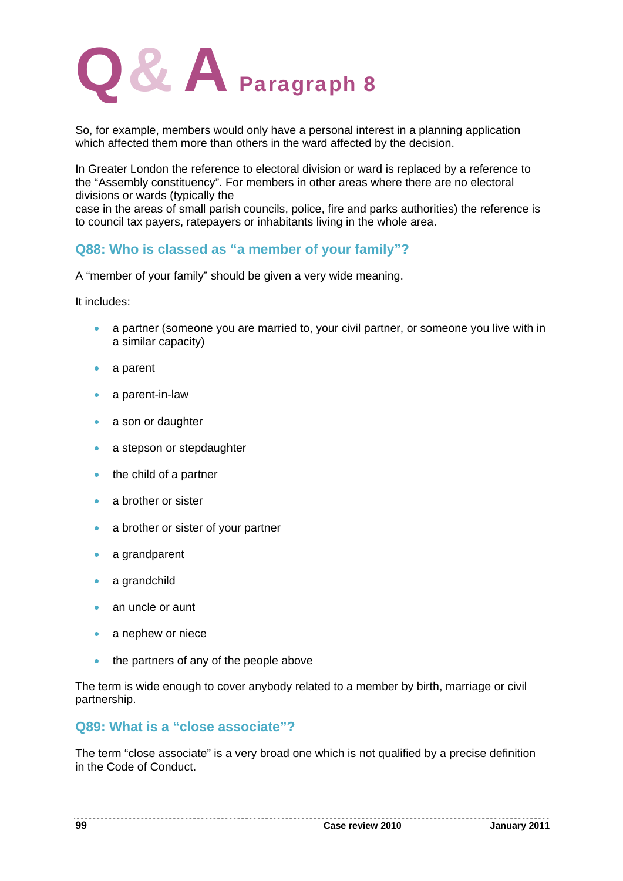# Q & A Paragraph 8

So, for example, members would only have a personal interest in a planning application which affected them more than others in the ward affected by the decision.

In Greater London the reference to electoral division or ward is replaced by a reference to the "Assembly constituency". For members in other areas where there are no electoral divisions or wards (typically the case in the areas of small parish councils, police, fire and parks authorities) the reference is to council tax payers, ratepayers or inhabitants living in the whole area.

## Q88: Who is classed as "a member of your family"?

A "member of your family" should be given a very wide meaning.

It includes:

- a partner (someone you are married to, your civil partner, or someone you live with in a similar capacity)
- a parent
- a parent-in-law
- a son or daughter
- a stepson or stepdaughter
- the child of a partner
- a brother or sister
- a brother or sister of your partner
- a grandparent
- a grandchild
- an uncle or aunt
- a nephew or niece
- the partners of any of the people above

The term is wide enough to cover anybody related to a member by birth, marriage or civil partnership.

## Q89: What is a "close associate"?

The term "close associate" is a very broad one which is not qualified by a precise definition in the Code of Conduct.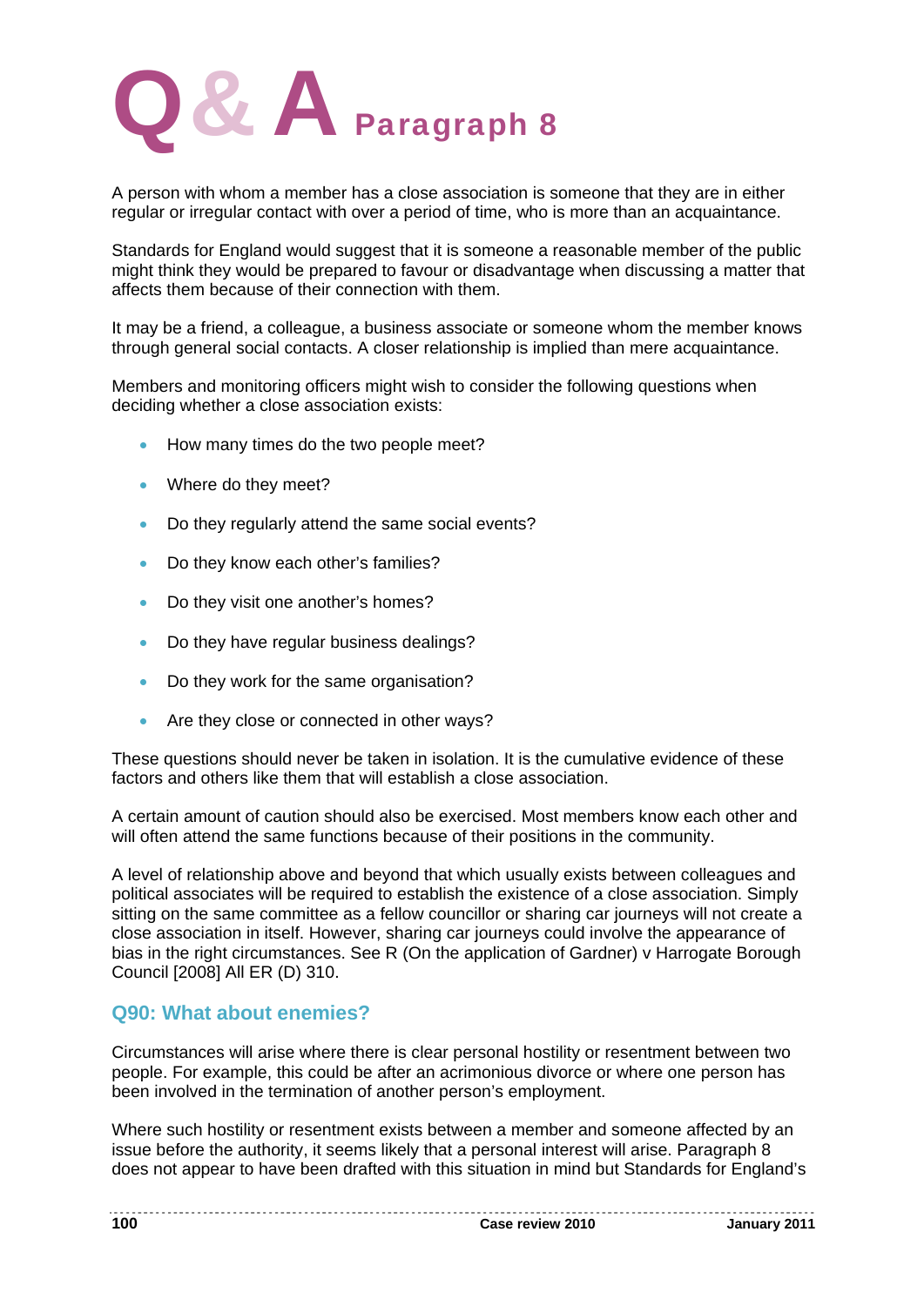# Q & A Paragraph 8

A person with whom a member has a close association is someone that they are in either regular or irregular contact with over a period of time, who is more than an acquaintance.

Standards for England would suggest that it is someone a reasonable member of the public might think they would be prepared to favour or disadvantage when discussing a matter that affects them because of their connection with them.

It may be a friend, a colleague, a business associate or someone whom the member knows through general social contacts. A closer relationship is implied than mere acquaintance.

Members and monitoring officers might wish to consider the following questions when deciding whether a close association exists:

- How many times do the two people meet?
- Where do they meet?
- Do they regularly attend the same social events?
- Do they know each other's families?
- Do they visit one another's homes?
- Do they have regular business dealings?
- Do they work for the same organisation?
- Are they close or connected in other ways?

These questions should never be taken in isolation. It is the cumulative evidence of these factors and others like them that will establish a close association.

A certain amount of caution should also be exercised. Most members know each other and will often attend the same functions because of their positions in the community.

A level of relationship above and beyond that which usually exists between colleagues and political associates will be required to establish the existence of a close association. Simply sitting on the same committee as a fellow councillor or sharing car journeys will not create a close association in itself. However, sharing car journeys could involve the appearance of bias in the right circumstances. See R (On the application of Gardner) v Harrogate Borough Council [2008] All ER (D) 310.

## Q90: What about enemies?

Circumstances will arise where there is clear personal hostility or resentment between two people. For example, this could be after an acrimonious divorce or where one person has been involved in the termination of another person's employment.

Where such hostility or resentment exists between a member and someone affected by an issue before the authority, it seems likely that a personal interest will arise. Paragraph 8 does not appear to have been drafted with this situation in mind but Standards for England's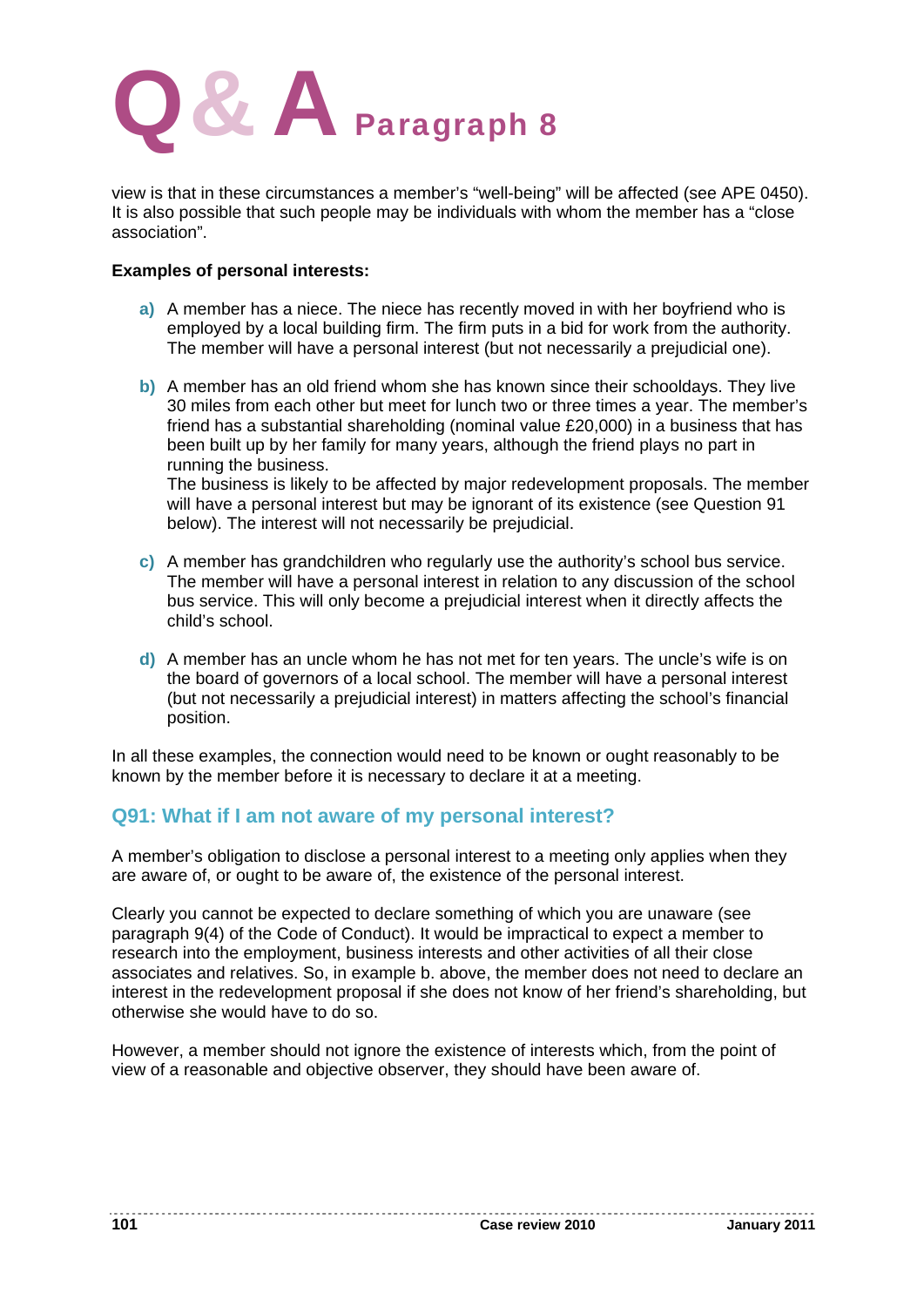view is that in these circumstances a member's "well-being" will be affected (see APE 0450). It is also possible that such people may be individuals with whom the member has a "close association".

**Examples of personal interests:**

a) A member has a niece. The niece has recently moved in with her boyfriend who is employed by a local building firm. The firm puts in a bid for work from the authority. The member will have a personal interest (but not necessarily a prejudicial one).

b) A member has an old friend whom she has known since their schooldays. They live 30 miles from each other but meet for lunch two or three times a year. The member's friend has a substantial shareholding (nominal value £20,000) in a business that has been built up by her family for many years, although the friend plays no part in running the business.
The business is likely to be affected by major redevelopment proposals. The member will have a personal interest but may be ignorant of its existence (see Question 91 below). The interest will not necessarily be prejudicial.

c) A member has grandchildren who regularly use the authority's school bus service. The member will have a personal interest in relation to any discussion of the school bus service. This will only become a prejudicial interest when it directly affects the child's school.

d) A member has an uncle whom he has not met for ten years. The uncle's wife is on the board of governors of a local school. The member will have a personal interest (but not necessarily a prejudicial interest) in matters affecting the school's financial position.

In all these examples, the connection would need to be known or ought reasonably to be known by the member before it is necessary to declare it at a meeting.

## Q91: What if I am not aware of my personal interest?

A member's obligation to disclose a personal interest to a meeting only applies when they are aware of, or ought to be aware of, the existence of the personal interest.

Clearly you cannot be expected to declare something of which you are unaware (see paragraph 9(4) of the Code of Conduct). It would be impractical to expect a member to research into the employment, business interests and other activities of all their close associates and relatives. So, in example b. above, the member does not need to declare an interest in the redevelopment proposal if she does not know of her friend's shareholding, but otherwise she would have to do so.

However, a member should not ignore the existence of interests which, from the point of view of a reasonable and objective observer, they should have been aware of.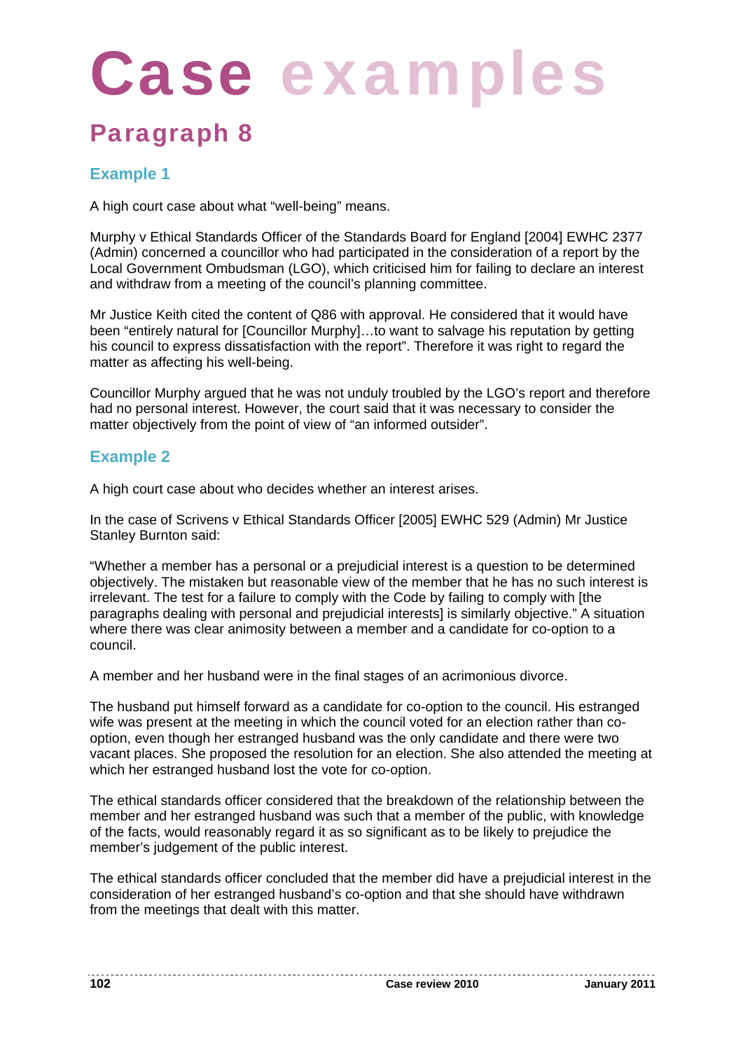# Case examples

## Paragraph 8

### Example 1

A high court case about what "well-being" means.

Murphy v Ethical Standards Officer of the Standards Board for England [2004] EWHC 2377 (Admin) concerned a councillor who had participated in the consideration of a report by the Local Government Ombudsman (LGO), which criticised him for failing to declare an interest and withdraw from a meeting of the council's planning committee.

Mr Justice Keith cited the content of Q86 with approval. He considered that it would have been "entirely natural for [Councillor Murphy]…to want to salvage his reputation by getting his council to express dissatisfaction with the report". Therefore it was right to regard the matter as affecting his well-being.

Councillor Murphy argued that he was not unduly troubled by the LGO's report and therefore had no personal interest. However, the court said that it was necessary to consider the matter objectively from the point of view of "an informed outsider".

### Example 2

A high court case about who decides whether an interest arises.

In the case of Scrivens v Ethical Standards Officer [2005] EWHC 529 (Admin) Mr Justice Stanley Burnton said:

"Whether a member has a personal or a prejudicial interest is a question to be determined objectively. The mistaken but reasonable view of the member that he has no such interest is irrelevant. The test for a failure to comply with the Code by failing to comply with [the paragraphs dealing with personal and prejudicial interests] is similarly objective." A situation where there was clear animosity between a member and a candidate for co-option to a council.

A member and her husband were in the final stages of an acrimonious divorce.

The husband put himself forward as a candidate for co-option to the council. His estranged wife was present at the meeting in which the council voted for an election rather than co-option, even though her estranged husband was the only candidate and there were two vacant places. She proposed the resolution for an election. She also attended the meeting at which her estranged husband lost the vote for co-option.

The ethical standards officer considered that the breakdown of the relationship between the member and her estranged husband was such that a member of the public, with knowledge of the facts, would reasonably regard it as so significant as to be likely to prejudice the member's judgement of the public interest.

The ethical standards officer concluded that the member did have a prejudicial interest in the consideration of her estranged husband's co-option and that she should have withdrawn from the meetings that dealt with this matter.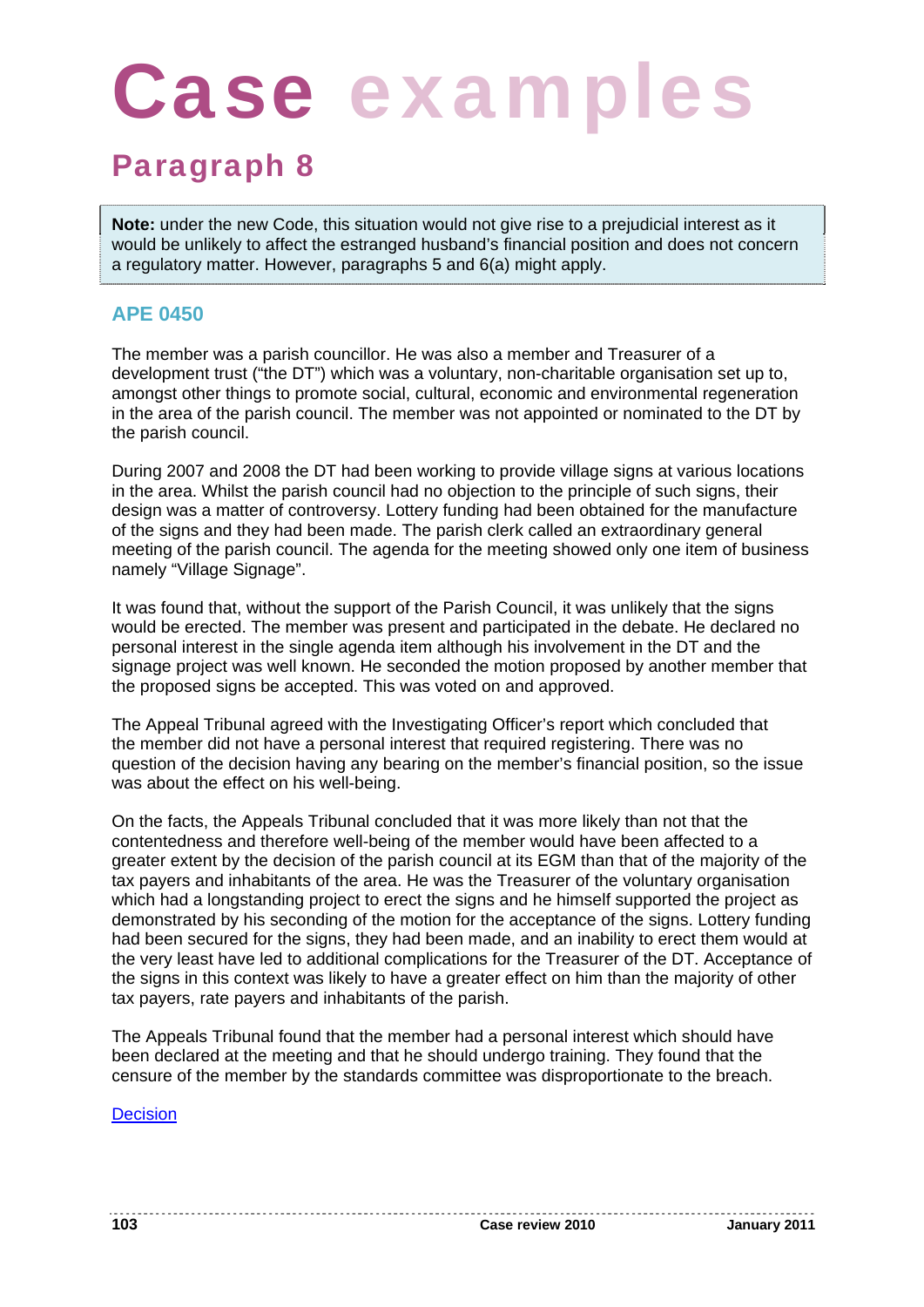# Case examples

## Paragraph 8

**Note:** under the new Code, this situation would not give rise to a prejudicial interest as it would be unlikely to affect the estranged husband's financial position and does not concern a regulatory matter. However, paragraphs 5 and 6(a) might apply.

### APE 0450

The member was a parish councillor. He was also a member and Treasurer of a development trust ("the DT") which was a voluntary, non-charitable organisation set up to, amongst other things to promote social, cultural, economic and environmental regeneration in the area of the parish council. The member was not appointed or nominated to the DT by the parish council.

During 2007 and 2008 the DT had been working to provide village signs at various locations in the area. Whilst the parish council had no objection to the principle of such signs, their design was a matter of controversy. Lottery funding had been obtained for the manufacture of the signs and they had been made. The parish clerk called an extraordinary general meeting of the parish council. The agenda for the meeting showed only one item of business namely "Village Signage".

It was found that, without the support of the Parish Council, it was unlikely that the signs would be erected. The member was present and participated in the debate. He declared no personal interest in the single agenda item although his involvement in the DT and the signage project was well known. He seconded the motion proposed by another member that the proposed signs be accepted. This was voted on and approved.

The Appeal Tribunal agreed with the Investigating Officer's report which concluded that the member did not have a personal interest that required registering. There was no question of the decision having any bearing on the member's financial position, so the issue was about the effect on his well-being.

On the facts, the Appeals Tribunal concluded that it was more likely than not that the contentedness and therefore well-being of the member would have been affected to a greater extent by the decision of the parish council at its EGM than that of the majority of the tax payers and inhabitants of the area. He was the Treasurer of the voluntary organisation which had a longstanding project to erect the signs and he himself supported the project as demonstrated by his seconding of the motion for the acceptance of the signs. Lottery funding had been secured for the signs, they had been made, and an inability to erect them would at the very least have led to additional complications for the Treasurer of the DT. Acceptance of the signs in this context was likely to have a greater effect on him than the majority of other tax payers, rate payers and inhabitants of the parish.

The Appeals Tribunal found that the member had a personal interest which should have been declared at the meeting and that he should undergo training. They found that the censure of the member by the standards committee was disproportionate to the breach.

Decision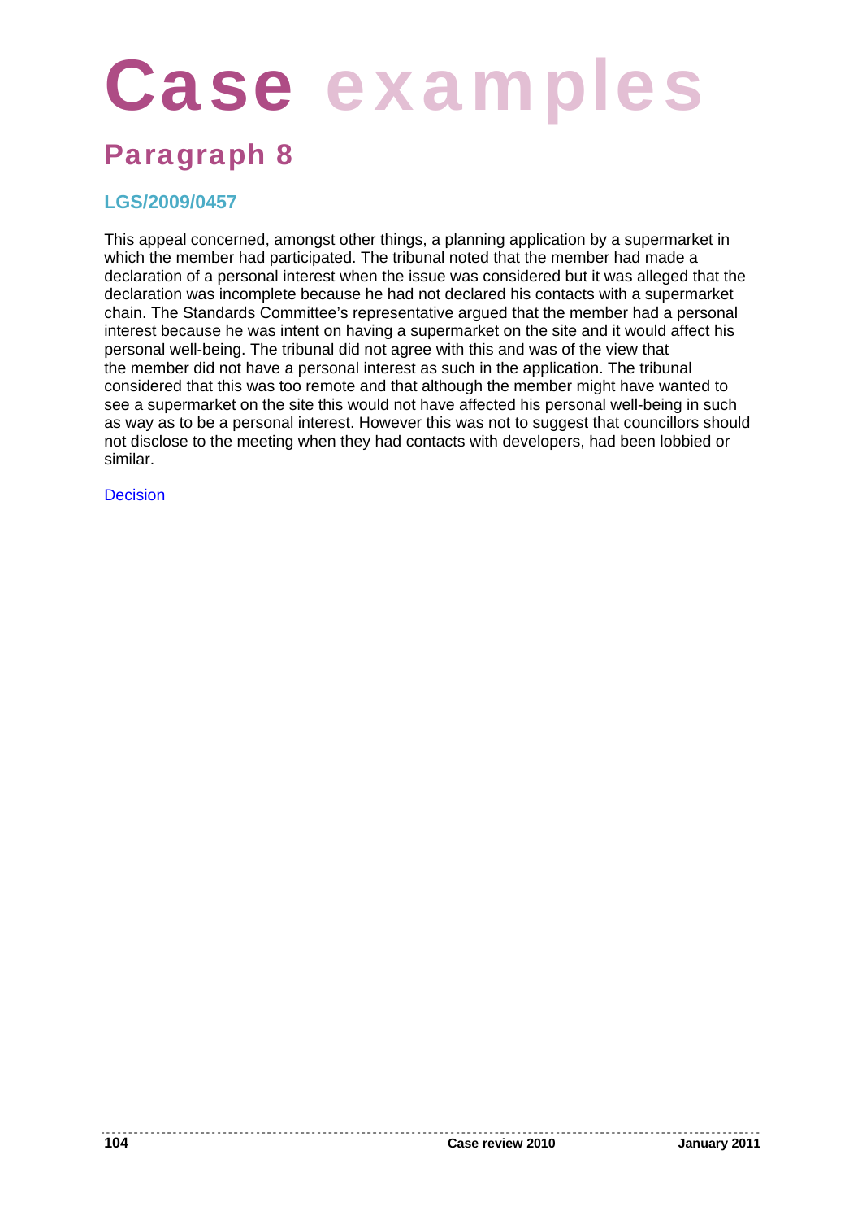# Case examples

## Paragraph 8

### LGS/2009/0457

This appeal concerned, amongst other things, a planning application by a supermarket in which the member had participated. The tribunal noted that the member had made a declaration of a personal interest when the issue was considered but it was alleged that the declaration was incomplete because he had not declared his contacts with a supermarket chain. The Standards Committee's representative argued that the member had a personal interest because he was intent on having a supermarket on the site and it would affect his personal well-being. The tribunal did not agree with this and was of the view that the member did not have a personal interest as such in the application. The tribunal considered that this was too remote and that although the member might have wanted to see a supermarket on the site this would not have affected his personal well-being in such as way as to be a personal interest. However this was not to suggest that councillors should not disclose to the meeting when they had contacts with developers, had been lobbied or similar.

Decision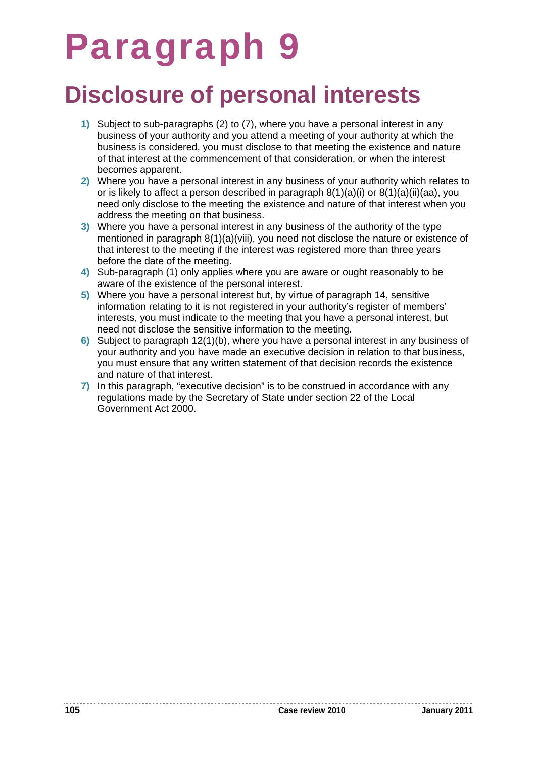# Paragraph 9

## Disclosure of personal interests

1) Subject to sub-paragraphs (2) to (7), where you have a personal interest in any business of your authority and you attend a meeting of your authority at which the business is considered, you must disclose to that meeting the existence and nature of that interest at the commencement of that consideration, or when the interest becomes apparent.
2) Where you have a personal interest in any business of your authority which relates to or is likely to affect a person described in paragraph 8(1)(a)(i) or 8(1)(a)(ii)(aa), you need only disclose to the meeting the existence and nature of that interest when you address the meeting on that business.
3) Where you have a personal interest in any business of the authority of the type mentioned in paragraph 8(1)(a)(viii), you need not disclose the nature or existence of that interest to the meeting if the interest was registered more than three years before the date of the meeting.
4) Sub-paragraph (1) only applies where you are aware or ought reasonably to be aware of the existence of the personal interest.
5) Where you have a personal interest but, by virtue of paragraph 14, sensitive information relating to it is not registered in your authority's register of members' interests, you must indicate to the meeting that you have a personal interest, but need not disclose the sensitive information to the meeting.
6) Subject to paragraph 12(1)(b), where you have a personal interest in any business of your authority and you have made an executive decision in relation to that business, you must ensure that any written statement of that decision records the existence and nature of that interest.
7) In this paragraph, "executive decision" is to be construed in accordance with any regulations made by the Secretary of State under section 22 of the Local Government Act 2000.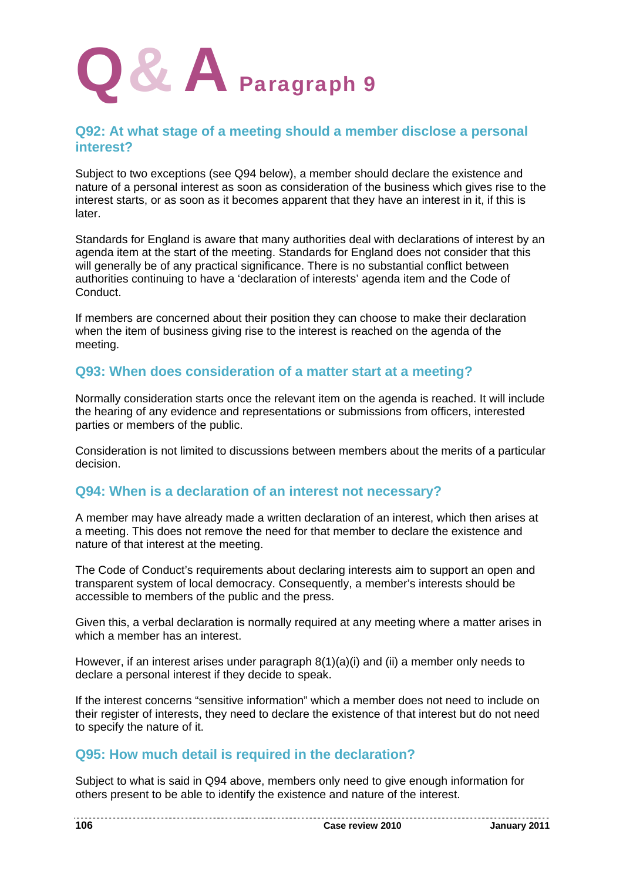# Q & A Paragraph 9

## Q92: At what stage of a meeting should a member disclose a personal interest?

Subject to two exceptions (see Q94 below), a member should declare the existence and nature of a personal interest as soon as consideration of the business which gives rise to the interest starts, or as soon as it becomes apparent that they have an interest in it, if this is later.

Standards for England is aware that many authorities deal with declarations of interest by an agenda item at the start of the meeting. Standards for England does not consider that this will generally be of any practical significance. There is no substantial conflict between authorities continuing to have a 'declaration of interests' agenda item and the Code of Conduct.

If members are concerned about their position they can choose to make their declaration when the item of business giving rise to the interest is reached on the agenda of the meeting.

## Q93: When does consideration of a matter start at a meeting?

Normally consideration starts once the relevant item on the agenda is reached. It will include the hearing of any evidence and representations or submissions from officers, interested parties or members of the public.

Consideration is not limited to discussions between members about the merits of a particular decision.

## Q94: When is a declaration of an interest not necessary?

A member may have already made a written declaration of an interest, which then arises at a meeting. This does not remove the need for that member to declare the existence and nature of that interest at the meeting.

The Code of Conduct's requirements about declaring interests aim to support an open and transparent system of local democracy. Consequently, a member's interests should be accessible to members of the public and the press.

Given this, a verbal declaration is normally required at any meeting where a matter arises in which a member has an interest.

However, if an interest arises under paragraph 8(1)(a)(i) and (ii) a member only needs to declare a personal interest if they decide to speak.

If the interest concerns "sensitive information" which a member does not need to include on their register of interests, they need to declare the existence of that interest but do not need to specify the nature of it.

## Q95: How much detail is required in the declaration?

Subject to what is said in Q94 above, members only need to give enough information for others present to be able to identify the existence and nature of the interest.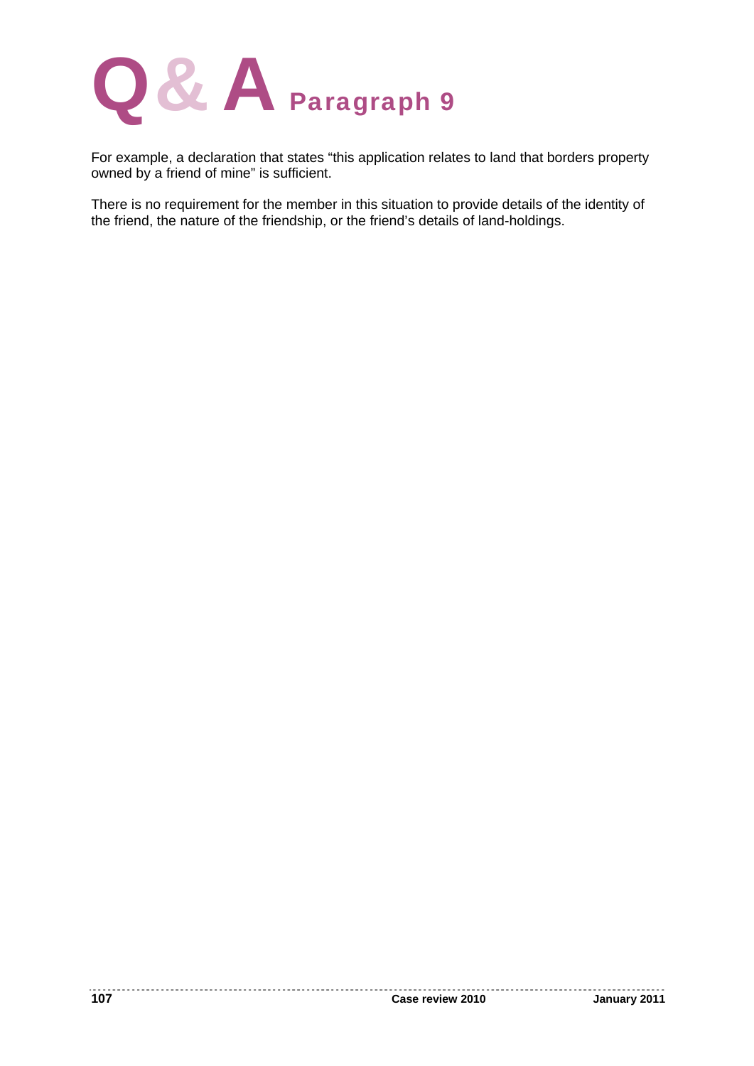# Q& A Paragraph 9

For example, a declaration that states “this application relates to land that borders property owned by a friend of mine” is sufficient.

There is no requirement for the member in this situation to provide details of the identity of the friend, the nature of the friendship, or the friend’s details of land-holdings.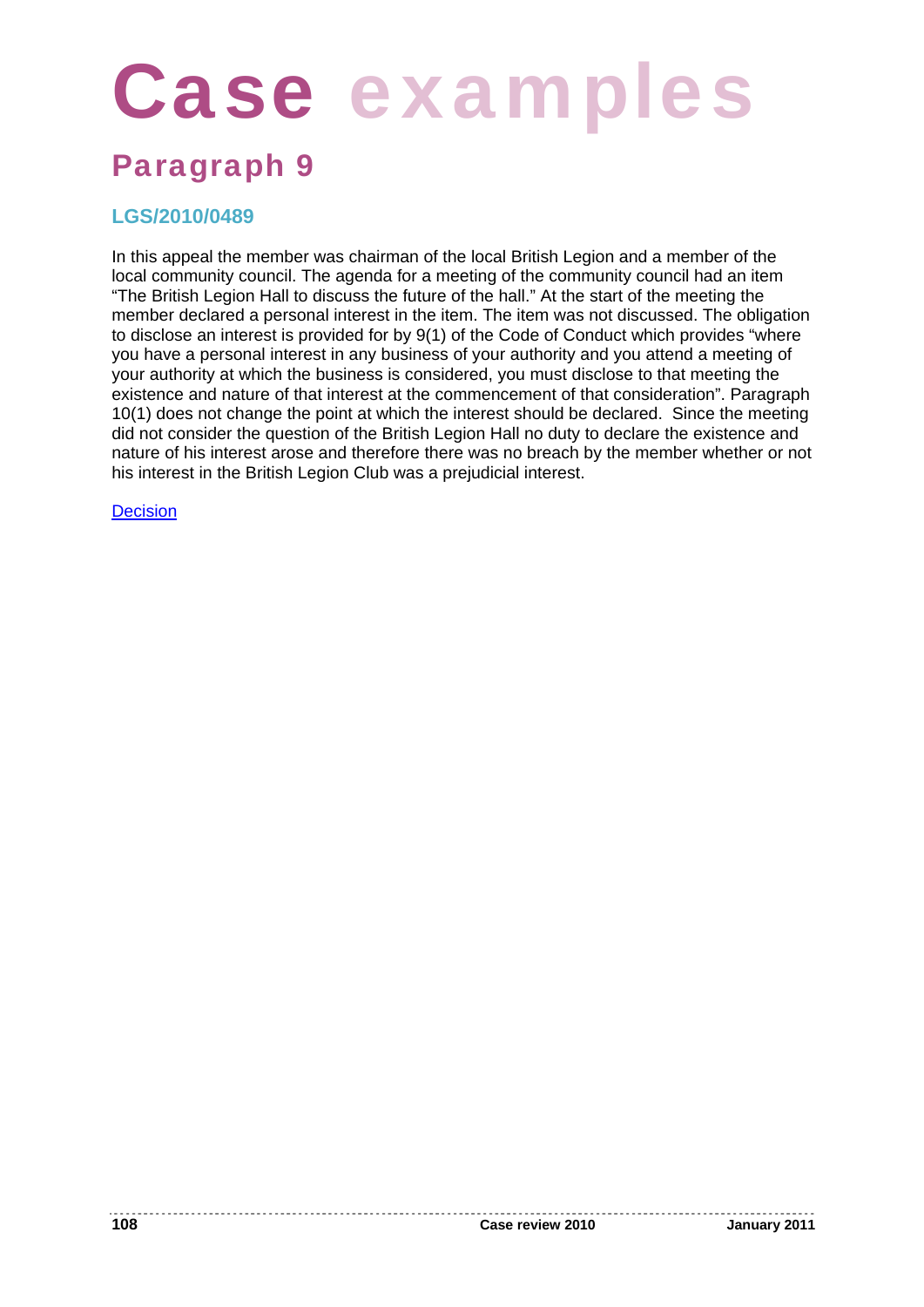# Case examples

## Paragraph 9

### LGS/2010/0489

In this appeal the member was chairman of the local British Legion and a member of the local community council. The agenda for a meeting of the community council had an item "The British Legion Hall to discuss the future of the hall." At the start of the meeting the member declared a personal interest in the item. The item was not discussed. The obligation to disclose an interest is provided for by 9(1) of the Code of Conduct which provides "where you have a personal interest in any business of your authority and you attend a meeting of your authority at which the business is considered, you must disclose to that meeting the existence and nature of that interest at the commencement of that consideration". Paragraph 10(1) does not change the point at which the interest should be declared. Since the meeting did not consider the question of the British Legion Hall no duty to declare the existence and nature of his interest arose and therefore there was no breach by the member whether or not his interest in the British Legion Club was a prejudicial interest.

Decision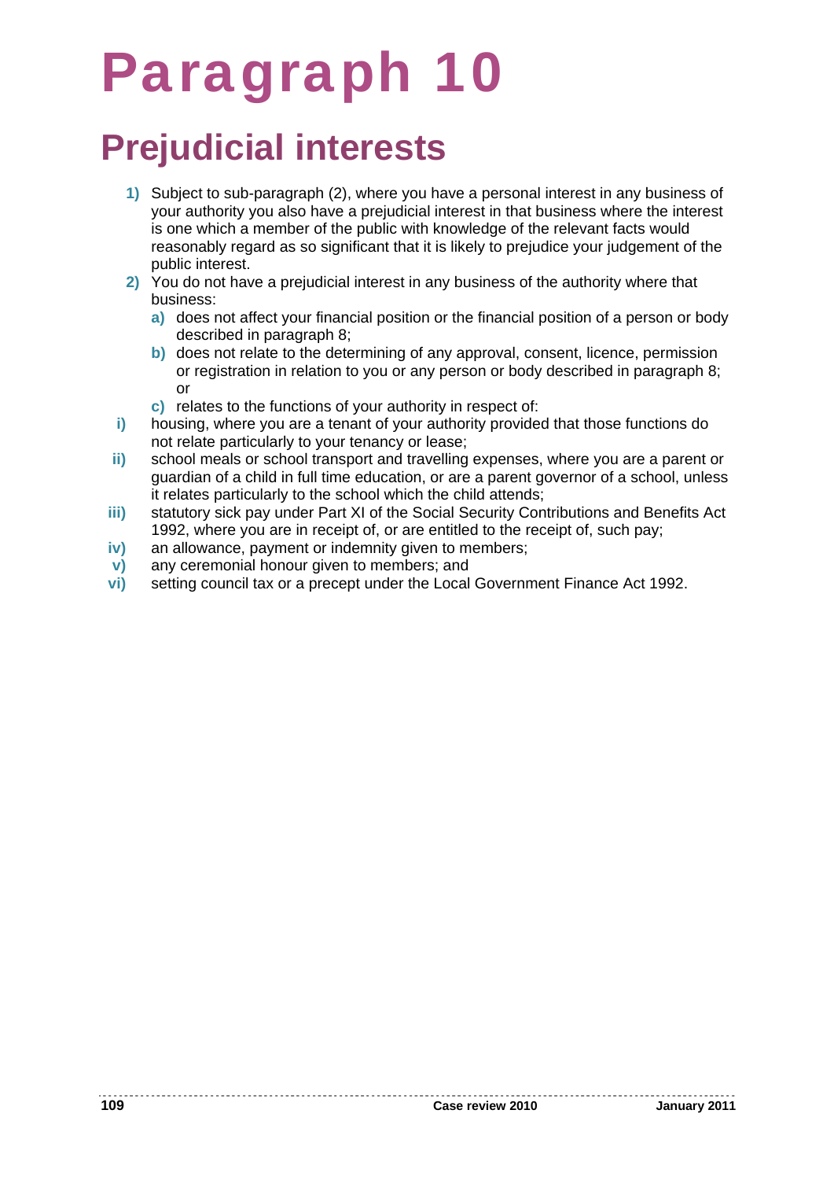# Paragraph 10

## Prejudicial interests

1) Subject to sub-paragraph (2), where you have a personal interest in any business of your authority you also have a prejudicial interest in that business where the interest is one which a member of the public with knowledge of the relevant facts would reasonably regard as so significant that it is likely to prejudice your judgement of the public interest.

2) You do not have a prejudicial interest in any business of the authority where that business:

   a) does not affect your financial position or the financial position of a person or body described in paragraph 8;

   b) does not relate to the determining of any approval, consent, licence, permission or registration in relation to you or any person or body described in paragraph 8; or

   c) relates to the functions of your authority in respect of:

i) housing, where you are a tenant of your authority provided that those functions do not relate particularly to your tenancy or lease;

ii) school meals or school transport and travelling expenses, where you are a parent or guardian of a child in full time education, or are a parent governor of a school, unless it relates particularly to the school which the child attends;

iii) statutory sick pay under Part XI of the Social Security Contributions and Benefits Act 1992, where you are in receipt of, or are entitled to the receipt of, such pay;

iv) an allowance, payment or indemnity given to members;

v) any ceremonial honour given to members; and

vi) setting council tax or a precept under the Local Government Finance Act 1992.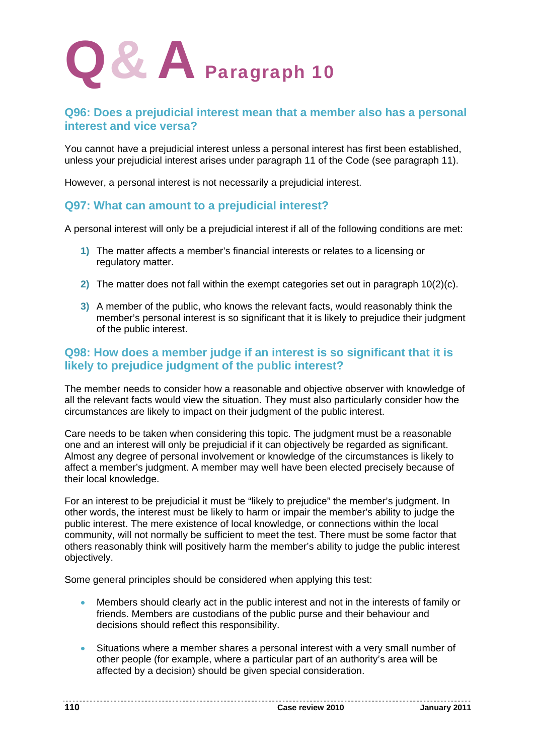# Q & A Paragraph 10

## Q96: Does a prejudicial interest mean that a member also has a personal interest and vice versa?

You cannot have a prejudicial interest unless a personal interest has first been established, unless your prejudicial interest arises under paragraph 11 of the Code (see paragraph 11).

However, a personal interest is not necessarily a prejudicial interest.

## Q97: What can amount to a prejudicial interest?

A personal interest will only be a prejudicial interest if all of the following conditions are met:

1) The matter affects a member's financial interests or relates to a licensing or regulatory matter.

2) The matter does not fall within the exempt categories set out in paragraph 10(2)(c).

3) A member of the public, who knows the relevant facts, would reasonably think the member's personal interest is so significant that it is likely to prejudice their judgment of the public interest.

## Q98: How does a member judge if an interest is so significant that it is likely to prejudice judgment of the public interest?

The member needs to consider how a reasonable and objective observer with knowledge of all the relevant facts would view the situation. They must also particularly consider how the circumstances are likely to impact on their judgment of the public interest.

Care needs to be taken when considering this topic. The judgment must be a reasonable one and an interest will only be prejudicial if it can objectively be regarded as significant. Almost any degree of personal involvement or knowledge of the circumstances is likely to affect a member's judgment. A member may well have been elected precisely because of their local knowledge.

For an interest to be prejudicial it must be "likely to prejudice" the member's judgment. In other words, the interest must be likely to harm or impair the member's ability to judge the public interest. The mere existence of local knowledge, or connections within the local community, will not normally be sufficient to meet the test. There must be some factor that others reasonably think will positively harm the member's ability to judge the public interest objectively.

Some general principles should be considered when applying this test:

- Members should clearly act in the public interest and not in the interests of family or friends. Members are custodians of the public purse and their behaviour and decisions should reflect this responsibility.

- Situations where a member shares a personal interest with a very small number of other people (for example, where a particular part of an authority's area will be affected by a decision) should be given special consideration.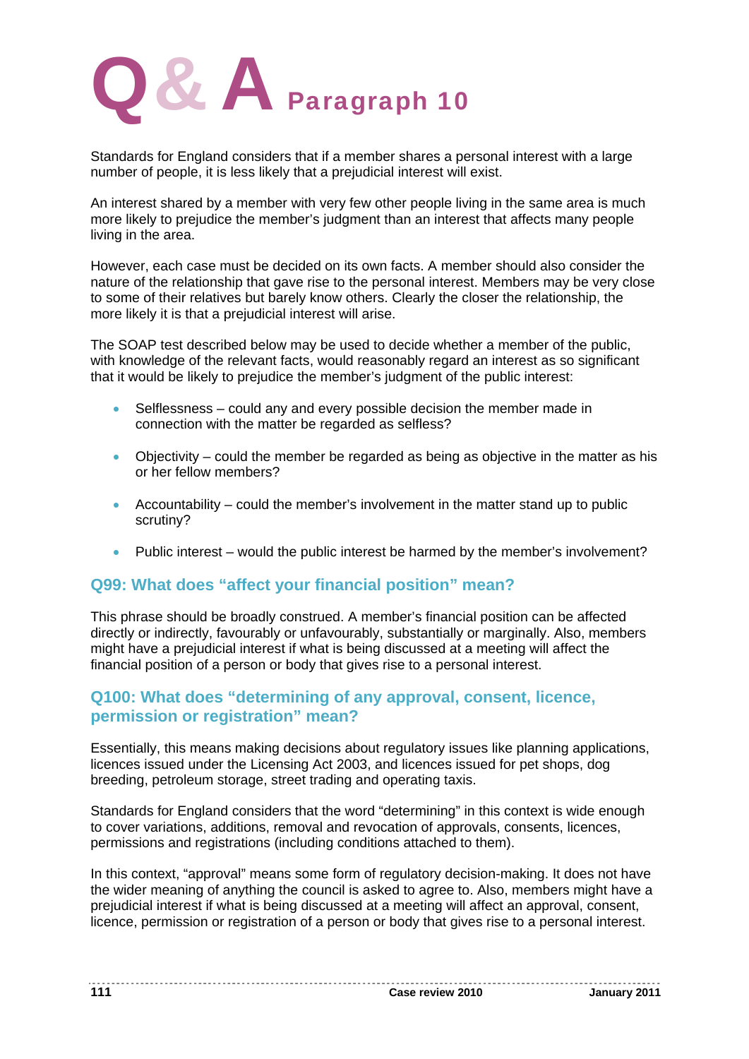# Q & A Paragraph 10

Standards for England considers that if a member shares a personal interest with a large number of people, it is less likely that a prejudicial interest will exist.

An interest shared by a member with very few other people living in the same area is much more likely to prejudice the member's judgment than an interest that affects many people living in the area.

However, each case must be decided on its own facts. A member should also consider the nature of the relationship that gave rise to the personal interest. Members may be very close to some of their relatives but barely know others. Clearly the closer the relationship, the more likely it is that a prejudicial interest will arise.

The SOAP test described below may be used to decide whether a member of the public, with knowledge of the relevant facts, would reasonably regard an interest as so significant that it would be likely to prejudice the member's judgment of the public interest:

- Selflessness – could any and every possible decision the member made in connection with the matter be regarded as selfless?
- Objectivity – could the member be regarded as being as objective in the matter as his or her fellow members?
- Accountability – could the member's involvement in the matter stand up to public scrutiny?
- Public interest – would the public interest be harmed by the member's involvement?

## Q99: What does "affect your financial position" mean?

This phrase should be broadly construed. A member's financial position can be affected directly or indirectly, favourably or unfavourably, substantially or marginally. Also, members might have a prejudicial interest if what is being discussed at a meeting will affect the financial position of a person or body that gives rise to a personal interest.

## Q100: What does "determining of any approval, consent, licence, permission or registration" mean?

Essentially, this means making decisions about regulatory issues like planning applications, licences issued under the Licensing Act 2003, and licences issued for pet shops, dog breeding, petroleum storage, street trading and operating taxis.

Standards for England considers that the word "determining" in this context is wide enough to cover variations, additions, removal and revocation of approvals, consents, licences, permissions and registrations (including conditions attached to them).

In this context, "approval" means some form of regulatory decision-making. It does not have the wider meaning of anything the council is asked to agree to. Also, members might have a prejudicial interest if what is being discussed at a meeting will affect an approval, consent, licence, permission or registration of a person or body that gives rise to a personal interest.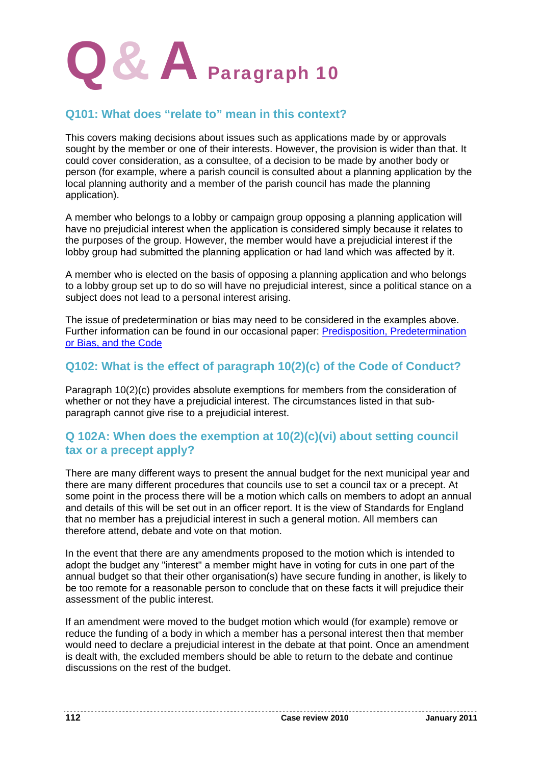# Q & A Paragraph 10

## Q101: What does "relate to" mean in this context?

This covers making decisions about issues such as applications made by or approvals sought by the member or one of their interests. However, the provision is wider than that. It could cover consideration, as a consultee, of a decision to be made by another body or person (for example, where a parish council is consulted about a planning application by the local planning authority and a member of the parish council has made the planning application).

A member who belongs to a lobby or campaign group opposing a planning application will have no prejudicial interest when the application is considered simply because it relates to the purposes of the group. However, the member would have a prejudicial interest if the lobby group had submitted the planning application or had land which was affected by it.

A member who is elected on the basis of opposing a planning application and who belongs to a lobby group set up to do so will have no prejudicial interest, since a political stance on a subject does not lead to a personal interest arising.

The issue of predetermination or bias may need to be considered in the examples above. Further information can be found in our occasional paper: Predisposition, Predetermination or Bias, and the Code

## Q102: What is the effect of paragraph 10(2)(c) of the Code of Conduct?

Paragraph 10(2)(c) provides absolute exemptions for members from the consideration of whether or not they have a prejudicial interest. The circumstances listed in that sub-paragraph cannot give rise to a prejudicial interest.

## Q 102A: When does the exemption at 10(2)(c)(vi) about setting council tax or a precept apply?

There are many different ways to present the annual budget for the next municipal year and there are many different procedures that councils use to set a council tax or a precept. At some point in the process there will be a motion which calls on members to adopt an annual and details of this will be set out in an officer report. It is the view of Standards for England that no member has a prejudicial interest in such a general motion. All members can therefore attend, debate and vote on that motion.

In the event that there are any amendments proposed to the motion which is intended to adopt the budget any "interest" a member might have in voting for cuts in one part of the annual budget so that their other organisation(s) have secure funding in another, is likely to be too remote for a reasonable person to conclude that on these facts it will prejudice their assessment of the public interest.

If an amendment were moved to the budget motion which would (for example) remove or reduce the funding of a body in which a member has a personal interest then that member would need to declare a prejudicial interest in the debate at that point. Once an amendment is dealt with, the excluded members should be able to return to the debate and continue discussions on the rest of the budget.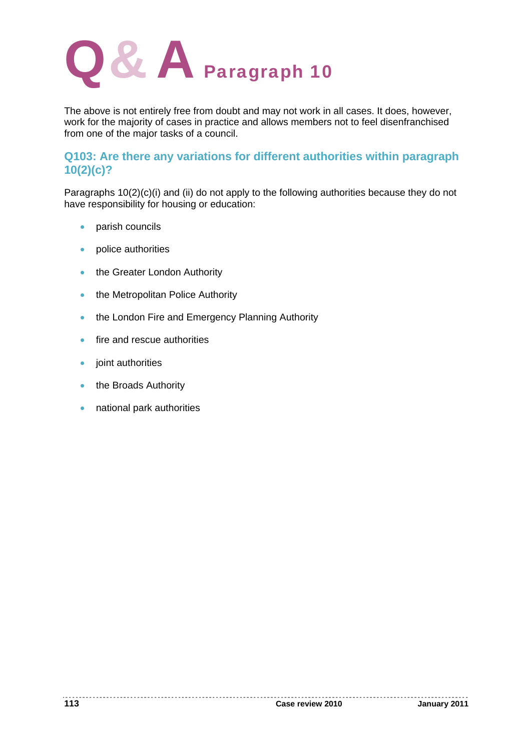# Q & A Paragraph 10

The above is not entirely free from doubt and may not work in all cases. It does, however, work for the majority of cases in practice and allows members not to feel disenfranchised from one of the major tasks of a council.

## Q103: Are there any variations for different authorities within paragraph 10(2)(c)?

Paragraphs 10(2)(c)(i) and (ii) do not apply to the following authorities because they do not have responsibility for housing or education:

- parish councils
- police authorities
- the Greater London Authority
- the Metropolitan Police Authority
- the London Fire and Emergency Planning Authority
- fire and rescue authorities
- joint authorities
- the Broads Authority
- national park authorities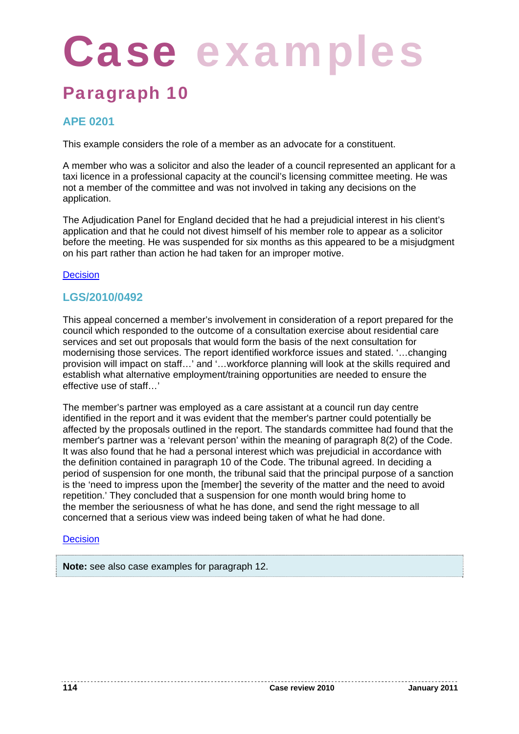# Case examples

## Paragraph 10

### APE 0201

This example considers the role of a member as an advocate for a constituent.

A member who was a solicitor and also the leader of a council represented an applicant for a taxi licence in a professional capacity at the council's licensing committee meeting. He was not a member of the committee and was not involved in taking any decisions on the application.

The Adjudication Panel for England decided that he had a prejudicial interest in his client's application and that he could not divest himself of his member role to appear as a solicitor before the meeting. He was suspended for six months as this appeared to be a misjudgment on his part rather than action he had taken for an improper motive.

Decision

### LGS/2010/0492

This appeal concerned a member's involvement in consideration of a report prepared for the council which responded to the outcome of a consultation exercise about residential care services and set out proposals that would form the basis of the next consultation for modernising those services. The report identified workforce issues and stated. '…changing provision will impact on staff…' and '…workforce planning will look at the skills required and establish what alternative employment/training opportunities are needed to ensure the effective use of staff…'

The member's partner was employed as a care assistant at a council run day centre identified in the report and it was evident that the member's partner could potentially be affected by the proposals outlined in the report. The standards committee had found that the member's partner was a 'relevant person' within the meaning of paragraph 8(2) of the Code. It was also found that he had a personal interest which was prejudicial in accordance with the definition contained in paragraph 10 of the Code. The tribunal agreed. In deciding a period of suspension for one month, the tribunal said that the principal purpose of a sanction is the 'need to impress upon the [member] the severity of the matter and the need to avoid repetition.' They concluded that a suspension for one month would bring home to the member the seriousness of what he has done, and send the right message to all concerned that a serious view was indeed being taken of what he had done.

Decision

**Note:** see also case examples for paragraph 12.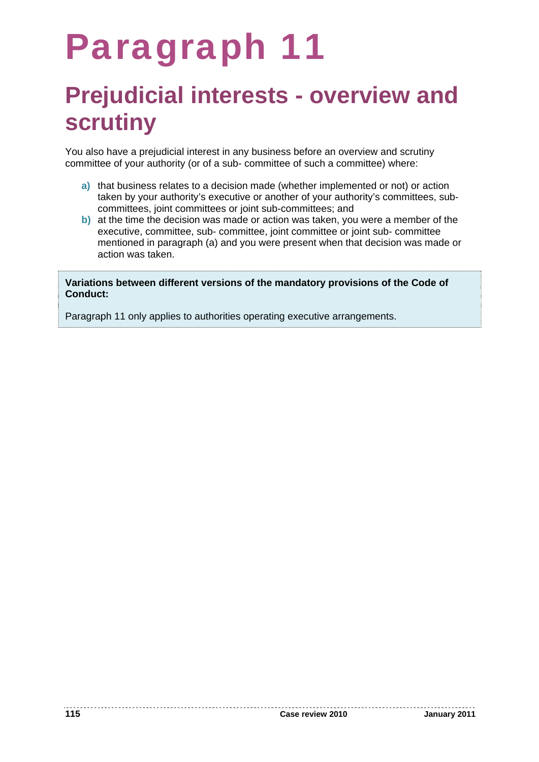# Paragraph 11

## Prejudicial interests - overview and scrutiny

You also have a prejudicial interest in any business before an overview and scrutiny committee of your authority (or of a sub- committee of such a committee) where:

a) that business relates to a decision made (whether implemented or not) or action taken by your authority's executive or another of your authority's committees, sub-committees, joint committees or joint sub-committees; and
b) at the time the decision was made or action was taken, you were a member of the executive, committee, sub- committee, joint committee or joint sub- committee mentioned in paragraph (a) and you were present when that decision was made or action was taken.

**Variations between different versions of the mandatory provisions of the Code of Conduct:**

Paragraph 11 only applies to authorities operating executive arrangements.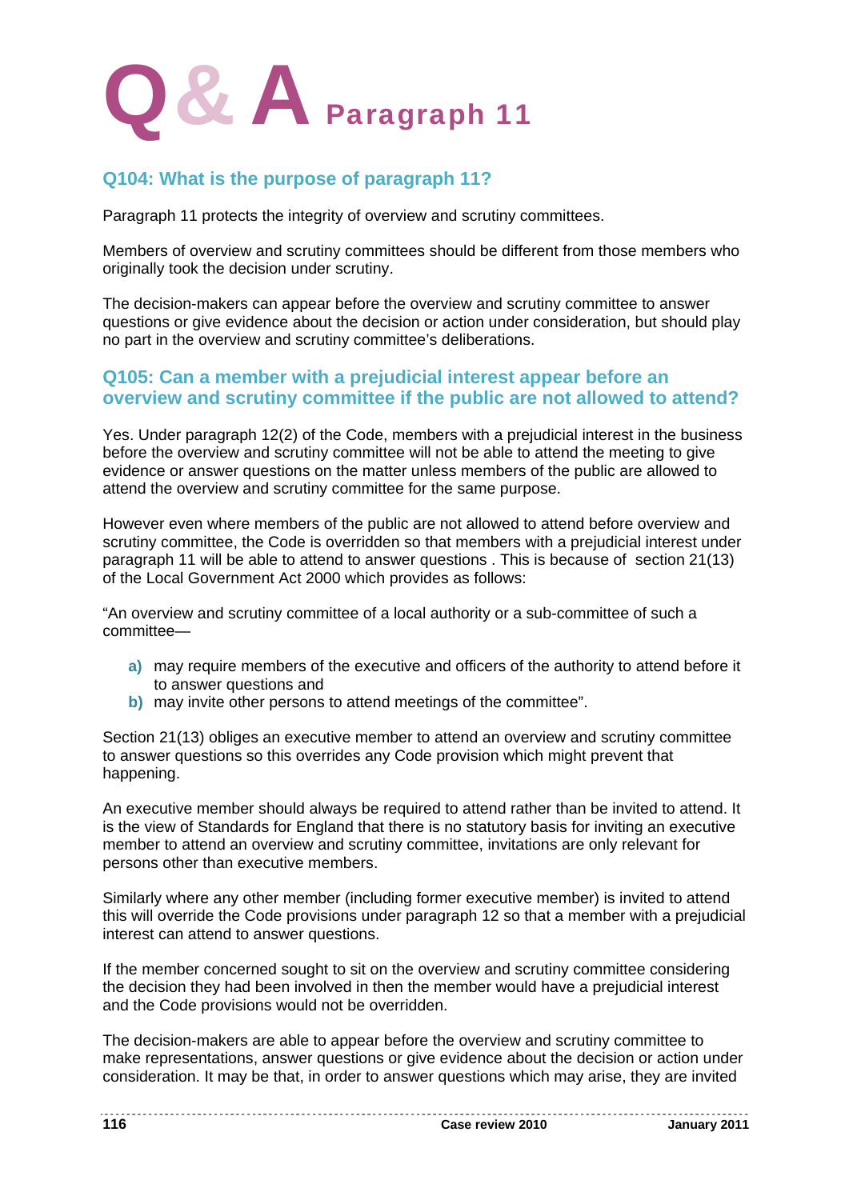# Q & A Paragraph 11

## Q104: What is the purpose of paragraph 11?

Paragraph 11 protects the integrity of overview and scrutiny committees.

Members of overview and scrutiny committees should be different from those members who originally took the decision under scrutiny.

The decision-makers can appear before the overview and scrutiny committee to answer questions or give evidence about the decision or action under consideration, but should play no part in the overview and scrutiny committee's deliberations.

## Q105: Can a member with a prejudicial interest appear before an overview and scrutiny committee if the public are not allowed to attend?

Yes. Under paragraph 12(2) of the Code, members with a prejudicial interest in the business before the overview and scrutiny committee will not be able to attend the meeting to give evidence or answer questions on the matter unless members of the public are allowed to attend the overview and scrutiny committee for the same purpose.

However even where members of the public are not allowed to attend before overview and scrutiny committee, the Code is overridden so that members with a prejudicial interest under paragraph 11 will be able to attend to answer questions . This is because of section 21(13) of the Local Government Act 2000 which provides as follows:

"An overview and scrutiny committee of a local authority or a sub-committee of such a committee—

- **a)** may require members of the executive and officers of the authority to attend before it to answer questions and
- **b)** may invite other persons to attend meetings of the committee".

Section 21(13) obliges an executive member to attend an overview and scrutiny committee to answer questions so this overrides any Code provision which might prevent that happening.

An executive member should always be required to attend rather than be invited to attend. It is the view of Standards for England that there is no statutory basis for inviting an executive member to attend an overview and scrutiny committee, invitations are only relevant for persons other than executive members.

Similarly where any other member (including former executive member) is invited to attend this will override the Code provisions under paragraph 12 so that a member with a prejudicial interest can attend to answer questions.

If the member concerned sought to sit on the overview and scrutiny committee considering the decision they had been involved in then the member would have a prejudicial interest and the Code provisions would not be overridden.

The decision-makers are able to appear before the overview and scrutiny committee to make representations, answer questions or give evidence about the decision or action under consideration. It may be that, in order to answer questions which may arise, they are invited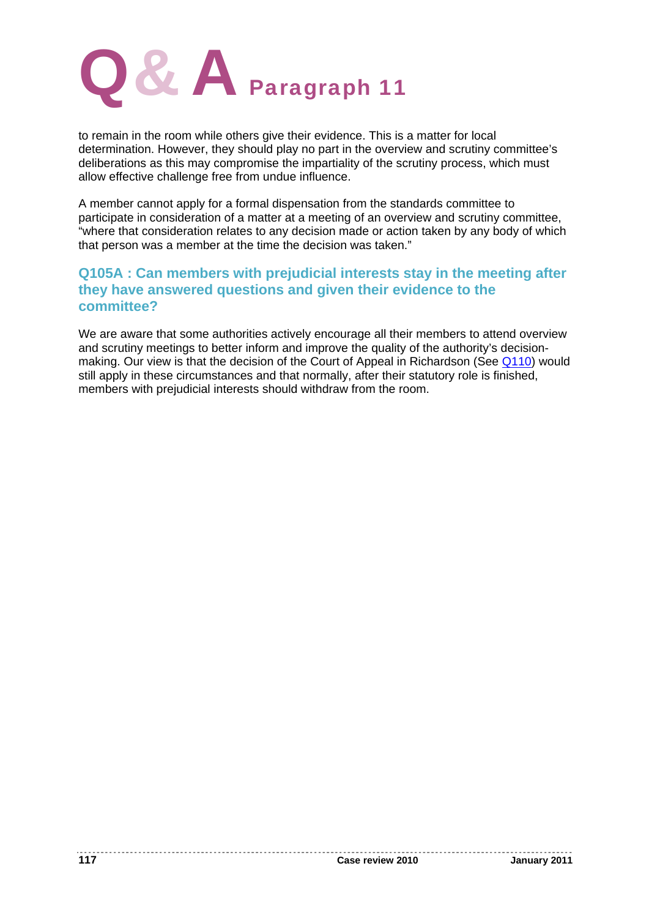to remain in the room while others give their evidence. This is a matter for local determination. However, they should play no part in the overview and scrutiny committee's deliberations as this may compromise the impartiality of the scrutiny process, which must allow effective challenge free from undue influence.

A member cannot apply for a formal dispensation from the standards committee to participate in consideration of a matter at a meeting of an overview and scrutiny committee, "where that consideration relates to any decision made or action taken by any body of which that person was a member at the time the decision was taken."

### Q105A : Can members with prejudicial interests stay in the meeting after they have answered questions and given their evidence to the committee?

We are aware that some authorities actively encourage all their members to attend overview and scrutiny meetings to better inform and improve the quality of the authority's decision-making. Our view is that the decision of the Court of Appeal in Richardson (See Q110) would still apply in these circumstances and that normally, after their statutory role is finished, members with prejudicial interests should withdraw from the room.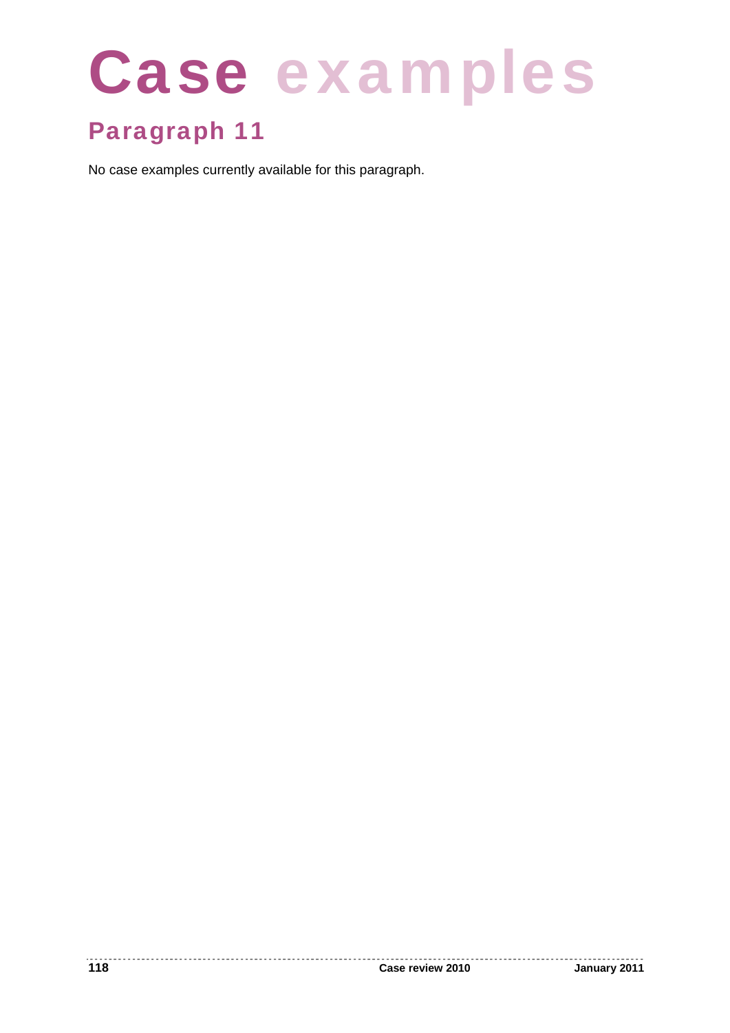# Case examples

## Paragraph 11

No case examples currently available for this paragraph.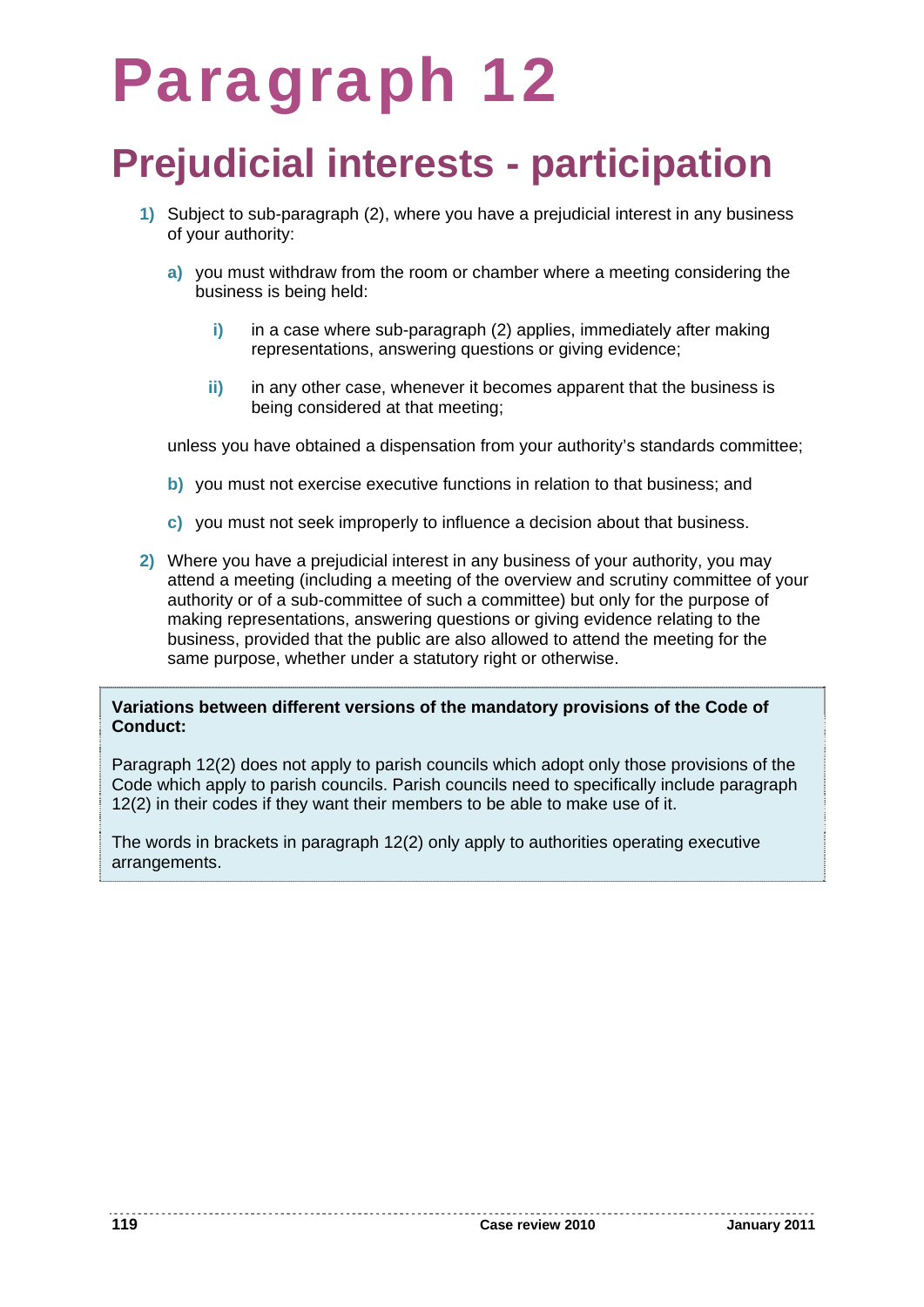# Paragraph 12

## Prejudicial interests - participation

1) Subject to sub-paragraph (2), where you have a prejudicial interest in any business of your authority:

   a) you must withdraw from the room or chamber where a meeting considering the business is being held:

      i) in a case where sub-paragraph (2) applies, immediately after making representations, answering questions or giving evidence;

      ii) in any other case, whenever it becomes apparent that the business is being considered at that meeting;

   unless you have obtained a dispensation from your authority's standards committee;

   b) you must not exercise executive functions in relation to that business; and

   c) you must not seek improperly to influence a decision about that business.

2) Where you have a prejudicial interest in any business of your authority, you may attend a meeting (including a meeting of the overview and scrutiny committee of your authority or of a sub-committee of such a committee) but only for the purpose of making representations, answering questions or giving evidence relating to the business, provided that the public are also allowed to attend the meeting for the same purpose, whether under a statutory right or otherwise.

**Variations between different versions of the mandatory provisions of the Code of Conduct:**

Paragraph 12(2) does not apply to parish councils which adopt only those provisions of the Code which apply to parish councils. Parish councils need to specifically include paragraph 12(2) in their codes if they want their members to be able to make use of it.

The words in brackets in paragraph 12(2) only apply to authorities operating executive arrangements.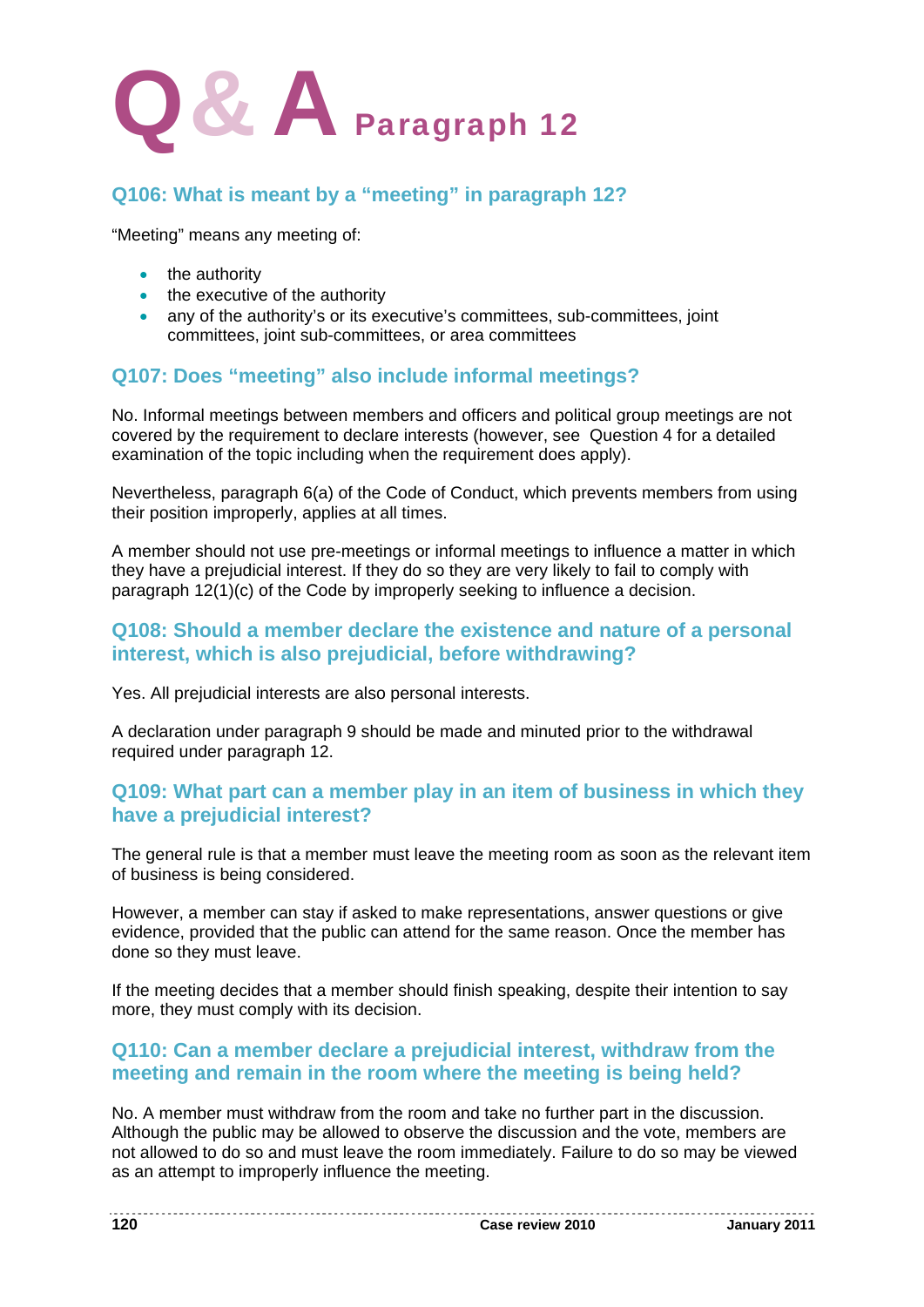# Q & A Paragraph 12

## Q106: What is meant by a "meeting" in paragraph 12?

"Meeting" means any meeting of:

- the authority
- the executive of the authority
- any of the authority's or its executive's committees, sub-committees, joint committees, joint sub-committees, or area committees

## Q107: Does "meeting" also include informal meetings?

No. Informal meetings between members and officers and political group meetings are not covered by the requirement to declare interests (however, see Question 4 for a detailed examination of the topic including when the requirement does apply).

Nevertheless, paragraph 6(a) of the Code of Conduct, which prevents members from using their position improperly, applies at all times.

A member should not use pre-meetings or informal meetings to influence a matter in which they have a prejudicial interest. If they do so they are very likely to fail to comply with paragraph 12(1)(c) of the Code by improperly seeking to influence a decision.

## Q108: Should a member declare the existence and nature of a personal interest, which is also prejudicial, before withdrawing?

Yes. All prejudicial interests are also personal interests.

A declaration under paragraph 9 should be made and minuted prior to the withdrawal required under paragraph 12.

## Q109: What part can a member play in an item of business in which they have a prejudicial interest?

The general rule is that a member must leave the meeting room as soon as the relevant item of business is being considered.

However, a member can stay if asked to make representations, answer questions or give evidence, provided that the public can attend for the same reason. Once the member has done so they must leave.

If the meeting decides that a member should finish speaking, despite their intention to say more, they must comply with its decision.

## Q110: Can a member declare a prejudicial interest, withdraw from the meeting and remain in the room where the meeting is being held?

No. A member must withdraw from the room and take no further part in the discussion. Although the public may be allowed to observe the discussion and the vote, members are not allowed to do so and must leave the room immediately. Failure to do so may be viewed as an attempt to improperly influence the meeting.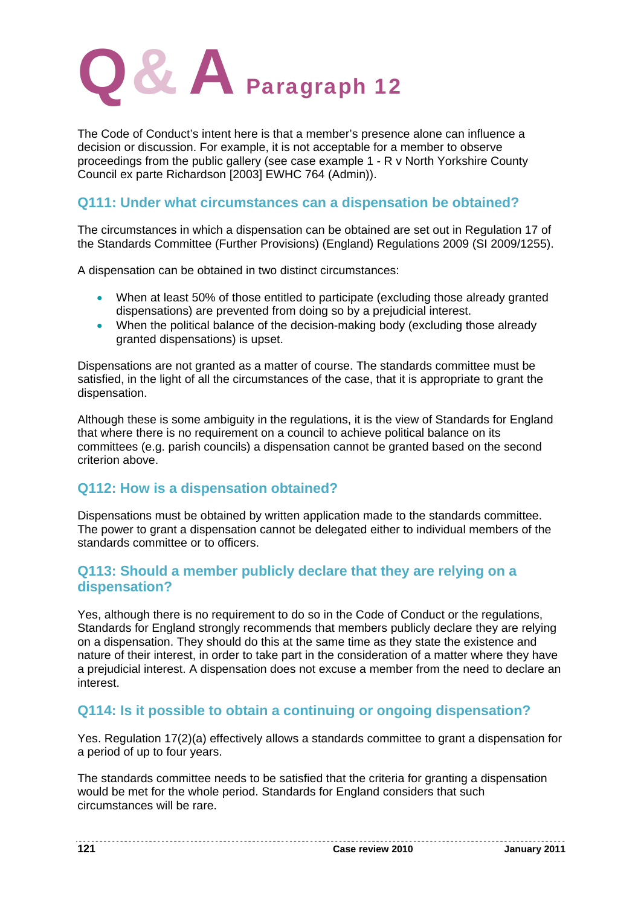# Q & A Paragraph 12

The Code of Conduct's intent here is that a member's presence alone can influence a decision or discussion. For example, it is not acceptable for a member to observe proceedings from the public gallery (see case example 1 - R v North Yorkshire County Council ex parte Richardson [2003] EWHC 764 (Admin)).

## Q111: Under what circumstances can a dispensation be obtained?

The circumstances in which a dispensation can be obtained are set out in Regulation 17 of the Standards Committee (Further Provisions) (England) Regulations 2009 (SI 2009/1255).

A dispensation can be obtained in two distinct circumstances:

- When at least 50% of those entitled to participate (excluding those already granted dispensations) are prevented from doing so by a prejudicial interest.
- When the political balance of the decision-making body (excluding those already granted dispensations) is upset.

Dispensations are not granted as a matter of course. The standards committee must be satisfied, in the light of all the circumstances of the case, that it is appropriate to grant the dispensation.

Although these is some ambiguity in the regulations, it is the view of Standards for England that where there is no requirement on a council to achieve political balance on its committees (e.g. parish councils) a dispensation cannot be granted based on the second criterion above.

## Q112: How is a dispensation obtained?

Dispensations must be obtained by written application made to the standards committee. The power to grant a dispensation cannot be delegated either to individual members of the standards committee or to officers.

## Q113: Should a member publicly declare that they are relying on a dispensation?

Yes, although there is no requirement to do so in the Code of Conduct or the regulations, Standards for England strongly recommends that members publicly declare they are relying on a dispensation. They should do this at the same time as they state the existence and nature of their interest, in order to take part in the consideration of a matter where they have a prejudicial interest. A dispensation does not excuse a member from the need to declare an interest.

## Q114: Is it possible to obtain a continuing or ongoing dispensation?

Yes. Regulation 17(2)(a) effectively allows a standards committee to grant a dispensation for a period of up to four years.

The standards committee needs to be satisfied that the criteria for granting a dispensation would be met for the whole period. Standards for England considers that such circumstances will be rare.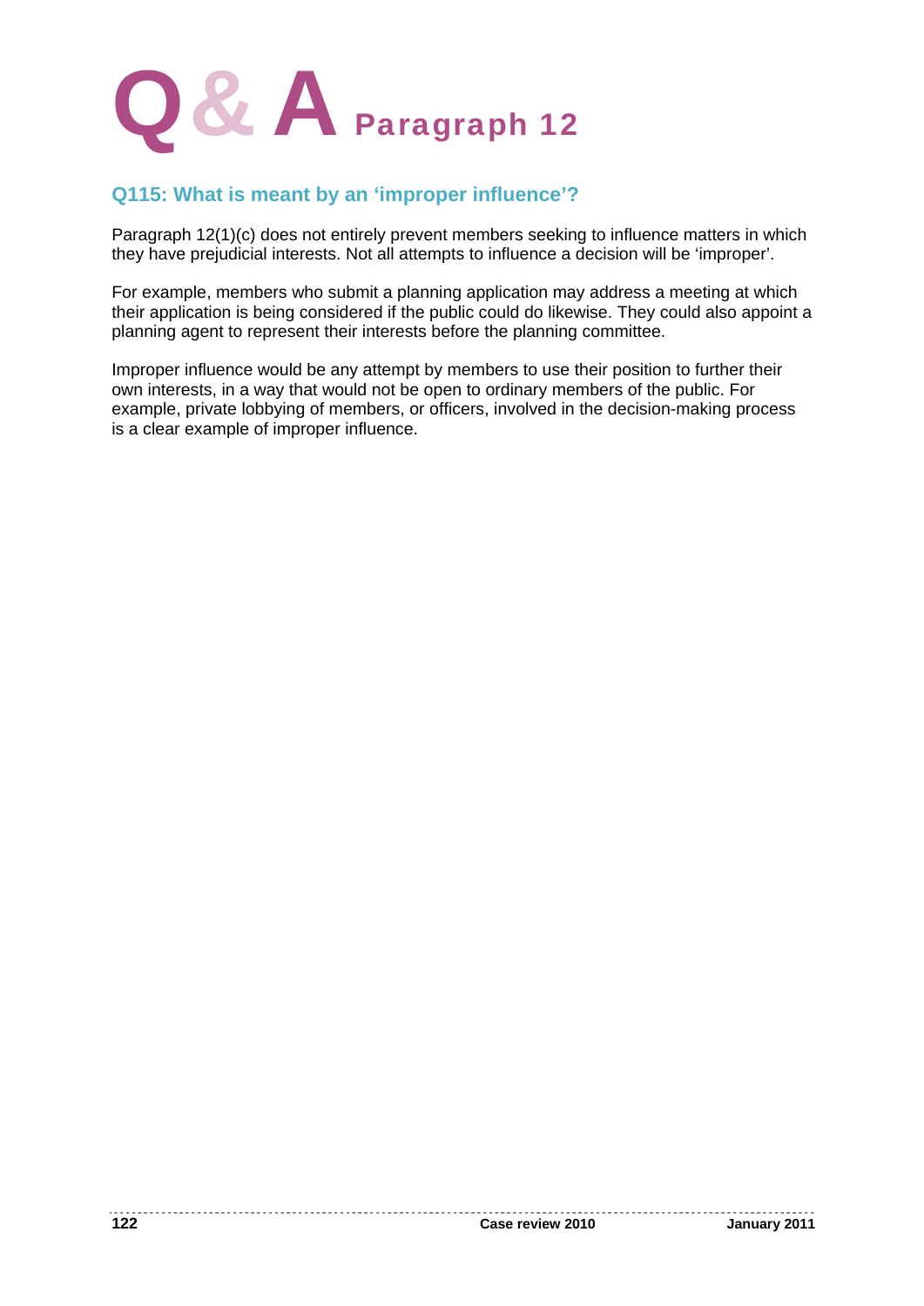# Q & A Paragraph 12

## Q115: What is meant by an 'improper influence'?

Paragraph 12(1)(c) does not entirely prevent members seeking to influence matters in which they have prejudicial interests. Not all attempts to influence a decision will be 'improper'.

For example, members who submit a planning application may address a meeting at which their application is being considered if the public could do likewise. They could also appoint a planning agent to represent their interests before the planning committee.

Improper influence would be any attempt by members to use their position to further their own interests, in a way that would not be open to ordinary members of the public. For example, private lobbying of members, or officers, involved in the decision-making process is a clear example of improper influence.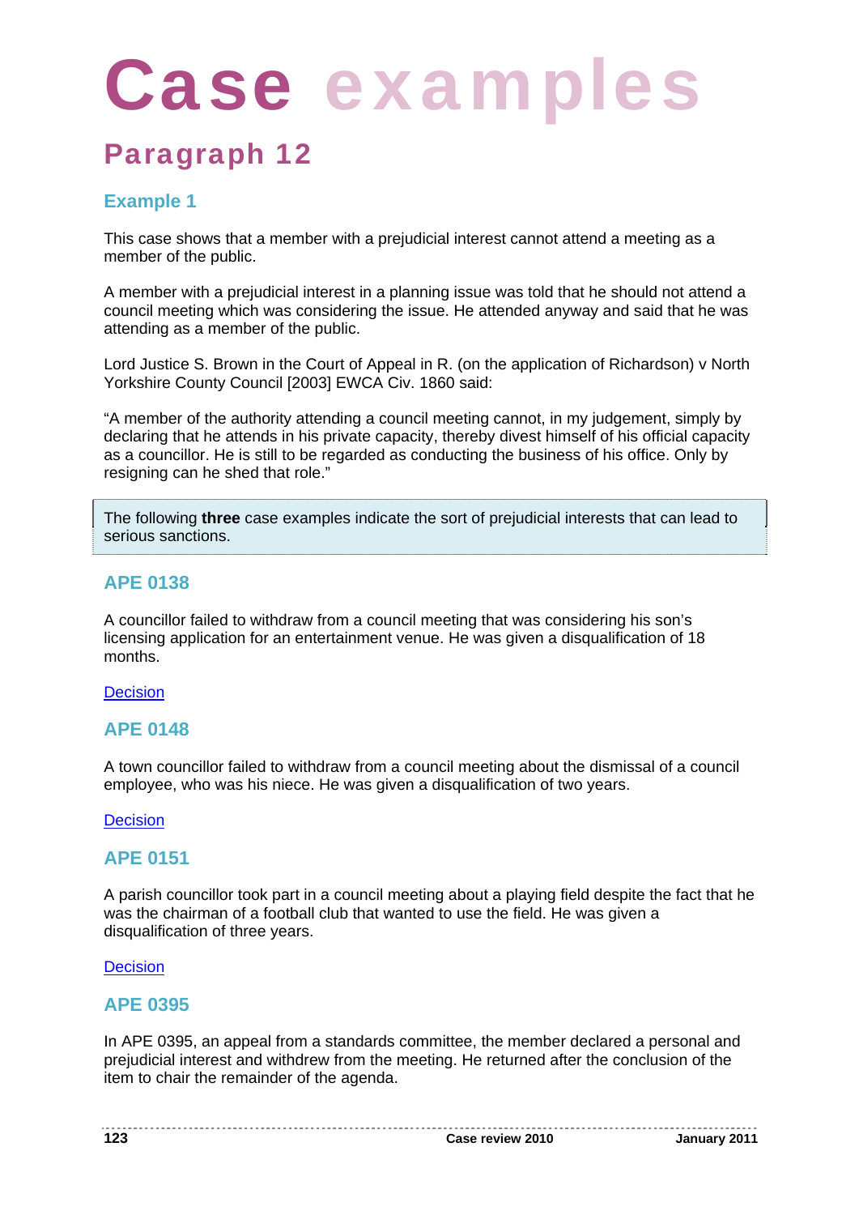# Case examples

## Paragraph 12

### Example 1

This case shows that a member with a prejudicial interest cannot attend a meeting as a member of the public.

A member with a prejudicial interest in a planning issue was told that he should not attend a council meeting which was considering the issue. He attended anyway and said that he was attending as a member of the public.

Lord Justice S. Brown in the Court of Appeal in R. (on the application of Richardson) v North Yorkshire County Council [2003] EWCA Civ. 1860 said:

"A member of the authority attending a council meeting cannot, in my judgement, simply by declaring that he attends in his private capacity, thereby divest himself of his official capacity as a councillor. He is still to be regarded as conducting the business of his office. Only by resigning can he shed that role."

> The following **three** case examples indicate the sort of prejudicial interests that can lead to serious sanctions.

### APE 0138

A councillor failed to withdraw from a council meeting that was considering his son's licensing application for an entertainment venue. He was given a disqualification of 18 months.

Decision

### APE 0148

A town councillor failed to withdraw from a council meeting about the dismissal of a council employee, who was his niece. He was given a disqualification of two years.

Decision

### APE 0151

A parish councillor took part in a council meeting about a playing field despite the fact that he was the chairman of a football club that wanted to use the field. He was given a disqualification of three years.

Decision

### APE 0395

In APE 0395, an appeal from a standards committee, the member declared a personal and prejudicial interest and withdrew from the meeting. He returned after the conclusion of the item to chair the remainder of the agenda.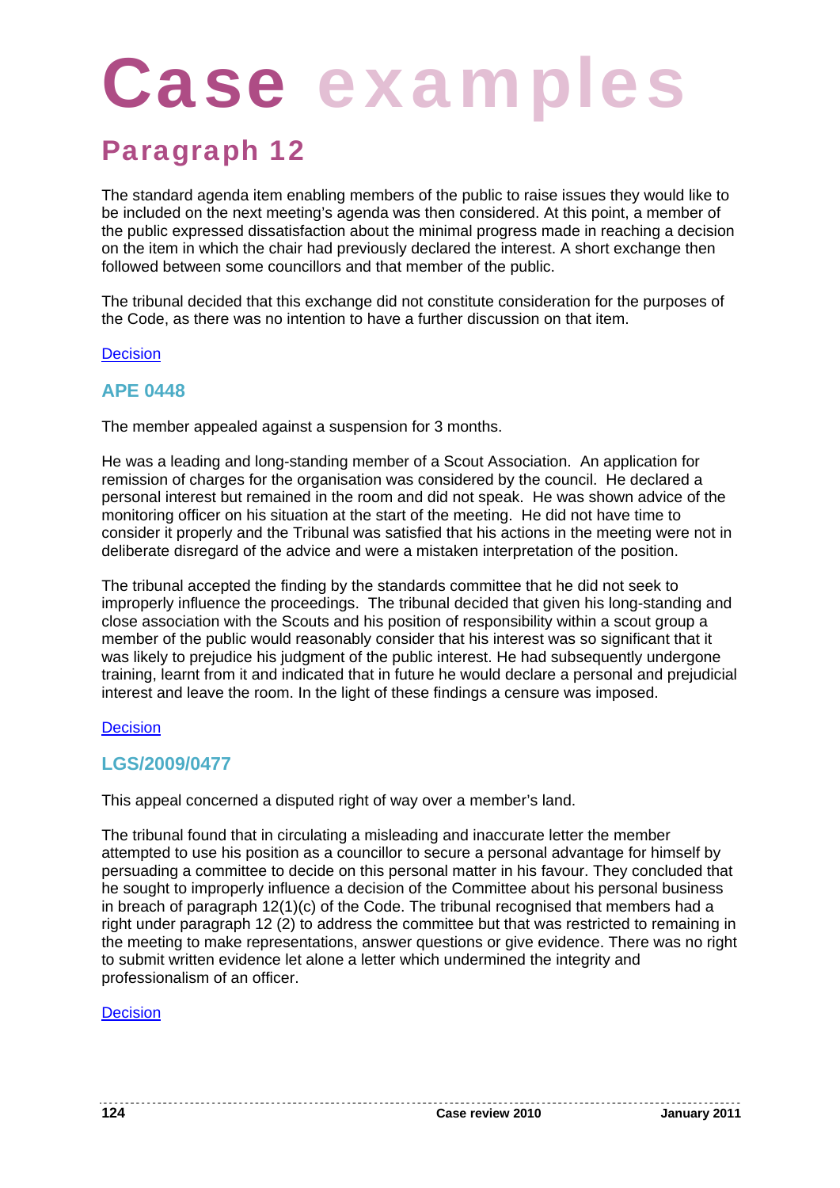# Case examples

## Paragraph 12

The standard agenda item enabling members of the public to raise issues they would like to be included on the next meeting's agenda was then considered. At this point, a member of the public expressed dissatisfaction about the minimal progress made in reaching a decision on the item in which the chair had previously declared the interest. A short exchange then followed between some councillors and that member of the public.

The tribunal decided that this exchange did not constitute consideration for the purposes of the Code, as there was no intention to have a further discussion on that item.

Decision

### APE 0448

The member appealed against a suspension for 3 months.

He was a leading and long-standing member of a Scout Association. An application for remission of charges for the organisation was considered by the council. He declared a personal interest but remained in the room and did not speak. He was shown advice of the monitoring officer on his situation at the start of the meeting. He did not have time to consider it properly and the Tribunal was satisfied that his actions in the meeting were not in deliberate disregard of the advice and were a mistaken interpretation of the position.

The tribunal accepted the finding by the standards committee that he did not seek to improperly influence the proceedings. The tribunal decided that given his long-standing and close association with the Scouts and his position of responsibility within a scout group a member of the public would reasonably consider that his interest was so significant that it was likely to prejudice his judgment of the public interest. He had subsequently undergone training, learnt from it and indicated that in future he would declare a personal and prejudicial interest and leave the room. In the light of these findings a censure was imposed.

Decision

### LGS/2009/0477

This appeal concerned a disputed right of way over a member's land.

The tribunal found that in circulating a misleading and inaccurate letter the member attempted to use his position as a councillor to secure a personal advantage for himself by persuading a committee to decide on this personal matter in his favour. They concluded that he sought to improperly influence a decision of the Committee about his personal business in breach of paragraph 12(1)(c) of the Code. The tribunal recognised that members had a right under paragraph 12 (2) to address the committee but that was restricted to remaining in the meeting to make representations, answer questions or give evidence. There was no right to submit written evidence let alone a letter which undermined the integrity and professionalism of an officer.

Decision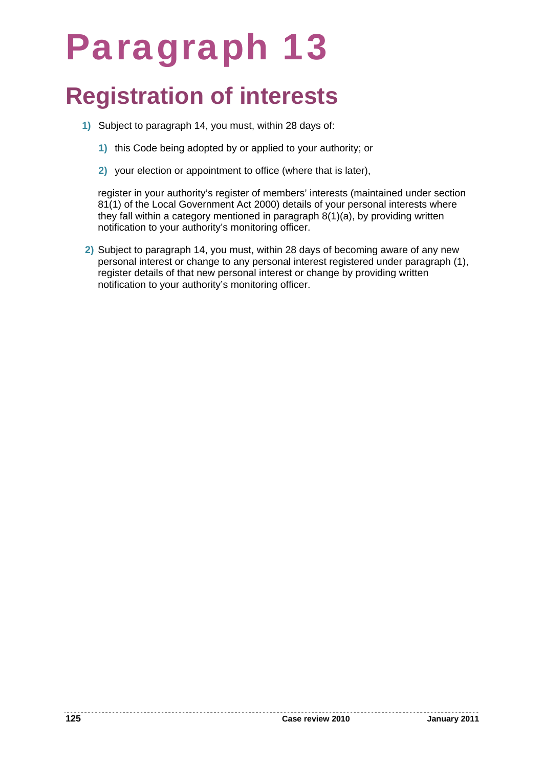# Paragraph 13

## Registration of interests

1) Subject to paragraph 14, you must, within 28 days of:

   1) this Code being adopted by or applied to your authority; or

   2) your election or appointment to office (where that is later),

   register in your authority's register of members' interests (maintained under section 81(1) of the Local Government Act 2000) details of your personal interests where they fall within a category mentioned in paragraph 8(1)(a), by providing written notification to your authority's monitoring officer.

2) Subject to paragraph 14, you must, within 28 days of becoming aware of any new personal interest or change to any personal interest registered under paragraph (1), register details of that new personal interest or change by providing written notification to your authority's monitoring officer.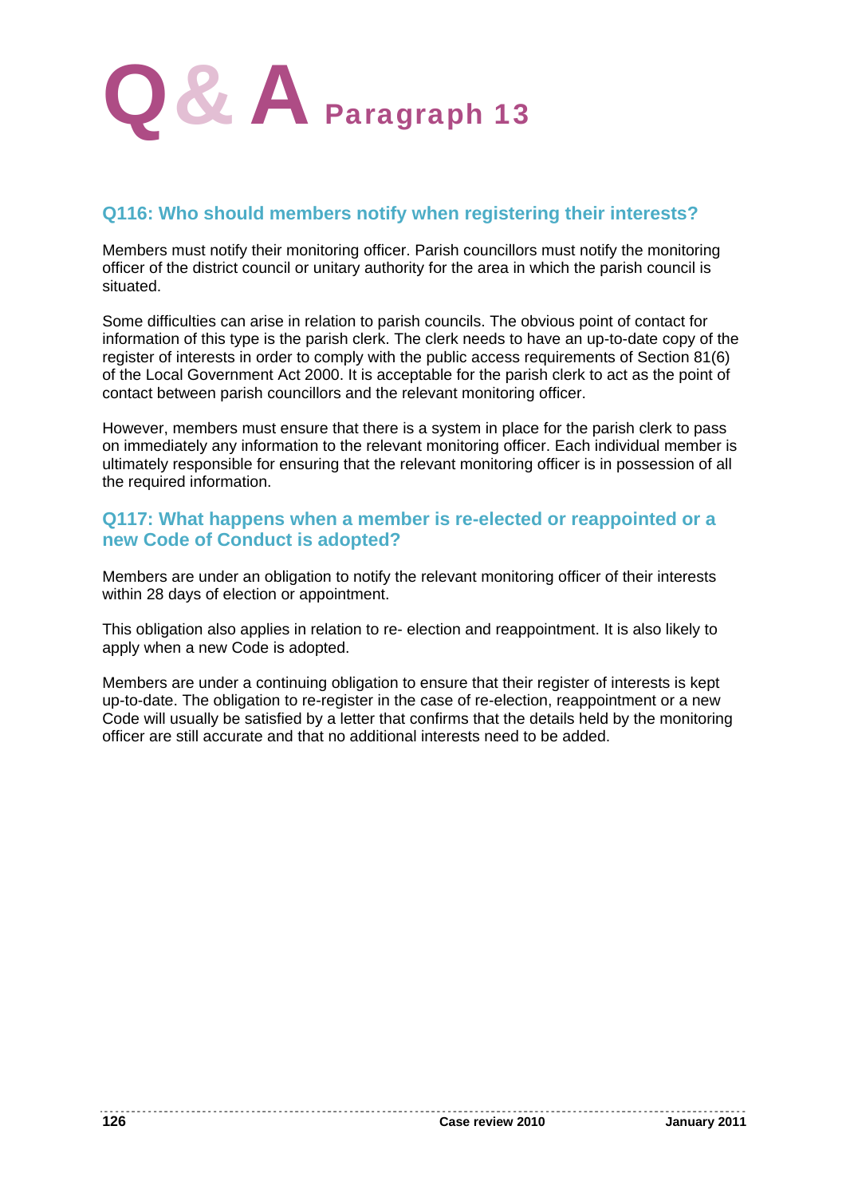# Q & A Paragraph 13

## Q116: Who should members notify when registering their interests?

Members must notify their monitoring officer. Parish councillors must notify the monitoring officer of the district council or unitary authority for the area in which the parish council is situated.

Some difficulties can arise in relation to parish councils. The obvious point of contact for information of this type is the parish clerk. The clerk needs to have an up-to-date copy of the register of interests in order to comply with the public access requirements of Section 81(6) of the Local Government Act 2000. It is acceptable for the parish clerk to act as the point of contact between parish councillors and the relevant monitoring officer.

However, members must ensure that there is a system in place for the parish clerk to pass on immediately any information to the relevant monitoring officer. Each individual member is ultimately responsible for ensuring that the relevant monitoring officer is in possession of all the required information.

## Q117: What happens when a member is re-elected or reappointed or a new Code of Conduct is adopted?

Members are under an obligation to notify the relevant monitoring officer of their interests within 28 days of election or appointment.

This obligation also applies in relation to re- election and reappointment. It is also likely to apply when a new Code is adopted.

Members are under a continuing obligation to ensure that their register of interests is kept up-to-date. The obligation to re-register in the case of re-election, reappointment or a new Code will usually be satisfied by a letter that confirms that the details held by the monitoring officer are still accurate and that no additional interests need to be added.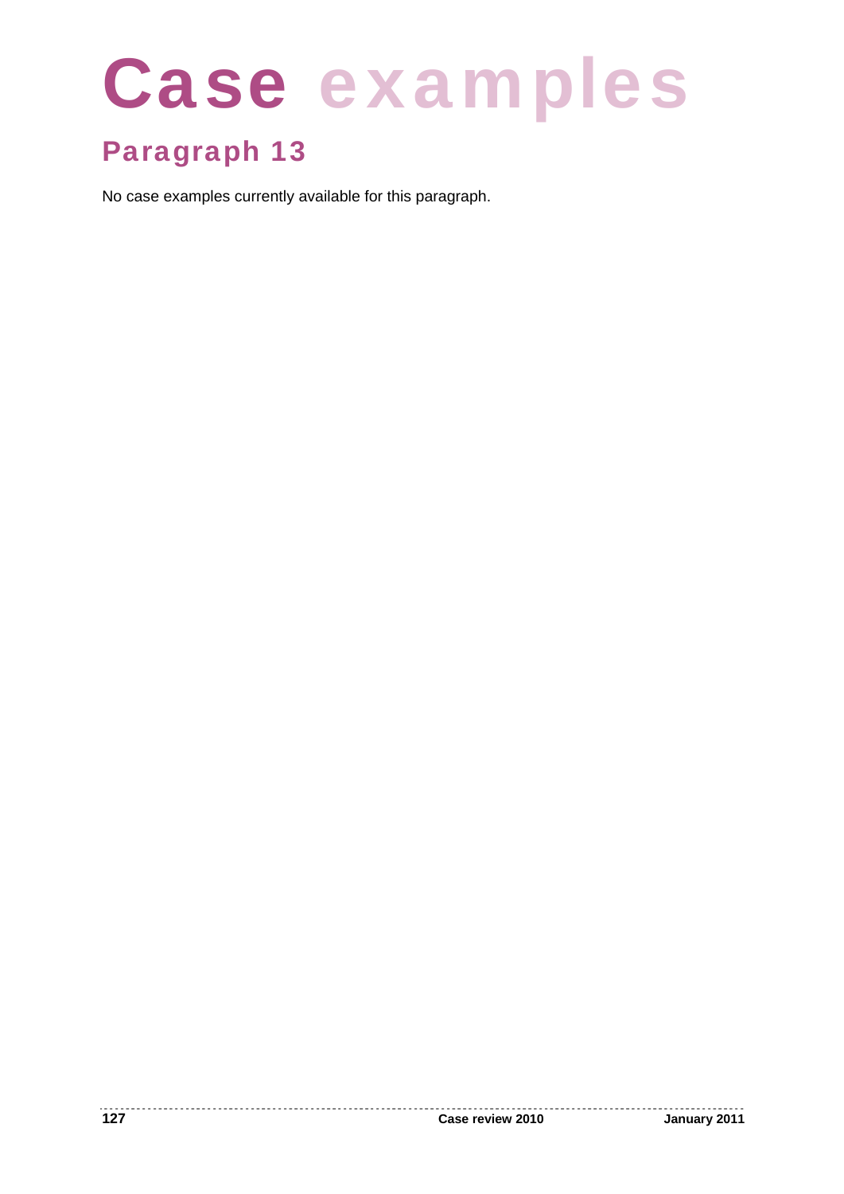# Case examples

## Paragraph 13

No case examples currently available for this paragraph.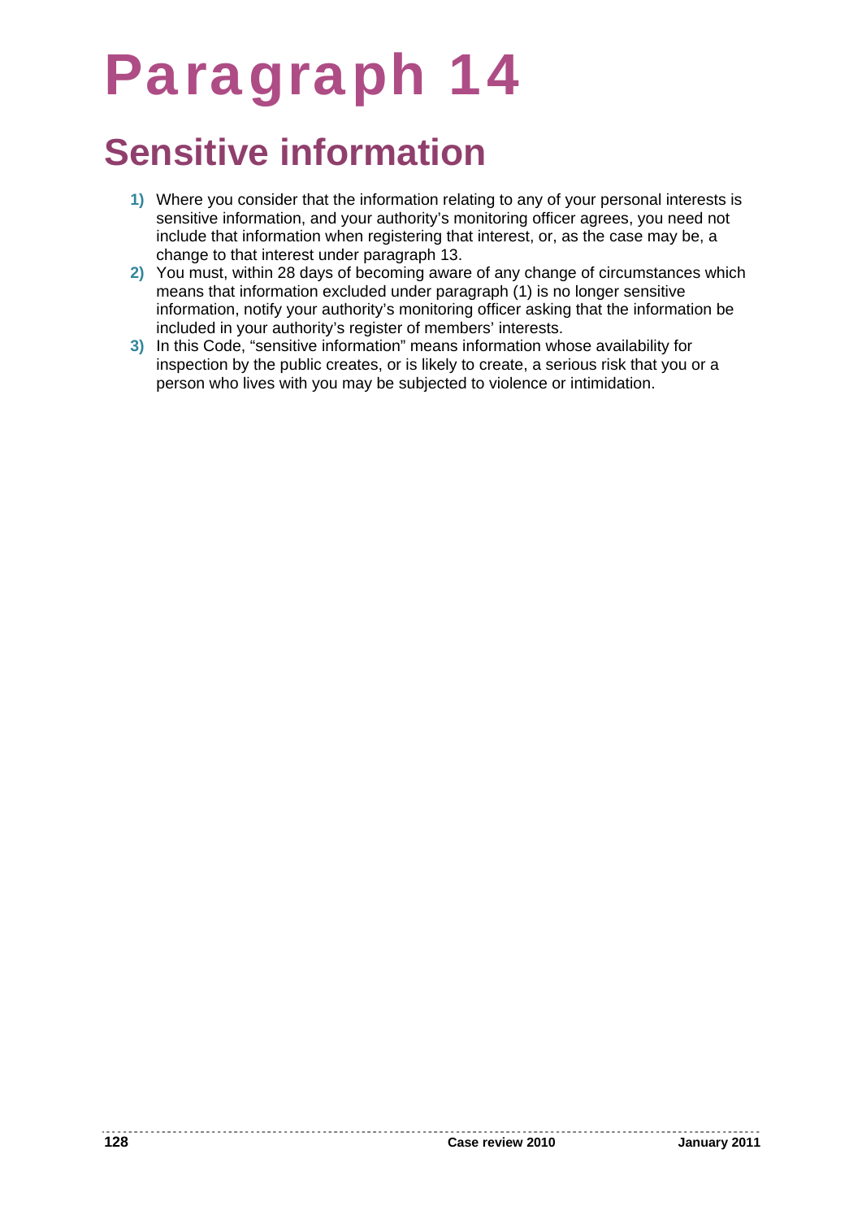# Paragraph 14

## Sensitive information

1) Where you consider that the information relating to any of your personal interests is sensitive information, and your authority's monitoring officer agrees, you need not include that information when registering that interest, or, as the case may be, a change to that interest under paragraph 13.
2) You must, within 28 days of becoming aware of any change of circumstances which means that information excluded under paragraph (1) is no longer sensitive information, notify your authority's monitoring officer asking that the information be included in your authority's register of members' interests.
3) In this Code, "sensitive information" means information whose availability for inspection by the public creates, or is likely to create, a serious risk that you or a person who lives with you may be subjected to violence or intimidation.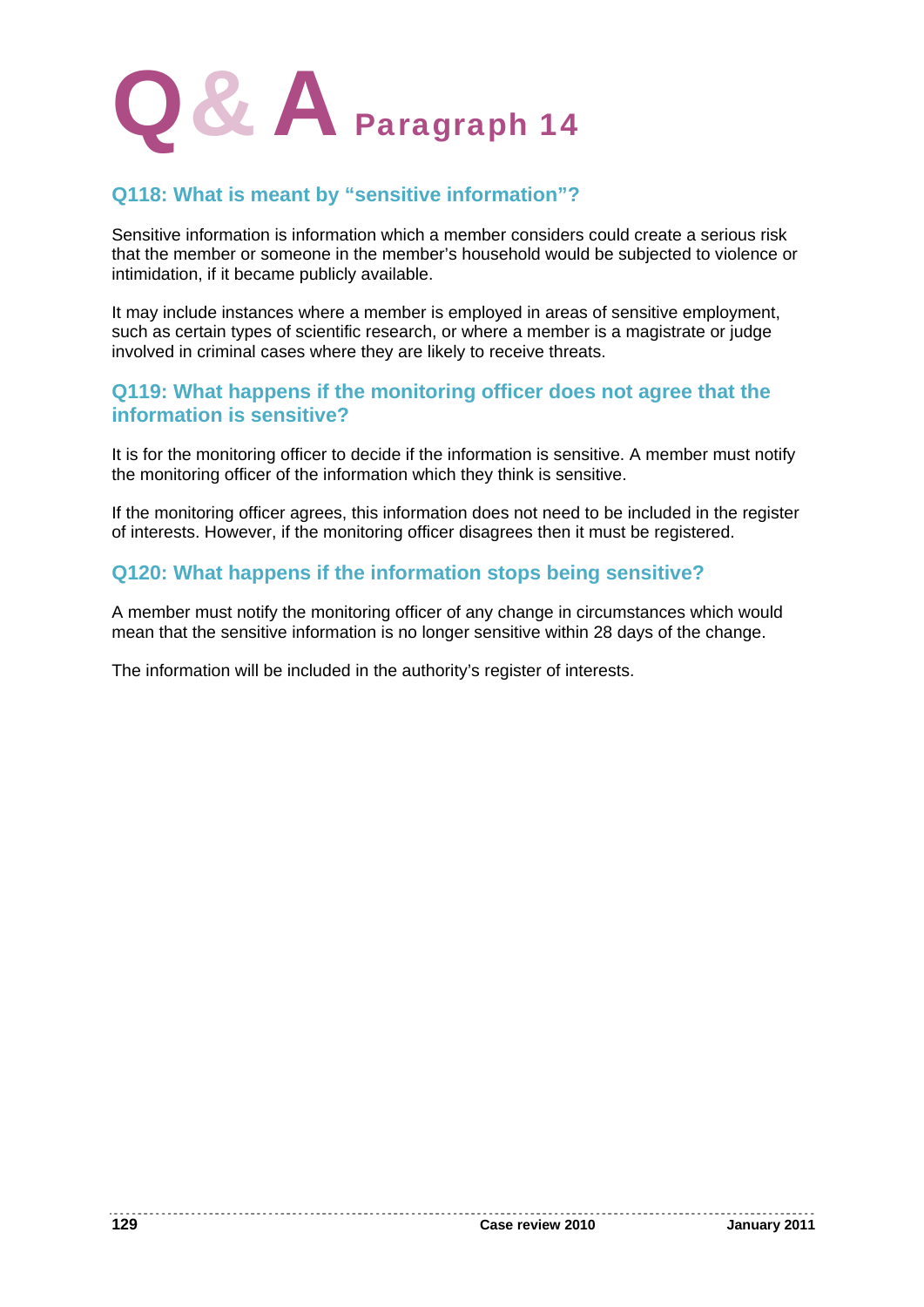# Q&A Paragraph 14

## Q118: What is meant by "sensitive information"?

Sensitive information is information which a member considers could create a serious risk that the member or someone in the member's household would be subjected to violence or intimidation, if it became publicly available.

It may include instances where a member is employed in areas of sensitive employment, such as certain types of scientific research, or where a member is a magistrate or judge involved in criminal cases where they are likely to receive threats.

## Q119: What happens if the monitoring officer does not agree that the information is sensitive?

It is for the monitoring officer to decide if the information is sensitive. A member must notify the monitoring officer of the information which they think is sensitive.

If the monitoring officer agrees, this information does not need to be included in the register of interests. However, if the monitoring officer disagrees then it must be registered.

## Q120: What happens if the information stops being sensitive?

A member must notify the monitoring officer of any change in circumstances which would mean that the sensitive information is no longer sensitive within 28 days of the change.

The information will be included in the authority's register of interests.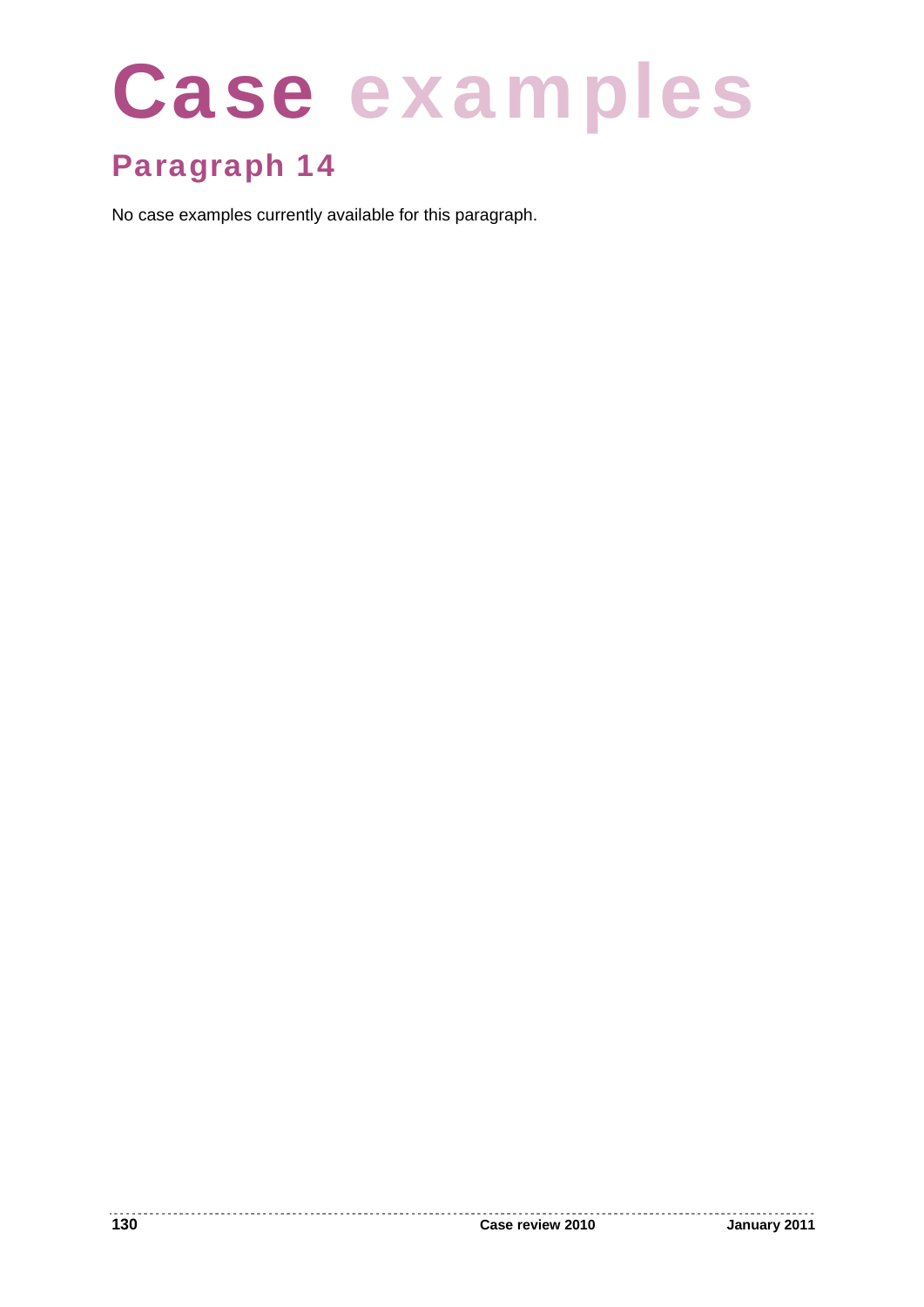# Case examples

## Paragraph 14

No case examples currently available for this paragraph.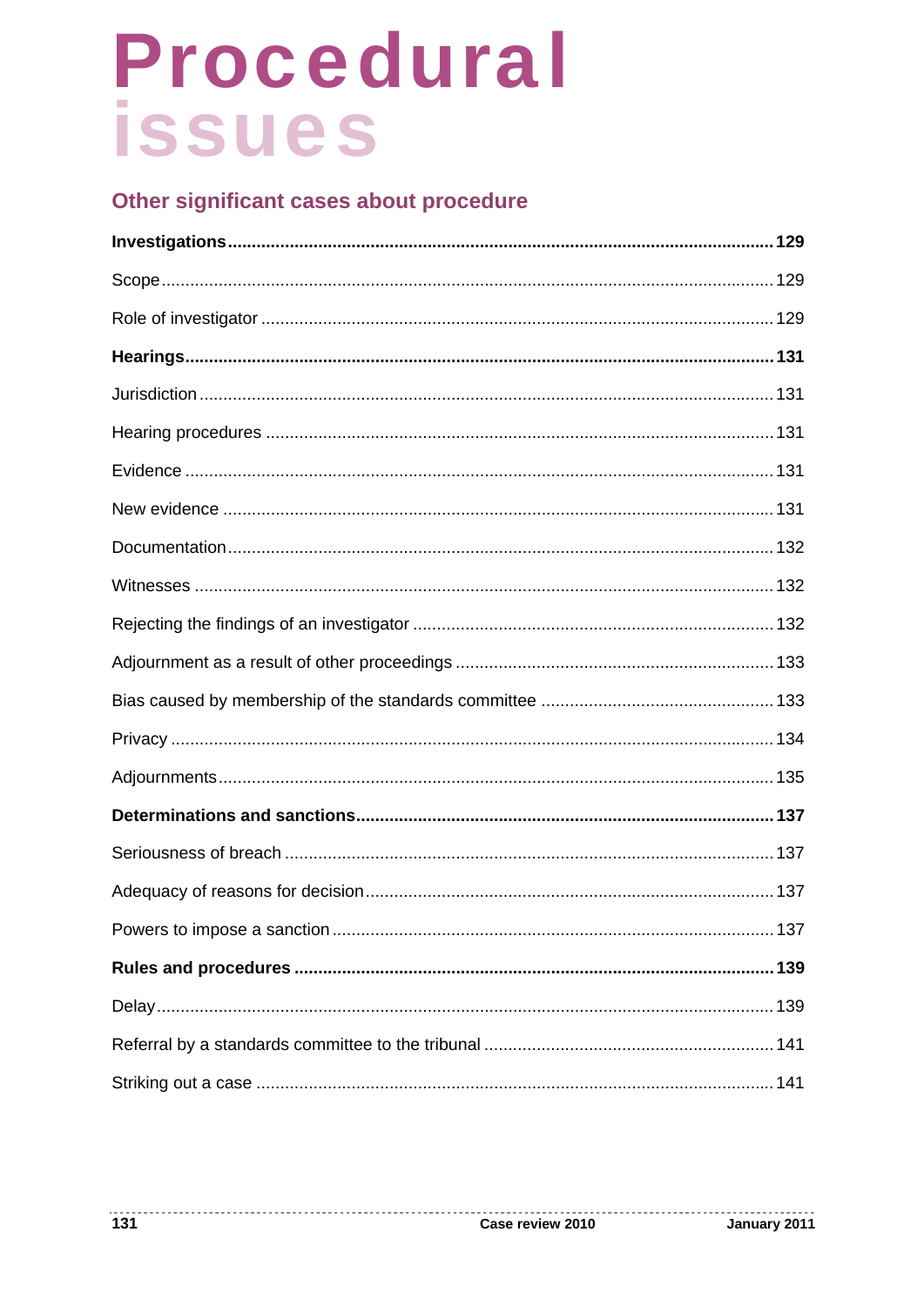# Procedural issues

## Other significant cases about procedure

**Investigations** .......... **129**

Scope .......... 129

Role of investigator .......... 129

**Hearings** .......... **131**

Jurisdiction .......... 131

Hearing procedures .......... 131

Evidence .......... 131

New evidence .......... 131

Documentation .......... 132

Witnesses .......... 132

Rejecting the findings of an investigator .......... 132

Adjournment as a result of other proceedings .......... 133

Bias caused by membership of the standards committee .......... 133

Privacy .......... 134

Adjournments .......... 135

**Determinations and sanctions** .......... **137**

Seriousness of breach .......... 137

Adequacy of reasons for decision .......... 137

Powers to impose a sanction .......... 137

**Rules and procedures** .......... **139**

Delay .......... 139

Referral by a standards committee to the tribunal .......... 141

Striking out a case .......... 141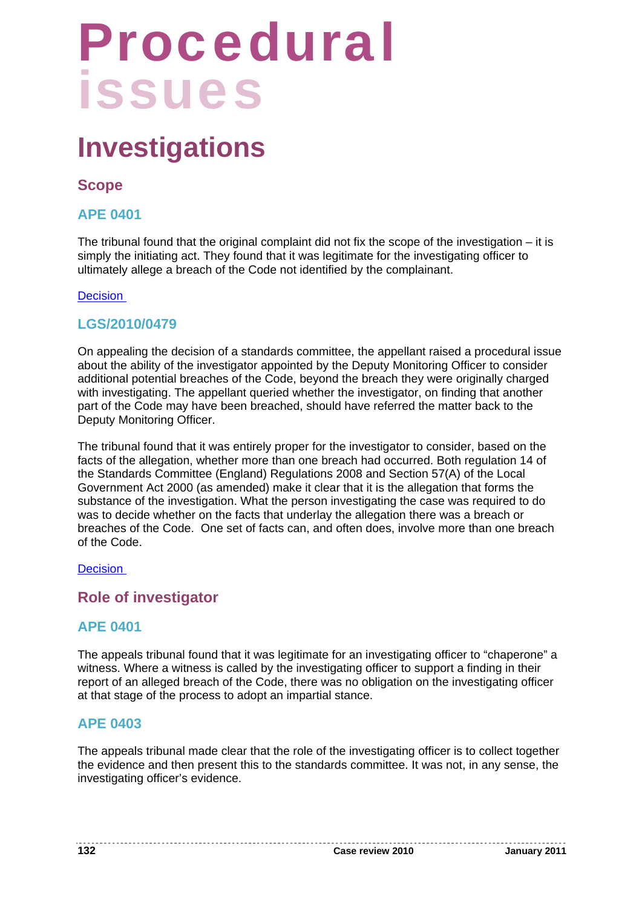# Procedural issues

## Investigations

### Scope

#### APE 0401

The tribunal found that the original complaint did not fix the scope of the investigation – it is simply the initiating act. They found that it was legitimate for the investigating officer to ultimately allege a breach of the Code not identified by the complainant.

Decision

#### LGS/2010/0479

On appealing the decision of a standards committee, the appellant raised a procedural issue about the ability of the investigator appointed by the Deputy Monitoring Officer to consider additional potential breaches of the Code, beyond the breach they were originally charged with investigating. The appellant queried whether the investigator, on finding that another part of the Code may have been breached, should have referred the matter back to the Deputy Monitoring Officer.

The tribunal found that it was entirely proper for the investigator to consider, based on the facts of the allegation, whether more than one breach had occurred. Both regulation 14 of the Standards Committee (England) Regulations 2008 and Section 57(A) of the Local Government Act 2000 (as amended) make it clear that it is the allegation that forms the substance of the investigation. What the person investigating the case was required to do was to decide whether on the facts that underlay the allegation there was a breach or breaches of the Code. One set of facts can, and often does, involve more than one breach of the Code.

Decision

### Role of investigator

#### APE 0401

The appeals tribunal found that it was legitimate for an investigating officer to "chaperone" a witness. Where a witness is called by the investigating officer to support a finding in their report of an alleged breach of the Code, there was no obligation on the investigating officer at that stage of the process to adopt an impartial stance.

#### APE 0403

The appeals tribunal made clear that the role of the investigating officer is to collect together the evidence and then present this to the standards committee. It was not, in any sense, the investigating officer's evidence.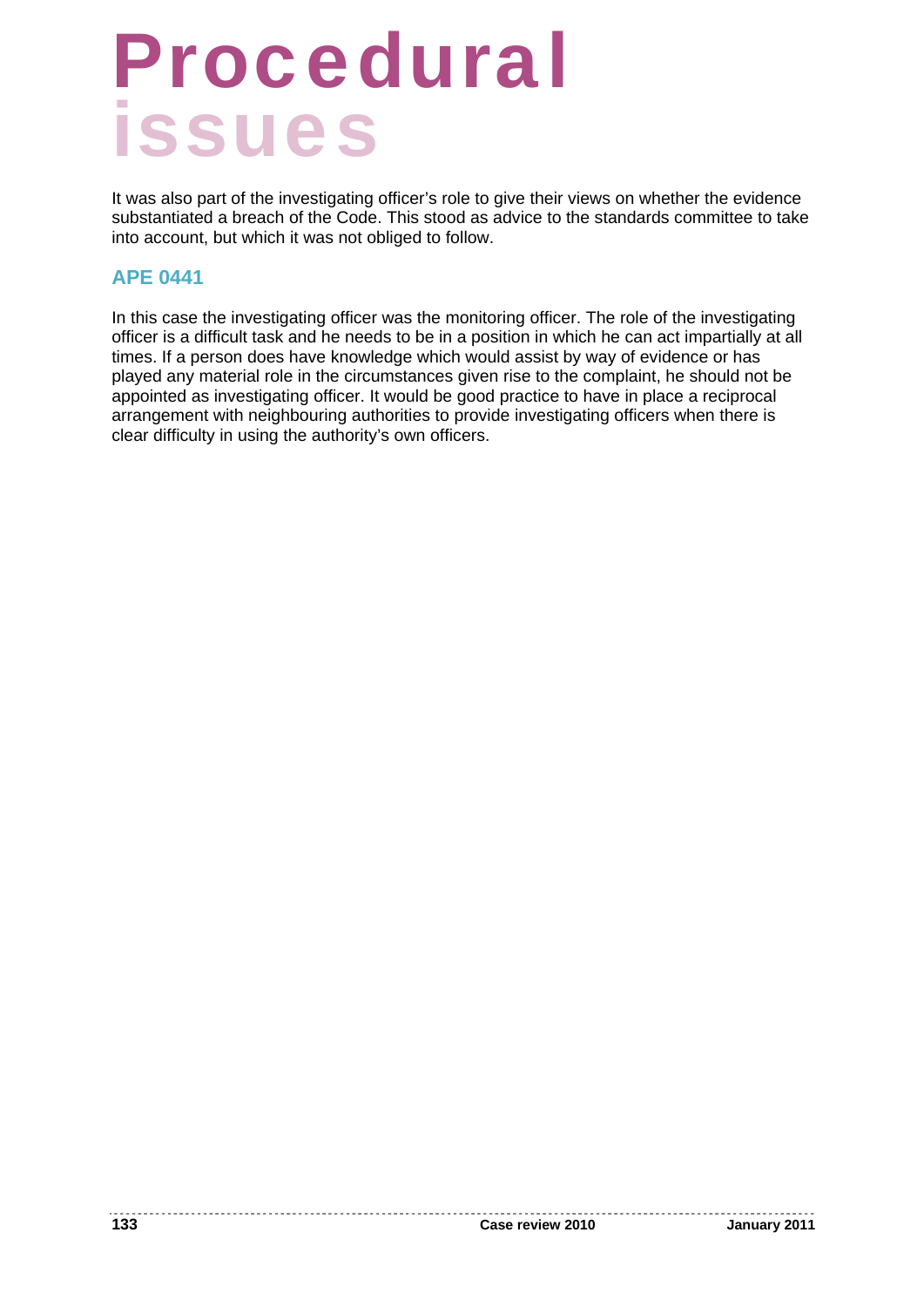# Procedural issues

It was also part of the investigating officer's role to give their views on whether the evidence substantiated a breach of the Code. This stood as advice to the standards committee to take into account, but which it was not obliged to follow.

## APE 0441

In this case the investigating officer was the monitoring officer. The role of the investigating officer is a difficult task and he needs to be in a position in which he can act impartially at all times. If a person does have knowledge which would assist by way of evidence or has played any material role in the circumstances given rise to the complaint, he should not be appointed as investigating officer. It would be good practice to have in place a reciprocal arrangement with neighbouring authorities to provide investigating officers when there is clear difficulty in using the authority's own officers.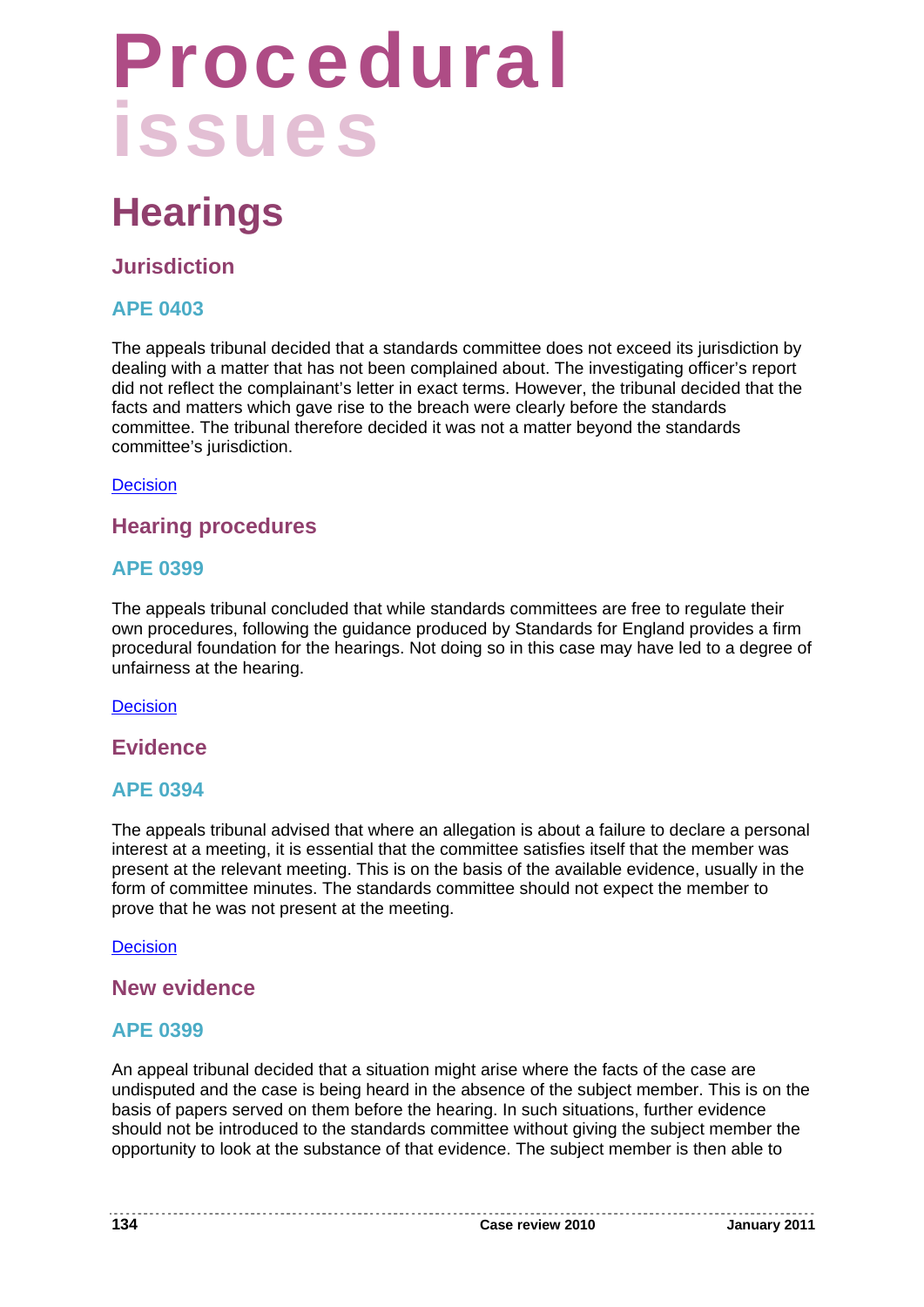# Procedural issues

## Hearings

### Jurisdiction

#### APE 0403

The appeals tribunal decided that a standards committee does not exceed its jurisdiction by dealing with a matter that has not been complained about. The investigating officer's report did not reflect the complainant's letter in exact terms. However, the tribunal decided that the facts and matters which gave rise to the breach were clearly before the standards committee. The tribunal therefore decided it was not a matter beyond the standards committee's jurisdiction.

Decision

### Hearing procedures

#### APE 0399

The appeals tribunal concluded that while standards committees are free to regulate their own procedures, following the guidance produced by Standards for England provides a firm procedural foundation for the hearings. Not doing so in this case may have led to a degree of unfairness at the hearing.

Decision

### Evidence

#### APE 0394

The appeals tribunal advised that where an allegation is about a failure to declare a personal interest at a meeting, it is essential that the committee satisfies itself that the member was present at the relevant meeting. This is on the basis of the available evidence, usually in the form of committee minutes. The standards committee should not expect the member to prove that he was not present at the meeting.

Decision

### New evidence

#### APE 0399

An appeal tribunal decided that a situation might arise where the facts of the case are undisputed and the case is being heard in the absence of the subject member. This is on the basis of papers served on them before the hearing. In such situations, further evidence should not be introduced to the standards committee without giving the subject member the opportunity to look at the substance of that evidence. The subject member is then able to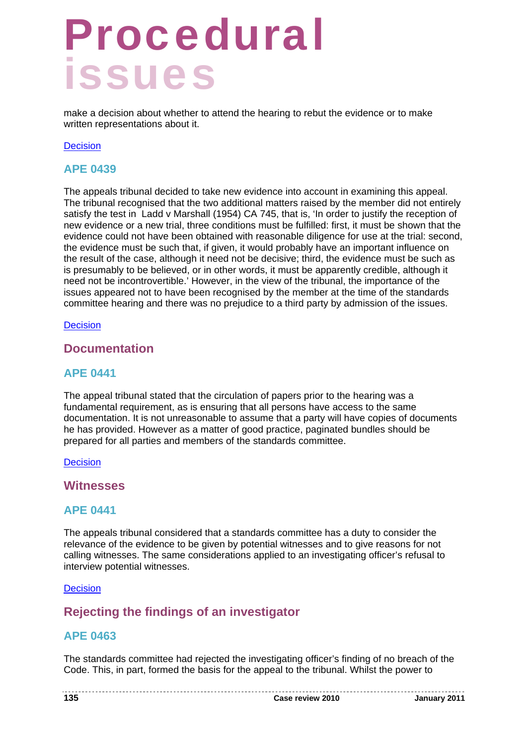# Procedural issues

make a decision about whether to attend the hearing to rebut the evidence or to make written representations about it.

Decision

### APE 0439

The appeals tribunal decided to take new evidence into account in examining this appeal. The tribunal recognised that the two additional matters raised by the member did not entirely satisfy the test in  Ladd v Marshall (1954) CA 745, that is, 'In order to justify the reception of new evidence or a new trial, three conditions must be fulfilled: first, it must be shown that the evidence could not have been obtained with reasonable diligence for use at the trial: second, the evidence must be such that, if given, it would probably have an important influence on the result of the case, although it need not be decisive; third, the evidence must be such as is presumably to be believed, or in other words, it must be apparently credible, although it need not be incontrovertible.' However, in the view of the tribunal, the importance of the issues appeared not to have been recognised by the member at the time of the standards committee hearing and there was no prejudice to a third party by admission of the issues.

Decision

## Documentation

### APE 0441

The appeal tribunal stated that the circulation of papers prior to the hearing was a fundamental requirement, as is ensuring that all persons have access to the same documentation. It is not unreasonable to assume that a party will have copies of documents he has provided. However as a matter of good practice, paginated bundles should be prepared for all parties and members of the standards committee.

Decision

## Witnesses

### APE 0441

The appeals tribunal considered that a standards committee has a duty to consider the relevance of the evidence to be given by potential witnesses and to give reasons for not calling witnesses. The same considerations applied to an investigating officer's refusal to interview potential witnesses.

Decision

## Rejecting the findings of an investigator

### APE 0463

The standards committee had rejected the investigating officer's finding of no breach of the Code. This, in part, formed the basis for the appeal to the tribunal. Whilst the power to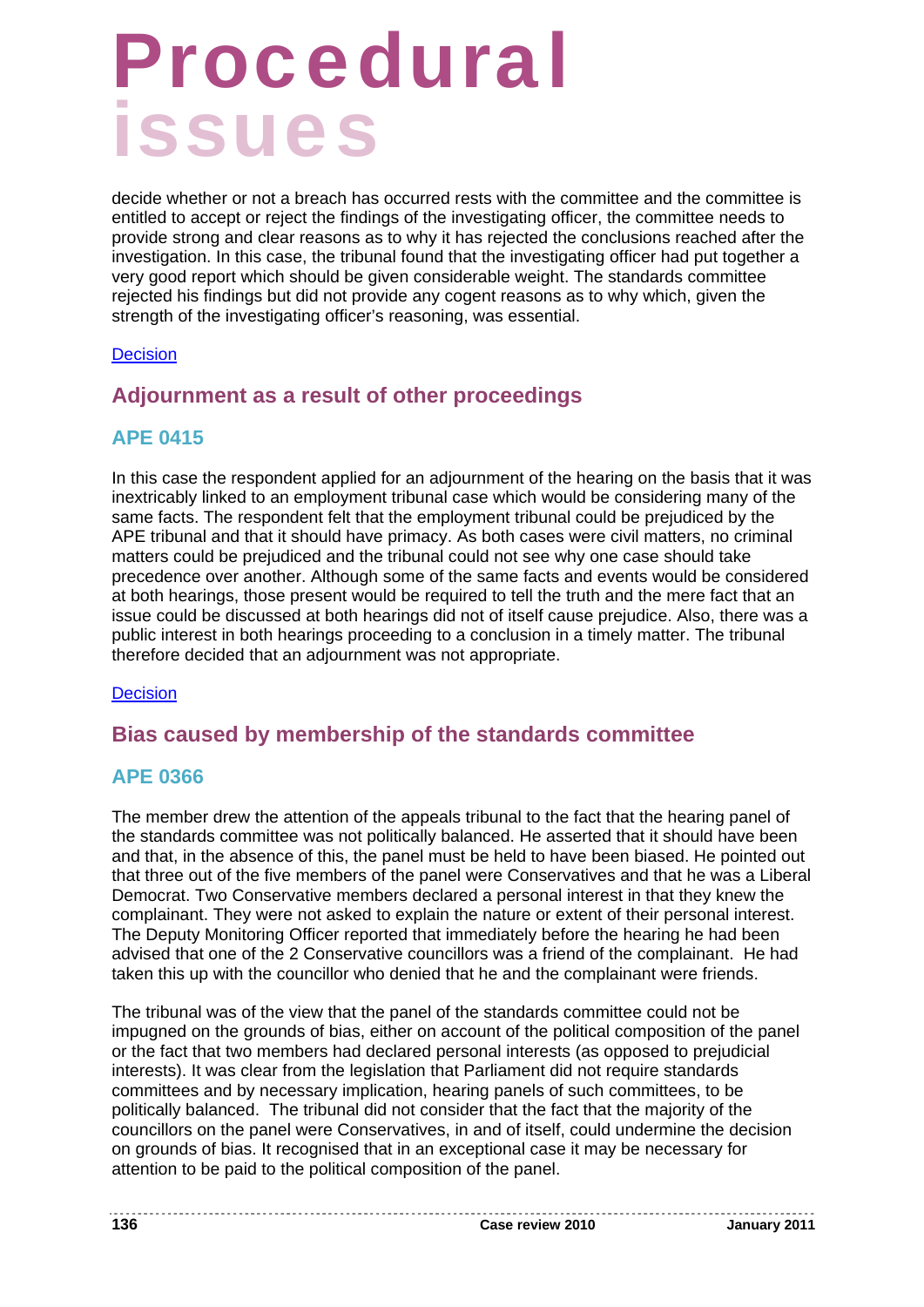# Procedural issues

decide whether or not a breach has occurred rests with the committee and the committee is entitled to accept or reject the findings of the investigating officer, the committee needs to provide strong and clear reasons as to why it has rejected the conclusions reached after the investigation. In this case, the tribunal found that the investigating officer had put together a very good report which should be given considerable weight. The standards committee rejected his findings but did not provide any cogent reasons as to why which, given the strength of the investigating officer's reasoning, was essential.

Decision

## Adjournment as a result of other proceedings

### APE 0415

In this case the respondent applied for an adjournment of the hearing on the basis that it was inextricably linked to an employment tribunal case which would be considering many of the same facts. The respondent felt that the employment tribunal could be prejudiced by the APE tribunal and that it should have primacy. As both cases were civil matters, no criminal matters could be prejudiced and the tribunal could not see why one case should take precedence over another. Although some of the same facts and events would be considered at both hearings, those present would be required to tell the truth and the mere fact that an issue could be discussed at both hearings did not of itself cause prejudice. Also, there was a public interest in both hearings proceeding to a conclusion in a timely matter. The tribunal therefore decided that an adjournment was not appropriate.

Decision

## Bias caused by membership of the standards committee

### APE 0366

The member drew the attention of the appeals tribunal to the fact that the hearing panel of the standards committee was not politically balanced. He asserted that it should have been and that, in the absence of this, the panel must be held to have been biased. He pointed out that three out of the five members of the panel were Conservatives and that he was a Liberal Democrat. Two Conservative members declared a personal interest in that they knew the complainant. They were not asked to explain the nature or extent of their personal interest. The Deputy Monitoring Officer reported that immediately before the hearing he had been advised that one of the 2 Conservative councillors was a friend of the complainant. He had taken this up with the councillor who denied that he and the complainant were friends.

The tribunal was of the view that the panel of the standards committee could not be impugned on the grounds of bias, either on account of the political composition of the panel or the fact that two members had declared personal interests (as opposed to prejudicial interests). It was clear from the legislation that Parliament did not require standards committees and by necessary implication, hearing panels of such committees, to be politically balanced. The tribunal did not consider that the fact that the majority of the councillors on the panel were Conservatives, in and of itself, could undermine the decision on grounds of bias. It recognised that in an exceptional case it may be necessary for attention to be paid to the political composition of the panel.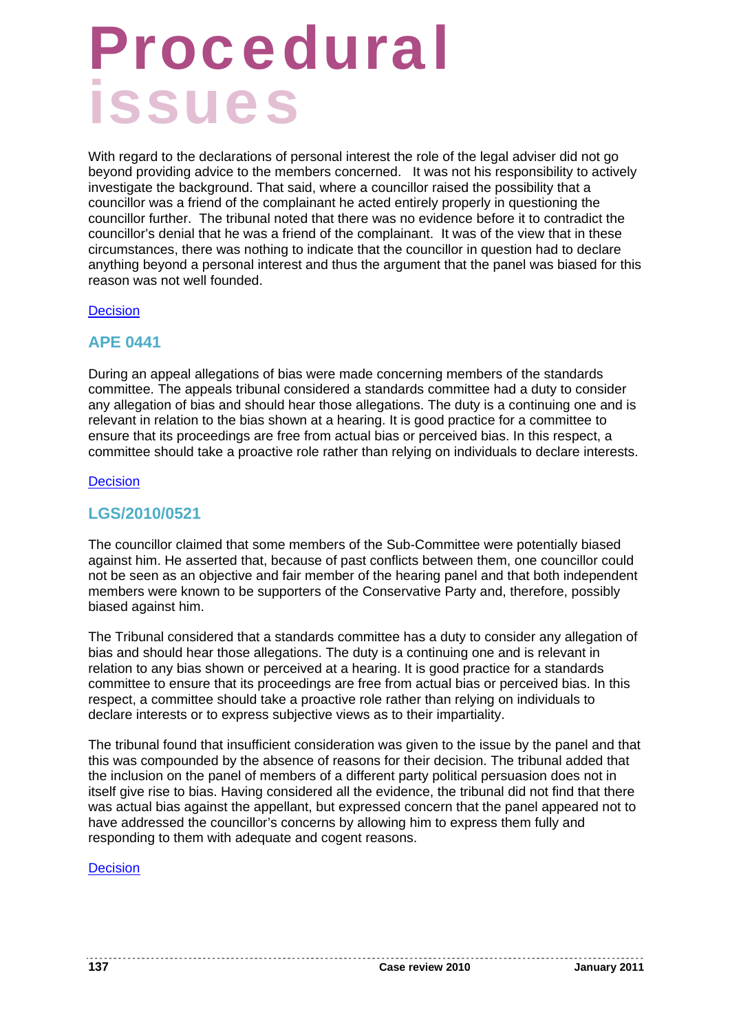# Procedural issues

With regard to the declarations of personal interest the role of the legal adviser did not go beyond providing advice to the members concerned. It was not his responsibility to actively investigate the background. That said, where a councillor raised the possibility that a councillor was a friend of the complainant he acted entirely properly in questioning the councillor further. The tribunal noted that there was no evidence before it to contradict the councillor's denial that he was a friend of the complainant. It was of the view that in these circumstances, there was nothing to indicate that the councillor in question had to declare anything beyond a personal interest and thus the argument that the panel was biased for this reason was not well founded.

Decision

## APE 0441

During an appeal allegations of bias were made concerning members of the standards committee. The appeals tribunal considered a standards committee had a duty to consider any allegation of bias and should hear those allegations. The duty is a continuing one and is relevant in relation to the bias shown at a hearing. It is good practice for a committee to ensure that its proceedings are free from actual bias or perceived bias. In this respect, a committee should take a proactive role rather than relying on individuals to declare interests.

Decision

## LGS/2010/0521

The councillor claimed that some members of the Sub-Committee were potentially biased against him. He asserted that, because of past conflicts between them, one councillor could not be seen as an objective and fair member of the hearing panel and that both independent members were known to be supporters of the Conservative Party and, therefore, possibly biased against him.

The Tribunal considered that a standards committee has a duty to consider any allegation of bias and should hear those allegations. The duty is a continuing one and is relevant in relation to any bias shown or perceived at a hearing. It is good practice for a standards committee to ensure that its proceedings are free from actual bias or perceived bias. In this respect, a committee should take a proactive role rather than relying on individuals to declare interests or to express subjective views as to their impartiality.

The tribunal found that insufficient consideration was given to the issue by the panel and that this was compounded by the absence of reasons for their decision. The tribunal added that the inclusion on the panel of members of a different party political persuasion does not in itself give rise to bias. Having considered all the evidence, the tribunal did not find that there was actual bias against the appellant, but expressed concern that the panel appeared not to have addressed the councillor's concerns by allowing him to express them fully and responding to them with adequate and cogent reasons.

Decision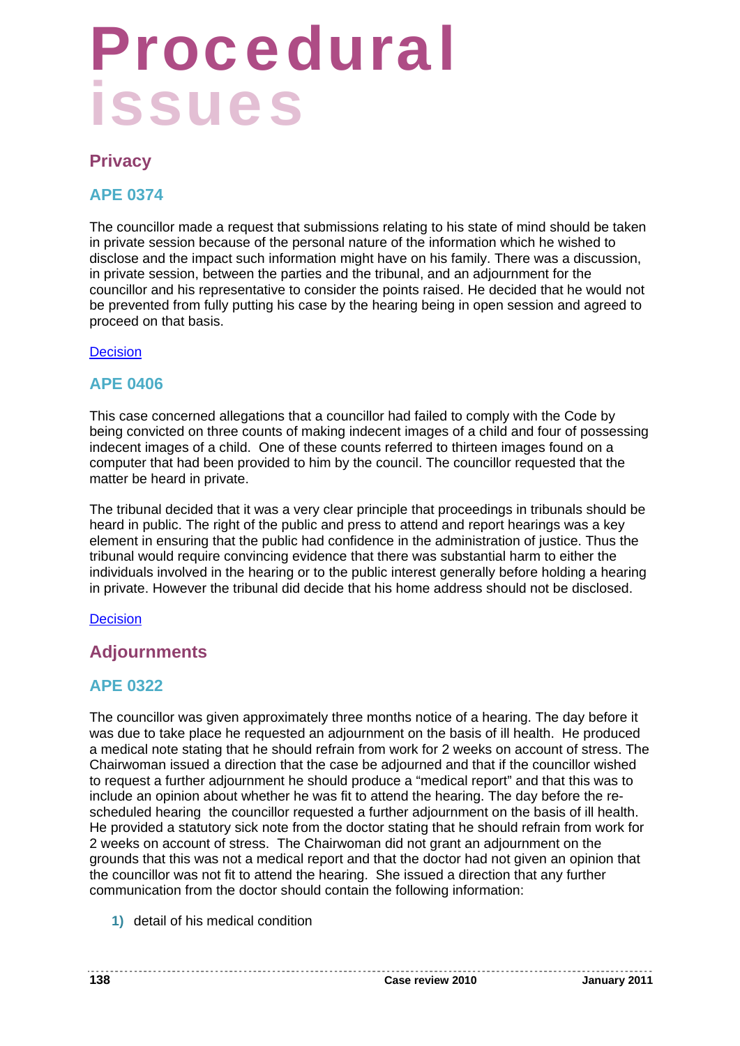# Procedural issues

## Privacy

### APE 0374

The councillor made a request that submissions relating to his state of mind should be taken in private session because of the personal nature of the information which he wished to disclose and the impact such information might have on his family. There was a discussion, in private session, between the parties and the tribunal, and an adjournment for the councillor and his representative to consider the points raised. He decided that he would not be prevented from fully putting his case by the hearing being in open session and agreed to proceed on that basis.

Decision

### APE 0406

This case concerned allegations that a councillor had failed to comply with the Code by being convicted on three counts of making indecent images of a child and four of possessing indecent images of a child. One of these counts referred to thirteen images found on a computer that had been provided to him by the council. The councillor requested that the matter be heard in private.

The tribunal decided that it was a very clear principle that proceedings in tribunals should be heard in public. The right of the public and press to attend and report hearings was a key element in ensuring that the public had confidence in the administration of justice. Thus the tribunal would require convincing evidence that there was substantial harm to either the individuals involved in the hearing or to the public interest generally before holding a hearing in private. However the tribunal did decide that his home address should not be disclosed.

Decision

## Adjournments

### APE 0322

The councillor was given approximately three months notice of a hearing. The day before it was due to take place he requested an adjournment on the basis of ill health. He produced a medical note stating that he should refrain from work for 2 weeks on account of stress. The Chairwoman issued a direction that the case be adjourned and that if the councillor wished to request a further adjournment he should produce a "medical report" and that this was to include an opinion about whether he was fit to attend the hearing. The day before the re-scheduled hearing the councillor requested a further adjournment on the basis of ill health. He provided a statutory sick note from the doctor stating that he should refrain from work for 2 weeks on account of stress. The Chairwoman did not grant an adjournment on the grounds that this was not a medical report and that the doctor had not given an opinion that the councillor was not fit to attend the hearing. She issued a direction that any further communication from the doctor should contain the following information:

1) detail of his medical condition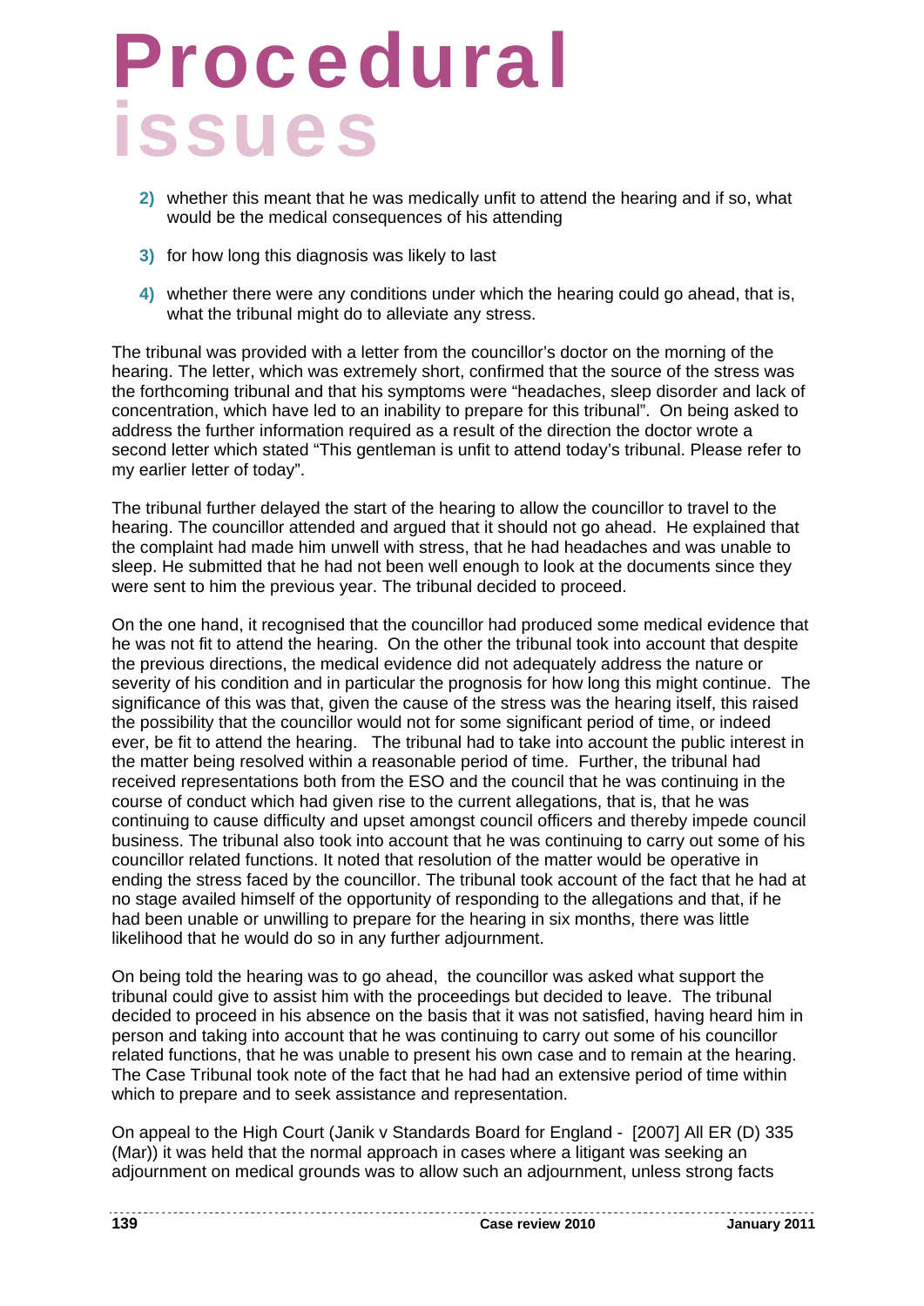2) whether this meant that he was medically unfit to attend the hearing and if so, what would be the medical consequences of his attending

3) for how long this diagnosis was likely to last

4) whether there were any conditions under which the hearing could go ahead, that is, what the tribunal might do to alleviate any stress.

The tribunal was provided with a letter from the councillor's doctor on the morning of the hearing. The letter, which was extremely short, confirmed that the source of the stress was the forthcoming tribunal and that his symptoms were "headaches, sleep disorder and lack of concentration, which have led to an inability to prepare for this tribunal". On being asked to address the further information required as a result of the direction the doctor wrote a second letter which stated "This gentleman is unfit to attend today's tribunal. Please refer to my earlier letter of today".

The tribunal further delayed the start of the hearing to allow the councillor to travel to the hearing. The councillor attended and argued that it should not go ahead. He explained that the complaint had made him unwell with stress, that he had headaches and was unable to sleep. He submitted that he had not been well enough to look at the documents since they were sent to him the previous year. The tribunal decided to proceed.

On the one hand, it recognised that the councillor had produced some medical evidence that he was not fit to attend the hearing. On the other the tribunal took into account that despite the previous directions, the medical evidence did not adequately address the nature or severity of his condition and in particular the prognosis for how long this might continue. The significance of this was that, given the cause of the stress was the hearing itself, this raised the possibility that the councillor would not for some significant period of time, or indeed ever, be fit to attend the hearing. The tribunal had to take into account the public interest in the matter being resolved within a reasonable period of time. Further, the tribunal had received representations both from the ESO and the council that he was continuing in the course of conduct which had given rise to the current allegations, that is, that he was continuing to cause difficulty and upset amongst council officers and thereby impede council business. The tribunal also took into account that he was continuing to carry out some of his councillor related functions. It noted that resolution of the matter would be operative in ending the stress faced by the councillor. The tribunal took account of the fact that he had at no stage availed himself of the opportunity of responding to the allegations and that, if he had been unable or unwilling to prepare for the hearing in six months, there was little likelihood that he would do so in any further adjournment.

On being told the hearing was to go ahead, the councillor was asked what support the tribunal could give to assist him with the proceedings but decided to leave. The tribunal decided to proceed in his absence on the basis that it was not satisfied, having heard him in person and taking into account that he was continuing to carry out some of his councillor related functions, that he was unable to present his own case and to remain at the hearing. The Case Tribunal took note of the fact that he had had an extensive period of time within which to prepare and to seek assistance and representation.

On appeal to the High Court (Janik v Standards Board for England - [2007] All ER (D) 335 (Mar)) it was held that the normal approach in cases where a litigant was seeking an adjournment on medical grounds was to allow such an adjournment, unless strong facts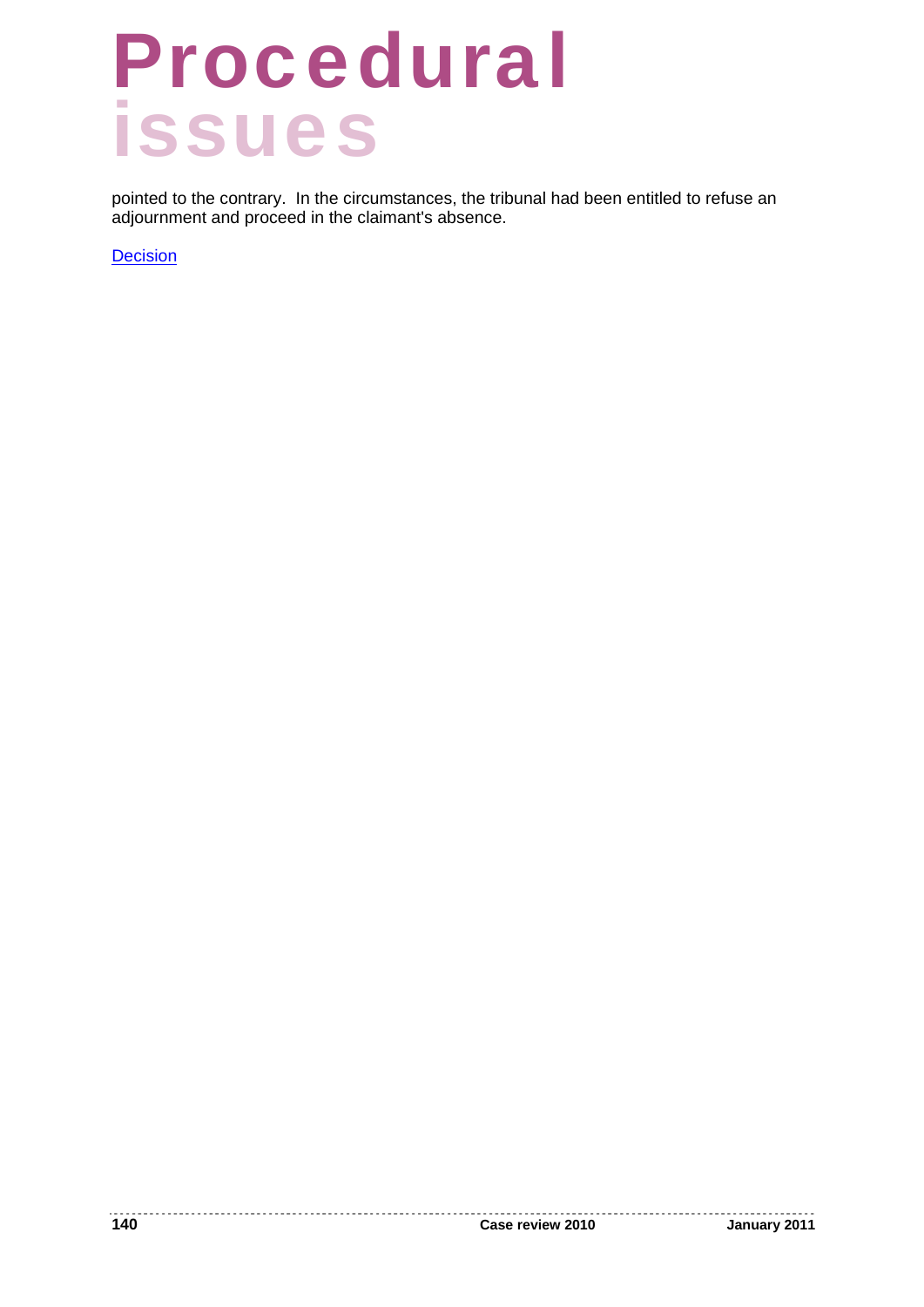pointed to the contrary. In the circumstances, the tribunal had been entitled to refuse an adjournment and proceed in the claimant's absence.

Decision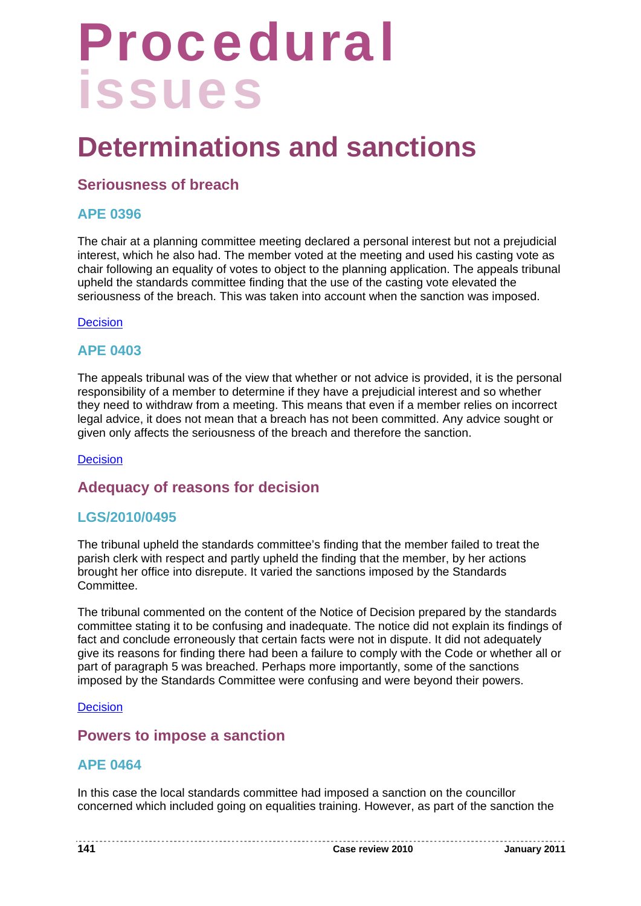# Procedural issues

## Determinations and sanctions

### Seriousness of breach

#### APE 0396

The chair at a planning committee meeting declared a personal interest but not a prejudicial interest, which he also had. The member voted at the meeting and used his casting vote as chair following an equality of votes to object to the planning application. The appeals tribunal upheld the standards committee finding that the use of the casting vote elevated the seriousness of the breach. This was taken into account when the sanction was imposed.

Decision

#### APE 0403

The appeals tribunal was of the view that whether or not advice is provided, it is the personal responsibility of a member to determine if they have a prejudicial interest and so whether they need to withdraw from a meeting. This means that even if a member relies on incorrect legal advice, it does not mean that a breach has not been committed. Any advice sought or given only affects the seriousness of the breach and therefore the sanction.

Decision

### Adequacy of reasons for decision

#### LGS/2010/0495

The tribunal upheld the standards committee's finding that the member failed to treat the parish clerk with respect and partly upheld the finding that the member, by her actions brought her office into disrepute. It varied the sanctions imposed by the Standards Committee.

The tribunal commented on the content of the Notice of Decision prepared by the standards committee stating it to be confusing and inadequate. The notice did not explain its findings of fact and conclude erroneously that certain facts were not in dispute. It did not adequately give its reasons for finding there had been a failure to comply with the Code or whether all or part of paragraph 5 was breached. Perhaps more importantly, some of the sanctions imposed by the Standards Committee were confusing and were beyond their powers.

Decision

### Powers to impose a sanction

#### APE 0464

In this case the local standards committee had imposed a sanction on the councillor concerned which included going on equalities training. However, as part of the sanction the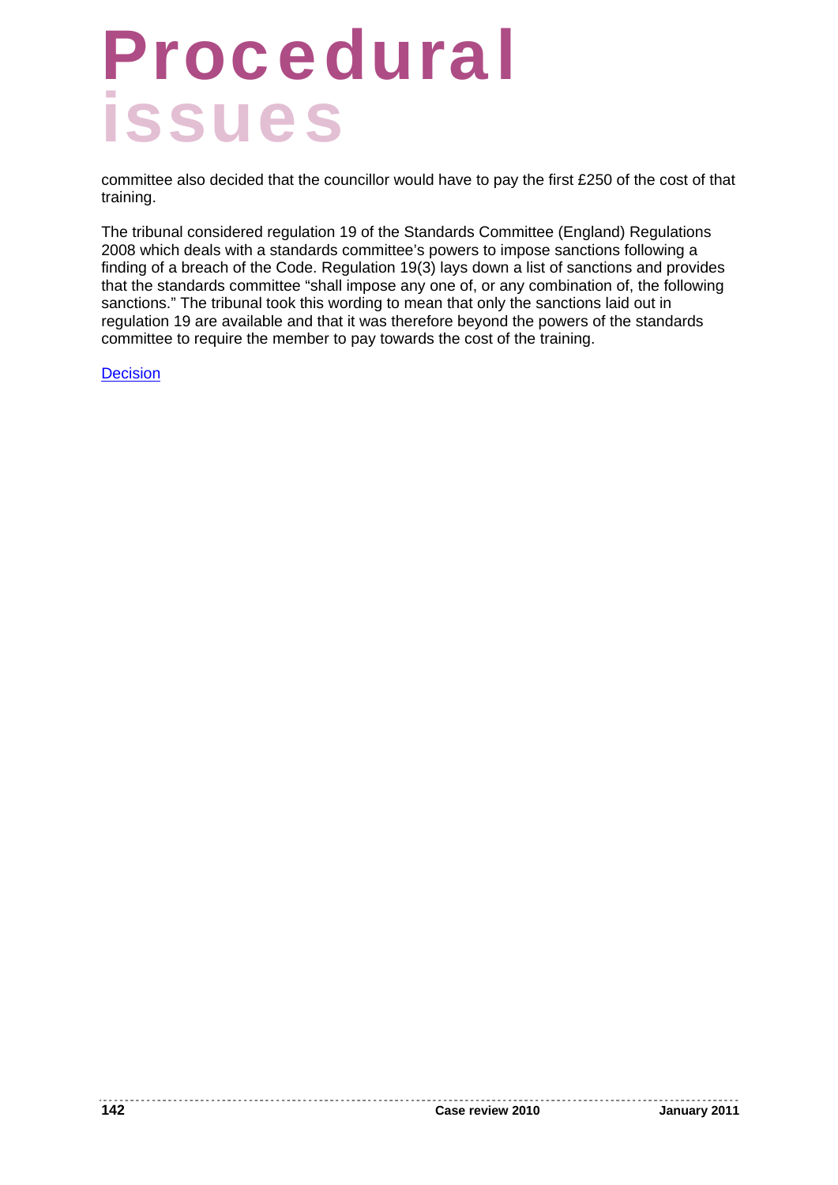# Procedural issues

committee also decided that the councillor would have to pay the first £250 of the cost of that training.

The tribunal considered regulation 19 of the Standards Committee (England) Regulations 2008 which deals with a standards committee's powers to impose sanctions following a finding of a breach of the Code. Regulation 19(3) lays down a list of sanctions and provides that the standards committee "shall impose any one of, or any combination of, the following sanctions." The tribunal took this wording to mean that only the sanctions laid out in regulation 19 are available and that it was therefore beyond the powers of the standards committee to require the member to pay towards the cost of the training.

Decision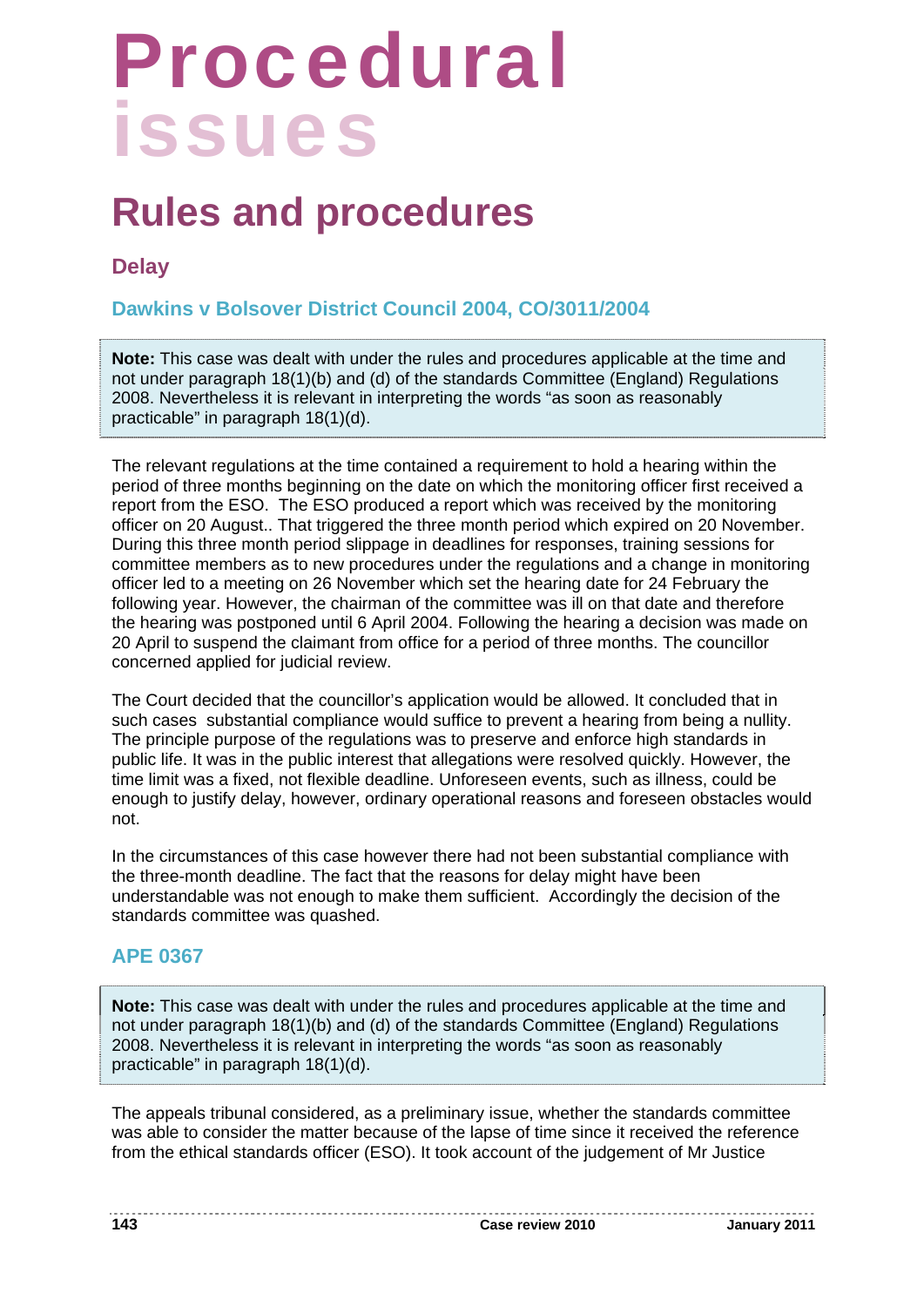# Procedural issues

## Rules and procedures

### Delay

#### Dawkins v Bolsover District Council 2004, CO/3011/2004

**Note:** This case was dealt with under the rules and procedures applicable at the time and not under paragraph 18(1)(b) and (d) of the standards Committee (England) Regulations 2008. Nevertheless it is relevant in interpreting the words "as soon as reasonably practicable" in paragraph 18(1)(d).

The relevant regulations at the time contained a requirement to hold a hearing within the period of three months beginning on the date on which the monitoring officer first received a report from the ESO. The ESO produced a report which was received by the monitoring officer on 20 August.. That triggered the three month period which expired on 20 November. During this three month period slippage in deadlines for responses, training sessions for committee members as to new procedures under the regulations and a change in monitoring officer led to a meeting on 26 November which set the hearing date for 24 February the following year. However, the chairman of the committee was ill on that date and therefore the hearing was postponed until 6 April 2004. Following the hearing a decision was made on 20 April to suspend the claimant from office for a period of three months. The councillor concerned applied for judicial review.

The Court decided that the councillor's application would be allowed. It concluded that in such cases substantial compliance would suffice to prevent a hearing from being a nullity. The principle purpose of the regulations was to preserve and enforce high standards in public life. It was in the public interest that allegations were resolved quickly. However, the time limit was a fixed, not flexible deadline. Unforeseen events, such as illness, could be enough to justify delay, however, ordinary operational reasons and foreseen obstacles would not.

In the circumstances of this case however there had not been substantial compliance with the three-month deadline. The fact that the reasons for delay might have been understandable was not enough to make them sufficient. Accordingly the decision of the standards committee was quashed.

#### APE 0367

**Note:** This case was dealt with under the rules and procedures applicable at the time and not under paragraph 18(1)(b) and (d) of the standards Committee (England) Regulations 2008. Nevertheless it is relevant in interpreting the words "as soon as reasonably practicable" in paragraph 18(1)(d).

The appeals tribunal considered, as a preliminary issue, whether the standards committee was able to consider the matter because of the lapse of time since it received the reference from the ethical standards officer (ESO). It took account of the judgement of Mr Justice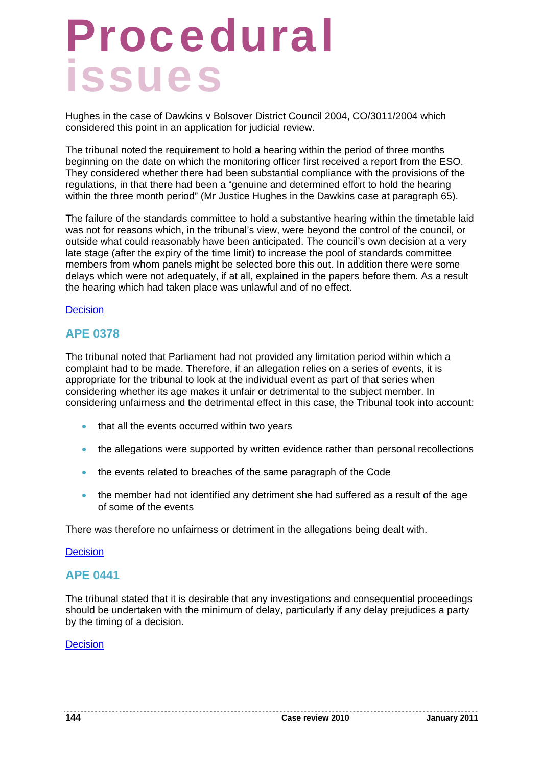Hughes in the case of Dawkins v Bolsover District Council 2004, CO/3011/2004 which considered this point in an application for judicial review.

The tribunal noted the requirement to hold a hearing within the period of three months beginning on the date on which the monitoring officer first received a report from the ESO. They considered whether there had been substantial compliance with the provisions of the regulations, in that there had been a "genuine and determined effort to hold the hearing within the three month period" (Mr Justice Hughes in the Dawkins case at paragraph 65).

The failure of the standards committee to hold a substantive hearing within the timetable laid was not for reasons which, in the tribunal's view, were beyond the control of the council, or outside what could reasonably have been anticipated. The council's own decision at a very late stage (after the expiry of the time limit) to increase the pool of standards committee members from whom panels might be selected bore this out. In addition there were some delays which were not adequately, if at all, explained in the papers before them. As a result the hearing which had taken place was unlawful and of no effect.

Decision

## APE 0378

The tribunal noted that Parliament had not provided any limitation period within which a complaint had to be made. Therefore, if an allegation relies on a series of events, it is appropriate for the tribunal to look at the individual event as part of that series when considering whether its age makes it unfair or detrimental to the subject member. In considering unfairness and the detrimental effect in this case, the Tribunal took into account:

- that all the events occurred within two years
- the allegations were supported by written evidence rather than personal recollections
- the events related to breaches of the same paragraph of the Code
- the member had not identified any detriment she had suffered as a result of the age of some of the events

There was therefore no unfairness or detriment in the allegations being dealt with.

Decision

## APE 0441

The tribunal stated that it is desirable that any investigations and consequential proceedings should be undertaken with the minimum of delay, particularly if any delay prejudices a party by the timing of a decision.

Decision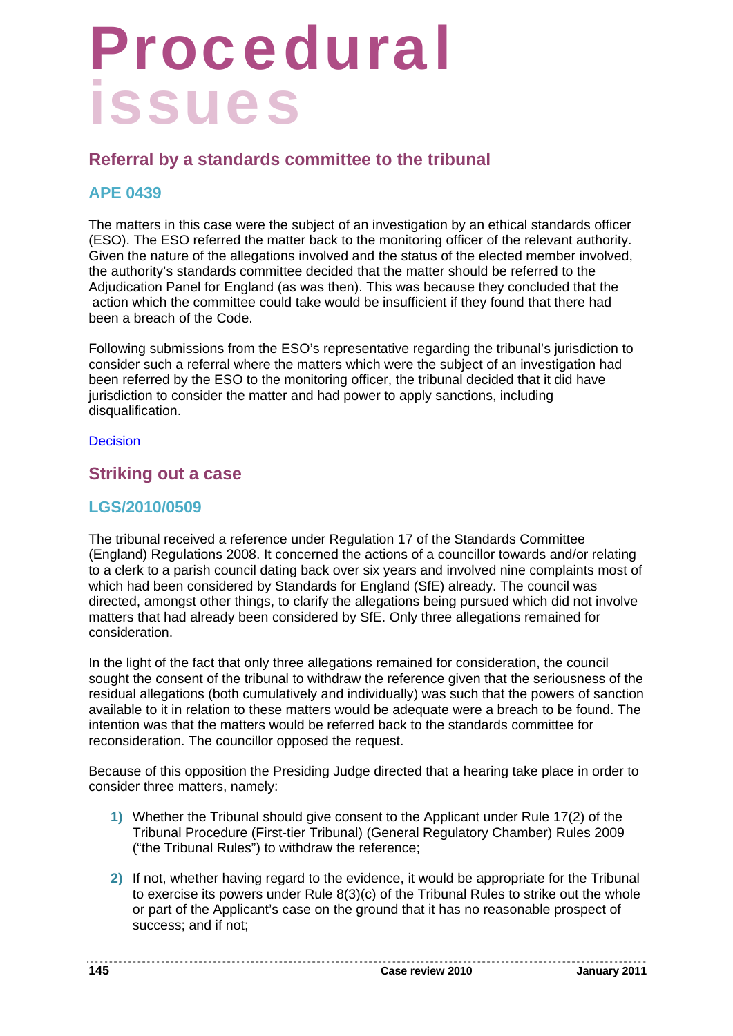# Procedural issues

## Referral by a standards committee to the tribunal

### APE 0439

The matters in this case were the subject of an investigation by an ethical standards officer (ESO). The ESO referred the matter back to the monitoring officer of the relevant authority. Given the nature of the allegations involved and the status of the elected member involved, the authority's standards committee decided that the matter should be referred to the Adjudication Panel for England (as was then). This was because they concluded that the action which the committee could take would be insufficient if they found that there had been a breach of the Code.

Following submissions from the ESO's representative regarding the tribunal's jurisdiction to consider such a referral where the matters which were the subject of an investigation had been referred by the ESO to the monitoring officer, the tribunal decided that it did have jurisdiction to consider the matter and had power to apply sanctions, including disqualification.

Decision

## Striking out a case

### LGS/2010/0509

The tribunal received a reference under Regulation 17 of the Standards Committee (England) Regulations 2008. It concerned the actions of a councillor towards and/or relating to a clerk to a parish council dating back over six years and involved nine complaints most of which had been considered by Standards for England (SfE) already. The council was directed, amongst other things, to clarify the allegations being pursued which did not involve matters that had already been considered by SfE. Only three allegations remained for consideration.

In the light of the fact that only three allegations remained for consideration, the council sought the consent of the tribunal to withdraw the reference given that the seriousness of the residual allegations (both cumulatively and individually) was such that the powers of sanction available to it in relation to these matters would be adequate were a breach to be found. The intention was that the matters would be referred back to the standards committee for reconsideration. The councillor opposed the request.

Because of this opposition the Presiding Judge directed that a hearing take place in order to consider three matters, namely:

1) Whether the Tribunal should give consent to the Applicant under Rule 17(2) of the Tribunal Procedure (First-tier Tribunal) (General Regulatory Chamber) Rules 2009 ("the Tribunal Rules") to withdraw the reference;

2) If not, whether having regard to the evidence, it would be appropriate for the Tribunal to exercise its powers under Rule 8(3)(c) of the Tribunal Rules to strike out the whole or part of the Applicant's case on the ground that it has no reasonable prospect of success; and if not;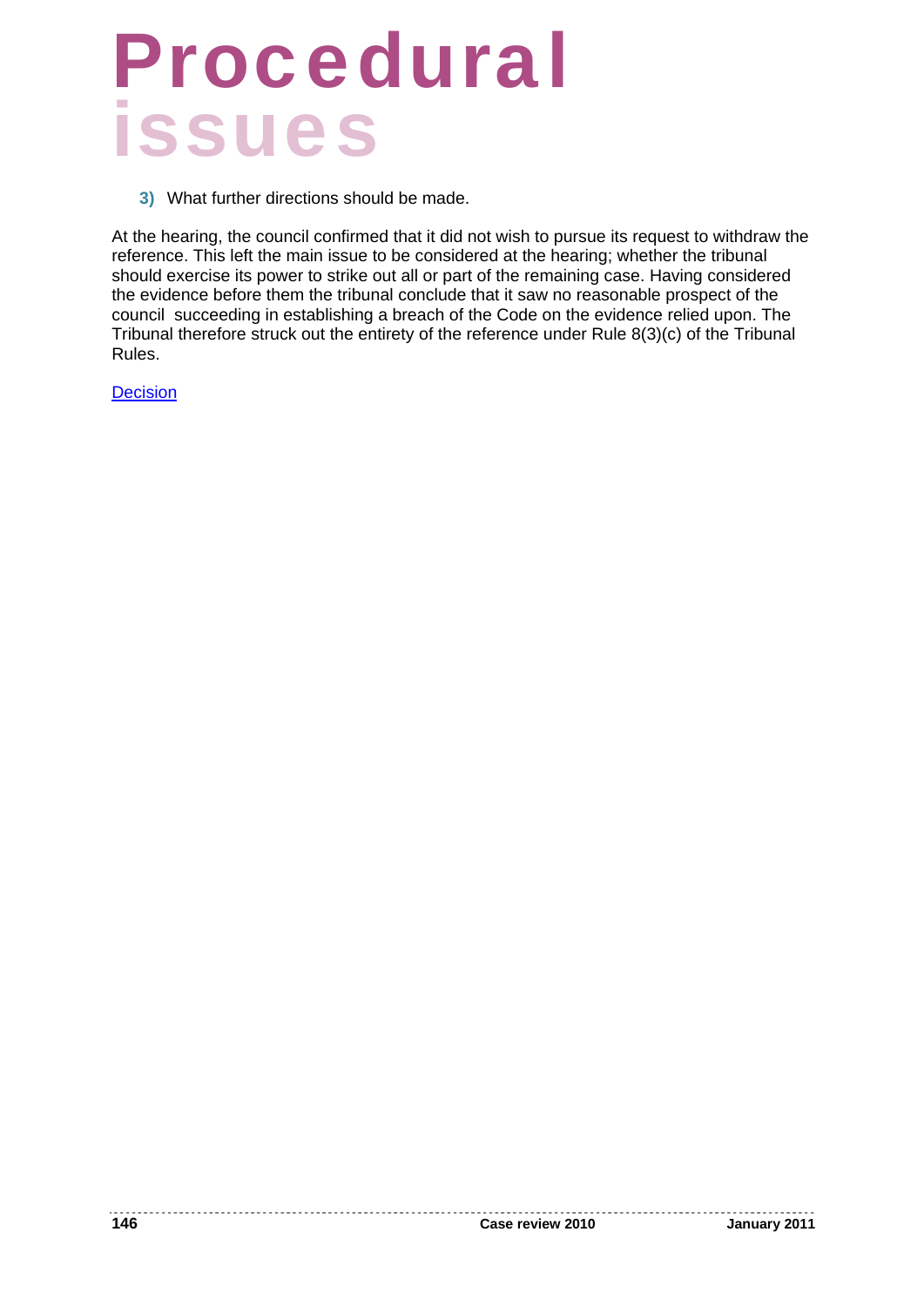# Procedural issues

3) What further directions should be made.

At the hearing, the council confirmed that it did not wish to pursue its request to withdraw the reference. This left the main issue to be considered at the hearing; whether the tribunal should exercise its power to strike out all or part of the remaining case. Having considered the evidence before them the tribunal conclude that it saw no reasonable prospect of the council succeeding in establishing a breach of the Code on the evidence relied upon. The Tribunal therefore struck out the entirety of the reference under Rule 8(3)(c) of the Tribunal Rules.

Decision